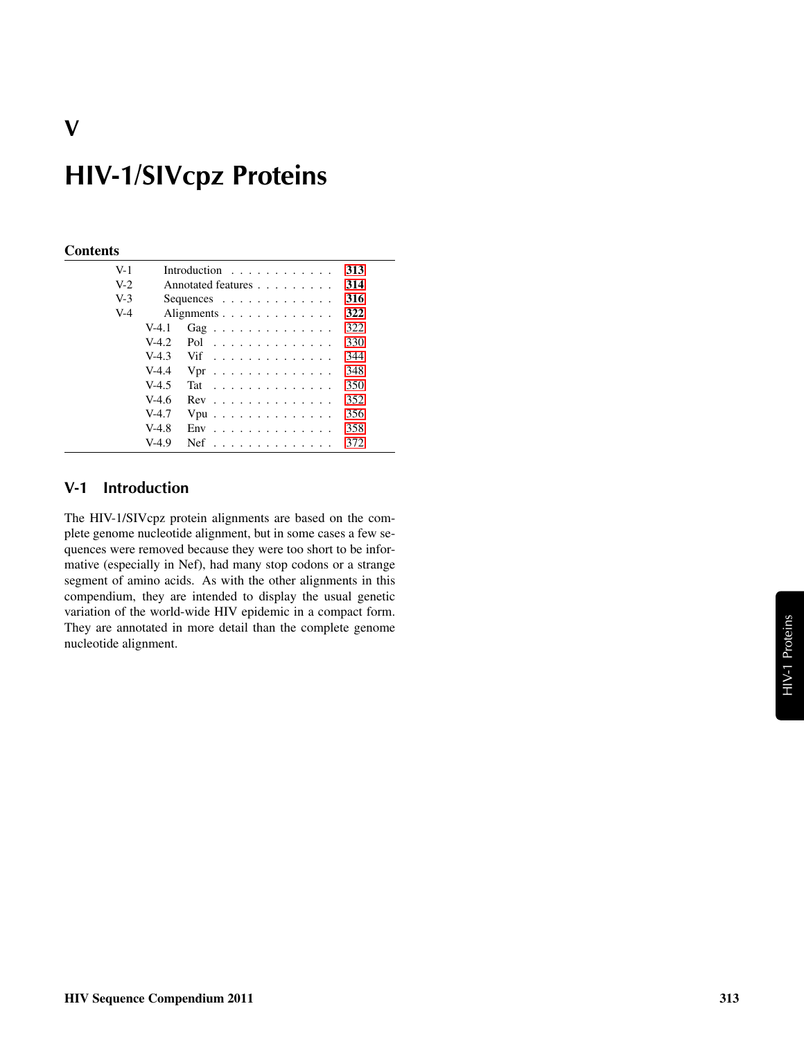# V

# HIV-1/SIVcpz Proteins

**Contents**

| | | | |
|---|---|---|---|
| V-1 | | Introduction | **313** |
| V-2 | | Annotated features | **314** |
| V-3 | | Sequences | **316** |
| V-4 | | Alignments | **322** |
| | V-4.1 | Gag | 322 |
| | V-4.2 | Pol | 330 |
| | V-4.3 | Vif | 344 |
| | V-4.4 | Vpr | 348 |
| | V-4.5 | Tat | 350 |
| | V-4.6 | Rev | 352 |
| | V-4.7 | Vpu | 356 |
| | V-4.8 | Env | 358 |
| | V-4.9 | Nef | 372 |

## V-1 Introduction

The HIV-1/SIVcpz protein alignments are based on the complete genome nucleotide alignment, but in some cases a few sequences were removed because they were too short to be informative (especially in Nef), had many stop codons or a strange segment of amino acids. As with the other alignments in this compendium, they are intended to display the usual genetic variation of the world-wide HIV epidemic in a compact form. They are annotated in more detail than the complete genome nucleotide alignment.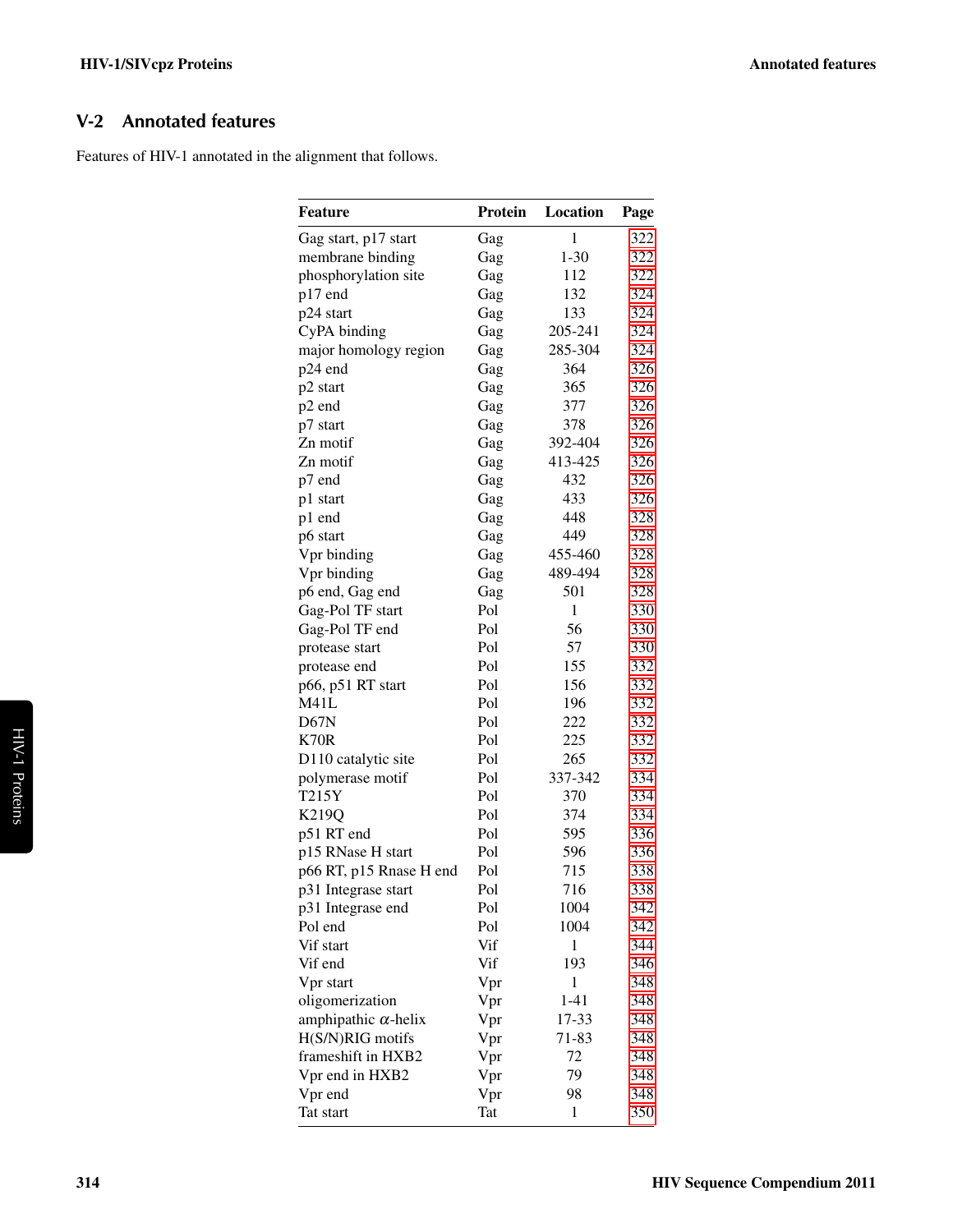## V-2 Annotated features

Features of HIV-1 annotated in the alignment that follows.

| Feature | Protein | Location | Page |
|---|---|---|---|
| Gag start, p17 start | Gag | 1 | 322 |
| membrane binding | Gag | 1-30 | 322 |
| phosphorylation site | Gag | 112 | 322 |
| p17 end | Gag | 132 | 324 |
| p24 start | Gag | 133 | 324 |
| CyPA binding | Gag | 205-241 | 324 |
| major homology region | Gag | 285-304 | 324 |
| p24 end | Gag | 364 | 326 |
| p2 start | Gag | 365 | 326 |
| p2 end | Gag | 377 | 326 |
| p7 start | Gag | 378 | 326 |
| Zn motif | Gag | 392-404 | 326 |
| Zn motif | Gag | 413-425 | 326 |
| p7 end | Gag | 432 | 326 |
| p1 start | Gag | 433 | 326 |
| p1 end | Gag | 448 | 328 |
| p6 start | Gag | 449 | 328 |
| Vpr binding | Gag | 455-460 | 328 |
| Vpr binding | Gag | 489-494 | 328 |
| p6 end, Gag end | Gag | 501 | 328 |
| Gag-Pol TF start | Pol | 1 | 330 |
| Gag-Pol TF end | Pol | 56 | 330 |
| protease start | Pol | 57 | 330 |
| protease end | Pol | 155 | 332 |
| p66, p51 RT start | Pol | 156 | 332 |
| M41L | Pol | 196 | 332 |
| D67N | Pol | 222 | 332 |
| K70R | Pol | 225 | 332 |
| D110 catalytic site | Pol | 265 | 332 |
| polymerase motif | Pol | 337-342 | 334 |
| T215Y | Pol | 370 | 334 |
| K219Q | Pol | 374 | 334 |
| p51 RT end | Pol | 595 | 336 |
| p15 RNase H start | Pol | 596 | 336 |
| p66 RT, p15 Rnase H end | Pol | 715 | 338 |
| p31 Integrase start | Pol | 716 | 338 |
| p31 Integrase end | Pol | 1004 | 342 |
| Pol end | Pol | 1004 | 342 |
| Vif start | Vif | 1 | 344 |
| Vif end | Vif | 193 | 346 |
| Vpr start | Vpr | 1 | 348 |
| oligomerization | Vpr | 1-41 | 348 |
| amphipathic $\alpha$-helix | Vpr | 17-33 | 348 |
| H(S/N)RIG motifs | Vpr | 71-83 | 348 |
| frameshift in HXB2 | Vpr | 72 | 348 |
| Vpr end in HXB2 | Vpr | 79 | 348 |
| Vpr end | Vpr | 98 | 348 |
| Tat start | Tat | 1 | 350 |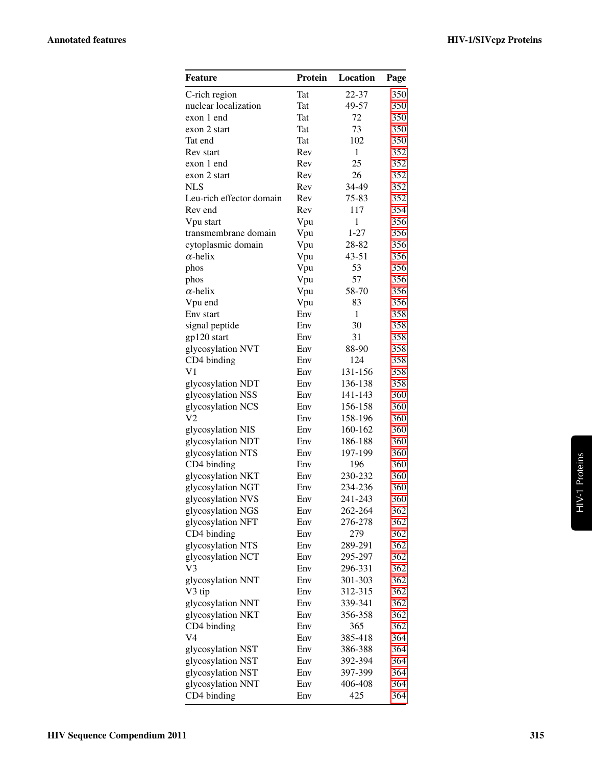| Feature | Protein | Location | Page |
|---|---|---|---|
| C-rich region | Tat | 22-37 | 350 |
| nuclear localization | Tat | 49-57 | 350 |
| exon 1 end | Tat | 72 | 350 |
| exon 2 start | Tat | 73 | 350 |
| Tat end | Tat | 102 | 350 |
| Rev start | Rev | 1 | 352 |
| exon 1 end | Rev | 25 | 352 |
| exon 2 start | Rev | 26 | 352 |
| NLS | Rev | 34-49 | 352 |
| Leu-rich effector domain | Rev | 75-83 | 352 |
| Rev end | Rev | 117 | 354 |
| Vpu start | Vpu | 1 | 356 |
| transmembrane domain | Vpu | 1-27 | 356 |
| cytoplasmic domain | Vpu | 28-82 | 356 |
| $\alpha$-helix | Vpu | 43-51 | 356 |
| phos | Vpu | 53 | 356 |
| phos | Vpu | 57 | 356 |
| $\alpha$-helix | Vpu | 58-70 | 356 |
| Vpu end | Vpu | 83 | 356 |
| Env start | Env | 1 | 358 |
| signal peptide | Env | 30 | 358 |
| gp120 start | Env | 31 | 358 |
| glycosylation NVT | Env | 88-90 | 358 |
| CD4 binding | Env | 124 | 358 |
| V1 | Env | 131-156 | 358 |
| glycosylation NDT | Env | 136-138 | 358 |
| glycosylation NSS | Env | 141-143 | 360 |
| glycosylation NCS | Env | 156-158 | 360 |
| V2 | Env | 158-196 | 360 |
| glycosylation NIS | Env | 160-162 | 360 |
| glycosylation NDT | Env | 186-188 | 360 |
| glycosylation NTS | Env | 197-199 | 360 |
| CD4 binding | Env | 196 | 360 |
| glycosylation NKT | Env | 230-232 | 360 |
| glycosylation NGT | Env | 234-236 | 360 |
| glycosylation NVS | Env | 241-243 | 360 |
| glycosylation NGS | Env | 262-264 | 362 |
| glycosylation NFT | Env | 276-278 | 362 |
| CD4 binding | Env | 279 | 362 |
| glycosylation NTS | Env | 289-291 | 362 |
| glycosylation NCT | Env | 295-297 | 362 |
| V3 | Env | 296-331 | 362 |
| glycosylation NNT | Env | 301-303 | 362 |
| V3 tip | Env | 312-315 | 362 |
| glycosylation NNT | Env | 339-341 | 362 |
| glycosylation NKT | Env | 356-358 | 362 |
| CD4 binding | Env | 365 | 362 |
| V4 | Env | 385-418 | 364 |
| glycosylation NST | Env | 386-388 | 364 |
| glycosylation NST | Env | 392-394 | 364 |
| glycosylation NST | Env | 397-399 | 364 |
| glycosylation NNT | Env | 406-408 | 364 |
| CD4 binding | Env | 425 | 364 |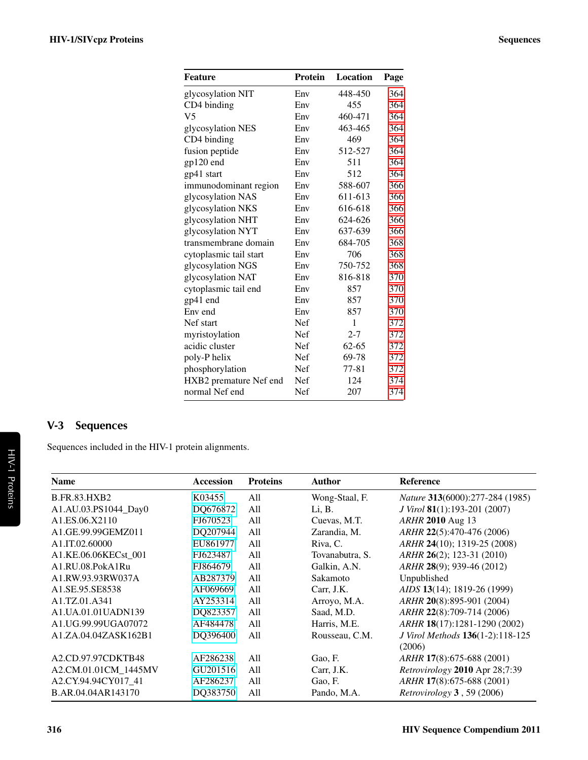| Feature | Protein | Location | Page |
|---|---|---|---|
| glycosylation NIT | Env | 448-450 | 364 |
| CD4 binding | Env | 455 | 364 |
| V5 | Env | 460-471 | 364 |
| glycosylation NES | Env | 463-465 | 364 |
| CD4 binding | Env | 469 | 364 |
| fusion peptide | Env | 512-527 | 364 |
| gp120 end | Env | 511 | 364 |
| gp41 start | Env | 512 | 364 |
| immunodominant region | Env | 588-607 | 366 |
| glycosylation NAS | Env | 611-613 | 366 |
| glycosylation NKS | Env | 616-618 | 366 |
| glycosylation NHT | Env | 624-626 | 366 |
| glycosylation NYT | Env | 637-639 | 366 |
| transmembrane domain | Env | 684-705 | 368 |
| cytoplasmic tail start | Env | 706 | 368 |
| glycosylation NGS | Env | 750-752 | 368 |
| glycosylation NAT | Env | 816-818 | 370 |
| cytoplasmic tail end | Env | 857 | 370 |
| gp41 end | Env | 857 | 370 |
| Env end | Env | 857 | 370 |
| Nef start | Nef | 1 | 372 |
| myristoylation | Nef | 2-7 | 372 |
| acidic cluster | Nef | 62-65 | 372 |
| poly-P helix | Nef | 69-78 | 372 |
| phosphorylation | Nef | 77-81 | 372 |
| HXB2 premature Nef end | Nef | 124 | 374 |
| normal Nef end | Nef | 207 | 374 |

## V-3 Sequences

Sequences included in the HIV-1 protein alignments.

| Name | Accession | Proteins | Author | Reference |
|---|---|---|---|---|
| B.FR.83.HXB2 | K03455 | All | Wong-Staal, F. | *Nature* **313**(6000):277-284 (1985) |
| A1.AU.03.PS1044_Day0 | DQ676872 | All | Li, B. | *J Virol* **81**(1):193-201 (2007) |
| A1.ES.06.X2110 | FJ670523 | All | Cuevas, M.T. | *ARHR* **2010** Aug 13 |
| A1.GE.99.99GEMZ011 | DQ207944 | All | Zarandia, M. | *ARHR* **22**(5):470-476 (2006) |
| A1.IT.02.60000 | EU861977 | All | Riva, C. | *ARHR* **24**(10); 1319-25 (2008) |
| A1.KE.06.06KECst_001 | FJ623487 | All | Tovanabutra, S. | *ARHR* **26**(2); 123-31 (2010) |
| A1.RU.08.PokA1Ru | FJ864679 | All | Galkin, A.N. | *ARHR* **28**(9); 939-46 (2012) |
| A1.RW.93.93RW037A | AB287379 | All | Sakamoto | Unpublished |
| A1.SE.95.SE8538 | AF069669 | All | Carr, J.K. | *AIDS* **13**(14); 1819-26 (1999) |
| A1.TZ.01.A341 | AY253314 | All | Arroyo, M.A. | *ARHR* **20**(8):895-901 (2004) |
| A1.UA.01.01UADN139 | DQ823357 | All | Saad, M.D. | *ARHR* **22**(8):709-714 (2006) |
| A1.UG.99.99UGA07072 | AF484478 | All | Harris, M.E. | *ARHR* **18**(17):1281-1290 (2002) |
| A1.ZA.04.04ZASK162B1 | DQ396400 | All | Rousseau, C.M. | *J Virol Methods* **136**(1-2):118-125 (2006) |
| A2.CD.97.97CDKTB48 | AF286238 | All | Gao, F. | *ARHR* **17**(8):675-688 (2001) |
| A2.CM.01.01CM_1445MV | GU201516 | All | Carr, J.K. | *Retrovirology* **2010** Apr 28;7:39 |
| A2.CY.94.94CY017_41 | AF286237 | All | Gao, F. | *ARHR* **17**(8):675-688 (2001) |
| B.AR.04.04AR143170 | DQ383750 | All | Pando, M.A. | *Retrovirology* **3** , 59 (2006) |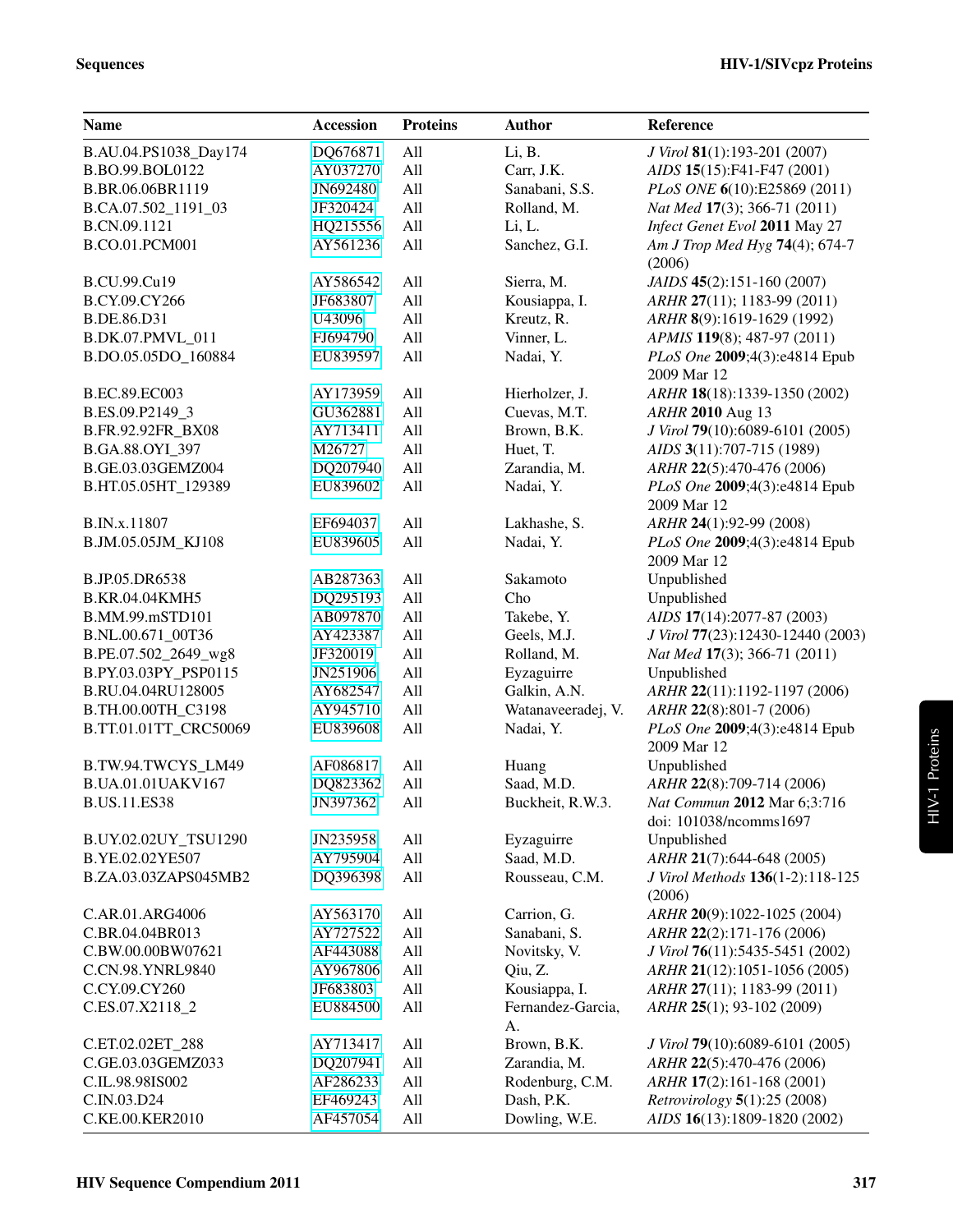| Name | Accession | Proteins | Author | Reference |
|---|---|---|---|---|
| B.AU.04.PS1038_Day174 | DQ676871 | All | Li, B. | *J Virol* **81**(1):193-201 (2007) |
| B.BO.99.BOL0122 | AY037270 | All | Carr, J.K. | *AIDS* **15**(15):F41-F47 (2001) |
| B.BR.06.06BR1119 | JN692480 | All | Sanabani, S.S. | *PLoS ONE* **6**(10):E25869 (2011) |
| B.CA.07.502_1191_03 | JF320424 | All | Rolland, M. | *Nat Med* **17**(3); 366-71 (2011) |
| B.CN.09.1121 | HQ215556 | All | Li, L. | *Infect Genet Evol* **2011** May 27 |
| B.CO.01.PCM001 | AY561236 | All | Sanchez, G.I. | *Am J Trop Med Hyg* **74**(4); 674-7 (2006) |
| B.CU.99.Cu19 | AY586542 | All | Sierra, M. | *JAIDS* **45**(2):151-160 (2007) |
| B.CY.09.CY266 | JF683807 | All | Kousiappa, I. | *ARHR* **27**(11); 1183-99 (2011) |
| B.DE.86.D31 | U43096 | All | Kreutz, R. | *ARHR* **8**(9):1619-1629 (1992) |
| B.DK.07.PMVL_011 | FJ694790 | All | Vinner, L. | *APMIS* **119**(8); 487-97 (2011) |
| B.DO.05.05DO_160884 | EU839597 | All | Nadai, Y. | *PLoS One* **2009**;4(3):e4814 Epub 2009 Mar 12 |
| B.EC.89.EC003 | AY173959 | All | Hierholzer, J. | *ARHR* **18**(18):1339-1350 (2002) |
| B.ES.09.P2149_3 | GU362881 | All | Cuevas, M.T. | *ARHR* **2010** Aug 13 |
| B.FR.92.92FR_BX08 | AY713411 | All | Brown, B.K. | *J Virol* **79**(10):6089-6101 (2005) |
| B.GA.88.OYI_397 | M26727 | All | Huet, T. | *AIDS* **3**(11):707-715 (1989) |
| B.GE.03.03GEMZ004 | DQ207940 | All | Zarandia, M. | *ARHR* **22**(5):470-476 (2006) |
| B.HT.05.05HT_129389 | EU839602 | All | Nadai, Y. | *PLoS One* **2009**;4(3):e4814 Epub 2009 Mar 12 |
| B.IN.x.11807 | EF694037 | All | Lakhashe, S. | *ARHR* **24**(1):92-99 (2008) |
| B.JM.05.05JM_KJ108 | EU839605 | All | Nadai, Y. | *PLoS One* **2009**;4(3):e4814 Epub 2009 Mar 12 |
| B.JP.05.DR6538 | AB287363 | All | Sakamoto | Unpublished |
| B.KR.04.04KMH5 | DQ295193 | All | Cho | Unpublished |
| B.MM.99.mSTD101 | AB097870 | All | Takebe, Y. | *AIDS* **17**(14):2077-87 (2003) |
| B.NL.00.671_00T36 | AY423387 | All | Geels, M.J. | *J Virol* **77**(23):12430-12440 (2003) |
| B.PE.07.502_2649_wg8 | JF320019 | All | Rolland, M. | *Nat Med* **17**(3); 366-71 (2011) |
| B.PY.03.03PY_PSP0115 | JN251906 | All | Eyzaguirre | Unpublished |
| B.RU.04.04RU128005 | AY682547 | All | Galkin, A.N. | *ARHR* **22**(11):1192-1197 (2006) |
| B.TH.00.00TH_C3198 | AY945710 | All | Watanaveeradej, V. | *ARHR* **22**(8):801-7 (2006) |
| B.TT.01.01TT_CRC50069 | EU839608 | All | Nadai, Y. | *PLoS One* **2009**;4(3):e4814 Epub 2009 Mar 12 |
| B.TW.94.TWCYS_LM49 | AF086817 | All | Huang | Unpublished |
| B.UA.01.01UAKV167 | DQ823362 | All | Saad, M.D. | *ARHR* **22**(8):709-714 (2006) |
| B.US.11.ES38 | JN397362 | All | Buckheit, R.W.3. | *Nat Commun* **2012** Mar 6;3:716 doi: 101038/ncomms1697 |
| B.UY.02.02UY_TSU1290 | JN235958 | All | Eyzaguirre | Unpublished |
| B.YE.02.02YE507 | AY795904 | All | Saad, M.D. | *ARHR* **21**(7):644-648 (2005) |
| B.ZA.03.03ZAPS045MB2 | DQ396398 | All | Rousseau, C.M. | *J Virol Methods* **136**(1-2):118-125 (2006) |
| C.AR.01.ARG4006 | AY563170 | All | Carrion, G. | *ARHR* **20**(9):1022-1025 (2004) |
| C.BR.04.04BR013 | AY727522 | All | Sanabani, S. | *ARHR* **22**(2):171-176 (2006) |
| C.BW.00.00BW07621 | AF443088 | All | Novitsky, V. | *J Virol* **76**(11):5435-5451 (2002) |
| C.CN.98.YNRL9840 | AY967806 | All | Qiu, Z. | *ARHR* **21**(12):1051-1056 (2005) |
| C.CY.09.CY260 | JF683803 | All | Kousiappa, I. | *ARHR* **27**(11); 1183-99 (2011) |
| C.ES.07.X2118_2 | EU884500 | All | Fernandez-Garcia, A. | *ARHR* **25**(1); 93-102 (2009) |
| C.ET.02.02ET_288 | AY713417 | All | Brown, B.K. | *J Virol* **79**(10):6089-6101 (2005) |
| C.GE.03.03GEMZ033 | DQ207941 | All | Zarandia, M. | *ARHR* **22**(5):470-476 (2006) |
| C.IL.98.98IS002 | AF286233 | All | Rodenburg, C.M. | *ARHR* **17**(2):161-168 (2001) |
| C.IN.03.D24 | EF469243 | All | Dash, P.K. | *Retrovirology* **5**(1):25 (2008) |
| C.KE.00.KER2010 | AF457054 | All | Dowling, W.E. | *AIDS* **16**(13):1809-1820 (2002) |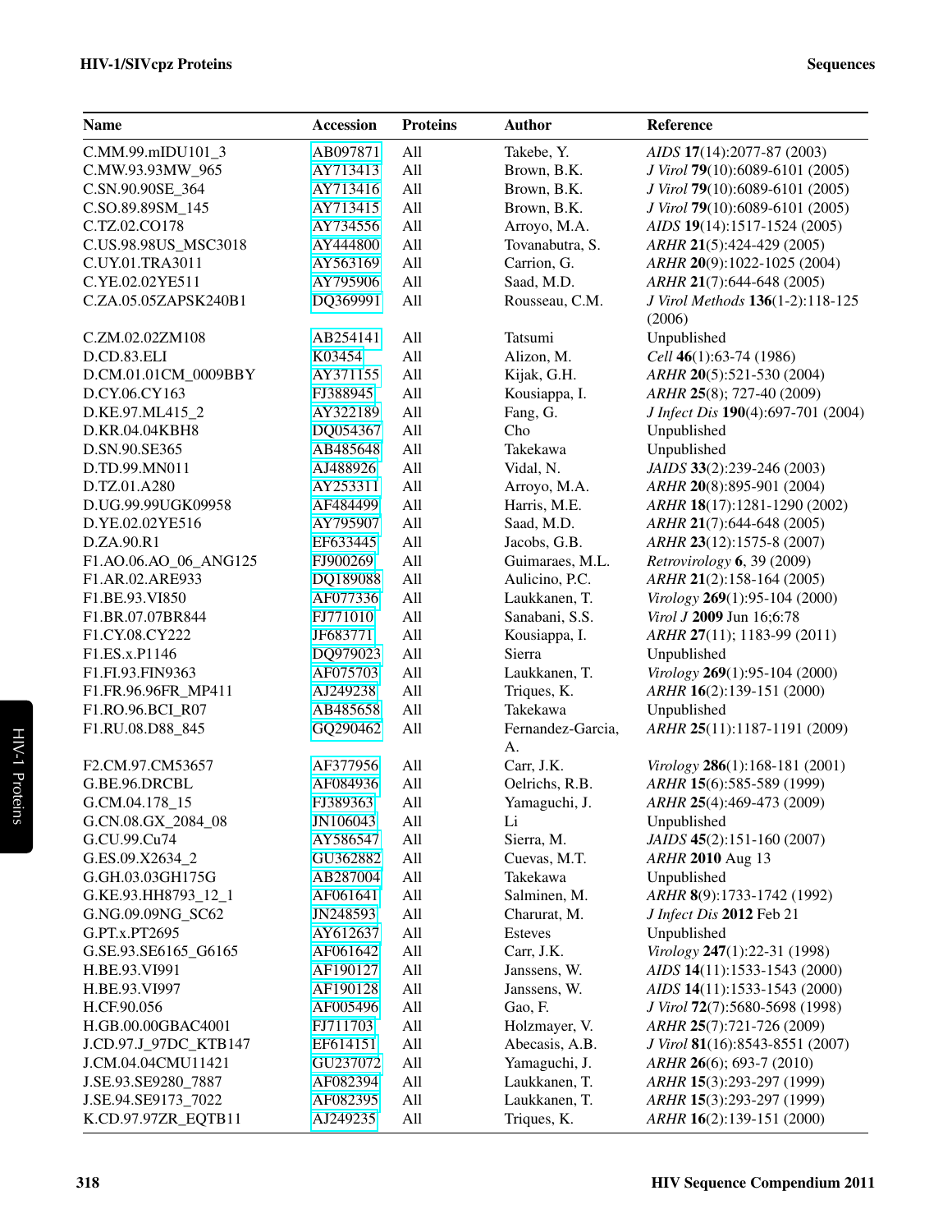| Name | Accession | Proteins | Author | Reference |
|---|---|---|---|---|
| C.MM.99.mIDU101_3 | AB097871 | All | Takebe, Y. | *AIDS* **17**(14):2077-87 (2003) |
| C.MW.93.93MW_965 | AY713413 | All | Brown, B.K. | *J Virol* **79**(10):6089-6101 (2005) |
| C.SN.90.90SE_364 | AY713416 | All | Brown, B.K. | *J Virol* **79**(10):6089-6101 (2005) |
| C.SO.89.89SM_145 | AY713415 | All | Brown, B.K. | *J Virol* **79**(10):6089-6101 (2005) |
| C.TZ.02.CO178 | AY734556 | All | Arroyo, M.A. | *AIDS* **19**(14):1517-1524 (2005) |
| C.US.98.98US_MSC3018 | AY444800 | All | Tovanabutra, S. | *ARHR* **21**(5):424-429 (2005) |
| C.UY.01.TRA3011 | AY563169 | All | Carrion, G. | *ARHR* **20**(9):1022-1025 (2004) |
| C.YE.02.02YE511 | AY795906 | All | Saad, M.D. | *ARHR* **21**(7):644-648 (2005) |
| C.ZA.05.05ZAPSK240B1 | DQ369991 | All | Rousseau, C.M. | *J Virol Methods* **136**(1-2):118-125 (2006) |
| C.ZM.02.02ZM108 | AB254141 | All | Tatsumi | Unpublished |
| D.CD.83.ELI | K03454 | All | Alizon, M. | *Cell* **46**(1):63-74 (1986) |
| D.CM.01.01CM_0009BBY | AY371155 | All | Kijak, G.H. | *ARHR* **20**(5):521-530 (2004) |
| D.CY.06.CY163 | FJ388945 | All | Kousiappa, I. | *ARHR* **25**(8); 727-40 (2009) |
| D.KE.97.ML415_2 | AY322189 | All | Fang, G. | *J Infect Dis* **190**(4):697-701 (2004) |
| D.KR.04.04KBH8 | DQ054367 | All | Cho | Unpublished |
| D.SN.90.SE365 | AB485648 | All | Takekawa | Unpublished |
| D.TD.99.MN011 | AJ488926 | All | Vidal, N. | *JAIDS* **33**(2):239-246 (2003) |
| D.TZ.01.A280 | AY253311 | All | Arroyo, M.A. | *ARHR* **20**(8):895-901 (2004) |
| D.UG.99.99UGK09958 | AF484499 | All | Harris, M.E. | *ARHR* **18**(17):1281-1290 (2002) |
| D.YE.02.02YE516 | AY795907 | All | Saad, M.D. | *ARHR* **21**(7):644-648 (2005) |
| D.ZA.90.R1 | EF633445 | All | Jacobs, G.B. | *ARHR* **23**(12):1575-8 (2007) |
| F1.AO.06.AO_06_ANG125 | FJ900269 | All | Guimaraes, M.L. | *Retrovirology* **6**, 39 (2009) |
| F1.AR.02.ARE933 | DQ189088 | All | Aulicino, P.C. | *ARHR* **21**(2):158-164 (2005) |
| F1.BE.93.VI850 | AF077336 | All | Laukkanen, T. | *Virology* **269**(1):95-104 (2000) |
| F1.BR.07.07BR844 | FJ771010 | All | Sanabani, S.S. | *Virol J* **2009** Jun 16;6:78 |
| F1.CY.08.CY222 | JF683771 | All | Kousiappa, I. | *ARHR* **27**(11); 1183-99 (2011) |
| F1.ES.x.P1146 | DQ979023 | All | Sierra | Unpublished |
| F1.FI.93.FIN9363 | AF075703 | All | Laukkanen, T. | *Virology* **269**(1):95-104 (2000) |
| F1.FR.96.96FR_MP411 | AJ249238 | All | Triques, K. | *ARHR* **16**(2):139-151 (2000) |
| F1.RO.96.BCI_R07 | AB485658 | All | Takekawa | Unpublished |
| F1.RU.08.D88_845 | GQ290462 | All | Fernandez-Garcia, A. | *ARHR* **25**(11):1187-1191 (2009) |
| F2.CM.97.CM53657 | AF377956 | All | Carr, J.K. | *Virology* **286**(1):168-181 (2001) |
| G.BE.96.DRCBL | AF084936 | All | Oelrichs, R.B. | *ARHR* **15**(6):585-589 (1999) |
| G.CM.04.178_15 | FJ389363 | All | Yamaguchi, J. | *ARHR* **25**(4):469-473 (2009) |
| G.CN.08.GX_2084_08 | JN106043 | All | Li | Unpublished |
| G.CU.99.Cu74 | AY586547 | All | Sierra, M. | *JAIDS* **45**(2):151-160 (2007) |
| G.ES.09.X2634_2 | GU362882 | All | Cuevas, M.T. | *ARHR* **2010** Aug 13 |
| G.GH.03.03GH175G | AB287004 | All | Takekawa | Unpublished |
| G.KE.93.HH8793_12_1 | AF061641 | All | Salminen, M. | *ARHR* **8**(9):1733-1742 (1992) |
| G.NG.09.09NG_SC62 | JN248593 | All | Charurat, M. | *J Infect Dis* **2012** Feb 21 |
| G.PT.x.PT2695 | AY612637 | All | Esteves | Unpublished |
| G.SE.93.SE6165_G6165 | AF061642 | All | Carr, J.K. | *Virology* **247**(1):22-31 (1998) |
| H.BE.93.VI991 | AF190127 | All | Janssens, W. | *AIDS* **14**(11):1533-1543 (2000) |
| H.BE.93.VI997 | AF190128 | All | Janssens, W. | *AIDS* **14**(11):1533-1543 (2000) |
| H.CF.90.056 | AF005496 | All | Gao, F. | *J Virol* **72**(7):5680-5698 (1998) |
| H.GB.00.00GBAC4001 | FJ711703 | All | Holzmayer, V. | *ARHR* **25**(7):721-726 (2009) |
| J.CD.97.J_97DC_KTB147 | EF614151 | All | Abecasis, A.B. | *J Virol* **81**(16):8543-8551 (2007) |
| J.CM.04.04CMU11421 | GU237072 | All | Yamaguchi, J. | *ARHR* **26**(6); 693-7 (2010) |
| J.SE.93.SE9280_7887 | AF082394 | All | Laukkanen, T. | *ARHR* **15**(3):293-297 (1999) |
| J.SE.94.SE9173_7022 | AF082395 | All | Laukkanen, T. | *ARHR* **15**(3):293-297 (1999) |
| K.CD.97.97ZR_EQTB11 | AJ249235 | All | Triques, K. | *ARHR* **16**(2):139-151 (2000) |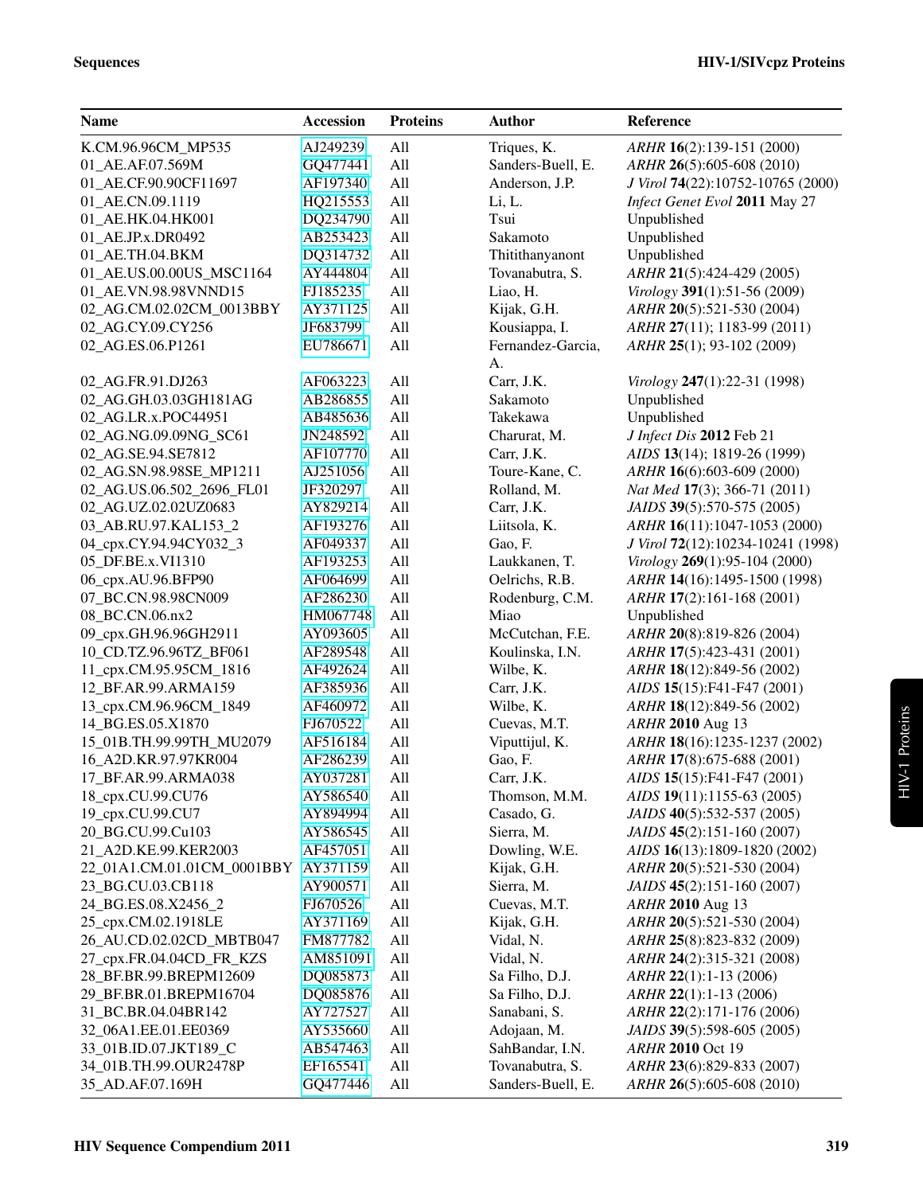| Name | Accession | Proteins | Author | Reference |
|---|---|---|---|---|
| K.CM.96.96CM_MP535 | AJ249239 | All | Triques, K. | *ARHR* **16**(2):139-151 (2000) |
| 01_AE.AF.07.569M | GQ477441 | All | Sanders-Buell, E. | *ARHR* **26**(5):605-608 (2010) |
| 01_AE.CF.90.90CF11697 | AF197340 | All | Anderson, J.P. | *J Virol* **74**(22):10752-10765 (2000) |
| 01_AE.CN.09.1119 | HQ215553 | All | Li, L. | *Infect Genet Evol* **2011** May 27 |
| 01_AE.HK.04.HK001 | DQ234790 | All | Tsui | Unpublished |
| 01_AE.JP.x.DR0492 | AB253423 | All | Sakamoto | Unpublished |
| 01_AE.TH.04.BKM | DQ314732 | All | Thitithanyanont | Unpublished |
| 01_AE.US.00.00US_MSC1164 | AY444804 | All | Tovanabutra, S. | *ARHR* **21**(5):424-429 (2005) |
| 01_AE.VN.98.98VNND15 | FJ185235 | All | Liao, H. | *Virology* **391**(1):51-56 (2009) |
| 02_AG.CM.02.02CM_0013BBY | AY371125 | All | Kijak, G.H. | *ARHR* **20**(5):521-530 (2004) |
| 02_AG.CY.09.CY256 | JF683799 | All | Kousiappa, I. | *ARHR* **27**(11); 1183-99 (2011) |
| 02_AG.ES.06.P1261 | EU786671 | All | Fernandez-Garcia, A. | *ARHR* **25**(1); 93-102 (2009) |
| 02_AG.FR.91.DJ263 | AF063223 | All | Carr, J.K. | *Virology* **247**(1):22-31 (1998) |
| 02_AG.GH.03.03GH181AG | AB286855 | All | Sakamoto | Unpublished |
| 02_AG.LR.x.POC44951 | AB485636 | All | Takekawa | Unpublished |
| 02_AG.NG.09.09NG_SC61 | JN248592 | All | Charurat, M. | *J Infect Dis* **2012** Feb 21 |
| 02_AG.SE.94.SE7812 | AF107770 | All | Carr, J.K. | *AIDS* **13**(14); 1819-26 (1999) |
| 02_AG.SN.98.98SE_MP1211 | AJ251056 | All | Toure-Kane, C. | *ARHR* **16**(6):603-609 (2000) |
| 02_AG.US.06.502_2696_FL01 | JF320297 | All | Rolland, M. | *Nat Med* **17**(3); 366-71 (2011) |
| 02_AG.UZ.02.02UZ0683 | AY829214 | All | Carr, J.K. | *JAIDS* **39**(5):570-575 (2005) |
| 03_AB.RU.97.KAL153_2 | AF193276 | All | Liitsola, K. | *ARHR* **16**(11):1047-1053 (2000) |
| 04_cpx.CY.94.94CY032_3 | AF049337 | All | Gao, F. | *J Virol* **72**(12):10234-10241 (1998) |
| 05_DF.BE.x.VI1310 | AF193253 | All | Laukkanen, T. | *Virology* **269**(1):95-104 (2000) |
| 06_cpx.AU.96.BFP90 | AF064699 | All | Oelrichs, R.B. | *ARHR* **14**(16):1495-1500 (1998) |
| 07_BC.CN.98.98CN009 | AF286230 | All | Rodenburg, C.M. | *ARHR* **17**(2):161-168 (2001) |
| 08_BC.CN.06.nx2 | HM067748 | All | Miao | Unpublished |
| 09_cpx.GH.96.96GH2911 | AY093605 | All | McCutchan, F.E. | *ARHR* **20**(8):819-826 (2004) |
| 10_CD.TZ.96.96TZ_BF061 | AF289548 | All | Koulinska, I.N. | *ARHR* **17**(5):423-431 (2001) |
| 11_cpx.CM.95.95CM_1816 | AF492624 | All | Wilbe, K. | *ARHR* **18**(12):849-56 (2002) |
| 12_BF.AR.99.ARMA159 | AF385936 | All | Carr, J.K. | *AIDS* **15**(15):F41-F47 (2001) |
| 13_cpx.CM.96.96CM_1849 | AF460972 | All | Wilbe, K. | *ARHR* **18**(12):849-56 (2002) |
| 14_BG.ES.05.X1870 | FJ670522 | All | Cuevas, M.T. | *ARHR* **2010** Aug 13 |
| 15_01B.TH.99.99TH_MU2079 | AF516184 | All | Viputtijul, K. | *ARHR* **18**(16):1235-1237 (2002) |
| 16_A2D.KR.97.97KR004 | AF286239 | All | Gao, F. | *ARHR* **17**(8):675-688 (2001) |
| 17_BF.AR.99.ARMA038 | AY037281 | All | Carr, J.K. | *AIDS* **15**(15):F41-F47 (2001) |
| 18_cpx.CU.99.CU76 | AY586540 | All | Thomson, M.M. | *AIDS* **19**(11):1155-63 (2005) |
| 19_cpx.CU.99.CU7 | AY894994 | All | Casado, G. | *JAIDS* **40**(5):532-537 (2005) |
| 20_BG.CU.99.Cu103 | AY586545 | All | Sierra, M. | *JAIDS* **45**(2):151-160 (2007) |
| 21_A2D.KE.99.KER2003 | AF457051 | All | Dowling, W.E. | *AIDS* **16**(13):1809-1820 (2002) |
| 22_01A1.CM.01.01CM_0001BBY | AY371159 | All | Kijak, G.H. | *ARHR* **20**(5):521-530 (2004) |
| 23_BG.CU.03.CB118 | AY900571 | All | Sierra, M. | *JAIDS* **45**(2):151-160 (2007) |
| 24_BG.ES.08.X2456_2 | FJ670526 | All | Cuevas, M.T. | *ARHR* **2010** Aug 13 |
| 25_cpx.CM.02.1918LE | AY371169 | All | Kijak, G.H. | *ARHR* **20**(5):521-530 (2004) |
| 26_AU.CD.02.02CD_MBTB047 | FM877782 | All | Vidal, N. | *ARHR* **25**(8):823-832 (2009) |
| 27_cpx.FR.04.04CD_FR_KZS | AM851091 | All | Vidal, N. | *ARHR* **24**(2):315-321 (2008) |
| 28_BF.BR.99.BREPM12609 | DQ085873 | All | Sa Filho, D.J. | *ARHR* **22**(1):1-13 (2006) |
| 29_BF.BR.01.BREPM16704 | DQ085876 | All | Sa Filho, D.J. | *ARHR* **22**(1):1-13 (2006) |
| 31_BC.BR.04.04BR142 | AY727527 | All | Sanabani, S. | *ARHR* **22**(2):171-176 (2006) |
| 32_06A1.EE.01.EE0369 | AY535660 | All | Adojaan, M. | *JAIDS* **39**(5):598-605 (2005) |
| 33_01B.ID.07.JKT189_C | AB547463 | All | SahBandar, I.N. | *ARHR* **2010** Oct 19 |
| 34_01B.TH.99.OUR2478P | EF165541 | All | Tovanabutra, S. | *ARHR* **23**(6):829-833 (2007) |
| 35_AD.AF.07.169H | GQ477446 | All | Sanders-Buell, E. | *ARHR* **26**(5):605-608 (2010) |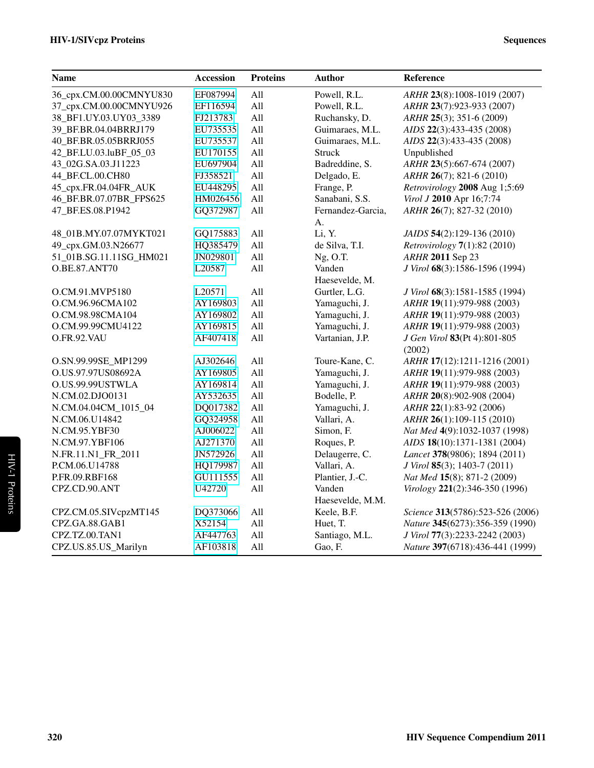| Name | Accession | Proteins | Author | Reference |
|---|---|---|---|---|
| 36_cpx.CM.00.00CMNYU830 | EF087994 | All | Powell, R.L. | *ARHR* **23**(8):1008-1019 (2007) |
| 37_cpx.CM.00.00CMNYU926 | EF116594 | All | Powell, R.L. | *ARHR* **23**(7):923-933 (2007) |
| 38_BF1.UY.03.UY03_3389 | FJ213783 | All | Ruchansky, D. | *ARHR* **25**(3); 351-6 (2009) |
| 39_BF.BR.04.04BRRJ179 | EU735535 | All | Guimaraes, M.L. | *AIDS* **22**(3):433-435 (2008) |
| 40_BF.BR.05.05BRRJ055 | EU735537 | All | Guimaraes, M.L. | *AIDS* **22**(3):433-435 (2008) |
| 42_BF.LU.03.luBF_05_03 | EU170155 | All | Struck | Unpublished |
| 43_02G.SA.03.J11223 | EU697904 | All | Badreddine, S. | *ARHR* **23**(5):667-674 (2007) |
| 44_BF.CL.00.CH80 | FJ358521 | All | Delgado, E. | *ARHR* **26**(7); 821-6 (2010) |
| 45_cpx.FR.04.04FR_AUK | EU448295 | All | Frange, P. | *Retrovirology* **2008** Aug 1;5:69 |
| 46_BF.BR.07.07BR_FPS625 | HM026456 | All | Sanabani, S.S. | *Virol J* **2010** Apr 16;7:74 |
| 47_BF.ES.08.P1942 | GQ372987 | All | Fernandez-Garcia, A. | *ARHR* **26**(7); 827-32 (2010) |
| 48_01B.MY.07.07MYKT021 | GQ175883 | All | Li, Y. | *JAIDS* **54**(2):129-136 (2010) |
| 49_cpx.GM.03.N26677 | HQ385479 | All | de Silva, T.I. | *Retrovirology* **7**(1):82 (2010) |
| 51_01B.SG.11.11SG_HM021 | JN029801 | All | Ng, O.T. | *ARHR* **2011** Sep 23 |
| O.BE.87.ANT70 | L20587 | All | Vanden Haesevelde, M. | *J Virol* **68**(3):1586-1596 (1994) |
| O.CM.91.MVP5180 | L20571 | All | Gurtler, L.G. | *J Virol* **68**(3):1581-1585 (1994) |
| O.CM.96.96CMA102 | AY169803 | All | Yamaguchi, J. | *ARHR* **19**(11):979-988 (2003) |
| O.CM.98.98CMA104 | AY169802 | All | Yamaguchi, J. | *ARHR* **19**(11):979-988 (2003) |
| O.CM.99.99CMU4122 | AY169815 | All | Yamaguchi, J. | *ARHR* **19**(11):979-988 (2003) |
| O.FR.92.VAU | AF407418 | All | Vartanian, J.P. | *J Gen Virol* **83**(Pt 4):801-805 (2002) |
| O.SN.99.99SE_MP1299 | AJ302646 | All | Toure-Kane, C. | *ARHR* **17**(12):1211-1216 (2001) |
| O.US.97.97US08692A | AY169805 | All | Yamaguchi, J. | *ARHR* **19**(11):979-988 (2003) |
| O.US.99.99USTWLA | AY169814 | All | Yamaguchi, J. | *ARHR* **19**(11):979-988 (2003) |
| N.CM.02.DJO0131 | AY532635 | All | Bodelle, P. | *ARHR* **20**(8):902-908 (2004) |
| N.CM.04.04CM_1015_04 | DQ017382 | All | Yamaguchi, J. | *ARHR* **22**(1):83-92 (2006) |
| N.CM.06.U14842 | GQ324958 | All | Vallari, A. | *ARHR* **26**(1):109-115 (2010) |
| N.CM.95.YBF30 | AJ006022 | All | Simon, F. | *Nat Med* **4**(9):1032-1037 (1998) |
| N.CM.97.YBF106 | AJ271370 | All | Roques, P. | *AIDS* **18**(10):1371-1381 (2004) |
| N.FR.11.N1_FR_2011 | JN572926 | All | Delaugerre, C. | *Lancet* **378**(9806); 1894 (2011) |
| P.CM.06.U14788 | HQ179987 | All | Vallari, A. | *J Virol* **85**(3); 1403-7 (2011) |
| P.FR.09.RBF168 | GU111555 | All | Plantier, J.-C. | *Nat Med* **15**(8); 871-2 (2009) |
| CPZ.CD.90.ANT | U42720 | All | Vanden Haesevelde, M.M. | *Virology* **221**(2):346-350 (1996) |
| CPZ.CM.05.SIVcpzMT145 | DQ373066 | All | Keele, B.F. | *Science* **313**(5786):523-526 (2006) |
| CPZ.GA.88.GAB1 | X52154 | All | Huet, T. | *Nature* **345**(6273):356-359 (1990) |
| CPZ.TZ.00.TAN1 | AF447763 | All | Santiago, M.L. | *J Virol* **77**(3):2233-2242 (2003) |
| CPZ.US.85.US_Marilyn | AF103818 | All | Gao, F. | *Nature* **397**(6718):436-441 (1999) |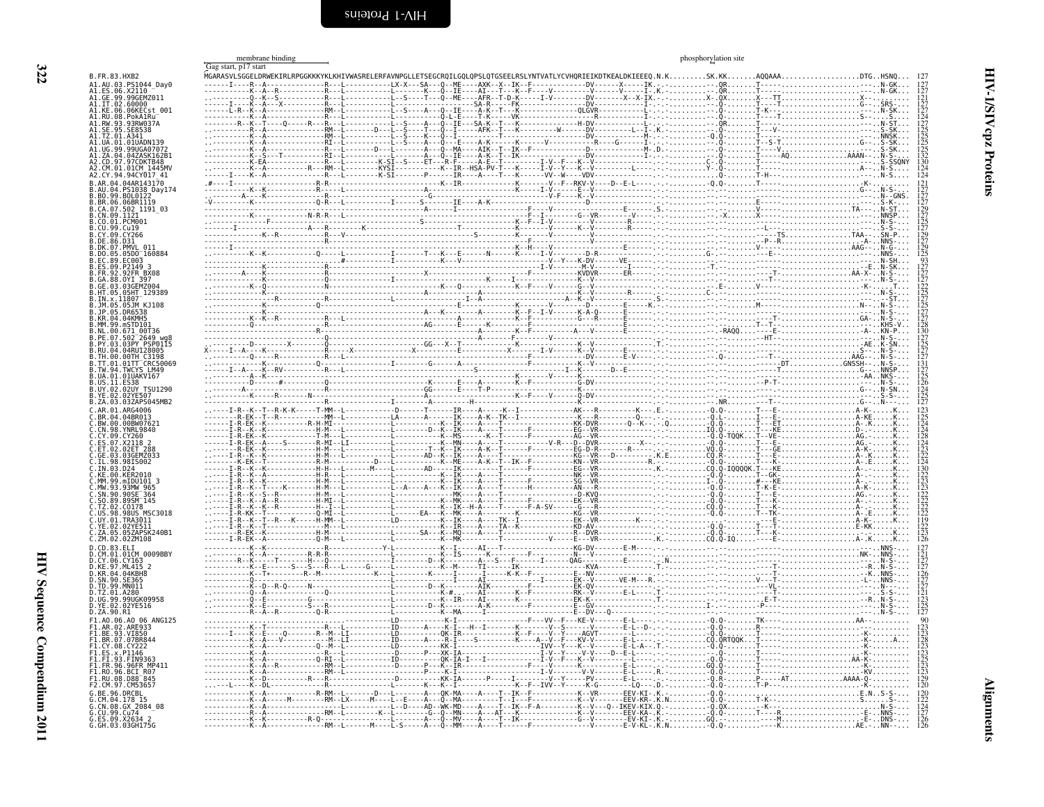membrane binding — phosphorylation site

Gag start, p17 start

```
B.FR.83.HXB2              MGARASVLSGGELDRWEKIRLRPGGKKKYKLKHIVWASRELERFAVNPGLLETSEGCRQILGQLQPSLQTGSEELRSLYNTVATLYCVHQRIEIKDTKEALDKIEEEQ.N.K.........SK.KK.......AQQAAA..................DTG..HSNQ... 127
A1.AU.03.PS1044_Day0      127
A1.ES.06.X2110            127
A1.GE.99.99GEMZ011        121
A1.IT.02.60000            127
A1.KE.06.06KECst_001      127
A1.RU.08.PokA1Ru          124
A1.RW.93.93RW037A         127
A1.SE.95.SE8538           125
A1.TZ.01.A341             125
A1.UA.01.01UADN139        125
A1.UG.99.99UGA07072       125
A1.ZA.04.04ZASK162B1      132
A2.CD.97.97CDKTB48        130
A2.CM.01.01CM_1445MV      124
A2.CY.94.94CY017_41       124
B.AR.04.04AR143170        121
B.AU.04.PS1038_Day174     127
B.BO.99.BOL0122           127
B.BR.06.06BR1119          127
B.CA.07.502_1191_03       129
B.CN.09.1121              127
B.CO.01.PCM001            125
B.CU.99.Cu19              127
B.CY.09.CY266             129
B.DE.86.D31               127
B.DK.07.PMVL_011          129
B.DO.05.05DO_160884       125
B.EC.89.EC003             93
B.ES.09.P2149_3           127
B.FR.92.92FR_BX08         127
B.GA.88.OYI_397           127
B.GE.03.03GEMZ004         122
B.HT.05.05HT_129389       125
B.IN.x.11807              127
B.JM.05.05JM_KJ108        125
B.JP.05.DR6538            127
B.KR.04.04KMH5            127
B.MM.99.mSTD101           128
B.NL.00.671_00T36         130
B.PE.07.502_2649_wg8      127
B.PY.03.03PY_PSP0115      125
B.RU.04.04RU128005        127
B.TH.00.00TH_C3198        127
B.TT.01.01TT_CRC50069     131
B.TW.94.TWCYS_LM49        127
B.UA.01.01UAKV167         125
B.US.11.ES38              126
B.UY.02.02UY_TSU1290      124
B.YE.02.02YE507           125
B.ZA.03.03ZAPS045MB2      127
C.AR.01.ARG4006           123
C.BR.04.04BR013           125
C.BW.00.00BW07621         124
C.CN.98.YNRL9840          124
C.CY.09.CY260             128
C.ES.07.X2118_2           124
C.ET.02.02ET_288          123
C.GE.03.03GEMZ033         122
C.IL.98.98IS002           124
C.IN.03.D24               130
C.KE.00.KER2010           122
C.MM.99.mIDU101_3         123
C.MW.93.93MW_965          123
C.SN.90.90SE_364          122
C.SO.89.89SM_145          122
C.TZ.02.CO178             123
C.US.98.98US_MSC3018      122
C.UY.01.TRA3011           119
C.YE.02.02YE511           122
C.ZA.05.05ZAPSK240B1      123
C.ZM.02.02ZM108           126
D.CD.83.ELI               127
D.CM.01.01CM_0009BBY      121
D.CY.06.CY163             127
D.KE.97.ML415_2           127
D.KR.04.04KBH8            126
D.SN.90.SE365             127
D.TD.99.MN011             127
D.TZ.01.A280              121
D.UG.99.99UGK09958        123
D.YE.02.02YE516           125
D.ZA.90.R1                127
F1.AO.06.AO_06_ANG125     90
F1.AR.02.ARE933           123
F1.BE.93.VI850            123
F1.BR.07.07BR844          128
F1.CY.08.CY222            123
F1.ES.x.P1146             123
F1.FI.93.FIN9363          123
F1.FR.96.96FR_MP411       123
F1.RO.96.BCI_R07          123
F1.RU.08.D88_845          129
F2.CM.97.CM53657          120
G.BE.96.DRCBL             120
G.CM.04.178_15            122
G.CN.08.GX_2084_08        124
G.CU.99.Cu74              127
G.ES.09.X2634_2           126
G.GH.03.03GH175G          126
```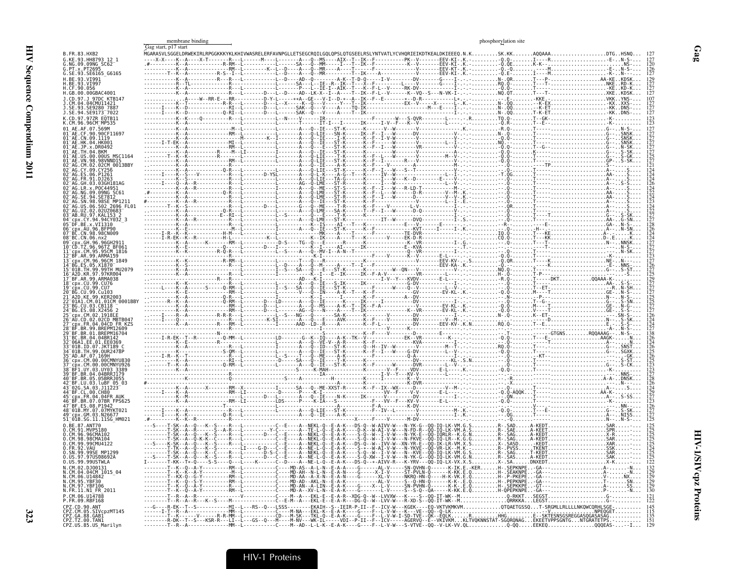membrane binding — Gag start, p17 start — phosphorylation site

```
B.FR.83.HXB2                MGARASVLSGGELDRWEKIRLRPGGKKKYKLKHIVWASRELERFAVNPGLLETSEGCRQILGQLQPSLQTGSEELRSLYNTVATLYCVHQRIEIKDTKEALDKIEEEQN.K.........SK.KK.......AQQAAA..................DTG..HSNQ...  127
G.KE.93.HH8793_12_1         127
G.NG.09.09NG_SC62           120
G.PT.x.PT2695               126
G.SE.93.SE6165_G6165        127
H.BE.93.VI991               129
H.BE.93.VI997               127
H.CF.90.056                 127
H.GB.00.00GBAC4001          127
J.CD.97.J_97DC_KTB147       107
J.CM.04.04CMU11421          127
J.SE.93.SE9280_7887         127
J.SE.94.SE9173_7022         127
K.CD.97.97ZR_EQTB11         123
K.CM.96.96CM_MP535          123
01_AE.AF.07.569M            127
01_AE.CF.90.90CF11697       127
01_AE.CN.09.1119            127
01_AE.HK.04.HK001           127
01_AE.JP.x.DR0492           127
01_AE.TH.04.BKM             127
01_AE.US.00.00US_MSC1164    125
01_AE.VN.98.98VNND15        127
02_AG.CM.02.02CM_0013BBY    121
02_AG.CY.09.CY256           124
02_AG.ES.06.P1261           124
02_AG.FR.91.DJ263           124
02_AG.GH.03.03GH181AG       126
02_AG.LR.x.POC44951         124
02_AG.NG.09.09NG_SC61       122
02_AG.SE.94.SE7812          124
02_AG.SN.98.98SE_MP1211     123
02_AG.US.06.502_2696_FL01   124
02_AG.UZ.02.02UZ0683        122
03_AB.RU.97.KAL153_2        127
04_cpx.CY.94.94CY032_3      127
05_DF.BE.x.VI1310           128
06_cpx.AU.96.BFP90          126
07_BC.CN.98.98CN009         124
08_BC.CN.06.nx2             124
09_cpx.GH.96.96GH2911       127
10_CD.TZ.96.96TZ_BF061      127
11_cpx.CM.95.95CM_1816      127
12_BF.AR.99.ARMA159         123
13_cpx.CM.96.96CM_1849      124
14_BG.ES.05.X1870           126
15_01B.TH.99.99TH_MU2079    127
16_A2D.KR.97.97KR004        125
17_BF.AR.99.ARMA038         129
18_cpx.CU.99.CU76           127
19_cpx.CU.99.CU7            124
20_BG.CU.99.Cu103           127
21_A2D.KE.99.KER2003        125
22_01A1.CM.01.01CM_0001BBY  123
23_BG.CU.03.CB118           127
24_BG.ES.08.X2456_2         127
25_cpx.CM.02.1918LE         126
26_AU.CD.02.02CD_MBTB047    124
27_cpx.FR.04.04CD_FR_KZS    124
28_BF.BR.99.BREPM12609      127
29_BF.BR.01.BREPM16704      138
31_BC.BR.04.04BR142         126
32_06A1.EE.01.EE0369        124
33_01B.ID.07.JKT189_C       126
34_01B.TH.99.OUR2478P       125
35_AD.AF.07.169H            126
36_cpx.CM.00.00CMNYU830     125
37_cpx.CM.00.00CMNYU926     123
38_BF1.UY.03.UY03_3389      123
39_BF.BR.04.04BRRJ179       127
40_BF.BR.05.05BRRJ055       128
42_BF.LU.03.luBF_05_03      126
43_02G.SA.03.J11223         124
44_BF.CL.00.CH80            129
45_cpx.FR.04.04FR_AUK       127
46_BF.BR.07.07BR_FPS625     123
47_BF.ES.08.P1942           126
48_01B.MY.07.07MYKT021      127
49_cpx.GM.03.N26677         127
51_01B.SG.11.11SG_HM021     125
O.BE.87.ANT70               125
O.CM.91.MVP5180             124
O.CM.96.96CMA102            125
O.CM.98.98CMA104            125
O.CM.99.99CMU4122           125
O.FR.92.VAU                 124
O.SN.99.99SE_MP1299         125
O.US.97.97US08692A          125
O.US.99.99USTWLA            122
N.CM.02.DJO0131             132
N.CM.04.04CM_1015_04        129
N.CM.06.U14842              129
N.CM.95.YBF30               129
N.CM.97.YBF106              129
N.FR.11.N1_FR_2011          130
P.CM.06.U14788              121
P.FR.09.RBF168              122
CPZ.CD.90.ANT               145
CPZ.CM.05.SIVcpzMT145       115
CPZ.GA.88.GAB1              135
CPZ.TZ.00.TAN1              151
CPZ.US.85.US_Marilyn        129
```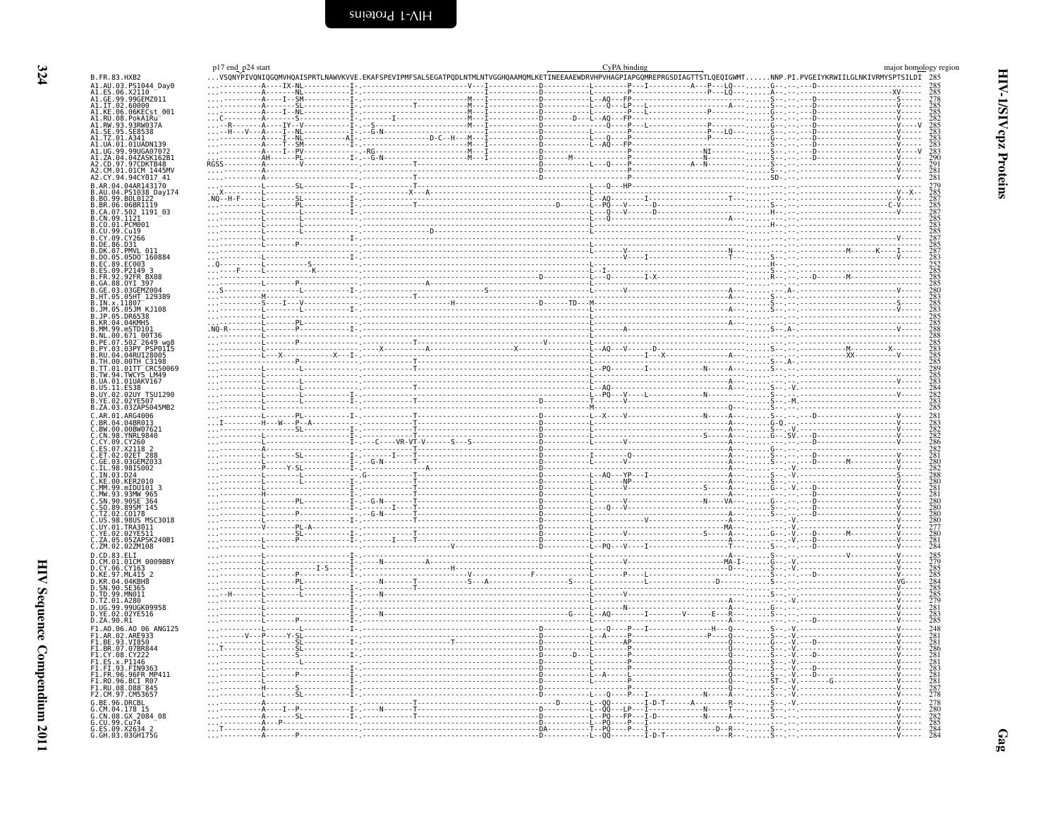p17 end p24 start — CyPA binding — major homology region

```
B.FR.83.HXB2                ...VSQNYPIVQNIQGQMVHQAISPRTLNAWVKVVE.EKAFSPEVIPMFSALSEGATPQDLNTMLNTVGGHQAAMQMLKETINEEAAEWDRVHPVHAGPIAPGQMREPRGSDIAGTTSTLQEQIGWMT......NNP.PI.PVGEIYKRWIILGLNKIVRMYSPTSILDI 285
A1.AU.03.PS1044_Day0        285
A1.ES.06.X2110              285
A1.GE.99.99GEMZ011          278
A1.IT.02.60000              285
A1.KE.06.06KECst_001        285
A1.RU.08.PokA1Ru            282
A1.RW.93.93RW037A           285
A1.SE.95.SE8538             283
A1.TZ.01.A341               283
A1.UA.01.01UADN139          283
A1.UG.99.99UGA07072         283
A1.ZA.04.04ZASK162B1        290
A2.CD.97.97CDKTB48          291
A2.CM.01.01CM_1445MV        281
A2.CY.94.94CY017_41         281
B.AR.04.04AR143170          279
B.AU.04.PS1038_Day174       285
B.BO.99.BOL0122             287
B.BR.06.06BR1119            285
B.CA.07.502_1191_03         287
B.CN.09.1121                285
B.CO.01.PCM001              283
B.CU.99.Cu19                285
B.CY.09.CY266               287
B.DE.86.D31                 285
B.DK.07.PMVL_011            287
B.DO.05.05DO_160884         283
B.EC.89.EC003               252
B.ES.09.P2149_3             285
B.FR.92.92FR_BX08           285
B.GA.88.OYI_397             285
B.GE.03.03GEMZ004           280
B.HT.05.05HT_129389         283
B.IN.x.11807                285
B.JM.05.05JM_KJ108          283
B.JP.05.DR6538              285
B.KR.04.04KMH5              285
B.MM.99.mSTD101             288
B.NL.00.671_00T36           288
B.PE.07.502_2649_wg8        285
B.PY.03.03PY_PSP0115        283
B.RU.04.04RU128005          285
B.TH.00.00TH_C3198          285
B.TT.01.01TT_CRC50069       289
B.TW.94.TWCYS_LM49          285
B.UA.01.01UAKV167           283
B.US.11.ES38                284
B.UY.02.02UY_TSU1290        282
B.YE.02.02YE507             283
B.ZA.03.03ZAPS045MB2        285
C.AR.01.ARG4006             281
C.BR.04.04BR013             283
C.BW.00.00BW07621           282
C.CN.98.YNRL9840            282
C.CY.09.CY260               286
C.ES.07.X2118_2             282
C.ET.02.02ET_288            281
C.GE.03.03GEMZ033           280
C.IL.98.98IS002             282
C.IN.03.D24                 288
C.KE.00.KER2010             280
C.MM.99.mIDU101_3           281
C.MW.93.93MW_965            281
C.SN.90.90SE_364            280
C.SO.89.89SM_145            280
C.TZ.02.CO178               280
C.US.98.98US_MSC3018        280
C.UY.01.TRA3011             277
C.YE.02.02YE511             280
C.ZA.05.05ZAPSK240B1        281
C.ZM.02.02ZM108             284
D.CD.83.ELI                 285
D.CM.01.01CM_0009BBY        279
D.CY.06.CY163               285
D.KE.97.ML415_2             285
D.KR.04.04KBH8              284
D.SN.90.SE365               285
D.TD.99.MN011               285
D.TZ.01.A280                279
D.UG.99.99UGK09958          281
D.YE.02.02YE516             283
D.ZA.90.R1                  285
F1.AO.06.AO_06_ANG125       248
F1.AR.02.ARE933             281
F1.BE.93.VI850              281
F1.BR.07.07BR844            286
F1.CY.08.CY222              281
F1.ES.x.P1146               281
F1.FI.93.FIN9363            283
F1.FR.96.96FR_MP411         281
F1.RO.96.BCI_R07            281
F1.RU.08.D88_845            287
F2.CM.97.CM53657            278
G.BE.96.DRCBL               278
G.CM.04.178_15              280
G.CN.08.GX_2084_08          282
G.CU.99.Cu74                285
G.ES.09.X2634_2             284
G.GH.03.03GH175G            284
```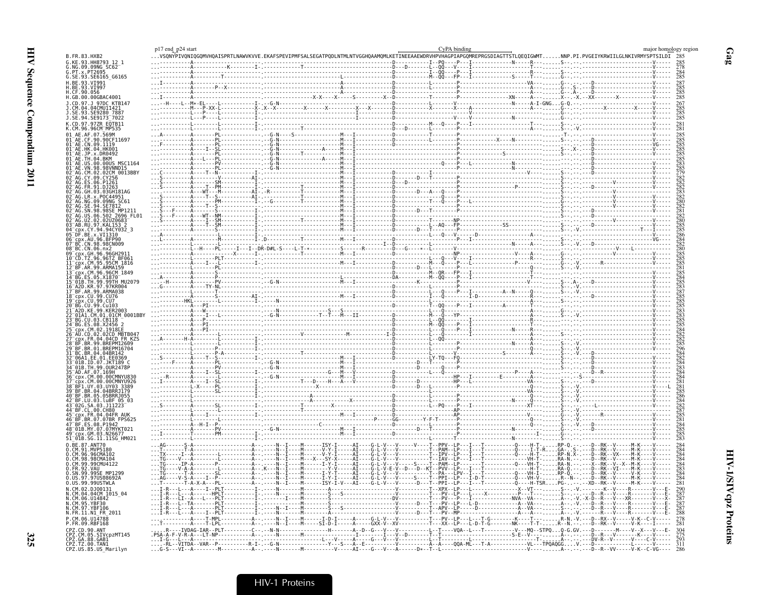**Gag**

**HIV-1/SIVcpz Proteins**

```
                             p17 end_p24 start                                                  CyPA binding                                          major homology region
B.FR.83.HXB2                 ...VSQNYPIVQNIQGQMVHQAISPRTLNAWVKVVE.EKAFSPEVIPMFSALSEGATPQDLNTMLNTVGGHQAAMQMLKETINEEAAEWDRVHPVHAGPIAPGQMREPRGSDIAGTTSTLQEQIGWMT......NNP.PI.PVGEIYKRWIILGLNKIVRMYSPTSILDI  285
G.KE.93.HH8793_12_1          285
G.NG.09.09NG_SC62            278
G.PT.x.PT2695                284
G.SE.93.SE6165_G6165         285
H.BE.93.VI991                287
H.BE.93.VI997                285
H.CF.90.056                  285
H.GB.00.00GBAC4001           285
J.CD.97.J_97DC_KTB147        267
J.CM.04.04CMU11421           285
J.SE.93.SE9280_7887          285
J.SE.94.SE9173_7022          285
K.CD.97.97ZR_EQTB11          281
K.CM.96.96CM_MP535           281
01_AE.AF.07.569M             285
01_AE.CF.90.90CF11697        285
01_AE.CN.09.1119             285
01_AE.HK.04.HK001            285
01_AE.JP.x.DR0492            285
01_AE.TH.04.BKM              285
01_AE.US.00.00US_MSC1164     283
01_AE.VN.98.98VNND15         285
02_AG.CM.02.02CM_0013BBY     279
02_AG.CY.09.CY256            282
02_AG.ES.06.P1261            282
02_AG.FR.91.DJ263            282
02_AG.GH.03.03GH181AG        283
02_AG.LR.x.POC44951          282
02_AG.NG.09.09NG_SC61        280
02_AG.SE.94.SE7812           282
02_AG.SN.98.98SE_MP1211      281
02_AG.US.06.502_2696_FL01    282
02_AG.UZ.02.02UZ0683         280
03_AB.RU.97.KAL153_2         285
04_cpx.CY.94.94CY032_3       285
05_DF.BE.x.VI1310            286
06_cpx.AU.96.BFP90           284
07_BC.CN.98.98CN009          285
08_BC.CN.06.nx2              280
09_cpx.GH.96.96GH2911        285
10_CD.TZ.96.96TZ_BF061       285
11_cpx.CM.95.95CM_1816       285
12_BF.AR.99.ARMA159          281
13_cpx.CM.96.96CM_1849       285
14_BG.ES.05.X1870            284
15_01B.TH.99.99TH_MU2079     285
16_A2D.KR.97.97KR004         285
17_BF.AR.99.ARMA038          287
18_cpx.CU.99.CU76            285
19_cpx.CU.99.CU7             285
20_BG.CU.99.Cu103            285
21_A2D.KE.99.KER2003         283
22_01A1.CM.01.01CM_0001BBY   285
23_BG.CU.03.CB118            285
24_BG.ES.08.X2456_2          285
25_cpx.CM.02.1918LE          285
26_AU.CD.02.02CD_MBTB047     284
27_cpx.FR.04.04CD_FR_KZS     282
28_BF.BR.99.BREPM12609       285
29_BF.BR.01.BREPM16704       296
31_BC.BR.04.04BR142          284
32_06A1.EE.01.EE0369         282
33_01B.ID.07.JKT189_C        284
34_01B.TH.99.OUR2478P        283
35_AD.AF.07.169H             284
36_cpx.CM.00.00CMNYU830      284
37_cpx.CM.00.00CMNYU926      281
38_BF1.UY.03.UY03_3389       281
39_BF.BR.04.04BRRJ179        285
40_BF.BR.05.05BRRJ055        286
42_BF.LU.03.luBF_05_03       284
43_02G.SA.03.J11223          282
44_BF.CL.00.CH80             287
45_cpx.FR.04.04FR_AUK        285
46_BF.BR.07.07BR_FPS625      281
47_BF.ES.08.P1942            284
48_01B.MY.07.07MYKT021       285
49_cpx.GM.03.N26677          285
51_01B.SG.11.11SG_HM021      283
O.BE.87.ANT70                284
O.CM.91.MVP5180              284
O.CM.96.96CMA102             284
O.CM.98.98CMA104             284
O.CM.99.99CMU4122            284
O.FR.92.VAU                  283
O.SN.99.99SE_MP1299          284
O.US.97.97US08692A           284
O.US.99.99USTWLA             281
N.CM.02.DJO0131              290
N.CM.04.04CM_1015_04         287
N.CM.06.U14842               287
N.CM.95.YBF30                287
N.CM.97.YBF106               287
N.FR.11.N1_FR_2011           288
P.CM.06.U14788               278
P.FR.09.RBF168               278
CPZ.CD.90.ANT                304
CPZ.CM.05.SIVcpzMT145        275
CPZ.GA.88.GAB1               293
CPZ.TZ.00.TAN1               311
CPZ.US.85.US_Marilyn         286
```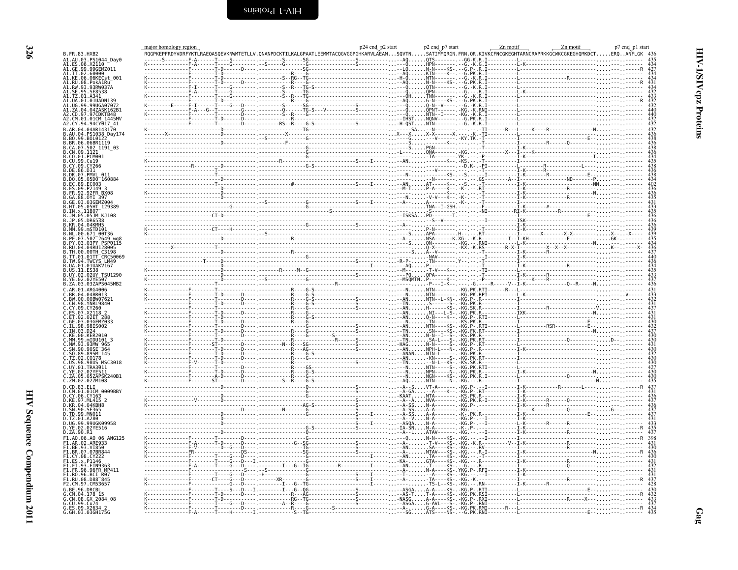HIV-1/SIVcpz Proteins — Gag

```
                     major homology region                                                      p24 end_p2 start   p2 end_p7 start    Zn motif          Zn motif          p7 end_p1 start
B.FR.83.HXB2         RQGPKEPFRDYVDRFYKTLRAEQASQEVKNWMTETLLV.QNANPDCKTILKALGPAATLEEMMTACQGVGGPGHKARVLAEAM...SQVTN.....SATIMMQRGN.FRN.QR.KIVKCFNCGKEGHTARNCRAPRKKGCWKCGKEGHQMKDCT.....ERQ..ANFLGK  436
A1.AU.03.PS1044_Day0      435
A1.ES.06.X2110            434
A1.GE.99.99GEMZ011        427
A1.IT.02.60000            434
A1.KE.06.06KECst_001      434
A1.RU.08.PokA1Ru          431
A1.RW.93.93RW037A         434
A1.SE.95.SE8538           432
A1.TZ.01.A341             433
A1.UA.01.01UADN139        432
A1.UG.99.99UGA07072       432
A1.ZA.04.04ZASK162B1      440
A2.CD.97.97CDKTB48        440
A2.CM.01.01CM_1445MV      432
A2.CY.94.94CY017_41       432
B.AR.04.04AR143170        432
B.AU.04.PS1038_Day174     436
B.BO.99.BOL0122           438
B.BR.06.06BR1119          436
B.CA.07.502_1191_03       438
B.CN.09.1121              436
B.CO.01.PCM001            434
B.CU.99.Cu19              435
B.CY.09.CY266             438
B.DE.86.D31               436
B.DK.07.PMVL_011          438
B.DO.05.05DO_160884       434
B.EC.89.EC003             402
B.ES.09.P2149_3           436
B.FR.92.92FR_BX08         436
B.GA.88.OYI_397           435
B.GE.03.03GEMZ004         431
B.HT.05.05HT_129389       433
B.IN.x.11807              435
B.JM.05.05JM_KJ108        436
B.JP.05.DR6538            436
B.KR.04.04KMH5            436
B.MM.99.mSTD101           439
B.NL.00.671_00T36         439
B.PE.07.502_2649_wg8      435
B.PY.03.03PY_PSP0115      434
B.RU.04.04RU128005        436
B.TH.00.00TH_C3198        437
B.TT.01.01TT_CRC50069     440
B.TW.94.TWCYS_LM49        436
B.UA.01.01UAKV167         434
B.US.11.ES38              435
B.UY.02.02UY_TSU1290      433
B.YE.02.02YE507           437
B.ZA.03.03ZAPS045MB2      436
C.AR.01.ARG4006           431
C.BR.04.04BR013           433
C.BW.00.00BW07621         432
C.CN.98.YNRL9840          431
C.CY.09.CY260             437
C.ES.07.X2118_2           431
C.ET.02.02ET_288          431
C.GE.03.03GEMZ033         430
C.IL.98.98IS002           432
C.IN.03.D24               437
C.KE.00.KER2010           430
C.MM.99.mIDU101_3         430
C.MW.93.93MW_965          431
C.SN.90.90SE_364          430
C.SO.89.89SM_145          432
C.TZ.02.CO178             430
C.US.98.98US_MSC3018      430
C.UY.01.TRA3011           427
C.YE.02.02YE511           430
C.ZA.05.05ZAPSK240B1      430
C.ZM.02.02ZM108           435
D.CD.83.ELI               437
D.CM.01.01CM_0009BBY      431
D.CY.06.CY163             436
D.KE.97.ML415_2           437
D.KR.04.04KBH8            436
D.SN.90.SE365             437
D.TD.99.MN011             437
D.TZ.01.A280              431
D.UG.99.99UGK09958        433
D.YE.02.02YE516           435
D.ZA.90.R1                437
F1.AO.06.AO_06_ANG125     398
F1.AR.02.ARE933           431
F1.BE.93.VI850            430
F1.BR.07.07BR844          436
F1.CY.08.CY222            430
F1.ES.x.P1146             431
F1.FI.93.FIN9363          432
F1.FR.96.96FR_MP411       431
F1.RO.96.BCI_R07          431
F1.RU.08.D88_845          437
F2.CM.97.CM53657          428
G.BE.96.DRCBL             430
G.CM.04.178_15            432
G.CN.08.GX_2084_08        433
G.CU.99.Cu74              437
G.ES.09.X2634_2           434
G.GH.03.03GH175G          435
```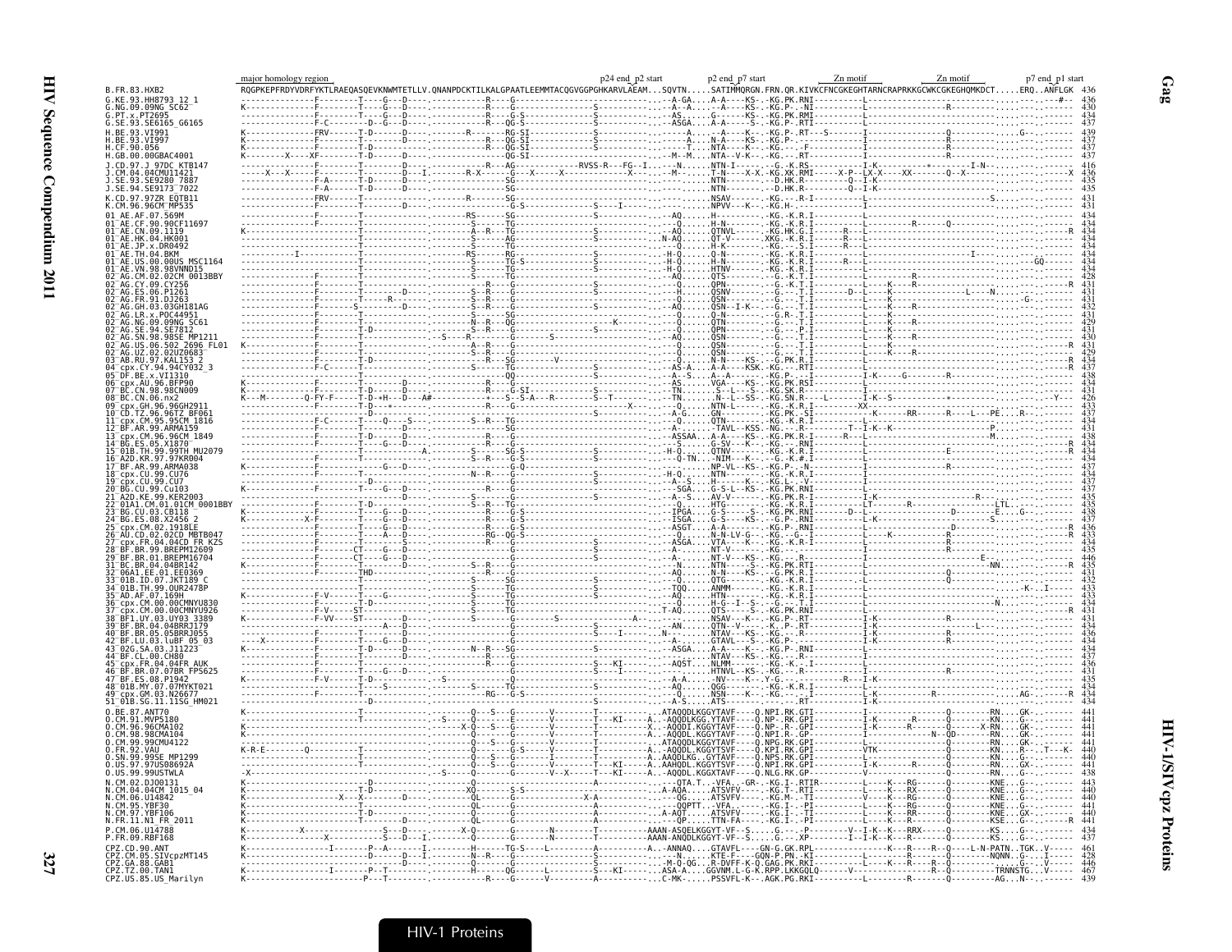```
                  major homology region                                                     p24 end_p2 start      p2 end_p7 start       Zn motif            Zn motif             p7 end_p1 start
B.FR.83.HXB2      RQGPKEPFRDYVDRFYKTLRAEQASQEVKNWMTETLLV.QNANPDCKTILKALGPAATLEEMMTACQGVGGPGHKARVLAEAM...SQVTN.....SATIMMQRGN.FRN.QR.KIVKCFNCGKEGHTARNCRAPRKKGCWKCGKEGHQMKDCT.....ERQ..ANFLGK  436
```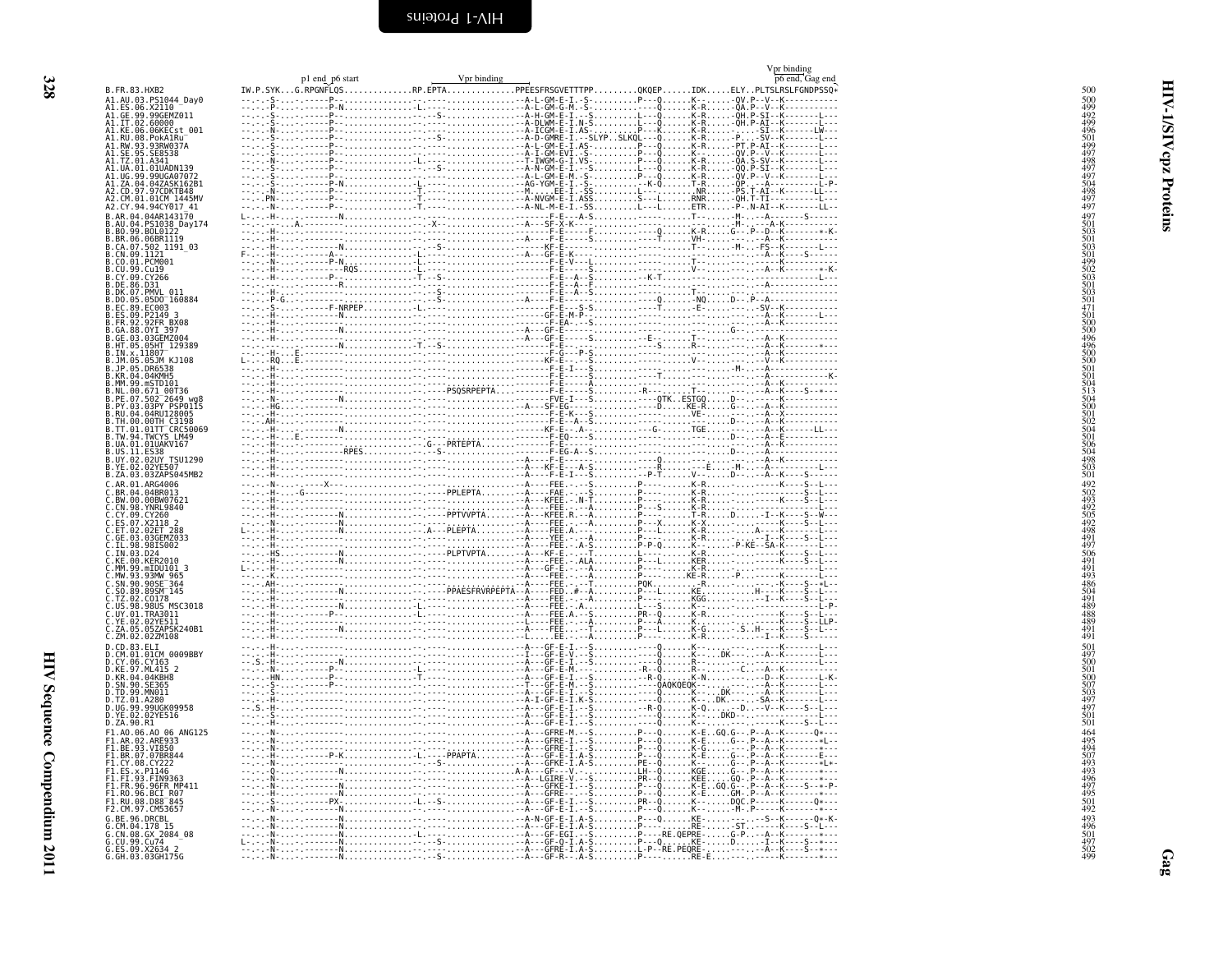## HIV-1/SIVcpz Proteins — Gag

```
                              p1 end  p6 start            Vpr binding                                        Vpr binding
                                                                                                              p6 end, Gag end
B.FR.83.HXB2          IW.P.SYK...G.RPGNFLQS..............RP.EPTA..............PPEESFRSGVETTTPP..........QKQEP......IDK.....ELY..PLTSLRSLFGNDPSSQ*   500
A1.AU.03.PS1044_Day0  --.-.-S-...-.-----P-.............................-A-L-GM-E-I.-S-..........P---Q.......K-......-QV.P--V--K----------     500
A1.ES.06.X2110        --.-.-P-...-.-----P-N..............-L-...............-A-L-GM-G-M.-S-...........----Q.......K-R......-QA.P--V--K----------     499
A1.GE.99.99GEMZ011    --.-.-S-...-.-----P-...............-..-S-..............-A-H-GM-E-I.--S..........L---Q.......K-R......-QH.P-SI--K--------L---   492
A1.IT.02.60000        --.-.-S-...-.-----P-N..............-................-A-DLWM-E-I.N-S.........L---Q.......K-R......-QH.P-AI--K--------L---   499
A1.KE.06.06KECst_001  --.-.-N-...-.-----P-...............-...............-A-ICGM-E-I.AS-..........P---K.......K-R..........-SI--K-------LW---   496
A1.RU.08.PokA1Ru      --.-.-S-...-.-----P-...............-..-S-..............-A-D-GMRE-I.--SLYP..SLKQL---Q.......K-R......-P...--SV--K--------L---  501
A1.RW.93.93RW037A     --.-.-S-...-.-----P-...............-................-A-L-GM-E-I.AS-..........P---Q.......K-R......-PT.P-AI--K----------   499
A1.SE.95.SE8538       --.-.-S-...-.-----P-...............-................-A-I-GM-EVI.-S-..........P---Q.......K-.......-QV.P--V--K--------L---   497
A1.TZ.01.A341         --.-.-N-...-.-----P-...............-L-...............-T-IWGM-G-I.VS-..........P---Q.......P-R......-QA.S-SV--K--------L---   498
A1.UA.01.01UADN139    --.-.-S-...-.-----P-...............-..-S-..............-A-N-GM-E-I.-S-..........L---Q.......K-R......-QQ.P-SI--K--------L---   497
A1.UG.99.99UGA07072   --.-.-S-...-.-----P-...............-................-A-L-GM-E-M.-S-..........P---Q.......K-R......-QV.P--V--K--------L---   497
A1.ZA.04.04ZASK162B1  --.-.-S-...-.-----P-N..............-L-...............-AG-YGM-E-I.-S-.........-K-Q.......T-R......-QP.--A---K--------L-P-  504
A2.CD.97.97CDKTB48    --.-.-N-...-.-----P-...............-T-...............-M.....EE-I.-SS.........L---........NR......-PS.T-AI--K-------LL---   498
A2.CM.01.01CM_1445MV  --.-.PN-...-.-----P-...............-T-...............-A-NVGM-E-I.ASS..........S---L.......RNR......-QH.T-TI--K--------L---   497
A2.CY.94.94CY017_41   --.-.-N-...-.-----P-...............-T-...............-A-NL-M-E-I.-SS..........L---L.......ETR......-P-.N-AI--K-------LL---  497
B.AR.04.04AR143170    L-.-.-H-...-.-------N-.............-.................-------F-E---A-S...........----Q.......T-.......-M-.--A-------S-----    497
B.AU.04.PS1038_Day174 --.-.---...A.--------------------..-X-...............-A---SF-X-K--.............-----........--.......-M-.---A-K-----------  501
B.BO.99.BOL0122       --.-.-H-...-.--------------------..-.................-------F-E-----F..........-----Q.......K-R......G--.P--D--K--------*-K- 503
B.BR.06.06BR1119      --.-.-H-...-.--------------------..-.................-A---F-E-E---S............---T........VH-.......-.--A-K-----------   501
B.CA.07.502_1191_03   --.-.-H-...-.-------N-.............-..-S-..............-------KF-E-----..........-----........T-.......-M-..-FS--K--------L---  503
B.CN.09.1121          F-.-.-H-...-.------A-..............-.................-A---GF-E-K--.............-----........--.......-.--A--K-------S-----   501
B.CO.01.PCM001        --.-.-H-...-.-------P-N............-L-...............--------F-E-V--L.........-----........--.......-.---------K-----------  499
B.CU.99.Cu19          --.-.-H-...-.--------RQS...........-L-...............--------F-E-----S.........-----........V-.......-.--A--K-------*-K-   502
B.CY.09.CY266         --.-.-H-...-.-----P-...............-T.--S-.............--------F-E--A--S.........--K-T.......--.......-.---------------L---  503
B.DE.86.D31           --.-.-H-...-.-----R-...............-.................--------F-E---A--F.........-----........--.......-.--A--------------  501
B.DK.07.PMVL_011      --.-.-H-...-.--------------------..-..-S-..............--------F-E---A--S.........-----........T-.......-.-----------------  503
B.DO.05.05DO_160884   --.-.-P-G..-.--------------------..-..-S-..............-A-----F-E-----............----Q.......-NQ......D--.P--A-------------  501
B.EC.89.EC003         --.-.-S-...-.-------F-NRPEP........-L-...............--------F-E-----S-S..........---T........-E-.......--SV--K-----------   471
B.ES.09.P2149_3       --.-.-H-...-.--------------------..-.................--------GF-E-M-P-............-----........--.......-.--A--K--------L---  501
B.FR.92.92FR_BX08     --.-.-H-...-.--------------------..-.................--------F-EA---S.............-----........--.......-.--A--K-----------  500
B.GA.88.OYI_397       --.-.-H-...-.-------N-.............-.................-A---GF-E--.................-----........G-.......-.-----------------  500
B.GE.03.03GEMZ004     --.-.-H-...-.--------------------..-.................-A---GF-E-----S...........--E-.......T-.......-.--A--K-----------    496
B.HT.05.05HT_129389   --.-.-H-...-.-------N-.............-T.--S-.............--------F-E-----............----S.......R-.......-.--A--K-------*---  496
B.IN.x.11807          --.-.-H-...E.--------------------..-.................--------F-G---P-S.............-----........--.......-.--A--K-----------  500
B.JM.05.05JM_KJ108    L-.-.-RQ...E.--------------------..-.................--------KF-E-----S...........-----........V-.......-.--V--K-----------  500
B.JP.05.DR6538        --.-.-H-...-.--------------------..-.................--------F-E-I---S............-----........--.......-M-..-A-------------  501
B.KR.04.04KMH5        --.-.-H-...-.--------------------..-.................--------F-E-----S............---T........--.......-.--A-------------K-  501
B.MM.99.mSTD101       --.-.-H-...-.--------------------..-.................--------F-E-----A............-----........--.......-.--A--K-----------  504
B.NL.00.671_00T36     --.-.-H-...-.--------------------..-.-PSQSRPEPTA.........-------F-E-----S..........-R-----.......T-.......-.--A--K-------S--*---  513
B.PE.07.502_2649_wg8  --.-.-N-...-.-------N-.............-.................--------FVE-I---S..........---QTK..ESTGQ.....D--.----K-----------   504
B.PY.03.03PY_PSP0115  --.-.-HG...-.--------------------..-.................-A---SF-EG-----............----D.....KE-R......G--.--A--K-----------  500
B.RU.04.04RU128005    --.-.-H-...-.--------------------..-.................--------F-E-K---S............-----........VE-.......-.--A--K-----------  501
B.TH.00.00TH_C3198    --.-.AH-...-.--------------------..-.................--------F-E---A--S...........-----........--.......D--.--A--K-----------  502
B.TT.01.01TT_CRC50069 --.-.-H-...-.-------N-.............-.................-------KF-E---A---............--G-.......TGE.......-.--A--K-------LL---  504
B.TW.94.TWCYS_LM49    --.-.-H-...E.--------------------..-.................--------F-EQ----S............-----........--.......D--.--A--E-----------  501
B.UA.01.01UAKV167     --.-.-H-...-.--------------------..-.G---PRTEPTA.........--------F-E--............-----........--.......D--.--A--K-----------  506
B.US.11.ES38          --.-.-H-...-.--------RPES..........-..-S-..............--------F-EG-A--S..........-----........--.......D--.--A-------------  504
B.UY.02.02UY_TSU1290  --.-.-H-...-.--------------------..-.................-A-----F-E-----............----Q.......--.......D--.--A--K-----------  498
B.YE.02.02YE507       --.-.-H-...-.--------------------..-.................-A---KF-E---A-S............-----R.......-E......-M-.--A--K--------L---  503
B.ZA.03.03ZAPS045MB2  --.-.-H-...-.--------------------..-.................-------F-E-I---S...........--P-T.......V-.......D--.--A--K-------S-----  501
C.AR.01.ARG4006       --.-.-N-...-.----X---..............-.................-A----FEE.---S.........P---........K-R......-.------K-----S--L---   492
C.BR.04.04BR013       --.-.-H-...-G--------------------..-.-PPLEPTA...........-A----FAE.---S.........P---........K-R......-.------K-----S--L---  502
C.BW.00.00BW07621     --.-.-H-...-.--------------------..-.................-A---KFEE.-N-T.........P---........K-R......-.------K-----S--L---  493
C.CN.98.YNRL9840      --.-.-H-...-.--------------------..-.................-A----FEE.---A.........P---S.......K-R......-.-----------------L---  492
C.CY.09.CY260         --.-.-H-...-.-------N-.............-.-PPTVVPTA..........-A---KFEE.R.--A.........P---........T-R.......D.....-I--K-----S--W---  505
C.ES.07.X2118_2       --.-.-N-...-.-------N-.............-.................-A----FEE.---A.........P---X.......K-X......-.------K-----S--L---   492
C.ET.02.02ET_288      L-.-.-H-...-.-------N-.............-.A---PLEPTA.........-A----FEE.A.--.........P---L.......K-R......-.--A---K-----S--L---  498
C.GE.03.03GEMZ033     --.-.-H-...-.--------------------..-.................-A----YEE.---A.........P---........K-R......-.-----I--K-----S--L---  491
C.IL.98.98IS002       --.-.-H-...-.--------------------..-.................-A----FEE.--A-S.........P-P-Q.......K-........-P-KE--SA-K-------L---  497
C.IN.03.D24           --.-.-HS...-.-------N-.............-.-PLPTVPTA..........-A---KF-E.---T.........L---........K-R......-.------K-----S--L---  506
C.KE.00.KER2010       --.-.-H-...-.-------N-.............-.................-A----FEE.-ALA.........P---L.......KER......-.------K-----S--L---   491
C.MM.99.mIDU101_3     L-.-.-H-...-.--------------------..-.................-A---GF-E.---A.........P---........K-R......-.-----------------L---  491
C.MW.93.93MW_965      --.-.-K-...-.--------------------..-.................-A----FEE.---A.........P---........KE-R......-P.......K-----------L---  493
C.SN.90.90SE_364      --.-.-AH-..-.--------------------..-.................-A----FEE.---T.........PQK..........-R.......-.------K-----S--*L---  486
C.SO.89.89SM_145      --.-.-H-...-.-------N-.............-.-PPAESFRVRPEPTA-.-A----FED.#-A.........P---L.......KE..........H-----K-----S--L---  504
C.TZ.02.CO178         --.-.-H-...-.--------------------..-.................-A----FEE.---A.........P---........KGG......-.-----I--K-----S--L---  491
C.US.98.98US_MSC3018  --.-.-H-...-.-------N-.............-.................-A----FEE.--A..........L---S.......K-.......-.--------------------L-P-  489
C.UY.01.TRA3011       --.-.-H-...-.-----P-...............-L-...............-A----FEE.A.--S.........PR--Q.......K-R......-.------K-----S--L---  488
C.YE.02.02YE511       --.-.-H-...-.--------------------..-.................-L----FEE.---A.........P---A.......K-........-.------K-----S--LLP-  489
C.ZA.05.05ZAPSK240B1  --.-.-H-...-.-------N-.............-.................-A----FEE.---T.........P---L.......K-G......-.S..H----K-----S--L---  491
C.ZM.02.02ZM108       --.-.-H-...-.--------------------..-.................--L.....EE.---A.........P---........K-R......-.-----I--K-----S-----  491
D.CD.83.ELI           --.-.-H-...-.--------------------..-.................-A---GF-E-I.--S.........----Q.......K-........-.------K--------L---  501
D.CM.01.01CM_0009BBY  --.-.-H-...-.--------------------..-.................-A---GF-E-V.--S.........----Q.......K-........DK---.--A--K--------L---  497
D.CY.06.CY163         --.S.-H-...-.-------N-.............-.................-A---GF-E-I.--S.........----Q.......R-........-.-----------------L---  500
D.KE.97.ML415_2       --.-.-N-...-.-----P-...............-.................-A---GF-E-M.--S.........-R--Q.......R-........-C..-A--K-----------   501
D.KR.04.04KBH8        --.-.-HN...-.-----P-...............-T-...............-A---GF-E-I.--S.........--R-Q.......K-N.......-.-D--K--------L-K-   500
D.SN.90.SE365         --.-.-S-...-.-----P-...............-.................-T---GF-E-M.--S.........---QAQKQEQK-..........-.--A--K--------L---   507
D.TD.99.MN011         --.-.-S-...-.--------------------..-.................-A-H-GF-E-I.--S.........----Q.......K-.....DK---.--A--K-----------   503
D.TZ.01.A280          --.-.-N-...-.--------------------..-.................-A-I-GF-E-I.K-S.........----Q.......K-......DK---.-SA--K--------L---  497
D.UG.99.99UGK09958    --.S.-H-...-.--------------------..-.................-A---GF-E-I.--S.........--R-Q.......K-Q......-D..--V--K-----S--L---  497
D.YE.02.02YE516       --.-.-S-...-.--------------------..-.................-A---GF-E-I.--S.........----Q.......K-.......DKD---.------K-----------  501
D.ZA.90.R1            --.-.-H-...-.--------------------..-.................-A---GF-E-I.--S.........----Q.......K-........-.------K-----S--L---  501
F1.AO.06.AO_06_ANG125 --.-.-N-...-.--------------------..-.................-A---GFRE-M.--S.........P---Q.......K-E..GQ.G--.P--A--K-------Q*---  464
F1.AR.02.ARE933       --.-.-N-...-.--------------------..-.................-A---GFRE-I.--S.........P---Q.......K-E......G--.P--A--K--------*L--  495
F1.BE.93.VI850        --.-.-N-...-.--------------------..-.................-A---GFRE-I.--S.........P---Q.......K-G......-.P--A--K--------*---   494
F1.BR.07.07BR844      --.-.-N-...-.-------P-K............-L----PPAPTA.........-A---GF-E-I.A-S.........P---Q.......K-E......G--.P--A--K--------E---  507
F1.CY.08.CY222        --.-.-N-...-.--------------------..-..-S-..............-A---GFKE-I.A-S.........PE--Q.......K-........G--.P--A--K--------*L*-  493
F1.ES.x.P1146         --.-.-Q-...-.-------N-.............-.................A-A---GF---V.--S.........LH--Q.......KGE......G--.P--A--K--------*---  493
F1.FI.93.FIN9363      --.-.-N-...-.--------------------..-.................-A--LGIRE-V.--S.........PR--Q.......KEE......GQ-.P--A--K--------*---  496
F1.FR.96.96FR_MP411   --.-.-H-...-.-------N-.............-.................-A---GFKE-I.--S.........P---Q.......K-E..GQ.G--.P--A--K-----S--*-P-  497
F1.RO.96.BCI_R07      --.-.-N-...-.-------N-.............-.................-A---GFRE-.--S.........P---Q.......K-E......GM-.P--A--K--------*---  495
F1.RU.08.D88_845      --.-.-S-...-.-----PX-..............-L.--S-.............-A---GF-E-I.--S.........PR--Q.......K-........DQC.P-----K-------Q*---  501
F2.CM.97.CM53657      --.-.-N-...-.-------N-.............-.................-A---GF-E-I.--S.........P---Q.......K-........-M-.P-----K--------*---  492
G.BE.96.DRCBL         --.-.-N-...-.-------N-.............-.................-A-N-GF-E-I.A-S.........P---Q.......KE-.......--S--K-------Q*-K-   493
G.CM.04.178_15        --.-.-N-...-.-------N-.............-.................-A---GF-E-I.A-S.........P---........RE-.......-ST.----K-----S--L---  496
G.CN.08.GX_2084_08    --.-.-N-...-.-------N-.............-L-...............-A---GF-EGI.--S.........P----RE.QEPRE-......G-P.--A--K--------*---  501
G.CU.99.Cu74          L-.-.-N-...-.-------N-.............-..-S-..............-A---GF-Q-I.A-S.........P---Q.......KE-.......D.....-I--K-----S--*---  497
G.ES.09.X2634_2       --.-.-N-...-.-------N-.............-.................-A---GFRE-I.A-S.........L-P--RE.PEQRE-......-.--A--K-----S--*---  502
G.GH.03.03GH175G      --.-.-N-...-.-------N-.............-..-S-..............-A---GF-R--.A-S.........P---........RE-E.......-.------K--------*---  499
```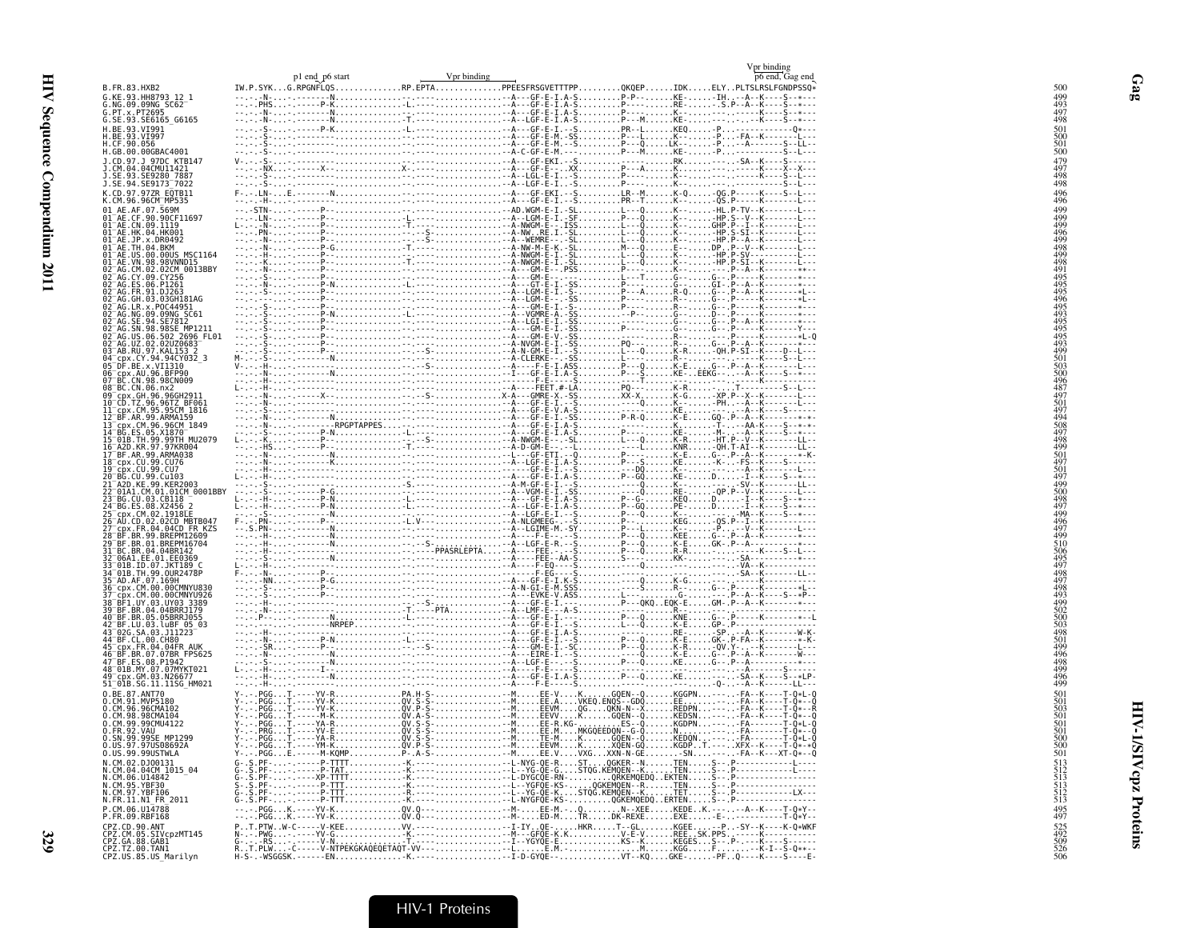```
                              p1 end  p6 start                Vpr binding                                                  Vpr binding
                                                                                                                           p6 end, Gag end
B.FR.83.HXB2                  IW.P.SYK...G.RPGNFLQS..............RP.EPTA..............PPEESFRSGVETTTPP.........QKQEP......IDK.....ELY..PLTSLRSLFGNDPSSQ*   500
G.KE.93.HH8793_12_1           ---.--N-...-.-------N..............--.----..............--A---GF-E-I.A-S.........P-P--......KE-.....-IH..--A--K-----S--*---   499
G.NG.09.09NG_SC62             ---.-PHS...-.-----P-K..............-L.----..............--A---GF-E-I.A-S.........P----......RE-.....-.S.P--A--K-----S--*---   493
G.PT.x.PT2695                 ---.--N-...-.-------N..............--.----..............--A---GF-E-I.A-S.........P----......KE-.....---..-------K-----S--*---   497
G.SE.93.SE6165_G6165          ---.--N-...-.-------N..............-T.----..............--A---GF-E-I.A-S.........P---M......KE-.....---..-------K-----S--*---   498
H.BE.93.VI991                 ---.--S-...-.-----P-K..............-L.----..............--A---GF-E-I.--S.........PR--L......KEQ.....-P..------------Q*---   501
H.BE.93.VI997                 ---.--S-...-.--------..............--.----..............--A---GF-E-M.-SS.........P---L......K--.....-P..--FA--K-------L---   500
H.CF.90.056                   ---.--S-...-.--------..............--.----..............--A---GF-E-M.--S.........P---Q......LK--.....-P..--A--------S--LL--   501
H.GB.00.00GBAC4001            ---.--S-...-.--------..............--.----..............--A-C-GF-E-M.---.........P---M......KE-.....-P..-----------S--L---   500
J.CD.97.J_97DC_KTB147         V--.--S-...-.--------..............--.----..............--A---GF-EKI.--S.........-----......RK-.....---.-SA--K-----S------   479
J.CM.04.04CMU11421            ---.--NX...-.-----X--..............X-.----..............--A---GF-E---.--XX.........P---A......K--.....---..-------K---X-X---   497
J.SE.93.SE9280_7887           ---.--S-...-.--------..............--.----..............--A---LGL-E-I.--S.........P----......K--.....---..-------K-----S--L---   498
J.SE.94.SE9173_7022           ---.--S-...-.--------..............--.----..............--A---LGF-E-I.--S.........P----......K--.....---..-------------S--L---   498
K.CD.97.97ZR_EQTB11           F--.-LN-...E.-------N..............--.----..............--A---GF-EKI.--S.........LR--M......K-Q.....-QG.P------K-----S--L---   496
K.CM.96.96CM_MP535            ---.--H-...-.--------..............--.----..............--A---GF-E-I.--S.........PR--T......K--.....-QS.P--A--K-------L---   496
01_AE.AF.07.569M              ---.STN-...-.-----P--..............--.----..............-AD.WGM-E-I.-SL.........L---Q......K--.....-HL.P-TV--K-------L---   499
01_AE.CF.90.90CF11697         ---.-LN-...-.-----P--..............-L.----..............--A--LGM-E-I.-SF.........P---Q......K--.....-HP.S--V--K-------L---   499
01_AE.CN.09.1119              L--.--N-...-.-----P--..............-T.----..............--A-NWGM-E--.ISS.........L---Q......K--.....GHP.P--I--K-------L---   499
01_AE.HK.04.HK001             ---.-PN-...-.-----P--..............--.--S-..............--A-NW..RE.I.-SL.........L---Q......K--.....-HP.S-SI--K-------L---   496
01_AE.JP.x.DR0492             ---.--N-...-.-----P--..............--.--S-..............--A--WEMRE---.-SL.........L---Q......K--.....-HP.P--A--K-------L---   499
01_AE.TH.04.BKM               ---.--N-...-.-----P-G..............--.----..............--A-NW-M-E-K.-SL.........M---Q......E--.....DP..P--V--K-------L---   498
01_AE.US.00.00US_MSC1164      ---.--N-...-.-----P--..............-T.----..............--A-NWGM-E-I.-SL.........L---Q......K--.....-HP.P-SV--K-------L---   498
01_AE.VN.98.98VNND15          ---.--K-...-.-----P--..............-T.----..............--A-NWGM-E-I.-SL.........L---Q......K--.....-HP.P-SI--K-------L---   498
02_AG.CM.02.02CM_0013BBY      ---.--N-...-.-----P--..............--.----..............--A---GM-E--.PSS.........P----......K--.....---..P--A--K-------*---   491
02_AG.CY.09.CY256             ---.--S-...-.-----P--..............--.----..............--A---GM-E--.---.........L--T-......G--.....G--.P-----K-------*---   495
02_AG.ES.06.P1261             ---.--N-...-.-----P-N..............-L.----..............--A---GT-E-I.-SS.........P----......G--.....GI-.P--A--K-------*---   495
02_AG.FR.91.DJ263             ---.--S-...-.-----P--..............--.----..............--A--LGM-E-I.-S-.........P---A......R-Q.....G--.P--A--K-------*L--   496
02_AG.GH.03.03GH181AG         ---.--N-...-.-----P--..............--.----..............--A--LGM-E--.-SS.........P----......R--.....G--.P-----K-------*L--   496
02_AG.LR.x.POC44951           ---.--S-...-.-----P--..............--.----..............--A---GM-E-I.-S-.........P----......R--.....G--.P-----K-------*---   495
02_AG.NG.09.09NG_SC61         ---.--S-...-.-----P-N..............-L.----..............--A--VGMRE-A.-SS.........-P---......G--.....D--.P-----K-------*---   493
02_AG.SE.94.SE7812            ---.--S-...-.-----P--..............--.----..............--A--LGI-E-I.-SS.........P----......G--.....G--.P--A--K-------*---   495
02_AG.SN.98.98SE_MP1211       ---.--S-...-.-----P--..............--.----..............--A---GM-E-I.-SS.........P----......G--.....G--.P-----K-------Y---   495
02_AG.US.06.502_2696_FL01     ---.--S-...-.-----P--..............--.----..............--A---GM-E-V.-SS.........-----......R--.....---.P-----K-------*L-Q   495
02_AG.UZ.02.02UZ0683          ---.--S-...-.-----P--..............--.----..............--A-NVGM-E-I.-SS.........PQ---......R--.....G--.P--A--K-------*---   493
03_AB.RU.97.KAL153_2          ---.--S-...-.-----P--..............--.--S-..............--A-N-GM-E-I.--S.........L---Q......K-R.....-QH.P-SI--K-----D--L---   499
04_cpx.CY.94.94CY032_3        M--.--S-...-.-------N..............--.----..............--A-CLERKE---.-SS.........L----......R--.....---..------K-----S--L---   501
05_DF.BE.x.VI1310             V--.--H-...-.--------..............--.--S-..............--A---F-E-I.ASS.........P---Q......K--.....G--.P--A--K-------*---   503
06_cpx.AU.96.BFP90            ---.--N-...-.-------N..............--.----..............--I---GF-E-I.A-S.........P---S......KE-..EEKG--..--A--K-----S--*---   500
07_BC.CN.98.98CN009           ---.--H-...-.--------..............--.----..............--A-----F-E---.--S.........--T--......K--.....---..-------K-------L---   496
08_BC.CN.06.nx2               L--.--H-...-.--------..............--.----..............--A-----FEET.#-LA.........PQ---......K-R.....---..T--------S--L---   487
09_cpx.GH.96.96GH2911         ---.--N-...-.-----X--..............--.--S-..............X-A---GMRE-X.-SS.........XX-X.......K-G.....-XP.P--X--K-------L---   497
10_CD.TZ.96.96TZ_BF061        ---.--H-...-.--------..............--.----..............--A-D-GF-E-I.--S.........----Q......K--.....-PH..--A--K-------L---   501
11_cpx.CM.95.95CM_1816        ---.--S-...-.--------..............--.----..............--A---GF-E-V.A-S.........-----......KE.....---..--A--K-----S------   497
12_BF.AR.99.ARMA159           ---.--N-...-.-----------N..........--.----..............--A---GF-E-I.-SS.........P-R-Q......K-E.....GQ-.P--A--K-------*-*-   494
13_cpx.CM.96.96CM_1849        ---.--N-...-.-----RPGPTAPPES.......--.----..............--A---GF-E-I.A-S.........-----......K--.....-T-..--AA-K-----S--*-*-   508
14_BG.ES.05.X1870             ---.--S-...-.-----P-N..............--.----..............--A---GF-E-I.A-S.........P----......KE-.....-M-..--A--K-----S--*---   497
15_01B.TH.99.99TH_MU2079      L--.--K-...-.-----P--..............-L.--S-..............--A-NWGM-E---.-SL.........L---Q......K-R.....-HT.P--V--K-------LL--   498
16_A2D.KR.97.97KR004          ---.-HS-...-.-----P--..............-T.----..............--A-D-GM-E---.--S.........-L---......KNR.....-QH.T-AI--K-------LL--   499
17_BF.AR.99.ARMA038           ---.--N-...-.-------N..............--.----..............--L---GF-ETI.--Q.........P----......KE-.....G--.P--A--K-------*-K-   501
18_cpx.CU.99.CU76             ---.--N-...-.-------K..............--.----..............--A--LGF-E-I.A-S.........P---S......KE-.....-K-..-FS--K-----S------   497
19_cpx.CU.99.CU7              ---.--N-...-.--------..............--.----..............--A---GF-E-I.--S.........---DQ......K--.....---..--A--K-------L---   501
20_BG.CU.99.Cu103             L--.--H-...-.--------..............--.----..............--A---GF-E-I.A-S.........P--GQ......KE-.....D----..I--K-----S--*---   497
21_A2D.KE.99.KER2003          ---.--S-...-.--------..............-S.----..............--A-M-GF-E-I.--S.........----Q......K--.....---.-SV--K-------LL--   499
22_01A1.CM.01.01CM_0001BBY    ---.--S-...-.-----P-G..............--.----..............--A--VGM-E-I.-SS.........----Q......RE-.....-QP.P--V--K-------L---   500
23_BG.CU.03.CB118             L--.--H-...-.-----P-N..............-L.----..............--A---GF-E-I.A-S.........P--G-......KEQ.....D-----..I--K-----S--*---   498
24_BG.ES.08.X2456_2           L--.--H-...-.-----P-N..............-L.----..............--A--LGF-E-I.A-S.........P--GQ......PE-.....D----..I--K-----S--*---   497
25_cpx.CM.02.1918LE           ---.--S-...-.--------..............--.----..............--A--LGF-E-I.--S.........P---Q......K--.....---.-MA--K-----S--*---   499
26_AU.CD.02.02CD_MBTB047      F--.-PN-...-.-----P--..............-L.V---..............--A-NLGMEEG-..-S.........P----......KEG.....-QS.P--I--K-------*---   496
27_cpx.FR.04.04CD_FR_KZS      --.S.PN-...-.--------..............--.----..............--A--LGIME-M.-SY.........P---L......K--.....-P..--V--K-------L---   497
28_BF.BR.99.BREPM12609        ---.--N-...-.-------N..............--.----..............--A-----F-E--.--S.........P---Q......KEE.....G---.P--A--K-------*---   499
29_BF.BR.01.BREPM16704        ---.--N-...-.-------N..............--.-----S-...........--A---LGF-E-R.--S.........P---Q......K-E.....GK-.P--A--K-------*---   510
31_BC.BR.04.04BR142           ---.--H-...-.--------..............--.-----PPASRLEPTA.....--A----FEE--.--S.........P---Q......R-R.....---..-------K-----S--L---   506
32_06A1.EE.01.EE0369          ---.--S-...-.-------N..............--.----..............--A----FEE--AA-S.........S----......KK-.....---.-SA------------------   495
33_01B.ID.07.JKT189_C         L--.--H-...-.--------..............--.----..............--A----F-EQ---.-S.........-----Q.........---..-VA--K-------------   497
34_01B.TH.99.OUR2478P         F--.--N-...-.-----P--..............--.----..............--------F-EG---.-S.........-----......---.....---.-SA--K-------LL--   498
35_AD.AF.07.169H              ---.-NN-...-.-----P-G..............--.----..............--A---GF-E-I.K-S.........----Q......K-G.....---..-------K-----------   497
36_cpx.CM.00.00CMNYU830       ---.--S-...-.-----P--..............--.----..............--A-N-GI-E-M.SSS.........---S......K-R.....G--.P-----K-------*L--   498
37_cpx.CM.00.00CMNYU926       ---.--S-...-.-----P--..............--.----..............--A---EVKE-V.ASS.........L-----......G-.....---.P--A--K-----S--*P--   493
38_BF1.UY.03.UY03_3389        ---.--N-...-.--------..............--.--S-..............--A---GF-E-I.--S.........P---QKQ..EQK-E.....GM-.P--A--K-------*---   499
39_BF.BR.04.04BRRJ179         ---.--N-...-.--------..............-T.----PTA...........--A---LMF-E---A-S.........-----......K--.....---..-------K-------*---   502
40_BF.BR.05.05BRRJ055         ---.P--...-.-------N..............--.----..............--A---GF-E-I.--S.........P---Q......KNE.....G--.P-----K-------*---L   500
42_BF.LU.03.luBF_05_03        ---.--N-...-.-----NRPEP............--.----..............--A---GF-E-I.--S.........L---Q......K-E.....GP-.P-------------------   503
43_02G.SA.03.J11223           ---.--H-...-.--------..............--.----..............--A---GF-E-I.A-S.........-----......RE-.....-SP.--A--K-------W-K-   498
44_BF.CL.00.CH80              ---.--N-...-.-----P-N..............-L.----..............--A---GF-E-I.--S.........P---Q......K-E.....GK-.P-FA--K-------*-K-   501
45_cpx.FR.04.04FR_AUK         ---.-SR-...-.-----P--..............--.--S-..............--A---GM-E-I.-SC.........P---Q......K-R.....-QV.Y----K-------------   499
46_BF.BR.07.07BR_FPS625       ---.--N-...-.-------N..............--.----..............--A----EIRE-I.--S.........P---Q......K-E.....G--.P--A--K-------W---   496
47_BF.ES.08.P1942             ---.--S-...-.-------N..............--.----..............--A--LGF-E---.--S.........P---Q......KE.....G--.P--A--K-------*---   498
48_01B.MY.07.07MYKT021        L--.--H-...-.-----I--..............--.----..............--A-----F-E--.--S.........-----......---.....---..-------K-----S------   498
49_cpx.GM.03.N26677           ---.--H-...-.--------..............--.----..............--A---GF-E-I.A-S.........P---Q......KE-.....---.-SA--K-----S--*LP-   496
51_01B.SG.11.11SG_HM021       ---.--H-...-.--------..............--.----..............--A-----F-E---.--S.........-----......---.....-Q-..-A--K-------LL--   499
O.BE.87.ANT70                 Y--.-PGG...T.----YV-K..............PA.H-S-..............--M.....EE-V.....K.......GQEN--Q......KGGPN...---..-FA--K-----T-Q*L-Q   501
O.CM.91.MVP5180               Y--.-PGG...T.----YV-K..............QV.S-S-..............--M.....EE.A.....VKEQ.ENQS--GDQ......EE.....---..-FA--K-----T-Q*--Q   501
O.CM.96.96CMA102              Y--.-PGG...T.----YV-K..............QV.P-S-..............--M.....EEVM.....QG.....QKN-N--X......REDPN...---..-FA--K-----T-Q*--R   503
O.CM.98.98CMA104              Y--.-PGG...T.----M-K..............QV.A-S-..............--M.....EEVV.....K.......GQEN--Q......KEDSN...---..-FA--K-----T-Q*--Q   501
O.CM.99.99CMU4122             Y--.-PGG...T.----YA-R..............QV.S-S-..............--M.....EE-R.KG-.........ES--Q......KGDPN...---..-FA------T-Q*L-Q   501
O.FR.92.VAU                   Y--.-PRG...T.----YV-E..............QV.S-S-..............--M.....EE.M.....MKGQEEDQN--G-Q......N.......---..-FA------T-Q*--Q   501
O.SN.99.99SE_MP1299           Y--.-PGG...T.----YA-R..............QV.S-S-..............--M.....TE-M.....K.......GQEN--Q......KEDQN...---..-FA------T-Q*L-Q   500
O.US.97.97US08692A            Y--.-PGG...T.----YM-K..............QV.P-S-..............--M.....EEVM.....K.......XQEN-GQ......KGDP..T.---.-XFX--K-----T-Q*-*Q   500
O.US.99.99USTWLA              Y--.-PGG...E.----M-KQMP............P-.A-S-..............--M.....EE.V.....VXG.....XXN-N-GE......-SN...---..-FA--K---XT-Q*--Q   501
N.CM.02.DJO0131               G--.S.PF-...-.-----P-TTT...........-K.----..............--L-NYG-QE-R.....ST.....QGKER--N......TEN.....S---.P-------------L----   513
N.CM.04.04CM_1015_04          G--.S.PF-...-.-----P-TAT...........-K.----..............--L--YG-QE-G.....STQG.KEMQEN--K......TEN.....S---.P------------------   512
N.CM.06.U14842                G--.S.PF-...-.-----XP-TTTT.........-K.----..............--L-DYGCQE-RN-..........QRKEMQEDQ..EKTEN.....S---.P------------------   513
N.CM.95.YBF30                 S--.S.PF-...-.-----P-TTT...........-K.----..............--L--YGFQE-KS-....QGKEMQEN--R......TEN.....S---.P------------------   513
N.CM.97.YBF106                G--.S.PF-...-.-----P-TTT...........-R.----..............--L--YG-QE-K....STQG.KEMQEN--K......TET.....S---.P--------------LX---   512
N.FR.11.N1_FR_2011            G--.S.PF-...-.-----P-TTT...........-K.----..............--L-NYGFQE-KS-..........QGKEMQEDQ..ERTEN.....S---.P------------------   513
P.CM.06.U14788                ---.-PGG...K.----YV-K..............QV.Q---..............--M.....EE-M.--.Q........N--XEE......KEDE..K.---..--A--K-----T-Q*Y--   495
P.FR.09.RBF168                ---.-PGG...K.----YV-K..............QV.Q---..............--M.....ED-M.--.TR......DK-REXE......EXE.....-E-..--------------T-Q*Y--   497
CPZ.CD.90.ANT                 P..T.PTW..W-C-----V-KEE............VV.----..............--I-IY..QE-......HKR.....T--GL.......KGEE.....-P..-SY--K-----K-Q*WKF   525
CPZ.CM.05.SIVcpzMT145         N--.-PWG...-.----YV-G..............-K.----..............--M---GFQE-K.K..........V-E-V......REE..SK.PPS..----K-------------   492
CPZ.GA.88.GAB1                G--.--RS...-.-----V-N..............-T.----..............--I--YGYQE-E.............KS--K......KEGES....S---.P..---K-----S------   509
CPZ.TZ.00.TAN1                R..T.PLW...C-----NTPEKGKAQEQETAQT-VV--.....................--I--YGYQE-.............E.M.......M......KGG.....FI......----K-I---S-Q*--   526
CPZ.US.85.US_Marilyn          H-S--WSGGSK.------EN...............-K.----..............--I-D-GYQE-..............VT--KQ....GKE-.....-PF..Q----K-----S----E-   506
```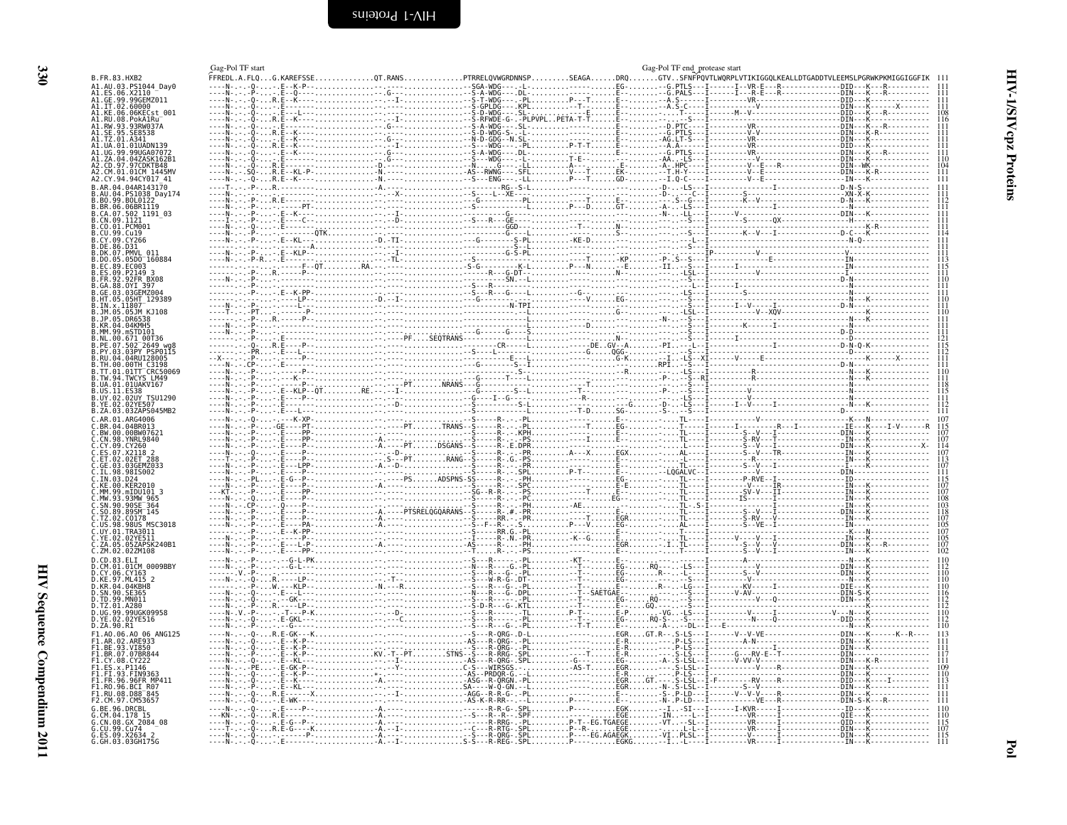```
                          Gag-Pol TF start                                                                              Gag-Pol TF end_protease start
B.FR.83.HXB2              FFREDL.A.FLQ...G.KAREFSSE..............QT.RANS..............PTRRELQVWGRDNNSP.........SEAGA......DRQ.......GTV..SFNFPQVTLWQRPLVTIKIGGQLKEALLDTGADDTVLEEMSLPGRWKPKMIGGIGGFIK  111
A1.AU.03.PS1044_Day0      111
A1.ES.06.X2110            111
A1.GE.99.99GEMZ011        111
A1.IT.02.60000            111
A1.KE.06.06KECst_001      108
A1.RU.08.PokA1Ru          116
A1.RW.93.93RW037A         111
A1.SE.95.SE8538           111
A1.TZ.01.A341             111
A1.UA.01.01UADN139        111
A1.UG.99.99UGA07072       111
A1.ZA.04.04ZASK162B1      110
A2.CD.97.97CDKTB48        104
A2.CM.01.01CM_1445MV      111
A2.CY.94.94CY017_41       111
B.AR.04.04AR143170        111
B.AU.04.PS1038_Day174     111
B.BO.99.BOL0122           112
B.BR.06.06BR1119          111
B.CA.07.502_1191_03       111
B.CN.09.1121              111
B.CO.01.PCM001            111
B.CU.99.Cu19              114
B.CY.09.CY266             111
B.DE.86.D31               111
B.DK.07.PMVL_011          111
B.DO.05.05DO_160884       113
B.EC.89.EC003             115
B.ES.09.P2149_3           111
B.FR.92.92FR_BX08         110
B.GA.88.OYI_397           111
B.GE.03.03GEMZ004         111
B.HT.05.05HT_129389       110
B.IN.x.11807              111
B.JM.05.05JM_KJ108        110
B.JP.05.DR6538            111
B.KR.04.04KMH5            111
B.MM.99.mSTD101           111
B.NL.00.671_00T36         121
B.PE.07.502_2649_wg8      115
B.PY.03.03PY_PSP0115      112
B.RU.04.04RU128005        111
B.TH.00.00TH_C3198        111
B.TT.01.01TT_CRC50069     110
B.TW.94.TWCYS_LM49        111
B.UA.01.01UAKV167         118
B.US.11.ES38              115
B.UY.02.02UY_TSU1290      111
B.YE.02.02YE507           112
B.ZA.03.03ZAPS045MB2      111
C.AR.01.ARG4006           107
C.BR.04.04BR013           115
C.BW.00.00BW07621         107
C.CN.98.YNRL9840          107
C.CY.09.CY260             114
C.ES.07.X2118_2           107
C.ET.02.02ET_288          113
C.GE.03.03GEMZ033         107
C.IL.98.98IS002           111
C.IN.03.D24               115
C.KE.00.KER2010           107
C.MM.99.mIDU101_3         107
C.MW.93.93MW_965          108
C.SN.90.90SE_364          103
C.SO.89.89SM_145          118
C.TZ.02.CO178             107
C.US.98.98US_MSC3018      105
C.UY.01.TRA3011           107
C.YE.02.02YE511           105
C.ZA.05.05ZAPSK240B1      107
C.ZM.02.02ZM108           102
D.CD.83.ELI               110
D.CM.01.01CM_0009BBY      112
D.CY.06.CY163             110
D.KE.97.ML415_2           110
D.KR.04.04KBH8            110
D.SN.90.SE365             116
D.TD.99.MN011             112
D.TZ.01.A280              110
D.UG.99.99UGK09958        112
D.YE.02.02YE516           112
D.ZA.90.R1                110
F1.AO.06.AO_06_ANG125     113
F1.AR.02.ARE933           111
F1.BE.93.VI850            111
F1.BR.07.07BR844          117
F1.CY.08.CY222            111
F1.ES.x.P1146             109
F1.FI.93.FIN9363          110
F1.FR.96.96FR_MP411       113
F1.RO.96.BCI_R07          111
F1.RU.08.D88_845          111
F2.CM.97.CM53657          111
G.BE.96.DRCBL             110
G.CM.04.178_15            110
G.CN.08.GX_2084_08        115
G.CU.99.Cu74              107
G.ES.09.X2634_2           115
G.GH.03.03GH175G          111
```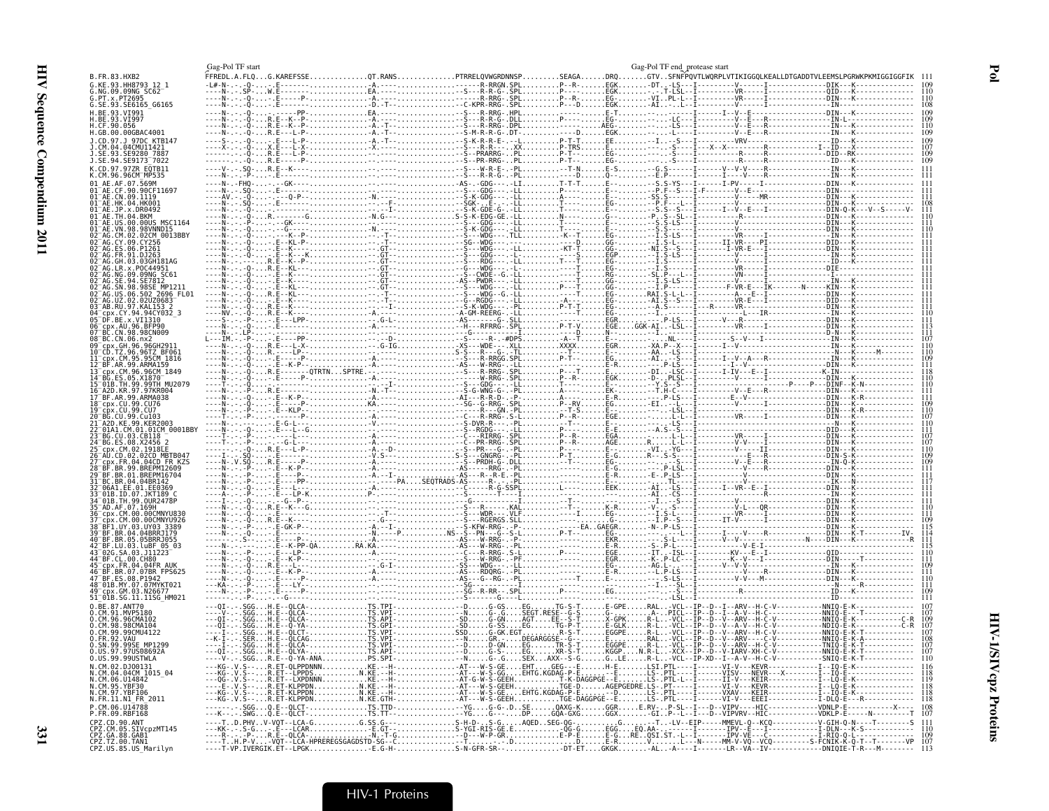Gag-Pol TF start | Gag-Pol TF end_protease start

```
B.FR.83.HXB2   FFREDL.A.FLQ...G.KAREFSSE..............QT.RANS..............PTRRELQVWGRDNNSP.........SEAGA......DRQ......GTV..SFNFPQVTLWQRPLVTIKIGGQLKEALLDTGADDTVLEEMSLPGRWKPKMIGGIGGFIK  111
```

| Sequence | Length |
|---|---|
| B.FR.83.HXB2 | 111 |
| G.KE.93.HH8793_12_1 | 109 |
| G.NG.09.09NG_SC62 | 110 |
| G.PT.x.PT2695 | 110 |
| G.SE.93.SE6165_G6165 | 108 |
| H.BE.93.VI991 | 109 |
| H.BE.93.VI997 | 109 |
| H.CF.90.056 | 110 |
| H.GB.00.00GBAC4001 | 109 |
| J.CD.97.J_97DC_KTB147 | 109 |
| J.CM.04.04CMU11421 | 107 |
| J.SE.93.SE9280_7887 | 110 |
| J.SE.94.SE9173_7022 | 109 |
| K.CD.97.97ZR_EQTB11 | 111 |
| K.CM.96.96CM_MP535 | 111 |
| 01_AE.AF.07.569M | 111 |
| 01_AE.CF.90.90CF11697 | 111 |
| 01_AE.CN.09.1119 | 111 |
| 01_AE.HK.04.HK001 | 108 |
| 01_AE.JP.x.DR0492 | 111 |
| 01_AE.TH.04.BKM | 110 |
| 01_AE.US.00.00US_MSC1164 | 111 |
| 01_AE.VN.98.98VNND15 | 110 |
| 02_AG.CM.02.02CM_0013BBY | 111 |
| 02_AG.CY.09.CY256 | 111 |
| 02_AG.ES.06.P1261 | 111 |
| 02_AG.FR.91.DJ263 | 111 |
| 02_AG.GH.03.03GH181AG | 111 |
| 02_AG.LR.x.POC44951 | 111 |
| 02_AG.NG.09.09NG_SC61 | 111 |
| 02_AG.SE.94.SE7812 | 111 |
| 02_AG.SN.98.98SE_MP1211 | 111 |
| 02_AG.US.06.502_2696_FL01 | 111 |
| 02_AG.UZ.02.02UZ0683 | 111 |
| 03_AB.RU.97.KAL153_2 | 111 |
| 04_cpx.CY.94.94CY032_3 | 110 |
| 05_DF.BE.x.VI1310 | 111 |
| 06_cpx.AU.96.BFP90 | 113 |
| 07_BC.CN.98.98CN009 | 111 |
| 08_BC.CN.06.nx2 | 107 |
| 09_cpx.GH.96.96GH2911 | 111 |
| 10_CD.TZ.96.96TZ_BF061 | 118 |
| 11_cpx.CM.95.95CM_1816 | 109 |
| 12_BF.AR.99.ARMA159 | 111 |
| 13_cpx.CM.96.96CM_1849 | 118 |
| 14_BG.ES.05.X1870 | 111 |
| 15_01B.TH.99.99TH_MU2079 | 110 |
| 16_A2D.KR.97.97KR004 | 110 |
| 17_BF.AR.99.ARMA038 | 111 |
| 18_cpx.CU.99.CU76 | 111 |
| 19_cpx.CU.99.CU7 | 109 |
| 20_BG.CU.99.Cu103 | 110 |
| 21_A2D.KE.99.KER2003 | 110 |
| 22_01A1.CM.01.01CM_0001BBY | 107 |
| 23_BG.CU.03.CB118 | 110 |
| 24_BG.ES.08.X2456_2 | 111 |
| 25_cpx.CM.02.1918LE | 107 |
| 26_AU.CD.02.02CD_MBTB047 | 107 |
| 27_cpx.FR.04.04CD_FR_KZS | 110 |
| 28_BF.BR.99.BREPM12609 | 109 |
| 29_BF.BR.01.BREPM16704 | 109 |
| 31_BC.BR.04.04BR142 | 111 |
| 32_06A1.EE.01.EE0369 | 111 |
| 33_01B.ID.07.JKT189_C | 117 |
| 34_01B.TH.99.OUR2478P | 111 |
| 35_AD.AF.07.169H | 111 |
| 36_cpx.CM.00.00CMNYU830 | 111 |
| 37_cpx.CM.00.00CMNYU926 | 111 |
| 38_BF1.UY.03.UY03_3389 | 110 |
| 39_BF.BR.04.04BRRJ179 | 111 |
| 40_BF.BR.05.05BRRJ055 | 109 |
| 42_BF.LU.03.luBF_05_03 | 115 |
| 43_02G.SA.03.J11223 | 114 |
| 44_BF.CL.00.CH80 | 111 |
| 45_cpx.FR.04.04FR_AUK | 115 |
| 46_BF.BR.07.07BR_FPS625 | 110 |
| 47_BF.ES.08.P1942 | 111 |
| 48_01B.MY.07.07MYKT021 | 109 |
| 49_cpx.GM.03.N26677 | 111 |
| 51_01B.SG.11.11SG_HM021 | 110 |
| O.BE.87.ANT70 | 107 |
| O.CM.91.MVP5180 | 107 |
| O.CM.96.96CMA102 | 109 |
| O.CM.98.98CMA104 | 109 |
| O.CM.99.99CMU4122 | 111 |
| O.FR.92.VAU | 108 |
| O.SN.99.99SE_MP1299 | 107 |
| O.US.97.97US08692A | 107 |
| O.US.99.99USTWLA | 110 |
| N.CM.02.DJO0131 | 116 |
| N.CM.04.04CM_1015_04 | 118 |
| N.CM.06.U14842 | 119 |
| N.CM.95.YBF30 | 118 |
| N.CM.97.YBF106 | 118 |
| N.FR.11.N1_FR_2011 | 118 |
| P.CM.06.U14788 | 108 |
| P.FR.09.RBF168 | 110 |
| CPZ.CD.90.ANT | 111 |
| CPZ.CM.05.SIVcpzMT145 | 110 |
| CPZ.GA.88.GAB1 | 109 |
| CPZ.TZ.00.TAN1 | 107 |
| CPZ.US.85.US_Marilyn | 113 |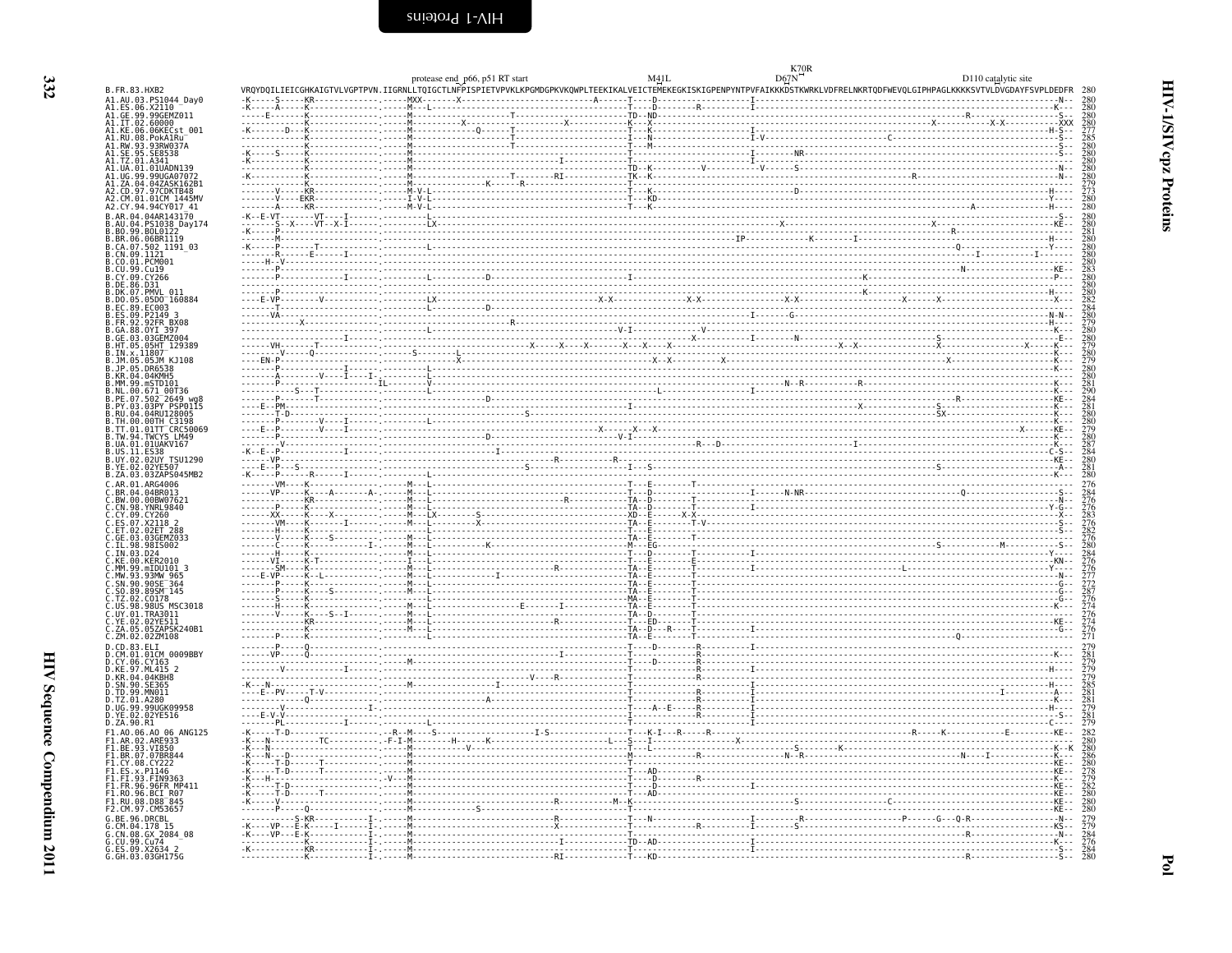# HIV-1/SIVcpz Proteins — Pol

Annotations above the alignment: protease end_p66, p51 RT start; M41L; D67N; K70R; D110 catalytic site

```
B.FR.83.HXB2              VRQYDQILIEICGHKAIGTVLVGPTPVN.IIGRNLLTQIGCTLNFPISPIETVPVKLKPGMDGPKVKQWPLTEEKIKALVEICTEMEKEGKISKIGPENPYNTPVFAIKKKDSTKWRKLVDFRELNKRTQDFWEVQLGIPHPAGLKKKKSVTVLDVGDAYFSVPLDEDFR 280
A1.AU.03.PS1044_Day0      280
A1.ES.06.X2110            280
A1.GE.99.99GEMZ011        280
A1.IT.02.60000            280
A1.KE.06.06KECst_001      277
A1.RU.08.PokA1Ru          285
A1.RW.93.93RW037A         280
A1.SE.95.SE8538           280
A1.TZ.01.A341             280
A1.UA.01.01UADN139        280
A1.UG.99.99UGA07072       280
A1.ZA.04.04ZASK162B1      279
A2.CD.97.97CDKTB48        273
A2.CM.01.01CM_1445MV      280
A2.CY.94.94CY017_41       280
B.AR.04.04AR143170        280
B.AU.04.PS1038_Day174     280
B.BO.99.BOL0122           281
B.BR.06.06BR1119          280
B.CA.07.502_1191_03       280
B.CN.09.1121              280
B.CO.01.PCM001            280
B.CU.99.Cu19              283
B.CY.09.CY266             280
B.DE.86.D31               280
B.DK.07.PMVL_011          280
B.DO.05.05DO_160884       282
B.EC.89.EC003             284
B.ES.09.P2149_3           280
B.FR.92.92FR_BX08         279
B.GA.88.OYI_397           280
B.GE.03.03GEMZ004         280
B.HT.05.05HT_129389       279
B.IN.x.11807              280
B.JM.05.05JM_KJ108        279
B.JP.05.DR6538            280
B.KR.04.04KMH5            280
B.MM.99.mSTD101           281
B.NL.00.671_00T36         290
B.PE.07.502_2649_wg8      284
B.PY.03.03PY_PSP0115      281
B.RU.04.04RU128005        280
B.TH.00.00TH_C3198        280
B.TT.01.01TT_CRC50069     279
B.TW.94.TWCYS_LM49        280
B.UA.01.01UAKV167         287
B.US.11.ES38              284
B.UY.02.02UY_TSU1290      280
B.YE.02.02YE507           281
B.ZA.03.03ZAPS045MB2      280
C.AR.01.ARG4006           276
C.BR.04.04BR013           284
C.BW.00.00BW07621         276
C.CN.98.YNRL9840          276
C.CY.09.CY260             283
C.ES.07.X2118_2           276
C.ET.02.02ET_288          282
C.GE.03.03GEMZ033         276
C.IL.98.98IS002           280
C.IN.03.D24               284
C.KE.00.KER2010           276
C.MM.99.mIDU101_3         276
C.MW.93.93MW_965          277
C.SN.90.90SE_364          272
C.SO.89.89SM_145          287
C.TZ.02.CO178             276
C.US.98.98US_MSC3018      274
C.UY.01.TRA3011           276
C.YE.02.02YE511           274
C.ZA.05.05ZAPSK240B1      276
C.ZM.02.02ZM108           271
D.CD.83.ELI               279
D.CM.01.01CM_0009BBY      281
D.CY.06.CY163             279
D.KE.97.ML415_2           279
D.KR.04.04KBH8            279
D.SN.90.SE365             285
D.TD.99.MN011             281
D.TZ.01.A280              281
D.UG.99.99UGK09958        279
D.YE.02.02YE516           281
D.ZA.90.R1                279
F1.AO.06.AO_06_ANG125     282
F1.AR.02.ARE933           280
F1.BE.93.VI850            280
F1.BR.07.07BR844          286
F1.CY.08.CY222            280
F1.ES.x.P1146             278
F1.FI.93.FIN9363          279
F1.FR.96.96FR_MP411       282
F1.RO.96.BCI_R07          280
F1.RU.08.D88_845          280
F2.CM.97.CM53657          280
G.BE.96.DRCBL             279
G.CM.04.178_15            279
G.CN.08.GX_2084_08        284
G.CU.99.Cu74              276
G.ES.09.X2634_2           284
G.GH.03.03GH175G          280
```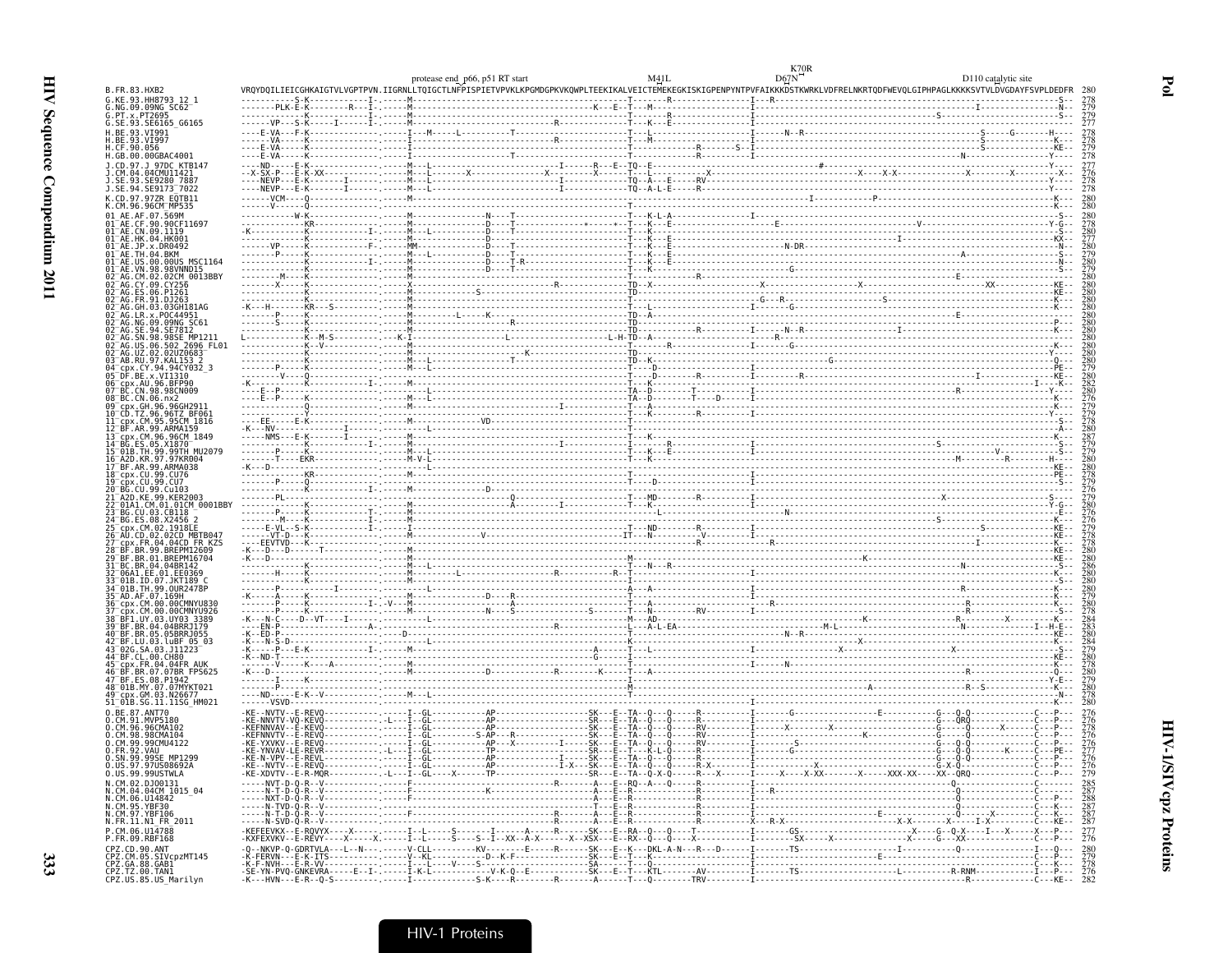```
                              protease end_p66, p51 RT start            M41L                D67N  K70R          D110 catalytic site
B.FR.83.HXB2                  VRQYDQILIEICGHKAIGTVLVGPTPVN.IIGRNLLTQIGCTLNFPISPIETVPVKLKPGMDGPKVKQWPLTEEKIKALVEICTEMEKEGKISKIGPENPYNTPVFAIKKKDSTKWRKLVDFRELNKRTQDFWEVQLGIPHPAGLKKKKSVTVLDVGDAYFSVPLDEDFR  280
G.KE.93.HH8793_12_1           278
G.NG.09.09NG_SC62             279
G.PT.x.PT2695                 279
G.SE.93.SE6165_G6165          277
H.BE.93.VI991                 278
H.BE.93.VI997                 278
H.CF.90.056                   279
H.GB.00.00GBAC4001            278
J.CD.97.J_97DC_KTB147         277
J.CM.04.04CMU11421            276
J.SE.93.SE9280_7887           278
J.SE.94.SE9173_7022           278
K.CD.97.97ZR_EQTB11           280
K.CM.96.96CM_MP535            280
01_AE.AF.07.569M              280
01_AE.CF.90.90CF11697         278
01_AE.CN.09.1119              280
01_AE.HK.04.HK001             277
01_AE.JP.x.DR0492             280
01_AE.TH.04.BKM               279
01_AE.US.00.00US_MSC1164      280
01_AE.VN.98.98VNND15          279
02_AG.CM.02.02CM_0013BBY      280
02_AG.CY.09.CY256             280
02_AG.ES.06.P1261             280
02_AG.FR.91.DJ263             280
02_AG.GH.03.03GH181AG         280
02_AG.LR.x.POC44951           280
02_AG.NG.09.09NG_SC61         280
02_AG.SE.94.SE7812            280
02_AG.SN.98.98SE_MP1211       280
02_AG.US.06.502_2696_FL01     280
02_AG.UZ.02.02UZ0683          280
03_AB.RU.97.KAL153_2          280
04_cpx.CY.94.94CY032_3        279
05_DF.BE.x.VI1310             280
06_cpx.AU.96.BFP90            282
07_BC.CN.98.98CN009           280
08_BC.CN.06.nx2               276
09_cpx.GH.96.96GH2911         279
10_CD.TZ.96.96TZ_BF061        279
11_cpx.CM.95.95CM_1816        278
12_BF.AR.99.ARMA159           280
13_cpx.CM.96.96CM_1849        287
14_BG.ES.05.X1870             279
15_01B.TH.99.99TH_MU2079      279
16_A2D.KR.97.97KR004          280
17_BF.AR.99.ARMA038           280
18_cpx.CU.99.CU76             278
19_cpx.CU.99.CU7              279
20_BG.CU.99.Cu103             276
21_A2D.KE.99.KER2003          279
22_01A1.CM.01.01CM_0001BBY    280
23_BG.CU.03.CB118             280
24_BG.ES.08.X2456_2           276
25_cpx.CM.02.1918LE           279
26_AU.CD.02.02CD_MBTB047      278
27_cpx.FR.04.04CD_FR_KZS      278
28_BF.BR.99.BREPM12609        280
29_BF.BR.01.BREPM16704        280
31_BC.BR.04.04BR142           286
32_06A1.EE.01.EE0369          280
33_01B.ID.07.JKT189_C         280
34_01B.TH.99.OUR2478P         280
35_AD.AF.07.169H              279
36_cpx.CM.00.00CMNYU830       280
37_cpx.CM.00.00CMNYU926       278
38_BF1.UY.03.UY03_3389        284
39_BF.BR.04.04BRRJ179         283
40_BF.BR.05.05BRRJ055         280
42_BF.LU.03.luBF_05_03        284
43_02G.SA.03.J11223           279
44_BF.CL.00.CH80              280
45_cpx.FR.04.04FR_AUK         280
46_BF.BR.07.07BR_FPS625       278
47_BF.ES.08.P1942             279
48_01B.MY.07.07MYKT021        280
49_cpx.GM.03.N26677           278
51_01B.SG.11.11SG_HM021       280
O.BE.87.ANT70                 276
O.CM.91.MVP5180               277
O.CM.96.96CMA102              278
O.CM.98.98CMA104              276
O.CM.99.99CMU4122             276
O.FR.92.VAU                   277
O.SN.99.99SE_MP1299           276
O.US.97.97US08692A            276
O.US.99.99USTWLA              279
N.CM.02.DJO0131               285
N.CM.04.04CM_1015_04          287
N.CM.06.U14842                288
N.CM.95.YBF30                 287
N.CM.97.YBF106                287
N.FR.11.N1_FR_2011            287
P.CM.06.U14788                277
P.FR.09.RBF168                276
CPZ.CD.90.ANT                 280
CPZ.CM.05.SIVcpzMT145         279
CPZ.GA.88.GAB1                278
CPZ.TZ.00.TAN1                276
CPZ.US.85.US_Marilyn          282
```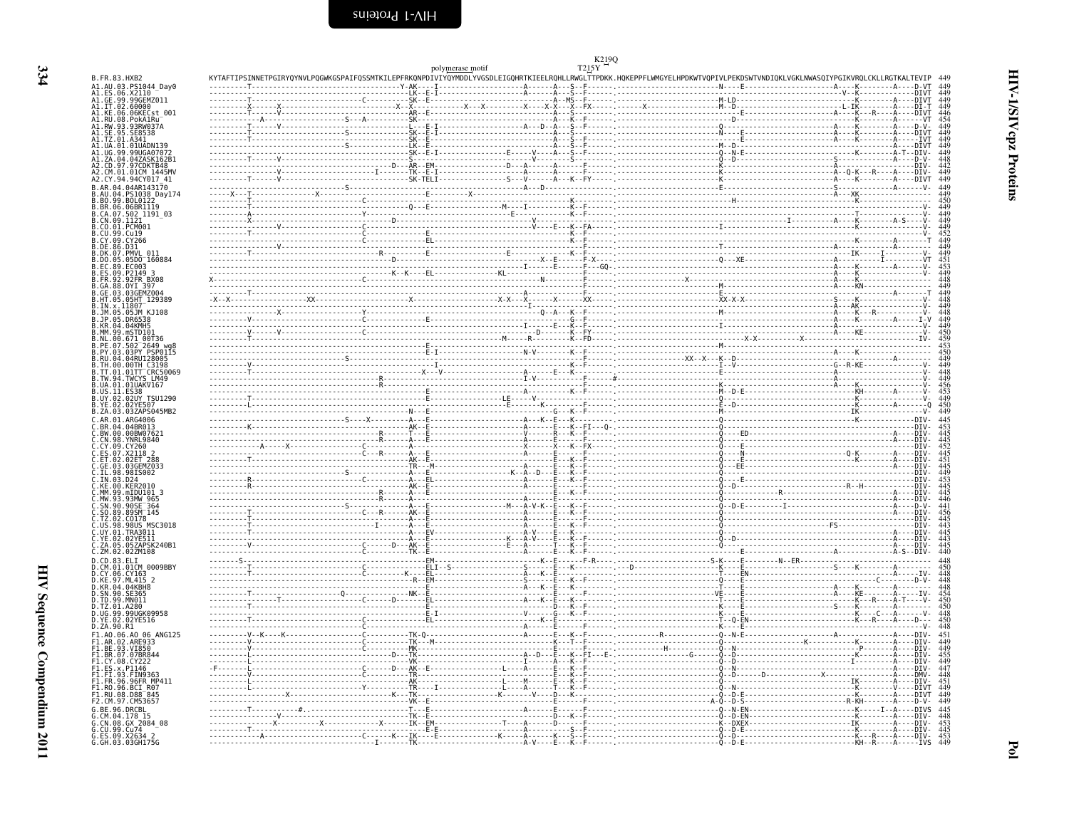polymerase motif    T215Y    K219Q

```
B.FR.83.HXB2             KYTAFTIPSINNETPGIRYQYNVLPQGWKGSPAIFQSSMTKILEPFRKQNPDIVIYQYMDDLYVGSDLEIGQHRTKIEELRQHLLRWGLTTPDKK.HQKEPPFLWMGYELHPDKWTVQPIVLPEKDSWTVNDIQKLVGKLNWASQIYPGIKVRQLCKLLRGTKALTEVIP  449
A1.AU.03.PS1044_Day0     449
A1.ES.06.X2110           449
A1.GE.99.99GEMZ011       449
A1.IT.02.60000           449
A1.KE.06.06KECst_001     446
A1.RU.08.PokA1Ru         454
A1.RW.93.93RW037A        449
A1.SE.95.SE8538          449
A1.TZ.01.A341            449
A1.UA.01.01UADN139       449
A1.UG.99.99UGA07072      449
A1.ZA.04.04ZASK162B1     448
A2.CD.97.97CDKTB48       442
A2.CM.01.01CM_1445MV     449
A2.CY.94.94CY017_41      449
B.AR.04.04AR143170       449
B.AU.04.PS1038_Day174    449
B.BO.99.BOL0122          450
B.BR.06.06BR1119         449
B.CA.07.502_1191_03      449
B.CN.09.1121             449
B.CO.01.PCM001           449
B.CU.99.Cu19             452
B.CY.09.CY266            449
B.DE.86.D31              449
B.DK.07.PMVL_011         449
B.DO.05.05DO_160884      451
B.EC.89.EC003            453
B.ES.09.P2149_3          449
B.FR.92.92FR_BX08        448
B.GA.88.OYI_397          449
B.GE.03.03GEMZ004        449
B.HT.05.05HT_129389      448
B.IN.x.11807             449
B.JM.05.05JM_KJ108       448
B.JP.05.DR6538           449
B.KR.04.04KMH5           449
B.MM.99.mSTD101          450
B.NL.00.671_00T36        459
B.PE.07.502_2649_wg8     453
B.PY.03.03PY_PSP0115     450
B.RU.04.04RU128005       449
B.TH.00.00TH_C3198       449
B.TT.01.01TT_CRC50069    448
B.TW.94.TWCYS_LM49       449
B.UA.01.01UAKV167        456
B.US.11.ES38             453
B.UY.02.02UY_TSU1290     449
B.YE.02.02YE507          450
B.ZA.03.03ZAPS045MB2     449
C.AR.01.ARG4006          445
C.BR.04.04BR013          453
C.BW.00.00BW07621        445
C.CN.98.YNRL9840         445
C.CY.09.CY260            452
C.ES.07.X2118_2          445
C.ET.02.02ET_288         451
C.GE.03.03GEMZ033        445
C.IL.98.98IS002          449
C.IN.03.D24              453
C.KE.00.KER2010          445
C.MM.99.mIDU101_3        445
C.MW.93.93MW_965         446
C.SN.90.90SE_364         441
C.SO.89.89SM_145         456
C.TZ.02.CO178            445
C.US.98.98US_MSC3018     443
C.UY.01.TRA3011          445
C.YE.02.02YE511          443
C.ZA.05.05ZAPSK240B1     445
C.ZM.02.02ZM108          440
D.CD.83.ELI              448
D.CM.01.01CM_0009BBY     450
D.CY.06.CY163            448
D.KE.97.ML415_2          448
D.KR.04.04KBH8           448
D.SN.90.SE365            454
D.TD.99.MN011            450
D.TZ.01.A280             450
D.UG.99.99UGK09958       448
D.YE.02.02YE516          450
D.ZA.90.R1               448
F1.AO.06.AO_06_ANG125    451
F1.AR.02.ARE933          449
F1.BE.93.VI850           449
F1.BR.07.07BR844         455
F1.CY.08.CY222           449
F1.ES.x.P1146            447
F1.FI.93.FIN9363         448
F1.FR.96.96FR_MP411      451
F1.RO.96.BCI_R07         449
F1.RU.08.D88_845         449
F2.CM.97.CM53657         449
G.BE.96.DRCBL            445
G.CM.04.178_15           448
G.CN.08.GX_2084_08       453
G.CU.99.Cu74             445
G.ES.09.X2634_2          453
G.GH.03.03GH175G         449
```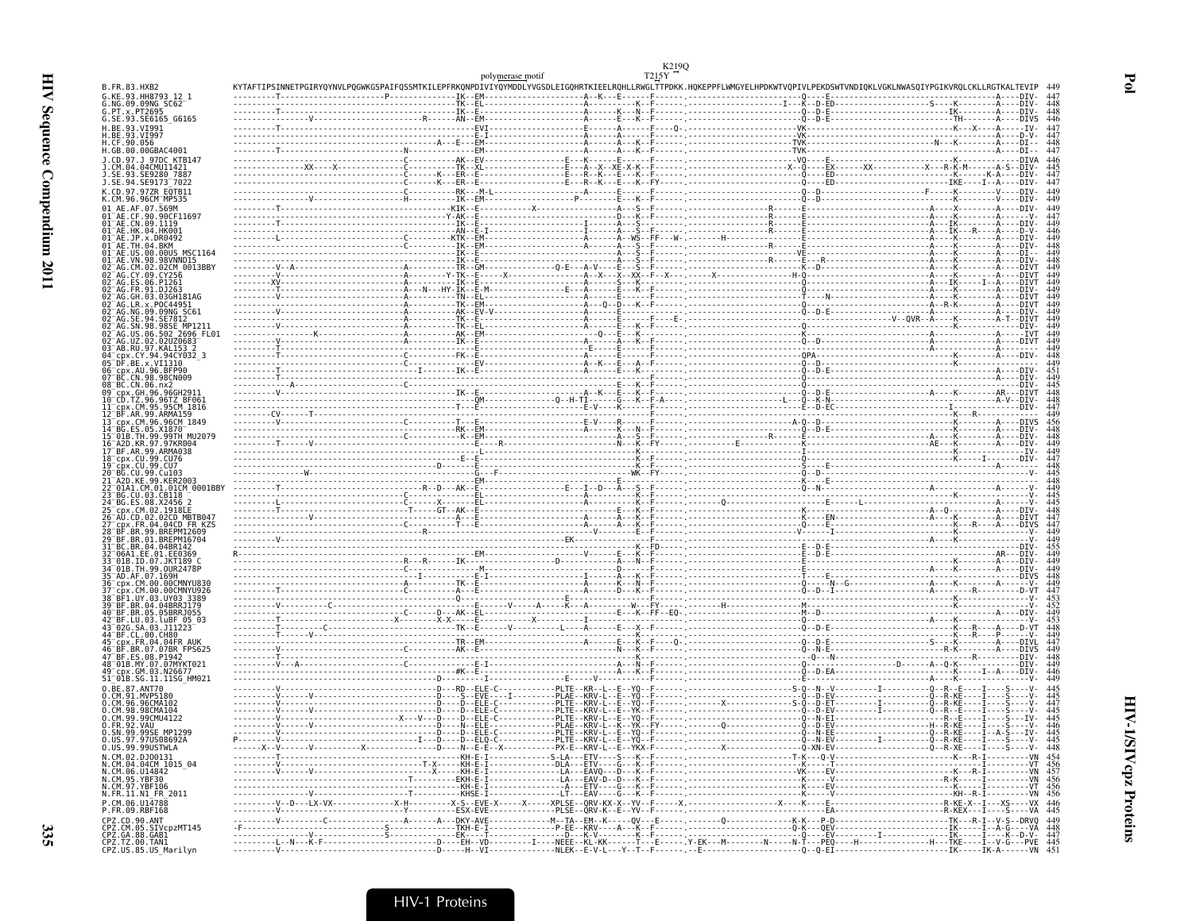```
                                                                                                          K219Q
                                                           polymerase motif                              T215Y
B.FR.83.HXB2                KYTAFTIPSINNETPGIRYQYNVLPQGWKGSPAIFQSSMTKILEPFRKQNPDIVIYQYMDDLYVGSDLEIGQHRTKIEELRQHLLRWGLTTPDKK.HQKEPPFLWMGYELHPDKWTVQPIVLPEKDSWTVNDIQKLVGKLNWASQIYPGIKVRQLCKLLRGTKALTEVIP  449
G.KE.93.HH8793_12_1          447
G.NG.09.09NG_SC62            448
G.PT.x.PT2695                448
G.SE.93.SE6165_G6165         446
H.BE.93.VI991                447
H.BE.93.VI997                447
H.CF.90.056                  448
H.GB.00.00GBAC4001           447
J.CD.97.J_97DC_KTB147        446
J.CM.04.04CMU11421           445
J.SE.93.SE9280_7887          447
J.SE.94.SE9173_7022          447
K.CD.97.97ZR_EQTB11          449
K.CM.96.96CM_MP535           449
01_AE.AF.07.569M             449
01_AE.CF.90.90CF11697        447
01_AE.CN.09.1119             449
01_AE.HK.04.HK001            446
01_AE.JP.x.DR0492            449
01_AE.TH.04.BKM              448
01_AE.US.00.00US_MSC1164     449
01_AE.VN.98.98VNND15         449
02_AG.CM.02.02CM_0013BBY     449
02_AG.CY.09.CY256            449
02_AG.ES.06.P1261            449
02_AG.FR.91.DJ263            449
02_AG.GH.03.03GH181AG        449
02_AG.LR.x.POC44951          449
02_AG.NG.09.09NG_SC61        449
02_AG.SE.94.SE7812           449
02_AG.SN.98.98SE_MP1211      449
02_AG.US.06.502_2696_FL01    449
02_AG.UZ.02.02UZ0683         449
03_AB.RU.97.KAL153_2         449
04_cpx.CY.94.94CY032_3       448
05_DF.BE.x.VI1310            449
06_cpx.AU.96.BFP90           451
07_BC.CN.98.98CN009          449
08_BC.CN.06.nx2              445
09_cpx.GH.96.96GH2911        448
10_CD.TZ.96.96TZ_BF061       446
11_cpx.CM.95.95CM_1816       447
12_BF.AR.99.ARMA159          449
13_cpx.CM.96.96CM_1849       456
14_BG.ES.05.X1870            448
15_01B.TH.99.99TH_MU2079     448
16_A2D.KR.97.97KR004         449
17_BF.AR.99.ARMA038          449
18_cpx.CU.99.CU76            447
19_cpx.CU.99.CU7             448
20_BG.CU.99.Cu103            445
21_A2D.KE.99.KER2003         448
22_01A1.CM.01.01CM_0001BBY   449
23_BG.CU.03.CB118            445
24_BG.ES.08.X2456_2          445
25_cpx.CM.02.1918LE          448
26_AU.CD.02.02CD_MBTB047     447
27_cpx.FR.04.04CD_FR_KZS     447
28_BF.BR.99.BREPM12609       449
29_BF.BR.01.BREPM16704       449
31_BC.BR.04.04BR142          455
32_06A1.EE.01.EE0369         449
33_01B.ID.07.JKT189_C        449
34_01B.TH.99.OUR2478P        449
35_AD.AF.07.169H             448
36_cpx.CM.00.00CMNYU830      449
37_cpx.CM.00.00CMNYU926      447
38_BF1.UY.03.UY03_3389       453
39_BF.BR.04.04BRRJ179        452
40_BF.BR.05.05BRRJ055        449
42_BF.LU.03.luBF_05_03       453
43_02G.SA.03.J11223          448
44_BF.CL.00.CH80             449
45_cpx.FR.04.04FR_AUK        447
46_BF.BR.07.07BR_FPS625      449
47_BF.ES.08.P1942            448
48_01B.MY.07.07MYKT021       449
49_cpx.GM.03.N26677          449
51_01B.SG.11.11SG_HM021      449
O.BE.87.ANT70                445
O.CM.91.MVP5180              445
O.CM.96.96CMA102             447
O.CM.98.98CMA104             445
O.CM.99.99CMU4122            445
O.FR.92.VAU                  446
O.SN.99.99SE_MP1299          445
O.US.97.97US08692A           445
O.US.99.99USTWLA             448
N.CM.02.DJO0131              454
N.CM.04.04CM_1015_04         456
N.CM.06.U14842               457
N.CM.95.YBF30                456
N.CM.97.YBF106               456
N.FR.11.N1_FR_2011           456
P.CM.06.U14788               446
P.FR.09.RBF168               445
CPZ.CD.90.ANT                449
CPZ.CM.05.SIVcpzMT145        448
CPZ.GA.88.GAB1               447
CPZ.TZ.00.TAN1               445
CPZ.US.85.US_Marilyn         451
```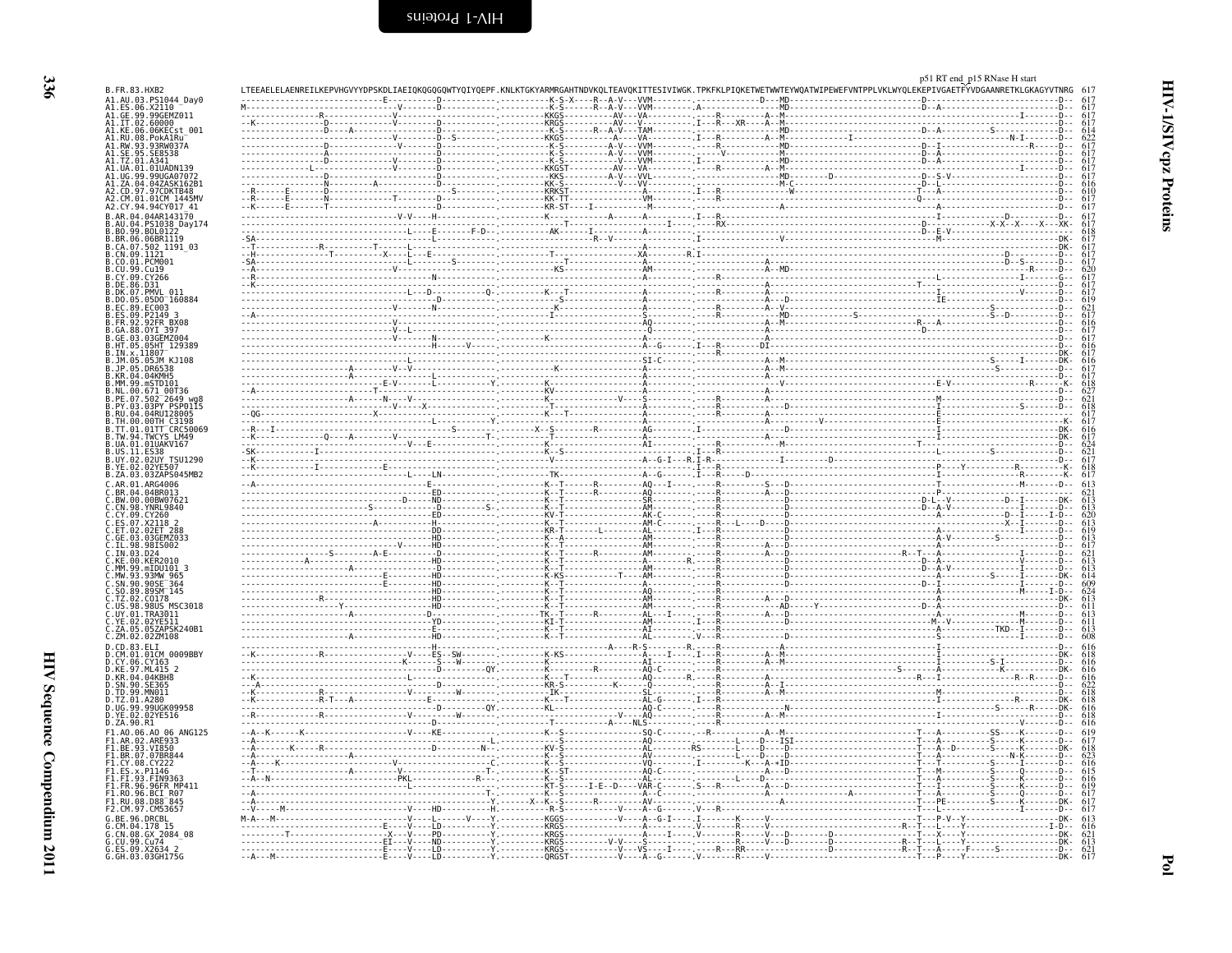# HIV-1/SIVcpz Proteins — Pol

p51 RT end_p15 RNase H start

| Sequence | Alignment | Length |
|---|---|---|
| B.FR.83.HXB2 | LTEEAELELAENREILKEPVHGVYYDPSKDLIAEIQKQGQGQWTYQIYQEPF.KNLKTGKYARMRGAHTNDVKQLTEAVQKITTESIVIWGK.TPKFKLPIQKETWETWWTEYWQATWIPEWEFVNTPPLVKLWYQLEKEPIVGAETFYVDGAANRETKLGKAGYVTNRG | 617 |
| A1.AU.03.PS1044_Day0 | | 617 |
| A1.ES.06.X2110 | | 617 |
| A1.GE.99.99GEMZ011 | | 617 |
| A1.IT.02.60000 | | 617 |
| A1.KE.06.06KECst_001 | | 614 |
| A1.RU.08.PokA1Ru | | 622 |
| A1.RW.93.93RW037A | | 617 |
| A1.SE.95.SE8538 | | 617 |
| A1.TZ.01.A341 | | 617 |
| A1.UA.01.01UADN139 | | 617 |
| A1.UG.99.99UGA07072 | | 617 |
| A1.ZA.04.04ZASK162B1 | | 616 |
| A2.CD.97.97CDKTB48 | | 610 |
| A2.CM.01.01CM_1445MV | | 617 |
| A2.CY.94.94CY017_41 | | 617 |
| B.AR.04.04AR143170 | | 617 |
| B.AU.04.PS1038_Day174 | | 617 |
| B.BO.99.BOL0122 | | 618 |
| B.BR.06.06BR1119 | | 617 |
| B.CA.07.502_1191_03 | | 617 |
| B.CN.09.1121 | | 617 |
| B.CO.01.PCM001 | | 617 |
| B.CU.99.Cu19 | | 620 |
| B.CY.09.CY266 | | 617 |
| B.DE.86.D31 | | 617 |
| B.DK.07.PMVL_011 | | 617 |
| B.DO.05.05DO_160884 | | 619 |
| B.EC.89.EC003 | | 621 |
| B.ES.09.P2149_3 | | 617 |
| B.FR.92.92FR_BX08 | | 616 |
| B.GA.88.OYI_397 | | 617 |
| B.GE.03.03GEMZ004 | | 617 |
| B.HT.05.05HT_129389 | | 616 |
| B.IN.x.11807 | | 617 |
| B.JM.05.05JM_KJ108 | | 616 |
| B.JP.05.DR6538 | | 617 |
| B.KR.04.04KMH5 | | 617 |
| B.MM.99.mSTD101 | | 618 |
| B.NL.00.671_00T36 | | 627 |
| B.PE.07.502_2649_wg8 | | 621 |
| B.PY.03.03PY_PSP0115 | | 618 |
| B.RU.04.04RU128005 | | 617 |
| B.TH.00.00TH_C3198 | | 617 |
| B.TT.01.01TT_CRC50069 | | 616 |
| B.TW.94.TWCYS_LM49 | | 617 |
| B.UA.01.01UAKV167 | | 624 |
| B.US.11.ES38 | | 621 |
| B.UY.02.02UY_TSU1290 | | 617 |
| B.YE.02.02YE507 | | 618 |
| B.ZA.03.03ZAPS045MB2 | | 617 |
| C.AR.01.ARG4006 | | 613 |
| C.BR.04.04BR013 | | 621 |
| C.BW.00.00BW07621 | | 613 |
| C.CN.98.YNRL9840 | | 613 |
| C.CY.09.CY260 | | 620 |
| C.ES.07.X2118_2 | | 613 |
| C.ET.02.02ET_288 | | 619 |
| C.GE.03.03GEMZ033 | | 613 |
| C.IL.98.98IS002 | | 617 |
| C.IN.03.D24 | | 621 |
| C.KE.00.KER2010 | | 613 |
| C.MM.99.mIDU101_3 | | 613 |
| C.MW.93.93MW_965 | | 614 |
| C.SN.90.90SE_364 | | 609 |
| C.SO.89.89SM_145 | | 624 |
| C.TZ.02.CO178 | | 613 |
| C.US.98.98US_MSC3018 | | 611 |
| C.UY.01.TRA3011 | | 613 |
| C.YE.02.02YE511 | | 611 |
| C.ZA.05.05ZAPSK240B1 | | 613 |
| C.ZM.02.02ZM108 | | 608 |
| D.CD.83.ELI | | 616 |
| D.CM.01.01CM_0009BBY | | 618 |
| D.CY.06.CY163 | | 616 |
| D.KE.97.ML415_2 | | 616 |
| D.KR.04.04KBH8 | | 616 |
| D.SN.90.SE365 | | 622 |
| D.TD.99.MN011 | | 618 |
| D.TZ.01.A280 | | 618 |
| D.UG.99.99UGK09958 | | 616 |
| D.YE.02.02YE516 | | 618 |
| D.ZA.90.R1 | | 616 |
| F1.AO.06.AO_06_ANG125 | | 619 |
| F1.AR.02.ARE933 | | 617 |
| F1.BE.93.VI850 | | 618 |
| F1.BR.07.07BR844 | | 623 |
| F1.CY.08.CY222 | | 616 |
| F1.ES.x.P1146 | | 615 |
| F1.FI.93.FIN9363 | | 616 |
| F1.FR.96.96FR_MP411 | | 619 |
| F1.RO.96.BCI_R07 | | 617 |
| F1.RU.08.D88_845 | | 617 |
| F2.CM.97.CM53657 | | 617 |
| G.BE.96.DRCBL | | 613 |
| G.CM.04.178_15 | | 616 |
| G.CN.08.GX_2084_08 | | 621 |
| G.CU.99.Cu74 | | 613 |
| G.ES.09.X2634_2 | | 621 |
| G.GH.03.03GH175G | | 617 |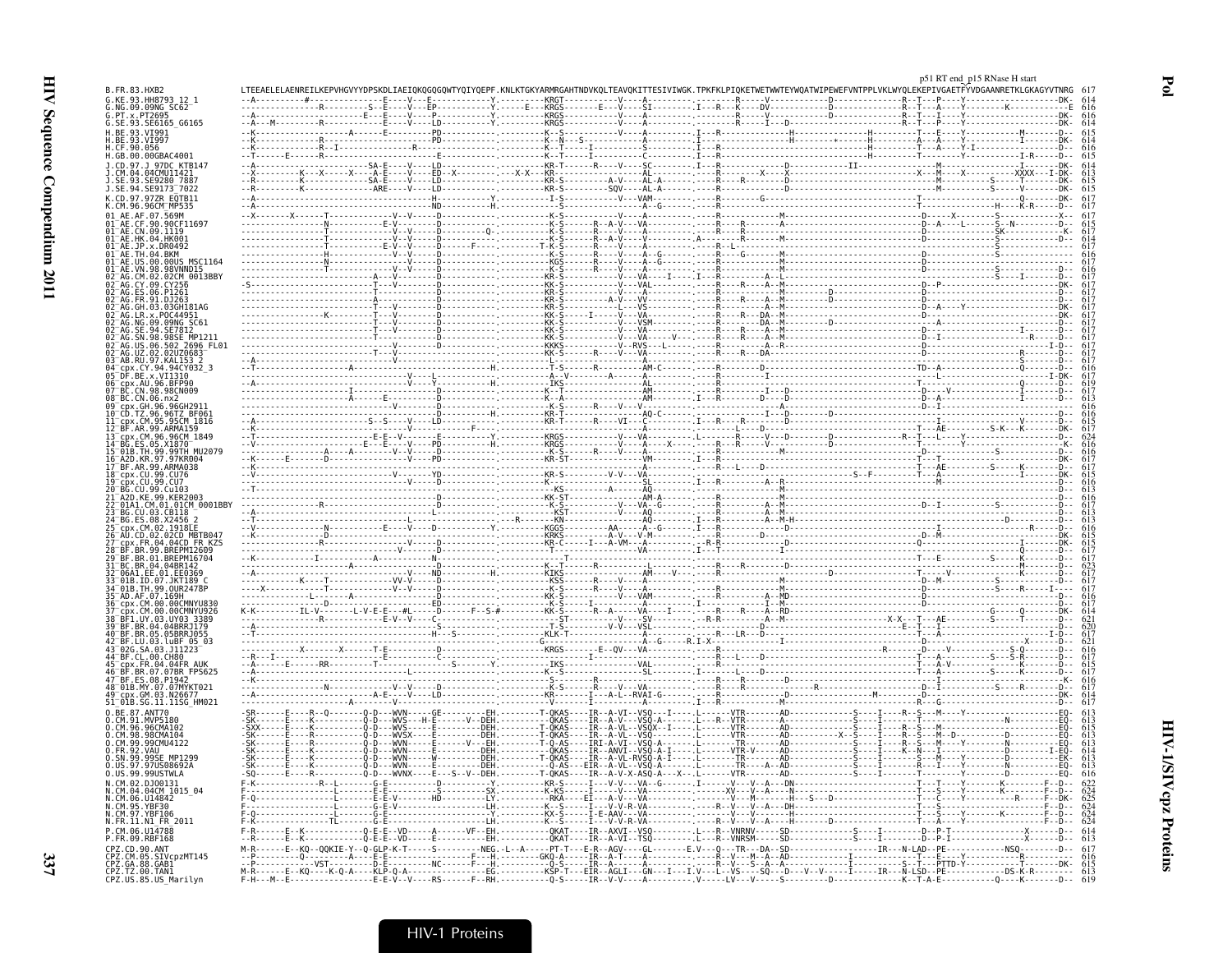p51 RT end_p15 RNase H start

```
B.FR.83.HXB2                LTEEAELELAENREILKEPVHGVYYDPSKDLIAEIQKQGQGQWTYQIYQEPF.KNLKTGKYARMRGAHTNDVKQLTEAVQKITTESIVIWGK.TPKFKLPIQKETWETWWTEYWQATWIPEWEFVNTPPLVKLWYQLEKEPIVGAETFYVDGAANRETKLGKAGYVTNRG 617
G.KE.93.HH8793_12_1         614
G.NG.09.09NG_SC62           616
G.PT.x.PT2695               616
G.SE.93.SE6165_G6165        614
H.BE.93.VI991               615
H.BE.93.VI997               616
H.CF.90.056                 616
H.GB.00.00GBAC4001          615
J.CD.97.J_97DC_KTB147       614
J.CM.04.04CMU11421          613
J.SE.93.SE9280_7887         615
J.SE.94.SE9173_7022         615
K.CD.97.97ZR_EQTB11         617
K.CM.96.96CM_MP535          617
01_AE.AF.07.569M            617
01_AE.CF.90.90CF11697       615
01_AE.CN.09.1119            617
01_AE.HK.04.HK001           614
01_AE.JP.x.DR0492           617
01_AE.TH.04.BKM             616
01_AE.US.00.00US_MSC1164    617
01_AE.VN.98.98VNND15        616
02_AG.CM.02.02CM_0013BBY    617
02_AG.CY.09.CY256           617
02_AG.ES.06.P1261           617
02_AG.FR.91.DJ263           617
02_AG.GH.03.03GH181AG       617
02_AG.LR.x.POC44951         617
02_AG.NG.09.09NG_SC61       617
02_AG.SE.94.SE7812          617
02_AG.SN.98.98SE_MP1211     617
02_AG.US.06.502_2696_FL01   617
02_AG.UZ.02.02UZ0683        617
03_AB.RU.97.KAL153_2        617
04_cpx.CY.94.94CY032_3      616
05_DF.BE.x.VI1310           617
06_cpx.AU.96.BFP90          619
07_BC.CN.98.98CN009         617
08_BC.CN.06.nx2             613
09_cpx.GH.96.96GH2911       616
10_CD.TZ.96.96TZ_BF061      616
11_cpx.CM.95.95CM_1816      615
12_BF.AR.99.ARMA159         617
13_cpx.CM.96.96CM_1849      624
14_BG.ES.05.X1870           616
15_01B.TH.99.99TH_MU2079    616
16_A2D.KR.97.97KR004        617
17_BF.AR.99.ARMA038         617
18_cpx.CU.99.CU76           615
19_cpx.CU.99.CU7            616
20_BG.CU.99.Cu103           613
21_A2D.KE.99.KER2003        616
22_01A1.CM.01.01CM_0001BBY  617
23_BG.CU.03.CB118           613
24_BG.ES.08.X2456_2         613
25_cpx.CM.02.1918LE         616
26_AU.CD.02.02CD_MBTB047    615
27_cpx.FR.04.04CD_FR_KZS    615
28_BF.BR.99.BREPM12609      617
29_BF.BR.01.BREPM16704      617
31_BC.BR.04.04BR142         623
32_06A1.EE.01.EE0369        617
33_01B.ID.07.JKT189_C       617
34_01B.TH.99.OUR2478P       617
35_AD.AF.07.169H            616
36_cpx.CM.00.00CMNYU830     617
37_cpx.CM.00.00CMNYU926     614
38_BF1.UY.03.UY03_3389      621
39_BF.BR.04.04BRRJ179       620
40_BF.BR.05.05BRRJ055       617
42_BF.LU.03.luBF_05_03      621
43_02G.SA.03.J11223         616
44_BF.CL.00.CH80            617
45_cpx.FR.04.04FR_AUK       615
46_BF.BR.07.07BR_FPS625     617
47_BF.ES.08.P1942           616
48_01B.MY.07.07MYKT021      617
49_cpx.GM.03.N26677         614
51_01B.SG.11.11SG_HM021     617
O.BE.87.ANT70               613
O.CM.91.MVP5180             613
O.CM.96.96CMA102            615
O.CM.98.98CMA104            613
O.CM.99.99CMU4122           613
O.FR.92.VAU                 614
O.SN.99.99SE_MP1299         613
O.US.97.97US08692A          613
O.US.99.99USTWLA            616
N.CM.02.DJO0131             622
N.CM.04.04CM_1015_04        624
N.CM.06.U14842              625
N.CM.95.YBF30               624
N.CM.97.YBF106              624
N.FR.11.N1_FR_2011          624
P.CM.06.U14788              614
P.FR.09.RBF168              614
CPZ.CD.90.ANT               613
CPZ.CM.05.SIVcpzMT145       616
CPZ.GA.88.GAB1              615
CPZ.TZ.00.TAN1              613
CPZ.US.85.US_Marilyn        619
```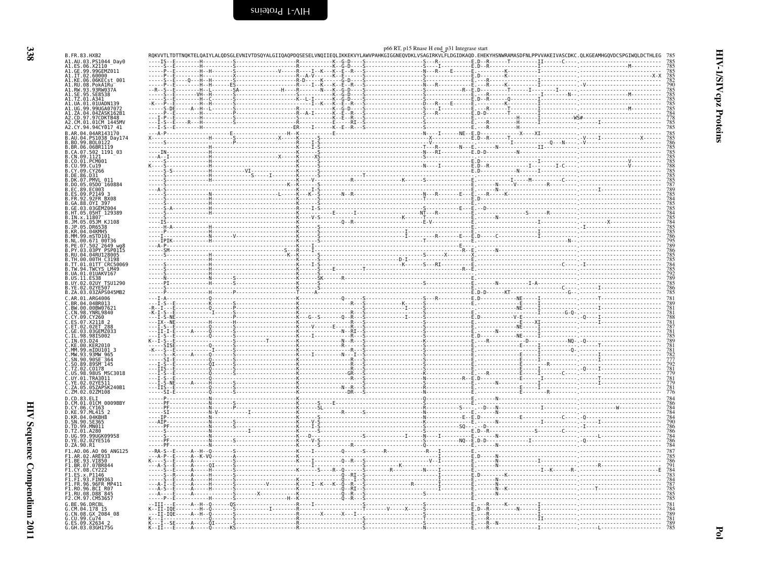p66 RT, p15 Rnase H end_p31 Integrase start

Only the reference sequence (B.FR.83.HXB2) and the sequence names with their end positions are given below. The per-position variant residues in the alignment rows are too small to read reliably and are not reproduced.

```
B.FR.83.HXB2               RQKVVTLTDTTNQKTELQAIYLALQDSGLEVNIVTDSQYALGIIQAQPDQSESELVNQIIEQLIKKEKVYLAWVPAHKGIGGNEQVDKLVSAGIRKVLFLDGIDKAQD.EHEKYHSNWRAMASDFNLPPVVAKEIVASCDKC.QLKGEAMHGQVDCSPGIWQLDCTHLEG  785

A1.AU.03.PS1044_Day0        785
A1.ES.06.X2110              785
A1.GE.99.99GEMZ011          785
A1.IT.02.60000              785
A1.KE.06.06KECst_001        782
A1.RU.08.PokA1Ru            790
A1.RW.93.93RW037A           785
A1.SE.95.SE8538             785
A1.TZ.01.A341               785
A1.UA.01.01UADN139          785
A1.UG.99.99UGA07072         785
A1.ZA.04.04ZASK162B1        784
A2.CD.97.97CDKTB48          778
A2.CM.01.01CM_1445MV        785
A2.CY.94.94CY017_41         785

B.AR.04.04AR143170          785
B.AU.04.PS1038_Day174       785
B.BO.99.BOL0122             786
B.BR.06.06BR1119            785
B.CA.07.502_1191_03         785
B.CN.09.1121                785
B.CO.01.PCM001              785
B.CU.99.Cu19                788
B.CY.09.CY266               785
B.DE.86.D31                 785
B.DK.07.PMVL_011            785
B.DO.05.05DO_160884         787
B.EC.89.EC003               789
B.ES.09.P2149_3             785
B.FR.92.92FR_BX08           784
B.GA.88.OYI_397             785
B.GE.03.03GEMZ004           785
B.HT.05.05HT_129389         784
B.IN.x.11807                785
B.JM.05.05JM_KJ108          784
B.JP.05.DR6538              785
B.KR.04.04KMH5              785
B.MM.99.mSTD101             786
B.NL.00.671_00T36           795
B.PE.07.502_2649_wg8        789
B.PY.03.03PY_PSP0115        786
B.RU.04.04RU128005          785
B.TH.00.00TH_C3198          785
B.TT.01.01TT_CRC50069       784
B.TW.94.TWCYS_LM49          785
B.UA.01.01UAKV167           792
B.US.11.ES38                789
B.UY.02.02UY_TSU1290        785
B.YE.02.02YE507             786
B.ZA.03.03ZAPS045MB2        785

C.AR.01.ARG4006             781
C.BR.04.04BR013             789
C.BW.00.00BW07621           781
C.CN.98.YNRL9840            781
C.CY.09.CY260               788
C.ES.07.X2118_2             781
C.ET.02.02ET_288            787
C.GE.03.03GEMZ033           781
C.IL.98.98IS002             785
C.IN.03.D24                 789
C.KE.00.KER2010             781
C.MM.99.mIDU101_3           781
C.MW.93.93MW_965            782
C.SN.90.90SE_364            777
C.SO.89.89SM_145            792
C.TZ.02.CO178               781
C.US.98.98US_MSC3018        779
C.UY.01.TRA3011             781
C.YE.02.02YE511             779
C.ZA.05.05ZAPSK240B1        781
C.ZM.02.02ZM108             776

D.CD.83.ELI                 784
D.CM.01.01CM_0009BBY        786
D.CY.06.CY163               784
D.KE.97.ML415_2             784
D.KR.04.04KBH8              784
D.SN.90.SE365               790
D.TD.99.MN011               786
D.TZ.01.A280                786
D.UG.99.99UGK09958          784
D.YE.02.02YE516             786
D.ZA.90.R1                  784

F1.AO.06.AO_06_ANG125       787
F1.AR.02.ARE933             785
F1.BE.93.VI850              786
F1.BR.07.07BR844            791
F1.CY.08.CY222              784
F1.ES.x.P1146               783
F1.FI.93.FIN9363            784
F1.FR.96.96FR_MP411         787
F1.RO.96.BCI_R07            785
F1.RU.08.D88_845            785
F2.CM.97.CM53657            785

G.BE.96.DRCBL               781
G.CM.04.178_15              784
G.CN.08.GX_2084_08          789
G.CU.99.Cu74                781
G.ES.09.X2634_2             789
G.GH.03.03GH175G            785
```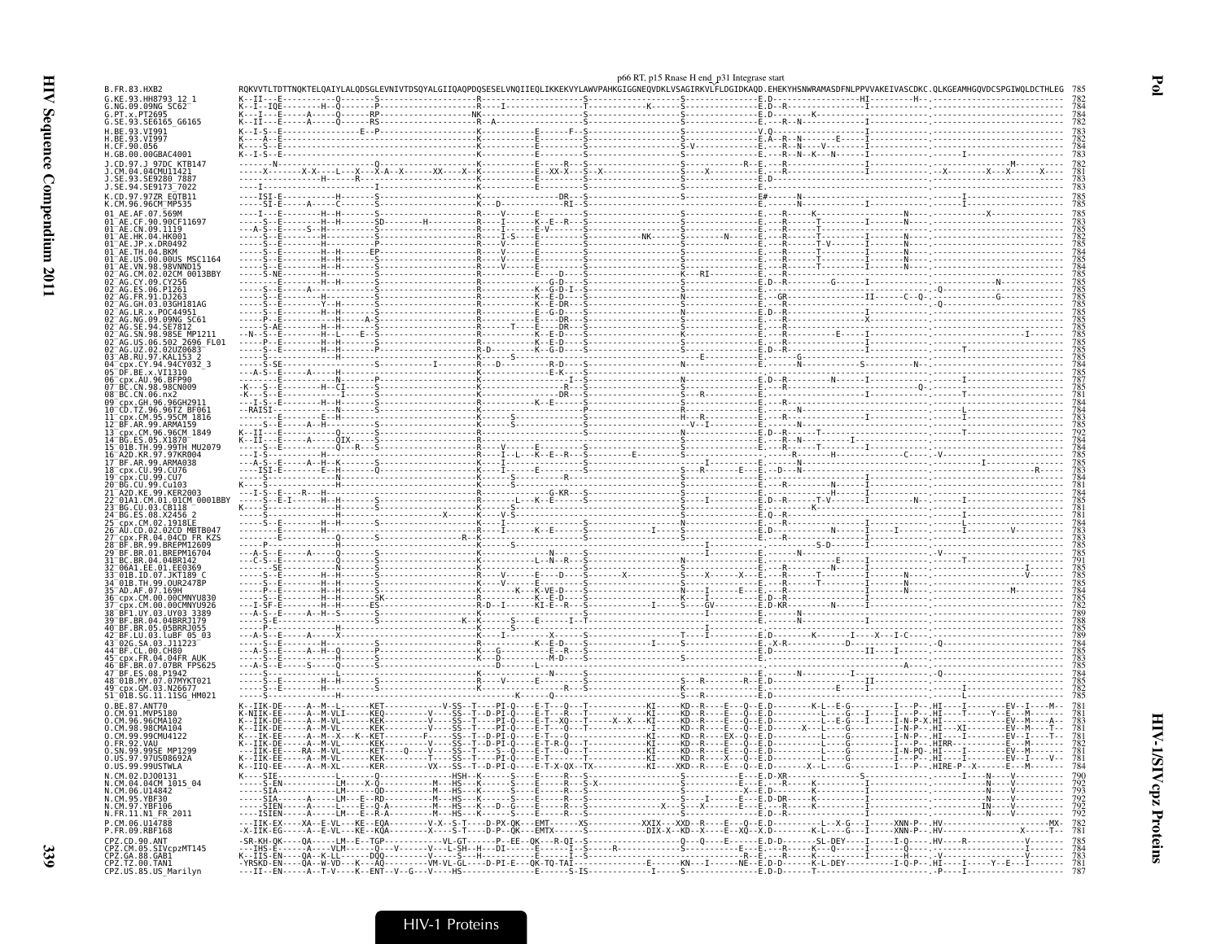p66 RT, p15 Rnase H end_p31 Integrase start

```
B.FR.83.HXB2                 RQKVVTLTDTTNQKTELQAIYLALQDSGLEVNIVTDSQYALGIIQAQPDQSESELVNQIIEQLIKKEKVYLAWVPAHKGIGGNEQVDKLVSAGIRKVLFLDGIDKAQD.EHEKYHSNWRAMASDFNLPPVVAKEIVASCDKC.QLKGEAMHGQVDCSPGIWQLDCTHLEG 785
G.KE.93.HH8793_12_1          K--II---E-----------Q-------S--------------------R---------------------S-----------------S-------------E.D-------------------HI---------H--.---------------------------- 782
G.NG.09.09NG_SC62            K--I--IQE-----------H--Q-------P--------------------R----I--------------T-----------K------S-------------E.D--R---------------I--------------.---------------------------- 784
G.PT.x.PT2695                K---I---E------A-----Q------RP------------------NK----------------------S-----------------S-------------E.D-------K---------------------------.---------------------------- 784
G.SE.93.SE6165_G6165         K--II---E------A-----H--Q-----RS--------------------R--A-------------------S-----------------S-------------E.---R--N----------I--------------.---------------------------- 782
H.BE.93.VI991                K--I-S--E---------------E--P-----------------K------------E--------F--S----------------S-------------V.Q-------------------I-------------.---------------------------- 783
H.BE.93.VI997                K----A--E-----------------------------------K------------E----------S----------------S-------------E.A--R--N--------E-----I-------------.---------------------------- 782
H.CF.90.056                  K----S--E-----------------------------------K------------E----------S----------------S-V-----------E.---R--N-----V---------I-------------.---------------------------- 784
H.GB.00.00GBAC4001           K--I-S--E-----------------------------------K------------E----------S----------------S-------------E.---R--N--K---N-----------I-------------.---------I-------------- 783
J.CD.97.J_97DC_KTB147        -------N--------------------Q-------------------K------------E------R---S-----------------S------R--E.--R---------------------I-------------.--------------M-------- 782
J.CM.04.04CMU11421           -----X------X-X----L----X---X-A--X------XX----X--K------------E-XX-X----S---X------------S----X---------E.--R-------------------I--------------.--X---------X---X------X-- 781
J.SE.93.SE9280_7887          --------E-----------H------R-----------------K------------E----------S----------------S-------------E.D-----------------------I--------------.---------------------------- 783
J.SE.94.SE9173_7022          ----I---------------------I--------------------K------------E----------S----------------S-------------E.------------------------I--------------.---------------------------- 783
K.CD.97.97ZR_EQTB11          ----ISI-E-----------H-------S-------------------K------------------DR---S-----------------S-------------E#------N-------------------------------.---------I------------------ 785
K.CM.96.96CM_MP535           ----SI--E------A-----C-------S-----------------K----D-----------RI--S-----------------S-------------E.------N-----------------I--------------.---------I------------------ 785
01_AE.AF.07.569M             ----S---E-----------H--H-------S----------------R----V-------E----------S-----------------S-------------E.---R------K----------------N---.--------------X-------------- 785
01_AE.CF.90.90CF11697        ----S---E-----------H--H-------SD-------H-------R----I-------K--E--R---S-----------------S-------------E.---R------T----------I------N---.---------------------------- 783
01_AE.CN.09.1119             ---A-S--E-------S---H-------S-----------------R----I-------E-V--------S-----------------S-------------E.---R------T------------------N---.---------------------------- 785
01_AE.HK.04.HK001            ----S---E-----------H-------S-----------------R----I-S-----E----------S------NK--------S------N------E.---R------T----------I------N---.---------------------------- 782
01_AE.JP.x.DR0492            ----S---E-----------H-------P-----------------R----V-------E----------S-----------------S-------------E.---R------T-V--------I------N---.---------------------------- 785
01_AE.TH.04.BKM              ----S---E-----------H--H-------EP----------------R----V-------E----------S-----------------S-------------E.---R------T----------I------N---.---------------------------- 784
01_AE.US.00.00US_MSC1164     ----S---E-----------H--H-------S----------------R----V-------E----------S-----------------S-------------E.---R------T----------I------N---.---------------------------- 785
01_AE.VN.98.98VNND15         ----S---E-----------H--H-------S----------------R----V-------E----------S-----------------S-------------E.---R------T----------I------N---.---------------------------- 784
02_AG.CM.02.02CM_0013BBY     ----S-NE------------H-------S-----------------R----------E--D-------K---RI---------S-------------E.---R--------------------I--------------.---------------------------- 785
02_AG.CY.09.CY256            ----S---E-----------H-------S-----------------R----------G-D---S-----------------S-------------E.D---R--------G-----I--------------.--------------N----------- 785
02_AG.ES.06.P1261            ----S---E------A-----------S-----------------R----------K-G-D-I--S-----------------S-------------E.---R--------------------I--------------.--Q------------------------- 785
02_AG.FR.91.DJ263            ----S---E-----------H-------S-----------------R----------K-E-D----S-----------------N-------------E.---GR-----------------II-------C--Q-.----------G----------------- 785
02_AG.GH.03.03GH181AG        ----S---E-----------Y--H-------S-----------------R----------K-E-DR---S-----------------S-------------E.---R--------------------I--------------.--Q------------------------- 785
02_AG.LR.x.POC44951          ----S---E-----------H--H-------S-----------------R----------E-G-D----S-----------------N-------------E.D--R--------------------I--------------.---------------------------- 785
02_AG.NG.09.09NG_SC61        ----P-E-------------H---------A-S-----------------R----------E----DR---S-----------------S-------------E.---R--------------------X--------------.---------------------------- 785
02_AG.SE.94.SE7812           ----S-AE------------H--H-------S-----------------R-------T----DR---S-----------------S-------------E.---R--------------------I--------------.---------------------------- 785
02_AG.SN.98.98SE_MP1211      --N--S--E-----------H---L----E--S-----------------R----------K-E-D----S-----------------K-------------E.---R----------E----I--------------.-----------------I--------- 785
02_AG.US.06.502_2696_FL01    ----P---E-----------H--H-------S-----------------R----------K-E-D----S-----------------S-------------E.---R--------------------I--------------.---------------------------- 785
02_AG.UZ.02.02UZ0683         ----S---E-----------H--H-------S-----------------R-D--------K-G-D----S-----------------S-------------E.D--R--------------------I--------------.--------T----------------- 785
03_AB.RU.97.KAL153_2         ----S---------------H-------S-----------------K--------S----------S---------------E-----------E.------------G-------------I--------------.---------------------------- 785
04_cpx.CY.94.94CY032_3       ----S-SE------------------S---------I----------R---D-----------R-D----S-----------------S-------------E.------N----------S---------N---.---------------------------- 785
05_DF.BE.x.VI1310            ---A-S--E------A-----H-------------------------K---------------E-K----S-----------------S-------------E.------------------------I--------------.---------------------------- 785
06_cpx.AU.96.BFP90           --------E-----------N-------P-----------------K--------------I--S-----------------N-------------E.D--R--------N-----I--------------.---------I------------------ 787
07_BC.CN.98.98CN009          -K--S---E-----------H--CI------S-----------------K--------------DR--S-----------------N-------------E.---R------------------------I---------Q-.--------T------------------ 785
08_BC.CN.06.nx2              -K--S---E----------I-------S-----------------K--------------DR--S----------S--R----------E.---R------------------------I--------------.---------I------------------ 781
09_cpx.GH.96.96GH2911        ---I-S--E-----------H--H-------S-----------------R----------K--E-----S-----------------S-------------E.---R--------------------------------.---------------------------- 784
10_CD.TZ.96.96TZ_BF061       ---RAISI------------H-------S-----------------K-----------------S-----------------S-------------E.---R--------------------------------.---------L------------------ 784
11_cpx.CM.95.95CM_1816       --------E-----------E--H-------S-----------------K------S-----------S-----------------H--R---------E.---R--------------------I--------------.---------I------------------ 785
12_BF.AR.99.ARMA159          ----S---E------A--H-------S-----------------K------S-----------S-----------------V--I---------E.---R------N--------------------------------.---------------------------- 783
13_cpx.CM.96.96CM_1849       K--II---E-----------Q-------S-----------------K-----------------S-----------------N-------------E.D--R----T---------------I--------------.--------T------------------ 792
14_BG.ES.05.X1870            K--II---E------A-----QIX------S-----------------K-----------------S-----------------S-------------E.---R--------------------I--------------.---------------------------- 785
15_01B.TH.99.99TH_MU2079     ----S---E-----------Q----R---S-----------------R----V-------E----------S-----------------S-------------E.---R------T-------N-----I------------.---------------------------- 784
16_A2D.KR.97.97KR004         ---I-S--------------H-------S-----------------R----I--L--K--E--R--S-------E---------S-------------E.---R--------H-----------C-----.-V-------------------------- 784
17_BF.AR.99.ARMA038          ---A-S--E------A--H--K-------S-----------------K----I---------------S-----------------I-------------E.------N--------------------------------.---------------------------- 785
18_cpx.CU.99.CU76            ----ISI-E-----------E--H-------Q-----------------K----I-------E-----S-----------------S--R------E--E.--D---N----------------I--------------.---------------------------- 783
19_cpx.CU.99.CU7             ---------------------H---------------------------K------S-----------R-----------------S-------------E.---------------------------------.--------------------------R- 783
20_BG.CU.99.Cu103            K----S--------------H-------------------------K------S-----------S-----------------S-------------E.---R---------------N-----I------.---------------------------- 781
21_A2D.KE.99.KER2003         ---I-S--E----R---H-----------------------------------------G-KR---S-----------------S-------------E.------------------H-----I--------------.---------------------------- 784
22_01A1.CM.01.01CM_0001BBY   ----S---E-I---------H-------S-----------------R------L---K--E------S-------I---------S-------------E.D--R------T-V-----------I------N---.---------------------------- 785
23_BG.CU.03.CB118            K----S--------------H-------S-----------------K------S-----------S-----------------S-------------E.-------K----------------I--------------.---------------------------- 783
24_BG.ES.08.X2456_2          ----S---------------H-------S-----------X-----K---V-S-----------S-----------------S-------------E.------------------------I--------------.---------------------------- 781
25_cpx.CM.02.1918LE          ----S---E-----------H--H-------S-----------------K-----------------S-----------------S-------------E.Q--R--------------------I--------------.---------------------------- 784
26_AU.CD.02.02CD_MBTB047     ----S---E-----------H--H-------S-----------------R----I-----K--E-----S-----------------S-------------E.D-------------------N-----I------I-------------.--------I---------V------- 785
27_cpx.FR.04.04CD_FR_KZS     ----E---------------Q---------S-----------R-K-----------------------S-----------------S-------------E.---R--------------------I--------------.---------------------------- 783
28_BF.BR.99.BREPM12609       --------P--------------------S-----------------K--------S-----------------------------I-------------E.------------S-D-----I--------------.---------------------------- 783
29_BF.BR.01.BREPM16704       ---A-S--E-----------A-----Q-------S-----------------K--------N------S-----------------I-------------E.------N--------------------------------.---V------------------------ 785
31_BC.BR.04.04BR142          ----C-S--E----------Q-------S-----------------K--------L--N--R--S-----------------N-------------E.------------------------I--------------.---------T------------------ 791
32_06A1.EE.01.EE0369         ----SE--------------H-------S-----------------K-----------------S-----------------N-------------E.---R------------N-----I--------------.----------------------I---- 785
33_01B.ID.07.JKT189_C        ----S---E-----------H--H-------S-----------------R----V-------E----D--S------X-----------S----X---X--E.---R------T----------I------N---.----------------------V----- 785
34_01B.TH.99.OUR2478P        ----S---E-----------H--H-------S-----------------R----V-------E----------S-----------------S-------------E.---R------T----------I------N---.---------------------------- 785
35_AD.AF.07.169H             ----S---E-----------H--H-------S-----------------K--------K-VE-D---S-----------------N-------------E.---R--------------------I--------------.---------------M------------ 784
36_cpx.CM.00.00CMNYU830      ----S---E-----------H--H-------SK----------------R----------K-E-D----S-----------------K-------------E.D-R--------------------I--------------.---------------------------- 785
37_cpx.CM.00.00CMNYU926      ---I-SF-E-----------H--H-------ES----------------R-D--I-------KI-E--R--S------I-------S----GV---------E.D-KR-----------N-----I--------------.---------------------------- 782
38_BF1.UY.03.UY03_3389       ---A-S--E------A--H--S--------S-----------------K-----------------S-----------------I-------------E.------N--------------------------------.---------------------------- 789
39_BF.BR.04.04BRRJ179        ------S-E-----------------S-----------------K--K-------S------E---I--T-------------------------E.------N--------------------------------.---------------------------- 788
40_BF.BR.05.05BRRJ055        ----P---------------H--------------------------K-----------------------------I-------------E.------------------------------------------.---------------------------- 785
42_BF.LU.03.luBF_05_03       ---A-S--E------A-----X-----------S-----------------K----I------X---------S-----------------T--I---------E.D-------K-------I---X--I-C---.---------------------------- 789
43_02G.SA.03.J11223          ----S---E-----------H-------S-----------------R----------K--E-D--S-------I----------S-------------E.-X-R----------------D----------.---------------------------- 784
44_BF.CL.00.CH80             ---A-S--E------A--H--Q-------P-----------------K--G--------E--R--S-----------------S-------------E.D-------------------II----I--------------.---------------------------- 785
45_cpx.FR.04.04FR_AUK        ----S---E-----------H-------S-----------------K--D-----------M-D--S-----------------S-------------E.---R--------------------I--------------.---------------------------- 783
46_BF.BR.07.07BR_FPS625      ---A-S--E-----S-----Q---------S-----------------D---------L--------S-----------------S-------------E.---------------------------------.------A--------------------- 785
47_BF.ES.08.P1942            ----S---------------L---------S-----------------K--------N------S-----------------S-------------E.------N------------I--------------.--Q------------------------- 784
48_01B.MY.07.07MYKT021       ----S---E-----------H--H-------S-----------------R----V-------E----------S-----------------S-------------E.---R--------------------II--------------.---------------------------- 785
49_cpx.GM.03.N26677          ----S---E-----------H--H-------S-----------------R----------K--D------S-----------------S-------------E.---R--------------------E------I--------------.--------I------------------ 782
51_01B.SG.11.11SG_HM021      ----S---E-----------H--H-------S-----------------K----------Q--------S-----------------S-------------E.D------------------------------------.--------L------------------ 785
O.BE.87.ANT70                K--IIK-DE------A--M--L-------KET----------V-SS--T----PI-Q----E-T---Q---T-----------KI-----KD--R----E---Q--E.D-------K-L--E-G---------I----P---.HI----I--------EV--I----M-- 781
O.CM.91.MVP5180              K-NIIK-EE------A--M-VLI------KEQ---------V----SS--T--D-PI-Q----E-T---R--T-----------KI-----KD--R----E---Q--E.D-------------L--G---I-----I----P---.HI----T--------Y--E---M------ 781
O.CM.96.96CMA102             K--IIK-DE------A--M-VL-------KEK---------V----SS--T----PI-Q----E-T---XQ---T-----X--X---KI-----KD--R----E---Q--E.D-------------L--E-G----I-----I-N-P-X.HI-------------EV--M-----A-- 783
O.CM.98.98CMA104             K--IIK-DE------A--M-VL-------KEK---------V----SS--T----PI-Q----E-T---Q---T-----------I-----KD--R----E---Q--E.D-------X---L----G-----I-N-P---.HI---XI--------EV--M----T-- 781
O.CM.99.99CMU4122            K---IK-EE------A--M--X---K---KET---------F----SS--T--D-PI-Q----E-T---Q-----------------KI-----KD--R---EX---Q--E.D-------------L----G-----I-N-P---.HI----I--------EV--I----T-- 781
O.FR.92.VAU                  K--IIK-DE------A--M-VL-------KEK---------V----SS--T--D-PI-Q----E-T-R-Q---T-----------KI-----KD--R----E---Q--E.D-------------L----G-----I----P---.HIRR--------------E----M------ 782
O.SN.99.99SE_MP1299          ---IIK-EE-----RA--M-VL-------KET---Q-----V----SS--T----PI-Q----E-T---Q---T-----------KI-----KD--R----E---Q--E.D-------------L----G-----I-N-PQ-.HI----I--------EV--M------ 781
O.US.97.97US08692A           K--IIK-EE------A--M-VL-------KEK---------T----SS--T----PI-Q----E-T-----------------------KI-----KD--R----X---Q--E.D-------------L----G-----I----P---.HI----I--------EV--I----V-- 781
O.US.99.99USTWLA             K--IIQ-EE------A--M-XL-------KER---------VX---SS--T--D-PI-Q----E-T-X-QX--TX-----------KI----XKD--R----E---Q--E.D-------X--L----G-----I----P---.HIRE-P--X------E----M------ 784
N.CM.02.DJO0131              K----SIE------------L-------Q-------------HSH---K--------E-----R---S-----------------S-----------E---E.D-XR----------------S-----------------.--------I-----N-----V-------- 790
N.CM.04.04CM_1015_04         -----S-EN-----------LM------X-Q-----------M---HS---K-------S----E-----R---S-X-----------S-----------E---E.---R-------K-----------I-------------.-----------N-----V-------- 792
N.CM.06.U14842               -----SIA------------LM------QD------------M---HS---K-------S----E-----R---S-----------------S-----------E---E.D-------K-----------I-------------.-----------N-----V-------- 793
N.CM.95.YBF30                -----SIA-------A----LM------E--RD-----------M---HS---K-------S----E-----R---S-----------------S-------I----E---E.D-DR------K-----------I-------------.-----------N-----V-------- 792
N.CM.97.YBF106               -----SIEN------A----L-------E-Q-A----------M---HS---K----D-------E-----R---S-----------X---S---X---------E---E.---R-------K-----------I-------------.---------IN-----V-------- 792
N.FR.11.N1_FR_2011           -----ISIEN-----A----LM------E--R-A----------M---HS---K-------S----E-----R---S-----------------S-----------E---E.---R-------K-----------I-------------.-----------N-----V-------- 792
P.CM.06.U14788               ---IIK-EX------XA--E-VL----KE--EQA---------V-X--S--T----D-PX-QK---EMT-----XS-----------XXIX---XXD--R----E---Q--E.D-------------L--X-G---I-----XNN-P---.HV--------------------------MX- 782
P.FR.09.RBF168               -X-IIK-EG------A--E-VL----KE--KQA-----------X----S--T----D-P--QK---EMTX-----S-----------DIX-X--KD--X----E---XQ--X.D-------K-L----G---I-----XNN-P---.HV----------------------X---T-- 781
CPZ.CD.90.ANT                -SR-KH-QK-----QA-----LM--E--TGP------------VL-GT-------P--EE--QK---R-QI--S-----------------Q---Q----E------E.D-D-------SL-DEY----I----I-Q-----.HV----R-----------V------ 785
CPZ.CM.05.SIVcpzMT145        ---IHS-E------A------VLM------Q---V-------V----L-SH--H---DI-----E-----I--S-----R------------S-----------E---E.---R-------K----Q------I-----Q-----.---------------------------- 781
CPZ.GA.88.GAB1               K--IIS-EN-----QA--K-LL-------DQQ-----------V-----S---H-----------E-----I--S-----------------R---E----E.---R-------K-----------I-----I-Q-----.----V---------------V------ 783
CPZ.TZ.00.TAN1               -YRSKD-EN-----QA--W-VD----K---AQ-----------VM-VL-GL-----D-PI-E---QK-TQ-TAI-----------E------KN---I-------NE--E.D-D-------K-L-DEY----------I-Q-P---.HI----I--------Y---E---I-------- 781
CPZ.US.85.US_Marilyn         ---II--EN-----QA--T-V-----K--ENT--V--G---V----HS-----------E-----S-IS-----------I------S-------------E.D-D-------T----------------I-------------.--P-----I------------------ 787
```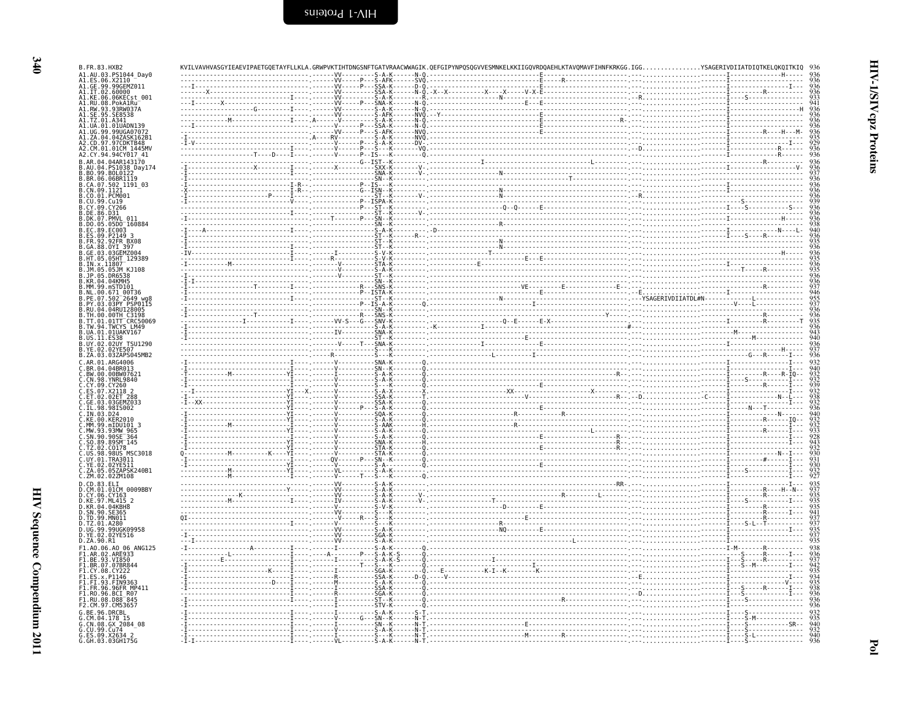# HIV-1/SIVcpz Proteins

## Pol

```
B.FR.83.HXB2              KVILVAVHVASGYIEAEVIPAETGQETAYFLLKLA.GRWPVKTIHTDNGSNFTGATVRAACWWAGIK.QEFGIPYNPQSQGVVESMNKELKKIIGQVRDQAEHLKTAVQMAVFIHNFKRKGG.IGG...............YSAGERIVDIIATDIQTKELQKQITKIQ  936
A1.AU.03.PS1044_Day0      936
A1.ES.06.X2110            936
A1.GE.99.99GEMZ011        936
A1.IT.02.60000            936
A1.KE.06.06KECst_001      933
A1.RU.08.PokA1Ru          941
A1.RW.93.93RW037A         936
A1.SE.95.SE8538           936
A1.TZ.01.A341             936
A1.UA.01.01UADN139        936
A1.UG.99.99UGA07072       936
A1.ZA.04.04ZASK162B1      933
A2.CD.97.97CDKTB48        929
A2.CM.01.01CM_1445MV      936
A2.CY.94.94CY017_41       936
B.AR.04.04AR143170        936
B.AU.04.PS1038_Day174     936
B.BO.99.BOL0122           937
B.BR.06.06BR1119          936
B.CA.07.502_1191_03       936
B.CN.09.1121              936
B.CO.01.PCM001            936
B.CU.99.Cu19              939
B.CY.09.CY266             936
B.DE.86.D31               936
B.DK.07.PMVL_011          936
B.DO.05.05DO_160884       938
B.EC.89.EC003             940
B.ES.09.P2149_3           936
B.FR.92.92FR_BX08         933
B.GA.88.OYI_397           936
B.GE.03.03GEMZ004         936
B.HT.05.05HT_129389       935
B.IN.x.11807              936
B.JM.05.05JM_KJ108        935
B.JP.05.DR6538            936
B.KR.04.04KMH5            936
B.MM.99.mSTD101           937
B.NL.00.671_00T36         946
B.PE.07.502_2649_wg8      955
B.PY.03.03PY_PSP0115      937
B.RU.04.04RU128005        936
B.TH.00.00TH_C3198        936
B.TT.01.01TT_CRC50069     935
B.TW.94.TWCYS_LM49        936
B.UA.01.01UAKV167         943
B.US.11.ES38              940
B.UY.02.02UY_TSU1290      936
B.YE.02.02YE507           937
B.ZA.03.03ZAPS045MB2      936
C.AR.01.ARG4006           932
C.BR.04.04BR013           940
C.BW.00.00BW07621         932
C.CN.98.YNRL9840          932
C.CY.09.CY260             939
C.ES.07.X2118_2           932
C.ET.02.02ET_288          938
C.GE.03.03GEMZ033         932
C.IL.98.98IS002           936
C.IN.03.D24               940
C.KE.00.KER2010           932
C.MM.99.mIDU101_3         932
C.MW.93.93MW_965          933
C.SN.90.90SE_364          928
C.SO.89.89SM_145          943
C.TZ.02.C0178             932
C.US.98.98US_MSC3018      930
C.UY.01.TRA3011           931
C.YE.02.02YE511           930
C.ZA.05.05ZAPSK240B1      932
C.ZM.02.02ZM108           927
D.CD.83.ELI               935
D.CM.01.01CM_0009BBY      937
D.CY.06.CY163             935
D.KE.97.ML415_2           935
D.KR.04.04KBH8            935
D.SN.90.SE365             941
D.TD.99.MN011             937
D.TZ.01.A280              937
D.UG.99.99UGK09958        935
D.YE.02.02YE516           937
D.ZA.90.R1                935
F1.AO.06.AO_06_ANG125     938
F1.AR.02.ARE933           936
F1.BE.93.VI850            937
F1.BR.07.07BR844          942
F1.CY.08.CY222            935
F1.ES.x.P1146             934
F1.FI.93.FIN9363          935
F1.FR.96.96FR_MP411       938
F1.RO.96.BCI_R07          936
F1.RU.08.D88_845          936
F2.CM.97.CM53657          936
G.BE.96.DRCBL             932
G.CM.04.178_15            935
G.CN.08.GX_2084_08        940
G.CU.99.Cu74              932
G.ES.09.X2634_2           940
G.GH.03.03GH175G          936
```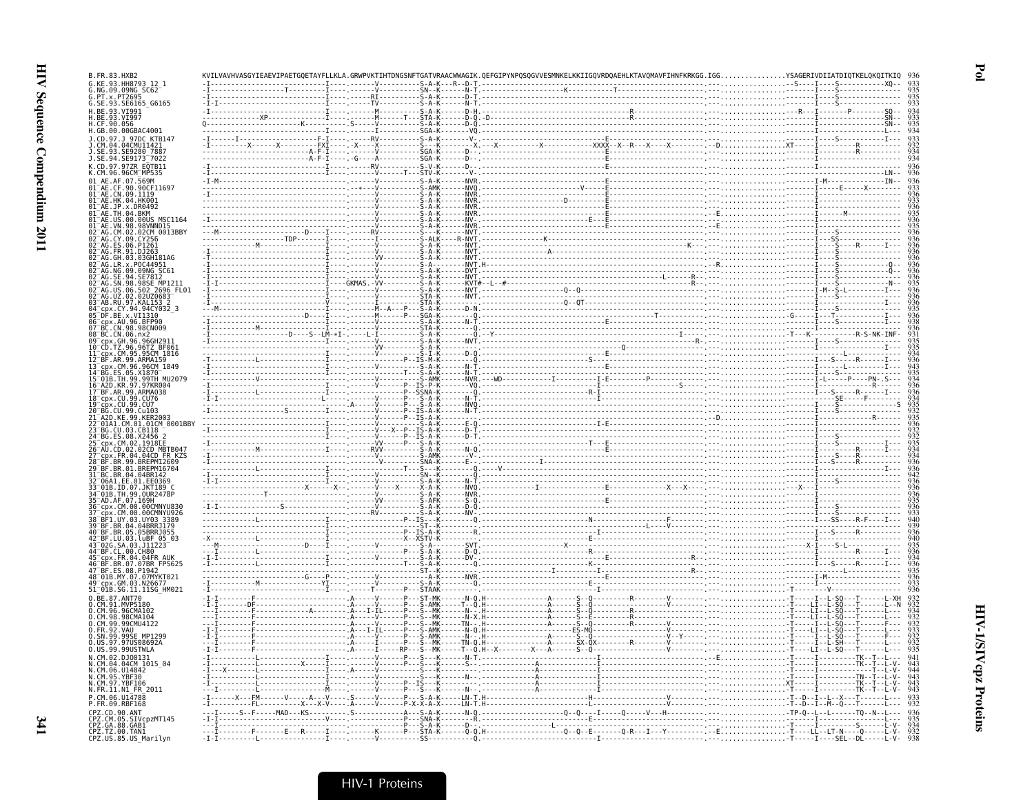```
B.FR.83.HXB2                KVILVAVHVASGYIEAEVIPAETGQETAYFLLKLA.GRWPVKTIHTDNGSNFTGATVRAACWWAGIK.QEFGIPYNPQSQGVVESMNKELKKIIGQVRDQAEHLKTAVQMAVFIHNFKRKGG.IGG...............YSAGERIVDIIATDIQTKELQKQITKIQ 936
G.KE.93.HH8793_12_1         -I-----------------------------I---.------V----------S-A-K---R--D-T.------------------------------------------------------.---...............--S----I----S-----------XQ-- 933
G.NG.09.09NG_SC62           -I------------------T----------I---.------V----------SN--K------N-T.-------------------K-----------T------------------------.---...............-------I----S--------------- 935
G.PT.x.PT2695               -I-----------------------------I---.-----RI----------S-A-K------D-T.------------------------------------------------------.---...............-------I----S--------------- 935
G.SE.93.SE6165_G6165        -I-I---------------------------I---.-----TV----------S-A-K------N-T.------------------------------------------------------.---...............-------I----S--------------- 933
H.BE.93.VI991               -I-----------------------------I---.------M----------S-A-K------D-H.------------------------------------R-----------------.---...............--R---I--------P--------SQ-- 934
H.BE.93.VI997               -------------XP----------------I---.------M-----T----STA-K------D-Q.-D----------------------------------R-----------------.---...............-------I-----------------SN-- 933
H.CF.90.056                 Q-----------------K-------------.S------V----------S-A-K------D-Q.------------------------------------------------------.---...............-------I-----------------SN-- 935
H.GB.00.00GBAC4001          -------------------------------I---.------V----------SGA-K------VQ.------------------------------------------------------.---...............-------I-------------------L--- 934
J.CD.97.J_97DC_KTB147       -I-------I-------------------F-I---.-----RV----------S-A-K------V-.------------------------E-----------------------------.---...............-------I----S-----------I--- 933
J.CM.04.04CMU11421          -I--------X-------X--------FXI---.-X---X---------S-A-K------X.--X---X----------X---------XXXX--X--R---X----X-----------.--D...............XT-----I---------R---------- 932
J.SE.93.SE9280_7887         -----------------------------A-F-I---.-----V----------SGA-K------D-.------------------------E-----------------------------.---...............-------I---------R---------- 934
J.SE.94.SE9173_7022         -----------------------------A-F-I---.-G----A---------SGA-K------D-.------------------------E-----------------------------.---...............-------I-------------------- 934
K.CD.97.97ZR_EQTB11         -I-----------------------------I---.-----RV----------S-V-K------D-.------------------------E-----------------------------.---...............-------I-------------------- 936
K.CM.96.96CM_MP535          -I-----------------------------I---.------V-----T----STV-K------V-.------------------------E-----------------------------.---...............-------------------------LN-- 936
01_AE.AF.07.569M            -I-M---------------------------I---.------V----------S-A-K------NVR.------------------------E-----------------------------.---...............-------I-M--------------IN-- 936
01_AE.CF.90.90CF11697       -------------------------------.----*---V----------S-AMK------NVQ.--------------V-----E-----------------------------.---...............-------I-----E-----X-------- 933
01_AE.CN.09.1119            -I-----------------------------I---.------V----------S-A-K------NVR.------------------------E-----------------------------.---...............-------I-------------------- 936
01_AE.HK.04.HK001           -------------------------------I---.------V----------S-A-K------NVR.------------D-----------E-----------------------------.---...............-------I-------------------- 933
01_AE.JP.x.DR0492           -------------------------------I---.------V----------S-A-K------NVR.------------------------E-----------------------------.---...............-------I-------------------- 936
01_AE.TH.04.BKM             -------------------------------I---.------V----------S-A-K------NVR.------------------------E-----------------------------.--E...............-------I------M------------ 935
01_AE.US.00.00US_MSC1164    -I-----------------------------I---.------V----------S-A-K------NV-.---------------------E--E-----------------------------.---...............-------I-------------------- 936
01_AE.VN.98.98VNND15        -------------------------------I---.------V----------S-A-K------NVR.------------------------E-----------------------------.--E...............-------I-------------------- 935
02_AG.CM.02.02CM_0013BBY    ---M-------------------D----I---.-----RV----------S-A-K------NVT.------------------------------------------------------.---...............-------I----S--------------- 936
02_AG.CY.09.CY256           --------------------TDP--------I---.------I----------S-ALK----R-NVT.-----------------K------------------------------------.---...............-------I----SS------------- 936
02_AG.ES.06.P1261           ------------M------------------I---.------V----------S-A-K------NVT.-------------------------------------------K---------.---...............-------I----S----R------I--- 936
02_AG.FR.91.DJ263           -I-----------------------------I---.------V----------S-A-K------NVT.-----------------A------------------------------------.---...............-------I----S--------------- 936
02_AG.GH.03.03GH181AG       -I-----------------------------I---.-----VV----------S-A-K------NVT.------------------------------------------------------.---...............-------I----S--------------- 936
02_AG.LR.x.POC44951         -I-----------------------------I---.------V----------S-A--------NVT.H---------------------------------------------R------.---...............-------I----S-------------Q-- 936
02_AG.NG.09.09NG_SC61       -I-----------------------------I---.------V----------S-A-K------DVT.------------------------------------------------------.---...............-------I----S-------------Q-- 936
02_AG.SE.94.SE7812          -I-----------------------------I---.------V----------S-A-K------NVT.-----------------------------------L--------R--------.---...............-------I----S--------------- 936
02_AG.SN.98.98SE_MP1211     -I-I---------------------------I---GKMAS.-VV---------S-A-K------KVT#--L--#------------------------------------R--------.---...............-------I----S-------------N-- 935
02_AG.US.06.502_2696_FL01   -I-----------------------------I---.------V----------S-A-K------NVT.-----------------Q--Q--------------------------------.---...............-------I-M--S-L---------I--- 936
02_AG.UZ.02.02UZ0683        -I-----------------------------I---.------V----------STA-K------NVT.------------------------------------------------------.---...............-------I-------------------- 936
03_AB.RU.97.KAL153_2        -I---------------------------V-----.------I----------STA-K------.------------------Q--QT------------------------------.---...............-------I-----------------I--- 936
04_cpx.CY.94.94CY032_3      ---M---------------------------I---.------M--A---P---S-A-K------D-N.------------------------------------------------------.---...............-------I----S-----------I--- 933
05_DF.BE.x.VI1310           -------------------------D-----I---.------M------P---SGA-K------Q.-------------------------------T-----------------------.---...............-G-----I----T-----------I--- 936
06_cpx.AU.96.BFP90          -I-----------------------------I---.------V------P---S-A-K------N-T.------------------------E-----------------------------.---...............-------I----S-----------I--- 938
07_BC.CN.98.98CN009         ------------M------------------I---.------V----------STA-K------Q.------------------------------------------------------.---...............-------I-------------------- 934
08_BC.CN.06.nx2             -I-----------------D-----S--LM-*I-.-----L-I----------S-A-K-------Q.--Y---------------------------------I----------------.---...............-T---K------------R-S-NK-INF- 931
09_cpx.GH.96.96GH2911       -I-----------------------------I---.------V----------S-A-K------NVT.-----------------------------------------R------------.---...............-------I----S--------------- 935
10_CD.TZ.96.96TZ_BF061      -------------------------------I---.-----VV----------S-A-K-------Q.------------------Q---------------------------------.---...............-------I-----------------I--- 933
11_cpx.CM.95.95CM_1816      -I-----------------------------I---.------V----------S-I-K------D-Q.------------------------E-----------------------------.---...............-------------L------------- 932
12_BF.AR.99.ARMA159         -T------------L----------------I---.------------P--IS-M-K-------Q.-------------S----------------------------------------.---...............-------I----S-----R-----I--- 936
13_cpx.CM.96.96CM_1849      -I-----------------------------I---.------V----------S-A-K------N-T.------------------------E-----------------------------.---...............-------------L-----------I--- 943
14_BG.ES.05.X1870           -------------------------------I---.------------T----S-A-K------N-T.------------------------------------------------------.---...............-------I-------------------- 935
15_01B.TH.99.99TH_MU2079    --------------V----------------I---.------V----------S-AMK------NVR.---WD---------I---------I-E----------P---------------.---...............-------I-L------P----PN-.S--- 934
16_A2D.KR.97.97KR004        -I-----------------------------I---.------V------P--IS-P-K------VQ.--------------------------------------S-------------.---...............-------I-------------------- 936
17_BF.AR.99.ARMA038         -I------------L----------------I---.-----------------P---SSNA-K-------Q.----------------------R-I-------------------------.---...............-------I----S-----R-----I--- 936
18_cpx.CU.99.CU76           -I-I---------------------L-----.------V------P---S-A-K------N-T.------------------------I-----------------------------.---...............-------------SE-----F------- 934
19_cpx.CU.99.CU7            -I---------------------------I-----.-A----V------P---S-A-K------NVQ.------------------------------------------------------.---...............-------I----S-----------------S 935
20_BG.CU.99.Cu103           -I---------------S-------------I---.------V------P--IS-A-K------N-T.------------------------------------------------------.---...............-------I----S--------------- 932
21_A2D.KE.99.KER2003        -------------------------------.--------V------P--IS-A-K-------.------------------------------------D-----------------.---...............-------I----------------R---- 935
22_01A1.CM.01.01CM_0001BBY  -I-----------------------------I---.------V------P--IS-A-K------E-Q.------------------------I-E---------------------------.---...............-------I-------------------- 936
23_BG.CU.03.CB118           -I-----------------------------I---.------V--X--P--IS-A-K------D-T.------------------------------------------------------.---...............-------I-------------------- 932
24_BG.ES.08.X2456_2         -------------------------------I---.------V------P--IS-A-K------D-T.------------------------------------------------------.---...............-------I----S--------------- 932
25_cpx.CM.02.1918LE         -I-----------------------------I---.-----VV------P---S-A-K-------.----------------------T---E-----------------------------.---...............-------I----S-----------I--- 935
26_AU.CD.02.02CD_MBTB047    ------------M------------------I---.-----RVV---------S-A-K------N-Q.------------------------E-----------------------------.---...............-------I---------R------I--- 933
27_cpx.FR.04.04CD_FR_KZS    -I---------------------------------.------V----------S-AMK------V-.------------------------------------------------------.---...............-------I----S---R---------- 934
28_BF.BR.99.BREPM12609      -I---------------------------------.------------------SNA-K------E--.-------------I--------------------------------------.---...............-------I----S---R---------- 936
29_BF.BR.01.BREPM16704      ------------L------------------I---.------------T----S---K-------Q.-----V-------------------------------------------------.---...............-------I-----------------I--- 936
31_BC.BR.04.04BR142         -I---------------------------------.------V----------SN--K-------.------------------------------------------------------.---...............-------I-------------------- 942
32_06A1.EE.01.EE0369        -I-I---------------------------I---.------V----------S-A-K------N-T.------------------------------------------------------.---...............-------I----S--------------- 936
33_01B.ID.07.JKT189_C       -----------------X-------X-----.------V---X------X-A-K------NVQ.-----------I-----------E------------X---X--------------.---...............-X---I-------------------- 936
34_01B.TH.99.OUR2478P       --------------T----------------I---.------V----------S-A-K------NVR.------------------------------------------------------.---...............-------I-------------------- 936
35_AD.AF.07.169H            -------------------------------I---.-----VV----------S-AFK------S-Q.------------------------E-----------------------------.---...............-------I-------------------- 935
36_cpx.CM.00.00CMNYU830     -I-I--------S------------------I---.------V----------S-A-K------D-Q.------------------------------------------------------.---...............-------I----S--------------- 936
37_cpx.CM.00.00CMNYU926     -------------------------------.-----RV----------S-A-K------NV-.------------------------------------------------------.---...............-------I----S--------------- 933
38_BF1.UY.03.UY03_3389      ------------L------------------I---.------------P--IS----K-------Q.-----------------N------------F------------------------.---...............-------I----SS-----R-F----I--- 940
39_BF.BR.04.04BRRJ179       -------------------------------I---.------------------ST--K-------Q.------------------------------L----V---------------.---...............-------I-------------------- 939
40_BF.BR.05.05BRRJ055       -------------------------------I---.------------P--IS-A-K-------R.--------------------I-----------------------------------.---...............-------I----S-----R---------- 936
42_BF.LU.03.luBF_05_03      -X------------L----------------I---.------------X--XSTV-K-------.------------------------E-----------------------------.---...............-------I-------------------- 940
43_02G.SA.03.J11223         ---M------------------D--------I---.------V----------S-A--------SVT.---------------X------------------------------------.---...............-X----I----S-L------------- 935
44_BF.CL.00.CH80            ---I-----------L-------------------.-----------P---S-A-K------D-Q.------------------------R-----------------------------.---...............-------I---------R------I--- 936
45_cpx.FR.04.04FR_AUK       -I-I---------------------------I---.------V------P---S-A-K------DV-.------------------------E----------------R----------.---...............-------I---------------------- 934
46_BF.BR.07.07BR_FPS625     -I------------L----------------I---.------------T----S-A-K-------Q.------------------------E----------------R----------.---...............-------I----S-----R------I--- 936
47_BF.ES.08.P1942           -------------------------------I---.------------------ST--K-------Q.--------------------I-----I-------R-------------------.---...............-------------L--------------- 935
48_01B.MY.07.07MYKT021      -----------------------G---P---I---.------V----------A-K------NVR.------------------------------------------------------.---...............-------I-M------------------ 936
49_cpx.GM.03.N26677         -I-----------M-----------YI----I---.------V----------S-A-K-------.------------------------L-----------------------------.---...............-------I-------------------- 933
51_01B.SG.11.11SG_HM021     -I-----------------------------I---.----T----------P---STAAK-------.------------------------------------------------------.---...............-------------V-------------- 936
O.BE.87.ANT70               -I-I---------F-------------------A-----V-----P---ST-MK-----N-Q.H----------------A------S--Q-----------R--------V--------.---...............-T-----I--L-SQ---T------L-XH 932
O.CM.91.MVP5180             -I-I--------DF-------------------A-----V-----P---S-AMK-----T--Q.H----------------A------S--Q-----------R--------V--------.---...............-T-----LI--L-SQ---T------L-N 932
O.CM.96.96CMA102            ---I---------F----------A--------A---I-IL-----P---S--MK-----N--.H----------------A------S--Q-----------R--------V--------.---...............-T-----LI--L-SQ---T-------L--- 934
O.CM.98.98CMA104            ---I---------F-------------------A---I-------P---S--MK-----N-X.H----------------A------S--E-----------R--------V--------.---...............-T-----LI--L-SQ---T-------L--- 932
O.CM.99.99CMU4122           ---I---------F-------------------A-----V-----P---S--MK-----TN--.H----------------A------S--Q-----------R--------V--------.---...............-T-----I--L-SQ---T-------L--- 932
O.FR.92.VAU                 -I-I---------F-------------------A---I-IL-----P---S-AMK-----N-Q.H----------------ES-MQ-----------------V--------V--------.---...............-T-----LI--L-SQ---T-------F--- 933
O.SN.99.99SE_MP1299         -I-I---------F-------------------A---I-----P---S-AMK-----N--.H----------------A------S--Q----------------V--Y-----------.---...............-T-----I--L-SQ---T-------F--- 932
O.US.97.97US08692A          -I-I---------F-------------------A-----I-----P---S--MK-----TN-Q.H----------------A------SX-QX-----------R--------V--------.---...............-T-----I--L-SH---T-------L--- 932
O.US.99.99USTWLA            -I-I---------F-------------------A-----I-----RP---S--MK-----T--Q.H--X--------X---A------S--Q-----------------V--------V--------.---...............-T-----LI--L-SQ---T-------L--- 935
N.CM.02.DJO0131             -I-----------L-------------------I---.------V-----P---S---K-----N-T.-------------------------------------------------E-----.---...............-T-----I-------------TK--T--L--- 941
N.CM.04.04CM_1015_04        -I-----------L-------X-------------I---.------V-----P---S---K-----S--.-----------------A--------------------------------.---...............-T-----I-------------TK--T--L-V- 943
N.CM.06.U14842              -I---X-------L-------------------I---.-A-----V-----P---S---K------.-----------------A--------------------------------.---...............-T-----I----------------T--L-V- 944
N.CM.95.YBF30               -I-----------L-------------------I---.------V-----P---S---K-----N--.-----------------A--------------------------------.---...............-T-----I-------------TN--T--L-V- 943
N.CM.97.YBF106              -I-----------L-------------------I---.------V-----P--IS---K-----N--.-----------------A--------------------------------.---...............XT-----I-------------TK--T--L-V- 943
N.FR.11.N1_FR_2011          ---I---------L-------------------M---.------V-----P---S---K-----N-T.-----------------A--------------------------------.---...............-T-----I-------------TK--T--L-V- 943
P.CM.06.U14788              -I------X---FM--------V-------A---V---.-S-----V-----P---S-A-K-----LN-T.H------------------------H------------------V--------.---...............-T--D--I--L--X---T-------L--- 933
P.FR.09.RBF168              -I-----------FL--------X---X-V---.-A-----V-----P-X-X-A-K-----LN-T.H------------------------L------------------V--------.---...............-T--D--I--M--Q---T-------L--- 932
CPZ.CD.90.ANT               ---I-----S--F-----MAD---KS--------------.S----------A---S-A-K-----N-Q.-------------------Q--Q----I-----Q-----V---H---------.---...............-TP-Q--L--L--------TQ--N--L--- 936
CPZ.CM.05.SIVcpzMT145       -I-I-------------------------V-------------.------P---SNA-K-----------.-------------------E------------------------------.---...............-T-----I-------------------L--- 935
CPZ.GA.88.GAB1              ---I---------------------------------------.------P---S-A-K-----D--.------------------L--------------------------------.---...............-T-----I-------------S------L-V- 934
CPZ.TZ.00.TAN1              -I-I---------F-----E---R-----I-----.-----K------P---STA-K-----Q-Q.H-----------------Q--Q--E-------Q-R---I--Y---------E-.---...............-T-----LL---LT-N----Q------L-V- 938
CPZ.US.85.US_Marilyn        -I-I---------L-------------------I---.------V-----------SS--------Q.-------------------------I---------------------------.---...............-T-----I----SEL--DL------L-V- 938
```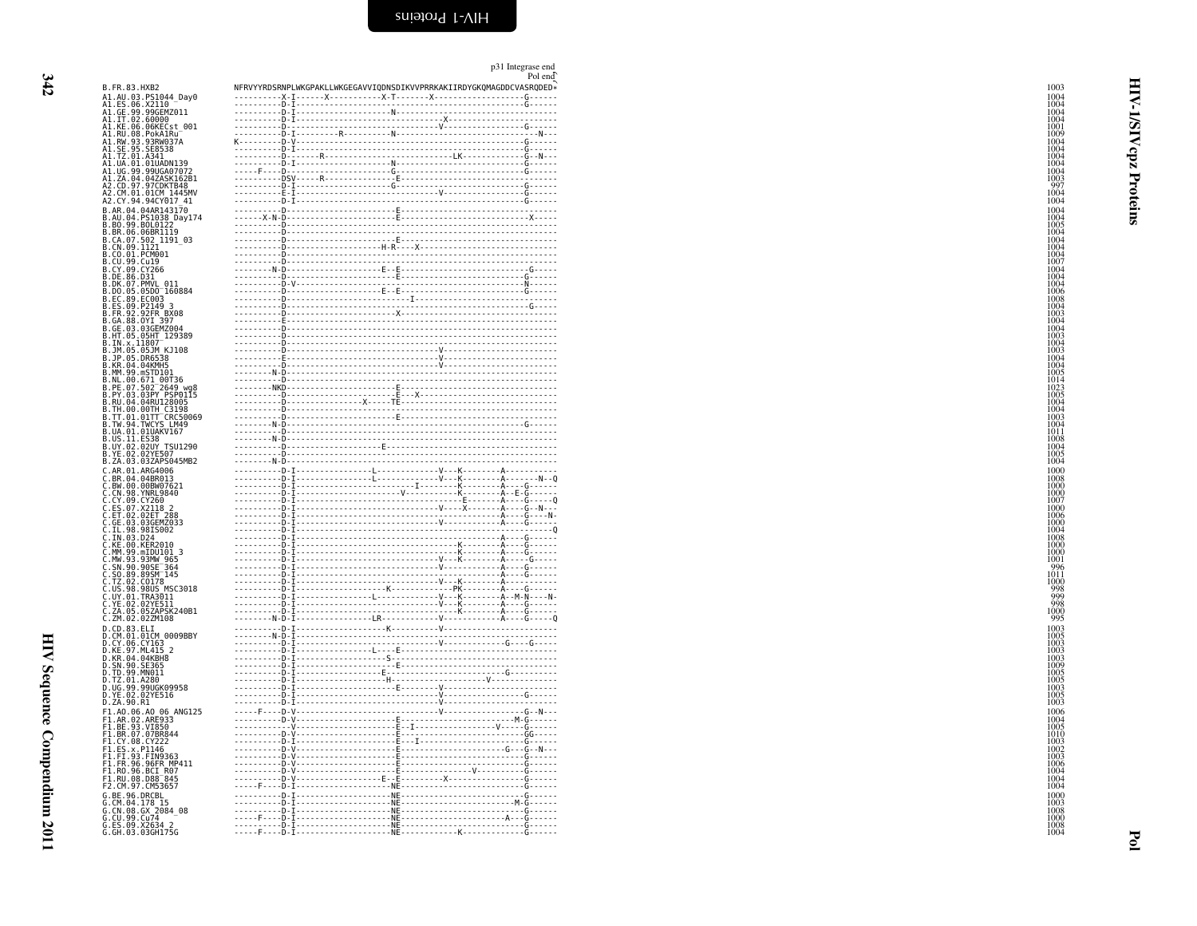p31 Integrase end
Pol end

```
B.FR.83.HXB2              NFRVYYRDSRNPLWKGPAKLLWKGEGAVVIQDNSDIKVVPRRKAKIIRDYGKQMAGDDCVASRQDED*   1003
A1.AU.03.PS1044_Day0      ----------X-I------X-----------X-T-------X--------------------G------   1004
A1.ES.06.X2110            ----------D-I-------------------------------------------------G------   1004
A1.GE.99.99GEMZ011        ----------D-I--------------------N-----------------------------------   1004
A1.IT.02.60000            ----------D-I--------------------------------X-----------------------   1004
A1.KE.06.06KECst_001      ----------D-I-------------------------------V-----------------G------   1001
A1.RU.08.PokA1Ru          ----------D-I-----------R--------N----------------------------------N---   1009
A1.RW.93.93RW037A         K---------D-V-------------------------------------------------G------   1004
A1.SE.95.SE8538           ----------D-I-------------------------------------------------G------   1004
A1.TZ.01.A341             ----------D-------R---------------------------LK--------------G--N---   1004
A1.UA.01.01UADN139        ----------D-I--------------------N----------------------------G------   1004
A1.UG.99.99UGA07072       -----F----D---------------------G-----------------------------G------   1004
A1.ZA.04.04ZASK162B1      ----------DSV------R------------E------------------------------------   1003
A2.CD.97.97CDKTB48        ----------D-I-------------------G-----------------------------G------   997
A2.CM.01.01CM_1445MV      ----------E-I-------------------------------V-----------------G------   1004
A2.CY.94.94CY017_41       ----------D-I-------------------------------------------------G------   1004
B.AR.04.04AR143170        ----------D---------------------E------------------------------------   1004
B.AU.04.PS1038_Day174     ------X-N-D---------------------E-----------------------------X------   1004
B.BO.99.BOL0122           ----------D----------------------------------------------------------   1005
B.BR.06.06BR1119          ----------D----------------------------------------------------------   1004
B.CA.07.502_1191_03       ----------D---------------------E------------------------------------   1004
B.CN.09.1121              ----------D-------------------H-R----X-------------------------------   1004
B.CO.01.PCM001            ----------D----------------------------------------------------------   1004
B.CU.99.Cu19              ----------D----------------------------------------------------------   1007
B.CY.09.CY266             --------N-D-------------------E--E----------------------------G------   1004
B.DE.86.D31               ----------D---------------------E-----------------------------G------   1004
B.DK.07.PMVL_011          ----------D-V-------------------------------------------------N------   1004
B.DO.05.05DO_160884       ----------D-------------------E--E----------------------------G------   1006
B.EC.89.EC003             ----------D-----------------------I----------------------------------   1008
B.ES.09.P2149_3           ----------D---------------------------------------------------G------   1004
B.FR.92.92FR_BX08         ----------D---------------------X------------------------------------   1003
B.GA.88.OYI_397           ----------E----------------------------------------------------------   1004
B.GE.03.03GEMZ004         ----------D----------------------------------------------------------   1004
B.HT.05.05HT_129389       ----------D----------------------------------------------------------   1003
B.IN.x.11807              ----------D----------------------------------------------------------   1004
B.JM.05.05JM_KJ108        ----------D---------------------------------V------------------------   1003
B.JP.05.DR6538            ----------E---------------------------------V------------------------   1004
B.KR.04.04KMH5            ----------D---------------------------------V------------------------   1004
B.MM.99.mSTD101           --------N-D----------------------------------------------------------   1005
B.NL.00.671_00T36         ----------D----------------------------------------------------------   1014
B.PE.07.502_2649_wg8      --------NKD---------------------E------------------------------------   1023
B.PY.03.03PY_PSP0115      ----------D---------------------E---X--------------------------------   1005
B.RU.04.04RU128005        ----------D-------------X-------TE-----------------------------------   1004
B.TH.00.00TH_C3198        ----------D----------------------------------------------------------   1004
B.TT.01.01TT_CRC50069     ----------D---------------------E------------------------------------   1003
B.TW.94.TWCYS_LM49        --------N-D---------------------------------------------------G------   1004
B.UA.01.01UAKV167         ----------D----------------------------------------------------------   1011
B.US.11.ES38              --------N-D----------------------------------------------------------   1008
B.UY.02.02UY_TSU1290      ----------D------------------E---------------------------------------   1004
B.YE.02.02YE507           ----------D----------------------------------------------------------   1005
B.ZA.03.03ZAPS045MB2      --------N-D----------------------------------------------------------   1004
C.AR.01.ARG4006           ----------D-I--------------L--------------V---K--------A-------------   1000
C.BR.04.04BR013           ----------D-I--------------L--------------V---K--------A-------N--Q   1008
C.BW.00.00BW07621         ----------D-I-------------------I---------K--------A----G------   1000
C.CN.98.YNRL9840          ----------D-I-----------------V-----------K--------A--E-G------   1000
C.CY.09.CY260             ----------D-I-------------------------------E--------A----G-----Q   1007
C.ES.07.X2118_2           ----------D-I-------------------------------V-----X--------A----G--N---   1000
C.ET.02.02ET_288          ----------D-I--------------------------------------A----G----N-   1006
C.GE.03.03GEMZ033         ----------D-I-------------------------------V-------------A----G------   1000
C.IL.98.98IS002           ----------D-I---------------------------------------------------Q   1004
C.IN.03.D24               ----------D-I---------------------------------------------A----G------   1008
C.KE.00.KER2010           ----------D-I-------------------------------------K--------A----G------   1000
C.MM.99.mIDU101_3         ----------D-I-------------------------------------K--------A----G------   1000
C.MW.93.93MW_965          ----------D-I-------------------------------V---K--------A-----G------   1001
C.SN.90.90SE_364          ----------D-I-------------------------------V-------------A----G------   996
C.SO.89.89SM_145          ----------D-I---------------------------------------------A----G------   1011
C.TZ.02.CO178             ----------D-I-------------------------------V---K--------A----G------   1000
C.US.98.98US_MSC3018      ----------D-I------------------K----------------PK--------A----G------   998
C.UY.01.TRA3011           ----------D-I--------------L--------------V---K--------A--M-N-----N-   999
C.YE.02.02YE511           ----------D-I-------------------------------V---K--------A----G------   998
C.ZA.05.05ZAPSK240B1      ----------D-I-------------------------------------K--------A----G------   1000
C.ZM.02.02ZM108           --------N-D-I--------------LR-------------V-------------A----G-----Q   995
D.CD.83.ELI               ----------D-I------------------K---------V---------------------------   1003
D.CM.01.01CM_0009BBY      --------N-D-I--------------------------------------------------------   1005
D.CY.06.CY163             ----------D-I-------------------------------V---------------G----G------   1003
D.KE.97.ML415_2           ----------D-I--------------L---E-------------------------------------   1003
D.KR.04.04KBH8            ----------D-I---------------------S----------------------------------   1003
D.SN.90.SE365             ----------D-I-------------------E------------------------------------   1009
D.TD.99.MN011             ----------D-I-----------------E---------------------------G----------   1005
D.TZ.01.A280              ----------D-I------------------H--------------------V----------------   1005
D.UG.99.99UGK09958        ----------D-I-------------------E--------V---------------------------   1003
D.YE.02.02YE516           ----------D-I-------------------------------V-----------------G------   1005
D.ZA.90.R1                ----------D-I-------------------------------V------------------------   1003
F1.AO.06.AO_06_ANG125     -----F----D-V-------------------------------V-----------------G--N---   1006
F1.AR.02.ARE933           ----------D-V-------------------E---------------------------M-G------   1004
F1.BE.93.VI850            ------------V-------------------E--I-----------------V-----G------   1005
F1.BR.07.07BR844          ----------D-V-------------------E-----------------------------GG-----   1010
F1.CY.08.CY222            ----------D-I-------------------E---I-------------------------G------   1003
F1.ES.x.P1146             ----------D-V-------------------E---------------------G----G--N---   1002
F1.FI.93.FIN9363          ----------D-V-------------------E-----------------------------G------   1003
F1.FR.96.96FR_MP411       ----------D-V-------------------E-----------------------------G------   1006
F1.RO.96.BCI_R07          ----------D-V-------------------E------------------V----------G------   1004
F1.RU.08.D88_845          ----------D-V-----------------E--E---------X------------------G------   1004
F2.CM.97.CM53657          -----F----D-I-------------------NE----------------------------G------   1004
G.BE.96.DRCBL             ----------D-I-------------------NE----------------------------G------   1000
G.CM.04.178_15            ----------D-I-------------------NE----------------------------M-G------   1003
G.CN.08.GX_2084_08        ----------D-I-------------------NE----------------------------G------   1008
G.CU.99.Cu74              -----F----D-I-------------------NE-------------------------A----G------   1000
G.ES.09.X2634_2           ----------D-I-------------------NE----------------------------G------   1008
G.GH.03.03GH175G          -----F----D-I-------------------NE---------------K------------G------   1004
```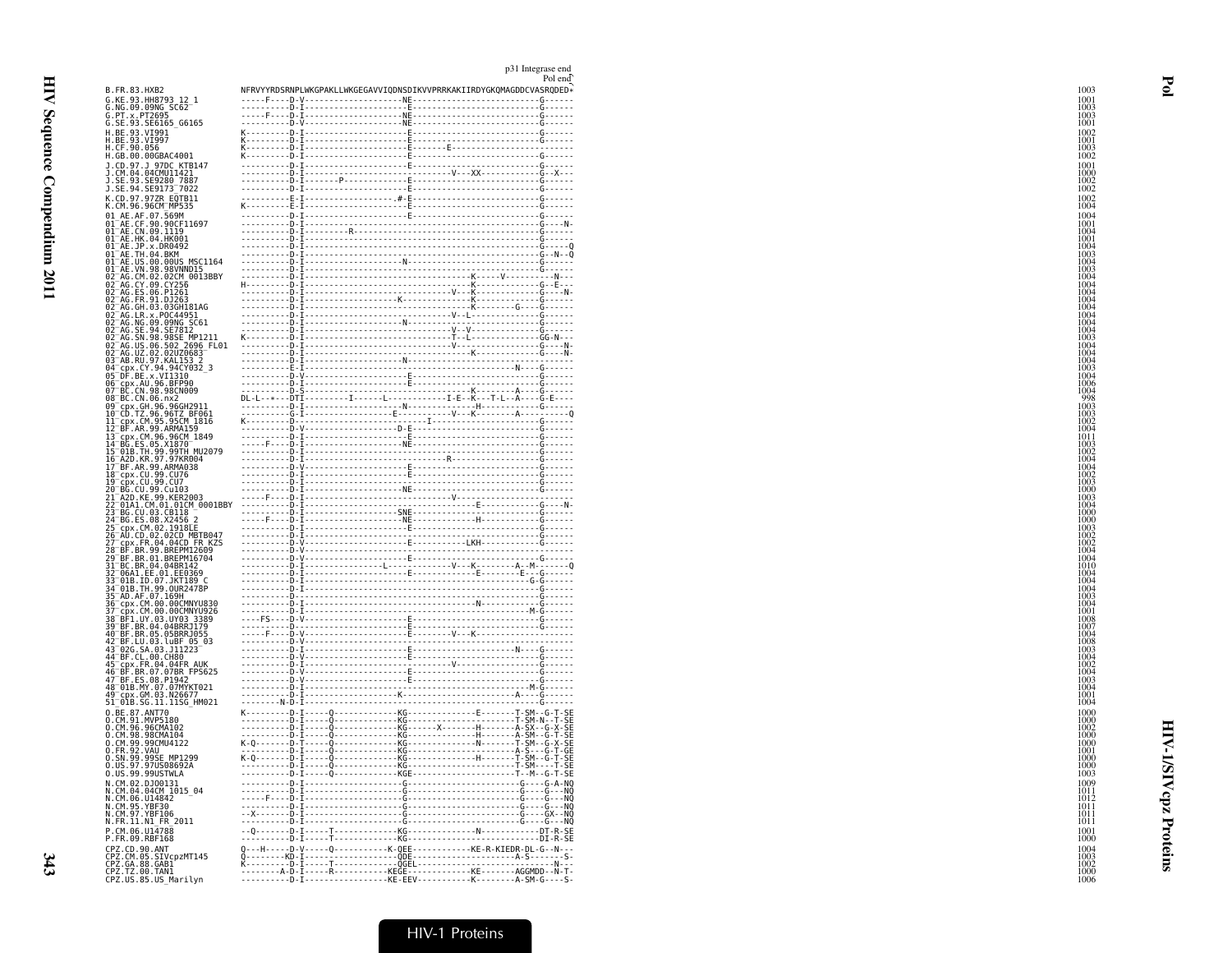p31 Integrase end
Pol end

```
B.FR.83.HXB2                NFRVYYRDSRNPLWKGPAKLLWKGEGAVVIQDNSDIKVVPRRKAKIIRDYGKQMAGDDCVASRQDED*   1003
G.KE.93.HH8793_12_1         -----F----D-V--------------------NE--------------------------G------   1001
G.NG.09.09NG_SC62           ----------D-I---------------------E--------------------------G------   1003
G.PT.x.PT2695               -----F----D-I--------------------NE--------------------------G------   1003
G.SE.93.SE6165_G6165        ----------D-V--------------------NE--------------------------G------   1001
H.BE.93.VI991               K---------D-I---------------------E--------------------------G------   1002
H.BE.93.VI997               K---------D-I---------------------E--------------------------G------   1001
H.CF.90.056                 K---------D-I---------------------E--------E-----------------------   1003
H.GB.00.00GBAC4001          K---------D-I---------------------E--------------------------G------   1002
J.CD.97.J_97DC_KTB147       ----------D-I---------------------E--------------------------G------   1001
J.CM.04.04CMU11421          ----------D-I----------------------------V--XX---------------G--X---   1000
J.SE.93.SE9280_7887         ----------D-I-------P-------------E--------------------------G------   1002
J.SE.94.SE9173_7022         ----------D-I---------------------E--------------------------G------   1002
K.CD.97.97ZR_EQTB11         ----------E-I--------------------#-E-------------------------G------   1002
K.CM.96.96CM_MP535          K---------E-I---------------------E--------------------------G------   1004
01_AE.AF.07.569M            ----------D-I---------------------E--------------------------G------   1004
01_AE.CF.90.90CF11697       ----------D-I------------------------------------------------G----N-   1001
01_AE.CN.09.1119            ----------D-I---------R--------------------------------------G------   1004
01_AE.HK.04.HK001           ----------D-I------------------------------------------------G------   1001
01_AE.JP.x.DR0492           ----------D-I------------------------------------------------G-----Q   1004
01_AE.TH.04.BKM             ----------D-I------------------------------------------------G--N--Q   1003
01_AE.US.00.00US_MSC1164    ----------D-I--------------------N---------------------------G------   1004
01_AE.VN.98.98VNND15        ----------D-I------------------------------------------------G------   1003
02_AG.CM.02.02CM_0013BBY    ----------D-I------------------------------K--------V--------N------   1004
02_AG.CY.09.CY256           H---------D-I------------------------------K-----------------G--E---   1004
02_AG.ES.06.P1261           ----------D-I---------------------------V---K----------------G----N-   1004
02_AG.FR.91.DJ263           ----------D-I-------------------K---------K------------------G------   1004
02_AG.GH.03.03GH181AG       ----------D-I-----------------------------K-------G----------G------   1004
02_AG.LR.x.POC44951         ----------D-I---------------------------V--L-----------------G------   1004
02_AG.NG.09.09NG_SC61       ----------D-I--------------------N---------------------------G------   1004
02_AG.SE.94.SE7812          ----------D-I---------------------------V--V-----------------G------   1004
02_AG.SN.98.98SE_MP1211     K---------D-I---------------------------T--L-----------------GG-N---   1003
02_AG.US.06.502_2696_FL01   ----------D-I---------------------------V--------------------G----N-   1004
02_AG.UZ.02.02UZ0683        ----------D-I------------------------------K-----------------G----N-   1004
03_AB.RU.97.KAL153_2        ----------D-I--------------------N---------------------------G------   1004
04_cpx.CY.94.94CY032_3      ----------E-I---------------------------------------N--------G------   1003
05_DF.BE.x.VI1310           ----------D-V---------------------E--------------------------G------   1004
06_cpx.AU.96.BFP90          ----------D-I---------------------E--------------------------G------   1006
07_BC.CN.98.98CN009         ----------D-S------------------------------K--------A--------G------   1004
08_BC.CN.06.nx2             DL-L-*---DTI---------I------L-----------I-E--K---T-L--A----G-E----   998
09_cpx.GH.96.96GH2911       ----------D-I--------------------N---------H-----------------G------   1003
10_CD.TZ.96.96TZ_BF061      ----------G-I--------------------------V---K--------A--------------Q   1003
11_cpx.CM.95.95CM_1816      K---------D-------------------------I------------------------G------   1002
12_BF.AR.99.ARMA159         ----------D-V------------------D-E---------------------------G------   1004
13_cpx.CM.96.96CM_1849      ----------D-I---------------------E--------------------------G------   1011
14_BG.ES.05.X1870           -----F----D-I--------------------NE--------------------------G------   1003
15_01B.TH.99.99TH_MU2079    ----------D-I------------------------------------------------G------   1002
16_A2D.KR.97.97KR004        ----------D-I----------------------------R-------------------G------   1004
17_BF.AR.99.ARMA038         ----------D-V---------------------E--------------------------G------   1004
18_cpx.CU.99.CU76           ----------D-I---------------------E--------------------------G------   1002
19_cpx.CU.99.CU7            ----------D-I---------------------E--------------------------G------   1003
20_BG.CU.99.Cu103           ----------D-I--------------------NE--------------------------G------   1000
21_A2D.KE.99.KER2003        -----F----D-I---------------------------V--------------------G------   1003
22_01A1.CM.01.01CM_0001BBY  ----------D-I-------------------------------E---------------G----N-   1004
23_BG.CU.03.CB118           ----------D-I-------------------SNE--------------------------G------   1000
24_BG.ES.08.X2456_2         -----F----D-I--------------------NE----------H---------------G------   1000
25_cpx.CM.02.1918LE         ----------D-I---------------------E--------------------------G------   1003
26_AU.CD.02.02CD_MBTB047    ----------D-I------------------------------------------------G------   1002
27_cpx.FR.04.04CD_FR_KZS    ----------D-V---------------------E-----------LKH------------G------   1002
28_BF.BR.99.BREPM12609      ----------D-V------------------------------------------------G------   1004
29_BF.BR.01.BREPM16704      ----------D-V---------------------E--------------------------G------   1004
31_BC.BR.04.04BR142         ----------D-I-------------L-------------V---K--------A--M--------Q   1010
32_06A1.EE.01.EE0369        ----------D-I---------------------E-----------E--------E---G------   1004
33_01B.ID.07.JKT189_C       ----------D-I------------------------------------------------G-G----   1004
34_01B.TH.99.OUR2478P       ----------D-I------------------------------------------------G------   1004
35_AD.AF.07.169H            ----------D-I------------------------------------------------G------   1003
36_cpx.CM.00.00CMNYU830     ----------D-I-------------------------------N----------------G------   1004
37_cpx.CM.00.00CMNYU926     ----------D-I------------------------------------------------M-G----   1001
38_BF1.UY.03.UY03_3389      -----FS---D-V---------------------E--------------------------G------   1008
39_BF.BR.04.04BRRJ179       ----------D-----------------------E--------------------------G------   1007
40_BF.BR.05.05BRRJ055       -----F----D-V---------------------E---------V---K-------------------   1004
42_BF.LU.03.luBF_05_03      ----------D-V---------------------E--------------------------G------   1008
43_02G.SA.03.J11223         ----------D-I---------------------E-----------------N--------G------   1003
44_BF.CL.00.CH80            ----------D-V---------------------E--------------------------G------   1004
45_cpx.FR.04.04FR_AUK       ----------D-I---------------------------V--------------------G------   1002
46_BF.BR.07.07BR_FPS625     ----------D-V---------------------E--------------------------G------   1004
47_BF.ES.08.P1942           ----------D-V---------------------E--------------------------G------   1003
48_01B.MY.07.07MYKT021      ----------D-I------------------------------------------------M-G----   1004
49_cpx.GM.03.N26677         ----------D-I---------------------K--------------------A-----G------   1001
51_01B.SG.11.11SG_HM021     --------N-D-I------------------------------------------------G------   1004
O.BE.87.ANT70               K---------D-I-----Q-------------KG------------------E-------T-SM--G-T-SE   1000
O.CM.91.MVP5180             ----------D-I-----Q-------------KG--------------------------T-SM-N--T-SE   1000
O.CM.96.96CMA102            ----------D-I-----Q-------------KG-------X---------H---------A-SX--G-X-SE   1002
O.CM.98.98CMA104            ----------D-I-----Q-------------KG-----------------H---------A-SM--G-T-SE   1000
O.CM.99.99CMU4122           K-Q-------D-T-----Q-------------KG-----------------N---------T-SM--G-X-SE   1000
O.FR.92.VAU                 ----------D-I-----Q-------------KG--------------------------A-S---G-T-GE   1001
O.SN.99.99SE_MP1299         K-Q-------D-I-----Q-------------KG-----------------H---------T-SM--G-T-SE   1000
O.US.97.97US08692A          ----------D-I-----Q-------------KG--------------------------T-SM---T-SE   1000
O.US.99.99USTWLA            ----------D-I-----Q-------------KGE-------------------------T--M--G-T-SE   1003
N.CM.02.DJO0131             ----------D-I-------------------G----------------------------G----G-A-NQ   1009
N.CM.04.04CM_1015_04        ----------D-I-------------------G----------------------------G----G---NQ   1011
N.CM.06.U14842              -----F----D-I-------------------G----------------------------G----G---NQ   1012
N.CM.95.YBF30               ----------D-I-------------------G----------------------------G----G---NQ   1011
N.CM.97.YBF106              --X-------D-I-------------------G----------------------------G----GX--NQ   1011
N.FR.11.N1_FR_2011          ----------D-I-------------------G----------------------------G----G---NQ   1011
P.CM.06.U14788              --Q-------D-I-----T-------------KG---------------N----------DT-R-SE   1001
P.FR.09.RBF168              ----------D-I-----T-------------KG--------------------------DI-R-SE   1000
CPZ.CD.90.ANT               Q---H-----D-V-----Q-----------K-QEE------------KE-R-KIEDR-DL-G--N---   1004
CPZ.CM.05.SIVcpzMT145       Q--------KD-I-----------------QDE--------------------------A-S-------S-   1003
CPZ.GA.88.GAB1              K---------D-I-----T-----------QGEL-------------------------------N--   1002
CPZ.TZ.00.TAN1              ---------A-D-I-----R-----------KEGE------------KE----------AGGMDD--N-T-   1000
CPZ.US.85.US_Marilyn        ----------D-I-----R-----------KE-EEV-----------K----------A-SM-G----S-   1006
```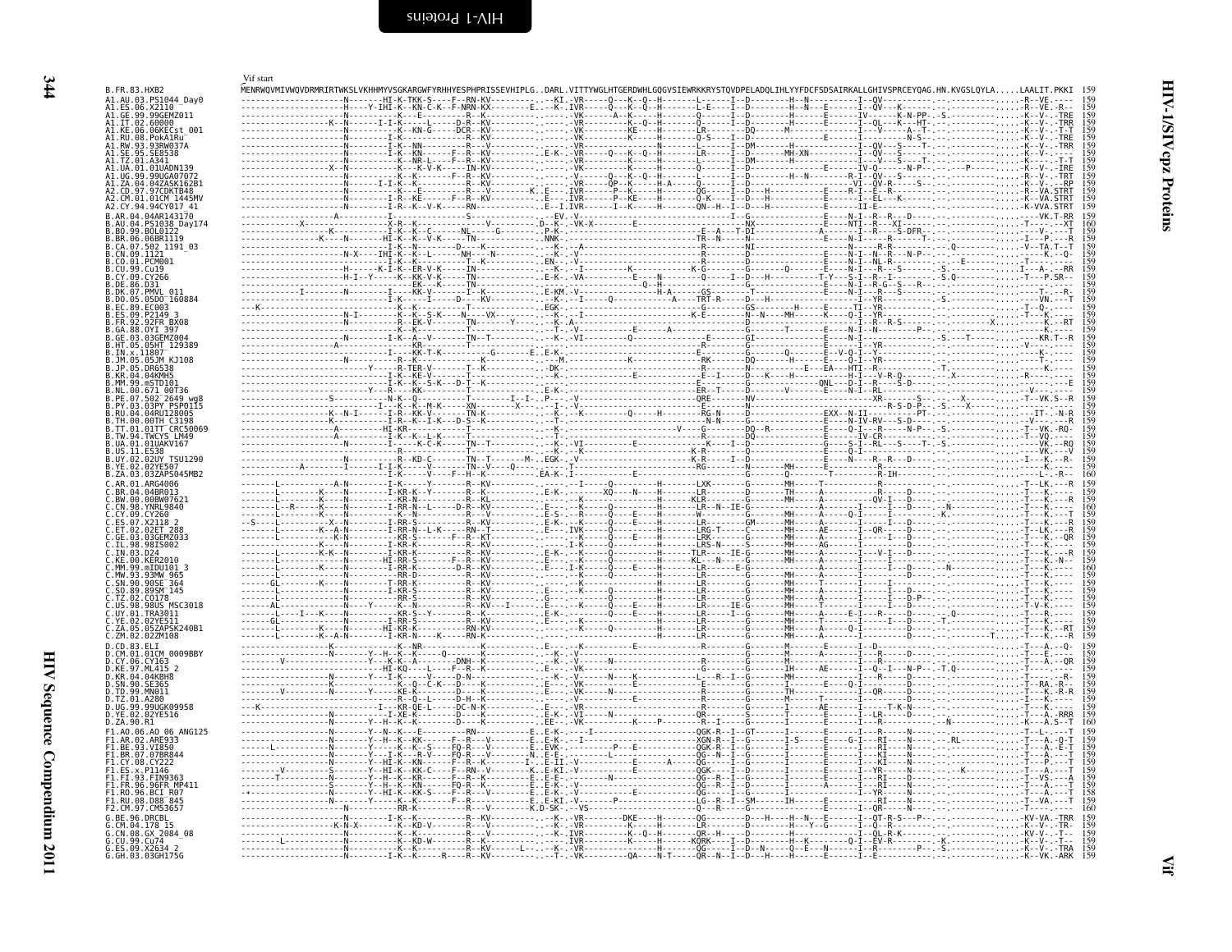Vif start

```
B.FR.83.HXB2                MENRWQVMIVWQVDRMRIRTWKSLVKHHMYVSGKARGWFYRHHYESPHPRISSEVHIPLG..DARL.VITTYWGLHTGERDWHLGQGVSIEWRKKRYSTQVDPELADQLIHLYYFDCFSDSAIRKALLGHIVSPRCEYQAG.HN.KVGSLQYLA.....LAALIT.PKKI 159
A1.AU.03.PS1044_Day0        159
A1.ES.06.X2110              159
A1.GE.99.99GEMZ011          159
A1.IT.02.60000              159
A1.KE.06.06KECst_001        159
A1.RU.08.PokA1Ru            159
A1.RW.93.93RW037A           159
A1.SE.95.SE8538             159
A1.TZ.01.A341               159
A1.UA.01.01UADN139          159
A1.UG.99.99UGA07072         159
A1.ZA.04.04ZASK162B1        159
A2.CD.97.97CDKTB48          159
A2.CM.01.01CM_1445MV        159
A2.CY.94.94CY017_41         159
B.AR.04.04AR143170          159
B.AU.04.PS1038_Day174       160
B.BO.99.BOL0122             159
B.BR.06.06BR1119            159
B.CA.07.502_1191_03         159
B.CN.09.1121                159
B.CO.01.PCM001              159
B.CU.99.Cu19                159
B.CY.09.CY266               159
B.DE.86.D31                 159
B.DK.07.PMVL_011            159
B.DO.05.05DO_160884         159
B.EC.89.EC003               159
B.ES.09.P2149_3             159
B.FR.92.92FR_BX08           159
B.GA.88.OYI_397             159
B.GE.03.03GEMZ004           159
B.HT.05.05HT_129389         159
B.IN.x.11807                159
B.JM.05.05JM_KJ108          159
B.JP.05.DR6538              159
B.KR.04.04KMH5              159
B.MM.99.mSTD101             159
B.NL.00.671_00T36           159
B.PE.07.502_2649_wg8        159
B.PY.03.03PY_PSP0115        159
B.RU.04.04RU128005          159
B.TH.00.00TH_C3198          159
B.TT.01.01TT_CRC50069       159
B.TW.94.TWCYS_LM49          159
B.UA.01.01UAKV167           159
B.US.11.ES38                159
B.UY.02.02UY_TSU1290        159
B.YE.02.02YE507             159
B.ZA.03.03ZAPS045MB2        160
C.AR.01.ARG4006             159
C.BR.04.04BR013             159
C.BW.00.00BW07621           159
C.CN.98.YNRL9840            160
C.CY.09.CY260               159
C.ES.07.X2118_2             159
C.ET.02.02ET_288            159
C.GE.03.03GEMZ033           159
C.IL.98.98IS002             159
C.IN.03.D24                 159
C.KE.00.KER2010             159
C.MM.99.mIDU101_3           160
C.MW.93.93MW_965            159
C.SN.90.90SE_364            159
C.SO.89.89SM_145            159
C.TZ.02.CO178               159
C.US.98.98US_MSC3018        159
C.UY.01.TRA3011             159
C.YE.02.02YE511             159
C.ZA.05.05ZAPSK240B1        159
C.ZM.02.02ZM108             159
D.CD.83.ELI                 159
D.CM.01.01CM_0009BBY        159
D.CY.06.CY163               159
D.KE.97.ML415_2             159
D.KR.04.04KBH8              159
D.SN.90.SE365               159
D.TD.99.MN011               159
D.TZ.01.A280                159
D.UG.99.99UGK09958          159
D.YE.02.02YE516             159
D.ZA.90.R1                  160
F1.AO.06.AO_06_ANG125       159
F1.AR.02.ARE933             159
F1.BE.93.VI850              159
F1.BR.07.07BR844            159
F1.CY.08.CY222              159
F1.ES.x.P1146               159
F1.FI.93.FIN9363            159
F1.FR.96.96FR_MP411         159
F1.RO.96.BCI_R07            158
F1.RU.08.D88_845            159
F2.CM.97.CM53657            160
G.BE.96.DRCBL               159
G.CM.04.178_15              159
G.CN.08.GX_2084_08          159
G.CU.99.Cu74                159
G.ES.09.X2634_2             159
G.GH.03.03GH175G            159
```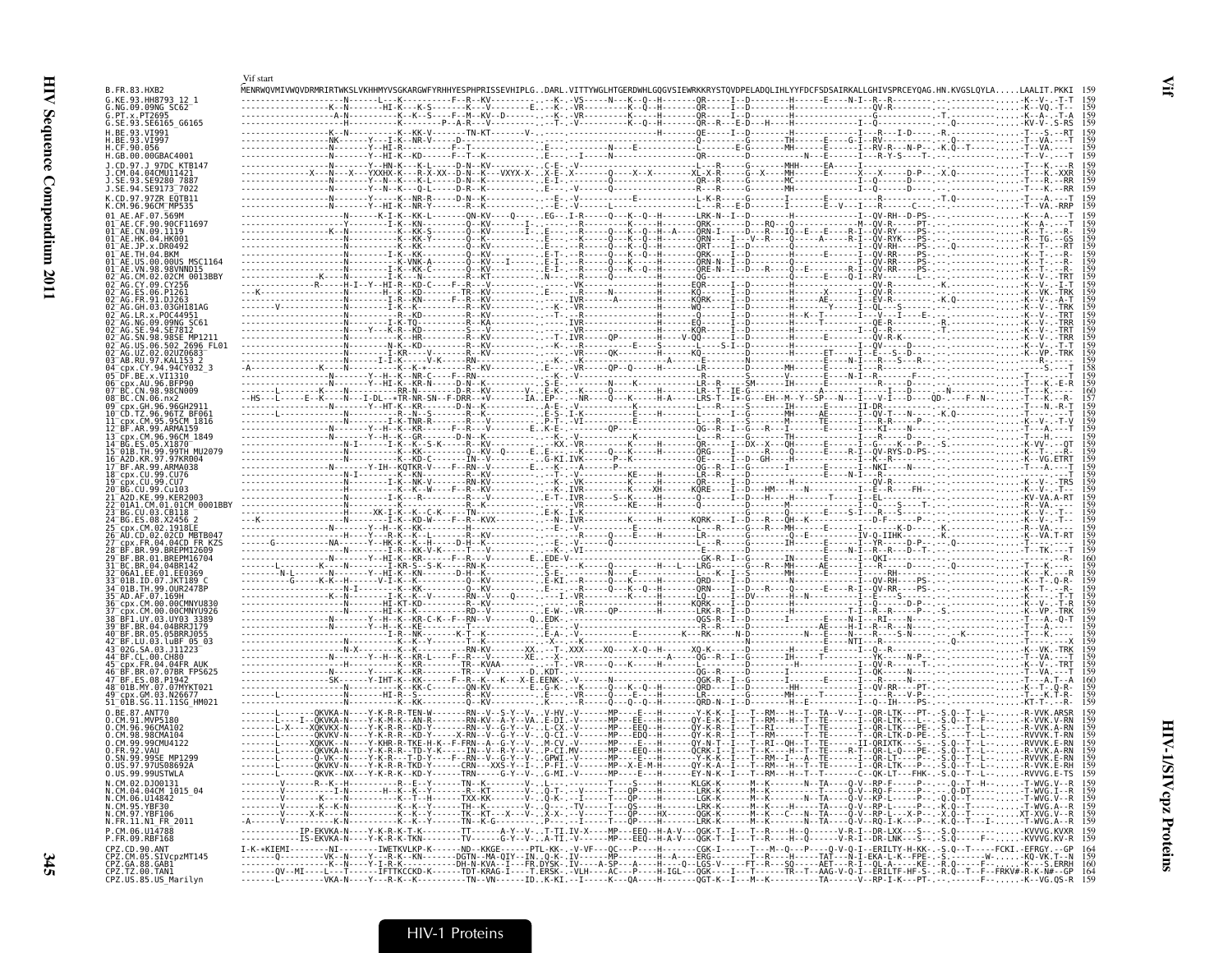Vif start

```
B.FR.83.HXB2                MENRWQVMIVWQVDRMRIRTWKSLVKHHMYVSGKARGWFYRHHYESPHPRISSEVHIPLG.DARL.VITTYWGLHTGERDWHLGQGVSIEWRKKRYSTQVDPELADQLIHLYYFDCFSDSAIRKALLGHIVSPRCEYQAG.HN.KVGSLQYLA.....LAALIT.PKKI 159
G.KE.93.HH8793_12_1         159
G.NG.09.09NG_SC62           159
G.PT.x.PT2695               159
G.SE.93.SE6165_G6165        159
H.BE.93.VI991               159
H.BE.93.VI997               159
H.CF.90.056                 159
H.GB.00.00GBAC4001          159
J.CD.97.J_97DC_KTB147       159
J.CM.04.04CMU11421          159
J.SE.93.SE9280_7887         159
J.SE.94.SE9173_7022         159
K.CD.97.97ZR_EQTB11         159
K.CM.96.96CM_MP535          159
01_AE.AF.07.569M            159
01_AE.CF.90.90CF11697       159
01_AE.CN.09.1119            159
01_AE.HK.04.HK001           159
01_AE.JP.x.DR0492           159
01_AE.TH.04.BKM             159
01_AE.US.00.00US_MSC1164    159
01_AE.VN.98.98VNND15        159
02_AG.CM.02.02CM_0013BBY    159
02_AG.CY.09.CY256           159
02_AG.ES.06.P1261           159
02_AG.FR.91.DJ263           159
02_AG.GH.03.03GH181AG       159
02_AG.LR.x.POC44951         159
02_AG.NG.09.09NG_SC61       159
02_AG.SE.94.SE7812          159
02_AG.SN.98.98SE_MP1211     159
02_AG.US.06.502_2696_FL01   159
02_AG.UZ.02.02UZ0683        159
03_AB.RU.97.KAL153_2        159
04_cpx.CY.94.94CY032_3      158
05_DF.BE.x.VI1310           159
06_cpx.AU.96.BFP90          159
07_BC.CN.98.98CN009         160
08_BC.CN.06.nx2             157
09_cpx.GH.96.96GH2911       159
10_CD.TZ.96.96TZ_BF061      159
11_cpx.CM.95.95CM_1816      159
12_BF.AR.99.ARMA159         159
13_cpx.CM.96.96CM_1849      159
14_BG.ES.05.X1870           159
15_01B.TH.99.99TH_MU2079    159
16_A2D.KR.97.97KR004        159
17_BF.AR.99.ARMA038         159
18_cpx.CU.99.CU76           159
19_cpx.CU.99.CU7            159
20_BG.CU.99.Cu103           159
21_A2D.KE.99.KER2003        159
22_01A1.CM.01.01CM_0001BBY  159
23_BG.CU.03.CB118           159
24_BG.ES.08.X2456_2         159
25_cpx.CM.02.1918LE         159
26_AU.CD.02.02CD_MBTB047    159
27_cpx.FR.04.04CD_FR_KZS    159
28_BF.BR.99.BREPM12609      159
29_BF.BR.01.BREPM16704      160
31_BC.BR.04.04BR142         159
32_06A1.EE.01.EE0369        159
33_01B.ID.07.JKT189_C       159
34_01B.TH.99.OUR2478P       159
35_AD.AF.07.169H            159
36_cpx.CM.00.00CMNYU830     159
37_cpx.CM.00.00CMNYU926     159
38_BF1.UY.03.UY03_3389      159
39_BF.BR.04.04BRRJ179       159
40_BF.BR.05.05BRRJ055       159
42_BF.LU.03.luBF_05_03      159
43_02G.SA.03.J11223         159
44_BF.CL.00.CH80            159
45_cpx.FR.04.04FR_AUK       159
46_BF.BR.07.07BR_FPS625     159
47_BF.ES.08.P1942           160
48_01B.MY.07.07MYKT021      159
49_cpx.GM.03.N26677         159
51_01B.SG.11.11SG_HM021     159
O.BE.87.ANT70               159
O.CM.91.MVP5180             159
O.CM.96.96CMA102            159
O.CM.98.98CMA104            159
O.CM.99.99CMU4122           159
O.FR.92.VAU                 159
O.SN.99.99SE_MP1299         159
O.US.97.97US08692A          159
O.US.99.99USTWLA            159
N.CM.02.DJO0131             159
N.CM.04.04CM_1015_04        159
N.CM.06.U14842              159
N.CM.95.YBF30               159
N.CM.97.YBF106              159
N.FR.11.N1_FR_2011          159
P.CM.06.U14788              159
P.FR.09.RBF168              159
CPZ.CD.90.ANT               164
CPZ.CM.05.SIVcpzMT145       159
CPZ.GA.88.GAB1              160
CPZ.TZ.00.TAN1              164
CPZ.US.85.US_Marilyn        159
```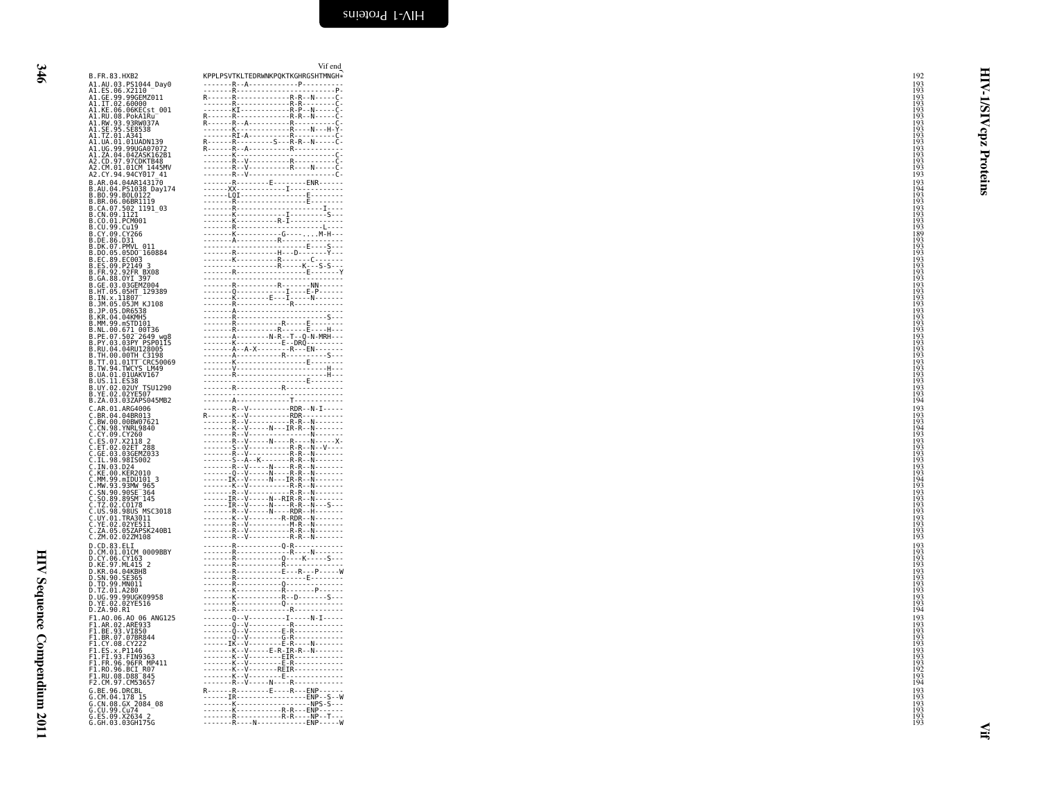```
                                 Vif end
B.FR.83.HXB2                     KPPLPSVTKLTEDRWNKPQKTKGHRGSHTMNGH*   192
A1.AU.03.PS1044_Day0             -------R--A------------P----------   193
A1.ES.06.X2110                   -------R-------------------------P-  193
A1.GE.99.99GEMZ011               R------R-------------R-R--N-----C-   193
A1.IT.02.60000                   -------R-------------R-R--------C-   193
A1.KE.06.06KECst_001             -------KI------------R-P--N-----C-   193
A1.RU.08.PokA1Ru                 R------R-------------R-R--N-----C-   193
A1.RW.93.93RW037A                R------R--A----------R----------C-   193
A1.SE.95.SE8538                  -------K-------------R----N---H-Y-   193
A1.TZ.01.A341                    -------RI-A----------R----------C-   193
A1.UA.01.01UADN139               R------R---------S---R-R--N-----C-   193
A1.UG.99.99UGA07072              R------R--A----------R------------   193
A1.ZA.04.04ZASK162B1             -------K------------------------C-   193
A2.CD.97.97CDKTB48               -------R--V----------R----------C-   193
A2.CM.01.01CM_1445MV             -------R--V----------R----N-----C-   193
A2.CY.94.94CY017_41              -------R--V---------------------C-   193
B.AR.04.04AR143170               -------R--------E--------ENR------   193
B.AU.04.PS1038_Day174            ------XX------------I-------------   194
B.BO.99.BOL0122                  ------LQI----------------E--------   193
B.BR.06.06BR1119                 -------R-----------------E--------   193
B.CA.07.502_1191_03              -------R----------------------I---   193
B.CN.09.1121                     -------K-----------I---------S----   193
B.CO.01.PCM001                   -------K-----------R-I------------   193
B.CU.99.Cu19                     -------R----------------------L---   193
B.CY.09.CY266                    -------K-----------G-------..M-H--   189
B.DE.86.D31                      -------A-----------R--------------   193
B.DK.07.PMVL_011                 --------------------------E----S--   193
B.DO.05.05DO_160884              -------R----------H---D-------Y---   193
B.EC.89.EC003                    -------K-----------R-------C------   193
B.ES.09.P2149_3                  -------------------R------K---S-S--  193
B.FR.92.92FR_BX08                -------R------------------E-------Y  193
B.GA.88.OYI_397                  ----------------------------------   193
B.GE.03.03GEMZ004                -------R-----------R-------NN-----   193
B.HT.05.05HT_129389              -------Q------------I-----E-P-----   193
B.IN.x.11807                     -------K--------E---I-----N-------   193
B.JM.05.05JM_KJ108               -------R------------R-------------   193
B.JP.05.DR6538                   -------A--------------------------   193
B.KR.04.04KMH5                   -------R----------------------S---   193
B.MM.99.mSTD101                  -------R------------R-----E-------   193
B.NL.00.671_00T36                -------R------------R------E---H--   193
B.PE.07.502_2649_wg8             -------A--------N-R--T--Q-N-MRH---   193
B.PY.03.03PY_PSP0115             -------K-----------E--DRQ---------   193
B.RU.04.04RU128005               -------A--A-X--------R---EN-------   193
B.TH.00.00TH_C3198               -------A------------R---------S---   193
B.TT.01.01TT_CRC50069            -------K------------------E-------   193
B.TW.94.TWCYS_LM49               -------V----------------------H---   193
B.UA.01.01UAKV167                -------R----------------------H---   193
B.US.11.ES38                     --------------------------E-------   193
B.UY.02.02UY_TSU1290             -------R-------------R------------   193
B.YE.02.02YE507                  ----------------------------------   193
B.ZA.03.03ZAPS045MB2             -------A--------------T-----------   194
C.AR.01.ARG4006                  -------R--V----------RDR--N-I-----   193
C.BR.04.04BR013                  R------K--V----------RDR----------   193
C.BW.00.00BW07621                -------R--V----------R-R--N-------   193
C.CN.98.YNRL9840                 -------K--V-----N---IR-R--N-------   194
C.CY.09.CY260                    -------R--V---------------N-------   193
C.ES.07.X2118_2                  -------R--V-----N----R----N-----X-   193
C.ET.02.02ET_288                 -------S--V----------R-R--N--V----   193
C.GE.03.03GEMZ033                -------R--V----------R-R--N-------   193
C.IL.98.98IS002                  -------S--A--K-------R-R--N-------   193
C.IN.03.D24                      -------R--V-----N----R-R--N-------   193
C.KE.00.KER2010                  -------Q--V-----N----R-R--N-------   193
C.MM.99.mIDU101_3                ------IK--V-----N---IR-R--N-------   194
C.MW.93.93MW_965                 -------K--V----------R-R--N-------   193
C.SN.90.90SE_364                 -------R--V----------R-R--N-------   193
C.SO.89.89SM_145                 ------IR--V-----N--RIR-R--N-------   193
C.TZ.02.CO178                    ------IR--V-----N----R-R--N---S---   193
C.US.98.98US_MSC3018             -------R--V-----N----RDR--H-------   193
C.UY.01.TRA3011                  -------K--V---------R-RDR--N------   193
C.YE.02.02YE511                  -------R--V----------M-R--N-------   193
C.ZA.05.05ZAPSK240B1             -------R--V----------R-R--N-------   193
C.ZM.02.02ZM108                  -------R--V----------R-R--N-------   193
D.CD.83.ELI                      -------R-----------Q-R------------   193
D.CM.01.01CM_0009BBY             -------R-------------R----N-------   193
D.CY.06.CY163                    -------R-----------Q-----K-----S--   193
D.KE.97.ML415_2                  -------R-----------R--------------   193
D.KR.04.04KBH8                   -------R-----------E---R---P-----W   193
D.SN.90.SE365                    -------R-------------------E------   193
D.TD.99.MN011                    -------R-----------Q--------------   193
D.TZ.01.A280                     -------K-----------R--------P-----   193
D.UG.99.99UGK09958               -------K-----------R--D-------S---   193
D.YE.02.02YE516                  -------K-----------Q--------------   193
D.ZA.90.R1                       -------R-------------R------------   194
F1.AO.06.AO_06_ANG125            -------Q--V---------I-----N-I-----   193
F1.AR.02.ARE933                  -------Q--V----------R------------   193
F1.BE.93.VI850                   -------Q--V---------E-R-----------   193
F1.BR.07.07BR844                 -------Q--V---------G-R-----------   193
F1.CY.08.CY222                   ------IK--V---------E-R----N------   193
F1.ES.x.P1146                    -------K--V------E-R-IR-R--N------   193
F1.FI.93.FIN9363                 -------K--V---------EIR-----------   193
F1.FR.96.96FR_MP411              -------K--V---------E-R-----------   193
F1.RO.96.BCI_R07                 -------K--V--------REIR-----------   192
F1.RU.08.D88_845                 -------K--V---------E-------------   193
F2.CM.97.CM53657                 -------R--V-----N----R------------   194
G.BE.96.DRCBL                    R------R--------E----R---ENP------   193
G.CM.04.178_15                   ------IR-----------------ENP--S--W   193
G.CN.08.GX_2084_08               -------K-----------------NPS-S----   193
G.CU.99.Cu74                     -------K-------------R-R---ENP----   193
G.ES.09.X2634_2                  -------R-------------R-R---NP--T--   193
G.GH.03.03GH175G                 -------R----N------------ENP-----W   193
```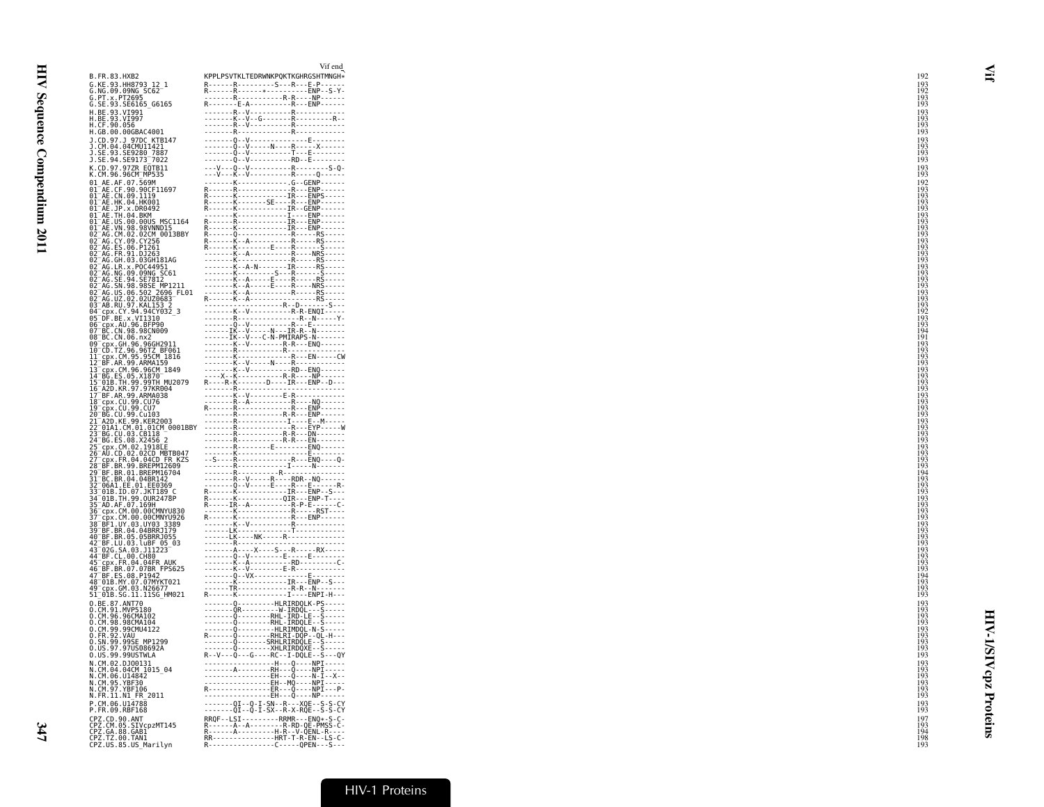```
                                              Vif end
B.FR.83.HXB2                  KPPLPSVTKLTEDRWNKPQKTKGHRGSHTMNGH*        192
G.KE.93.HH8793_12_1           R------R---------S---R---E-P------        193
G.NG.09.09NG_SC62             R------R-------*----------ENP--S-Y-       192
G.PT.x.PT2695                 -------R-----------R-R----NP------        193
G.SE.93.SE6165_G6165          R-------E-A----------R---ENP------        193
H.BE.93.VI991                 -------R--V----------R------------        193
H.BE.93.VI997                 -------K--V--G-------R---------R--        193
H.CF.90.056                   -------R--V----------R------------        193
H.GB.00.00GBAC4001            -------R-------------R------------        193
J.CD.97.J_97DC_KTB147         -------Q--V---------------E-------        193
J.CM.04.04CMU11421            -------Q--V------N----R----X------        193
J.SE.93.SE9280_7887           -------Q--V----------T---E--------        193
J.SE.94.SE9173_7022           -------Q--V----------RD--E--------        193
K.CD.97.97ZR_EQTB11           ---V---Q--V----------R--------S-Q-        193
K.CM.96.96CM_MP535            ---V---K--V----------R-------Q----        193
01_AE.AF.07.569M              -------K-------------.G--GENP------       192
01_AE.CF.90.90CF11697         R------R-------------R---ENP------        193
01_AE.CN.09.1119              R------K------------IR---ENPS-----        193
01_AE.HK.04.HK001             R------K--------SE---R---ENP------        193
01_AE.JP.x.DR0492             R------K-------------IR--GENP------       193
01_AE.TH.04.BKM               -------K-------------I----ENP------       193
01_AE.US.00.00US_MSC1164      R------R------------IR---ENP------        193
01_AE.VN.98.98VNND15          R------K------------IR---ENP------        193
02_AG.CM.02.02CM_0013BBY      R------Q-------------R-----RS-----        193
02_AG.CY.09.CY256             R------K--A----------R-----RS-----        193
02_AG.ES.06.P1261             R------K--------E----R------S-----        193
02_AG.FR.91.DJ263             -------K--A----------R----NRS-----        193
02_AG.GH.03.03GH181AG         -------K-------------R-----RS-----        193
02_AG.LR.x.POC44951           -------K--A-N-------IR-----RS-----        193
02_AG.NG.09.09NG_SC61         -------K---------S---R------S-----        193
02_AG.SE.94.SE7812            -------K--A-----E----R-----RS-----        193
02_AG.SN.98.98SE_MP1211       -------K--A-----E----R----NRS-----        193
02_AG.US.06.502_2696_FL01     -------K--A----------R-----RS-----        193
02_AG.UZ.02.02UZ0683          R------K--A----------R-----RS-----        193
03_AB.RU.97.KAL153_2          ------------------R--D-------S---         193
04_cpx.CY.94.94CY032_3        -------K--V----------R-R-ENQI-----        192
05_DF.BE.x.VI1310             -------R----------------R--N-----Y-       193
06_cpx.AU.96.BFP90            -------Q--V----------R---E--------        193
07_BC.CN.98.98CN009           ------IK--V-----N---IR-R--N-------        194
08_BC.CN.06.nx2               ------IK--V----C-N-PMIRAPS-N-------       191
09_cpx.GH.96.96GH2911         -------K--V---------R-R---ENQ------       193
10_CD.TZ.96.96TZ_BF061        -------R-------------R------------        193
11_cpx.CM.95.95CM_1816        -------K--------------R---EN-----CW       193
12_BF.AR.99.ARMA159           -------K--V-----N----R------------        193
13_cpx.CM.96.96CM_1849        -------K--V----------RD--ENQ------        193
14_BG.ES.05.X1870             ----X--K-----------R-R----NP------        193
15_01B.TH.99.99TH_MU2079      R----R-K--------D----IR---ENP--D---       193
16_A2D.KR.97.97KR004          -------R--------------------------        193
17_BF.AR.99.ARMA038           -------K--V---------E-R-----------        193
18_cpx.CU.99.CU76             -------R--A----------R----NQ------        193
19_cpx.CU.99.CU7              R------R-------------R----ENP------       193
20_BG.CU.99.Cu103             -------R------------R-R---ENP------       193
21_A2D.KE.99.KER2003          -------R-------------I-----E--M----       193
22_01A1.CM.01.01CM_0001BBY    -------R-------------R---EYP-----W        193
23_BG.CU.03.CB118             -------R------------R-R---DN-------       193
24_BG.ES.08.X2456_2           -------R------------R-R---EN-------       193
25_cpx.CM.02.1918LE           -------R---------E--------ENQ------       193
26_AU.CD.02.02CD_MBTB047      -------K------------------E--------       193
27_cpx.FR.04.04CD_FR_KZS      --S----R-------------R---ENQ----Q-        193
28_BF.BR.99.BREPM12609        -------R-------------I------N------       193
29_BF.BR.01.BREPM16704        -------R----------R---------------        194
31_BC.BR.04.04BR142           -------R--V-----R----RDR--NQ------        193
32_06A1.EE.01.EE0369          -------Q--V-----E----R-----E-----R-       193
33_01B.ID.07.JKT189_C         R------K------------IR---ENP--S---        193
34_01B.TH.99.OUR2478P         R------K------------QIR---ENP-T----       193
35_AD.AF.07.169H              R-----IR--A----------R-P-E-------C-       193
36_cpx.CM.00.00CMNYU830       -------K-------------R-----RST----        193
37_cpx.CM.00.00CMNYU926       R------K-------------R---ENP------        193
38_BF1.UY.03.UY03_3389        -------K--V----------R------------        193
39_BF.BR.04.04BRRJ179         ------LK-------------T------------        193
40_BF.BR.05.05BRRJ055         ------LK-----NK------R------------        193
42_BF.LU.03.luBF_05_03        -------R--------------------------        193
43_02G.SA.03.J11223           -------A----X----S---R-----RX-----        193
44_BF.CL.00.CH80              -------Q--V---------E-----E-------        193
45_cpx.FR.04.04FR_AUK         -------K--A----------RD---------C-        193
46_BF.BR.07.07BR_FPS625       -------K--V---------E-R-----------        193
47_BF.ES.08.P1942             -------Q--VX--------------E-------        194
48_01B.MY.07.07MYKT021        -------K------------IR---ENP--S---        193
49_cpx.GM.03.N26677           ------TR------------R-R--N--------        193
51_01B.SG.11.11SG_HM021       R------K-------------I----ENPI-H---       193
O.BE.87.ANT70                 -------Q---------HLRIRDQLK-PS-----        193
O.CM.91.MVP5180               -------QR---------W-IRDQL---S-----        193
O.CM.96.96CMA102              -------Q--------RHL-IRD-LE--S-----        193
O.CM.98.98CMA104              -------Q--------RHL-IRDQLE--S-----        193
O.CM.99.99CMU4122             -------Q---------HLRIMDQL-N-S-----        193
O.FR.92.VAU                   R------Q--------RHLRI-DQP--QL-H---        193
O.SN.99.99SE_MP1299           -------Q--------SRHLRIRDQLE--S----        193
O.US.97.97US08692A            -------Q--------XHLRIRDQXE--S-----        193
O.US.99.99USTWLA              R--V---Q---G----RC--I-DQLE--S---QY        193
N.CM.02.DJO0131               ----------------H---Q----NPI-----         193
N.CM.04.04CM_1015_04          -------A--------RH---Q----NPI-----        193
N.CM.06.U14842                ---------------EH---Q----N-I--X--         193
N.CM.95.YBF30                 ---------------EH--MQ----NPI-----         193
N.CM.97.YBF106                R--------------ER---Q----NPI---P-         193
N.FR.11.N1_FR_2011            ---------------EH---Q----NP------         193
P.CM.06.U14788                -------QI--Q-I-SN--R---XQE--S-S-CY        193
P.FR.09.RBF168                -------QI--Q-I-SX--R-X-RQE--S-S-CY        193
CPZ.CD.90.ANT                 RRQF--LSI---------RRMR---ENQ*-S-C-        197
CPZ.CM.05.SIVcpzMT145         R------A--A---------R-RD-QE-PMSS-C-       193
CPZ.GA.88.GAB1                R------A---------H-R--V-QENL-R----        194
CPZ.TZ.00.TAN1                RR--------------HRT-T-R-EN--LS-C-         198
CPZ.US.85.US_Marilyn          R----------------C-----QPEN---S---        193
```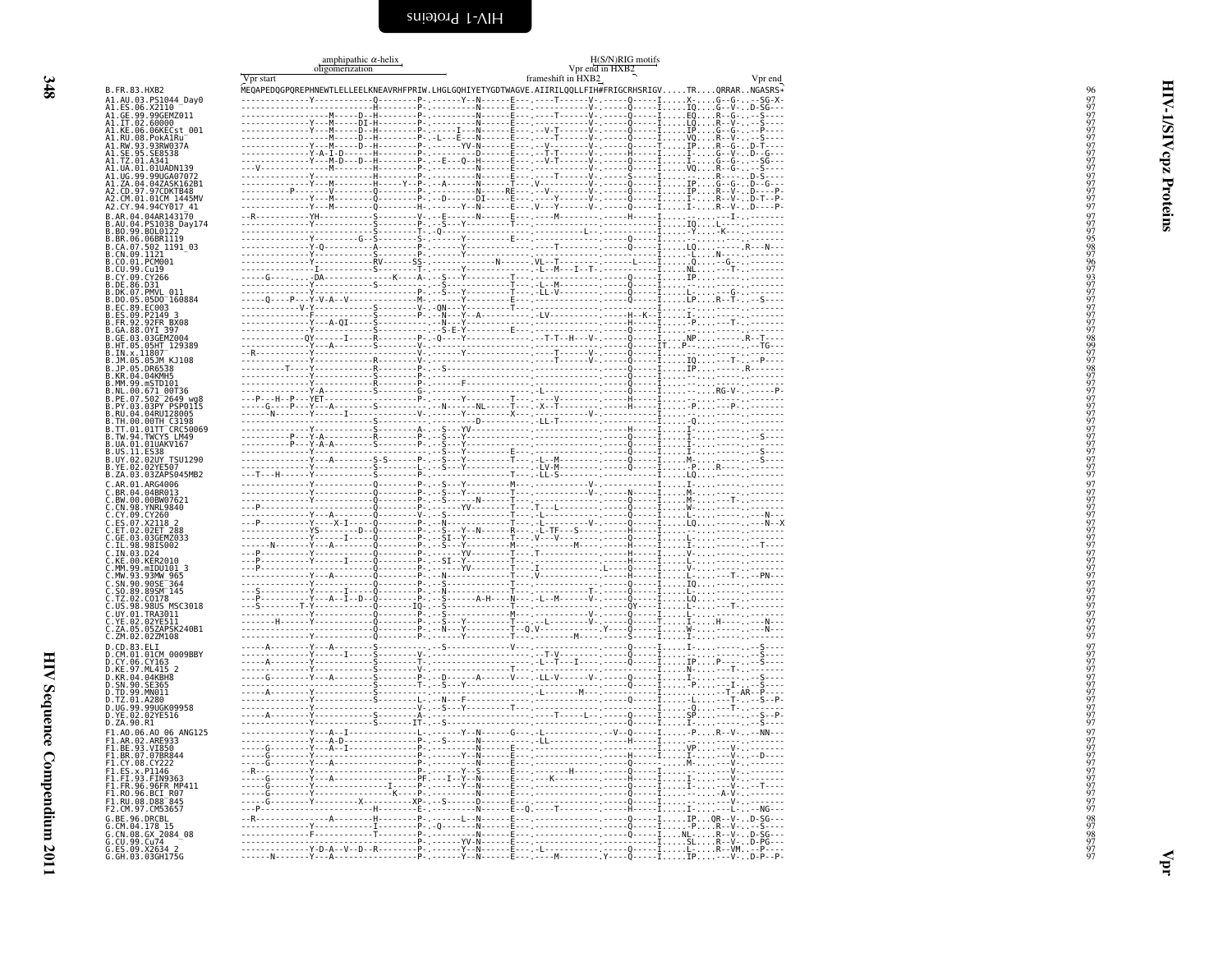```
                              amphipathic α-helix                                   H(S/N)RIG motifs
                              oligomerization                                 Vpr end in HXB2
                Vpr start                                               frameshift in HXB2                    Vpr end
B.FR.83.HXB2              MEQAPEDQGPQREPHNEWTLELLEELKNEAVRHFPRIW.LHGLGQHIYETYGDTWAGVE.AIIRILQQLLFIH#FRIGCRHSRIGV.....TR....QRRAR..NGASRS*  96
A1.AU.03.PS1044_Day0      --------------Y------------Q--------P-.-------Y--N------E---.----T------V-.-----Q-----I.....X-....G--G-..--SG-X-  97
A1.ES.06.X2110            ---------------------------H--------P-.-------------N------E---.---------------V-.-----Q-----I.....IQ....G--V-..D-SG---  97
A1.GE.99.99GEMZ011        --------------M-------D--H--------P-.-------------N------E---.----T------V-.-----Q-----I.....EQ....R--G-..--S----  97
A1.IT.02.60000            --------------Y---M-------DI-H--------P-.-------------N------E---.---------------V-.-----Q-----I.....LQ....R--V-..--S----  97
A1.KE.06.06KECst_001      --------------Y---M-------D--H--------P-.------I----N------E---.--V-T------V-.-----Q-----I.....IP....G--G-..--P----  97
A1.RU.08.PokA1Ru          --------------Y---M-------D--H--------P-.-L---E---N------E---.---------------V-.-----Q-----I.....VQ....R--V-..--S----  97
A1.RW.93.93RW037A         --------------Y---M-------D--H--------P-.------YV-N------E---.--V-----------V-.-----Q-----T.....IP....R--G-..D-T----  97
A1.SE.95.SE8538           --------------Y-A-I-D------H--------P-.-------------D------E---.--T-T------V-.-----H-----I.....I-....G--V-..D--G---  97
A1.TZ.01.A341             --------------Y---M-D------D--H--------P-.-E---Q--H------E---.--V-T------V-.-----Q-----I.....G--G-..--SG-  97
A1.UA.01.01UADN139        ---V----------------M-------D--H--------P-.-------------N------E---.---------------V-.-----Q-----I.....VQ....R--G-..--S----  97
A1.UG.99.99UGA07072       --------------Y------------H--------P-.-------------N------E---.----T------V-.-----S-----I.....-....R--G-..D-S----  97
A1.ZA.04.04ZASK162B1      --------------Y---M-------D-----Y--P-.-A------------T------E---.-V---------V-.-----Q-----I.....IP....G--G-..D--G---  97
A2.CD.97.97CDKTB48        ----------P--------V-------Q--------P-.-------------N------RE---.--V--------V-.-----Q-----I.....IP....R--V-..D----P-  97
A2.CM.01.01CM_1445MV      --------------Y---M-------Q--------P-.-D-------DI------E---.-----Y------V-.-----Q-----I.....I-....R--V-..D-T--P-  97
A2.CY.94.94CY017_41       --------------Y---M-------D--------H-.-------Y--N------E---.-V---Y------V-.-----Q-----I.....I-....R--V-..D----P-  97
B.AR.04.04AR143170        --R-----------YH-----------S--------V-.-E------N------E---.------M------------H-----I.....----I-..-------  97
B.AU.04.PS1038_Day174     --------------Y------------S--------P-.-S---Y---------T---.---------------------Q-----I.....IQ....L---..------  97
B.BO.99.BOL0122           ---------------------------S--------T-.-Q-------------------.----------L-.-----------I.....-Y....-K---.-------  97
B.BR.06.06BR1119          --------------Y------G--S--------S-.-------Y------E---.---------------------Q-----I.....-.....-.......-------  95
B.CA.07.502_1191_03       --------------Y-Q----------A--------P-.-------Y---------------.----T------------Q-----I.....LQ.........R---N---  98
B.CN.09.1121              --------------Y------------S--------P-.-------Y---------------.--------------------------I.....-L....N--.-------  97
B.CO.01.PCM001            --------------Y------------RV------SS-.-------Y-------N------E---.VL--T---------L-----I.....Q.....-G-..-------  96
B.CU.99.Cu19              ---------------I-----------S--------T-.-------Y---------------.--L--M---I--T-.-----------I.....NL.....--T-..-------  97
B.CY.09.CY266             -----G--------DA----------K----A-.-S---Y---------T---.---------------------Q-----I.....IP.....-........-------  93
B.DE.86.D31               --------------Y------------S--------P-.-S---Y---------T---.--L--M------------Q-----I.....-.....-.......-------  97
B.DK.07.PMVL_011          --------------Y------------S--------P-.-S---Y---------T---.--LL-V------------Q-----I.....L-....--G-..-------  97
B.DO.05.05DO_160884       -----Q----P---Y-V-A--V-----------M-.-------Y---------E---.---------------------Q-----I.....LP....R--T-..--S----  97
B.EC.89.EC003             -----------V-Y-------------S--------V-.-QN--Y---------T---.---------------------------I.....-.....-.......-------  97
B.ES.09.P2149_3           --------------F------------S--------P-.-N---Y--A-----------.--LV----------------H--K--I.....I-....-.......-------  97
B.FR.92.92FR_BX08         --------------Y---A-QI-----S--------P-.-N---Y------------------.------------------H-----I.....-P....--T-..-------  97
B.GA.88.OYI_397           --------------Y------------S--------P-.-S-E-Y---------E---.---------------------------I.....-.....-.......-------  97
B.GE.03.03GEMZ004         -------------QY------I-----R--------P-.-Q---Y---------------.--T-T--H---V-.-----Q-----I.....NP.........R--T---  98
B.HT.05.05HT_129389       --------------Y---A--------S--------V-.-----------------------.----------------------Q-----IT....P--.........TG---  99
B.IN.x.11807              --R-----------Y------------S--------P-.-------Y---------------.----T------V-.-----Q-----I.....-.....-.......-------  97
B.JM.05.05JM_KJ108        --------------Y------------R--------V-.-----------------------.----T------V-.-----Q-----I.....IQ....--T-..--P----  97
B.JP.05.DR6538            ---------T----Y------------R--------P-.-S-----------------------.---------------------Q-----I.....IP.........R-------  98
B.KR.04.04KMH5            --------------Y------------R--------P-.-----------------------.---------------------Q-----I.....-.....-.......-------  97
B.MM.99.mSTD101           --------------Y------------R--------P-.-------F---------------.---------------------Q-----I.....-.....-.......-------  97
B.NL.00.671_00T36         --------------Y-A----------S--------G-.-----------------------.--L------------------Q-----I.....-.....RG-V-..----P-  97
B.PE.07.502_2649_wg8      ---P---H--P---YET----------------------.-------Y---------T---.-----V------------H-----I.....-.....-.......-------  97
B.PY.03.03PY_PSP0115      -----G----P---Y---A--------S--------P-.-N------NL-----T---.--X--T------------H-----I.....-P....--P-..-------  97
B.RU.04.04RU128005        ------N--------Y------I-----S--------V-.-------Y---------X------.------V-.-----Q-----I.....-.....-.......-------  97
B.TH.00.00TH_C3198        --------------Y------------S--------P-.-------------D------------.--LL-T------------Q-----I.....-Q....-.......-------  97
B.TT.01.01TT_CRC50069     --------------Y------------S--------A-.-S---YV---------------.------------------H-----I.....I-....-.......-------  97
B.TW.94.TWCYS_LM49        ----------P---Y-A----------R--------P-.-S---Y---------------.------------------Q-----I.....I-....-.......--S----  97
B.UA.01.01UAKV167         ----------P---Y-A-A--------S--------P-.-S---Y---------------.------------------Q-----I.....I-....-.......-------  97
B.US.11.ES38              --------------Y------------S--------P-.-S---Y---------E---.------------------Q-----I.....I-....-.......--S----  97
B.UY.02.02UY_TSU1290      --------------Y---A--------S-S------P-.-S---Y---------T---.--L--M------------Q-----I.....M-....-.......--S----  97
B.YE.02.02YE507           --------------Y------------S--------L-.-S---Y---------T---.--LV-M------------Q-----I.....-P....R-------.-------  97
B.ZA.03.03ZAPS045MB2      ---T---H------Y------------S--------P-.-S---Y---------T---.--LL-S------------Q-----I.....LQ....-.......-------  97
C.AR.01.ARG4006           --------------Y------------Q--------P-.-S---Y---------M---.-----------V-.-----------I.....I-....-.......-------  97
C.BR.04.04BR013           --------------Y------------Q--------P-.-S---Y---------T---.-----------V-.-----N-----I.....M-....-.......-------  97
C.BW.00.00BW07621         --------------Y------------Q--------P-.-S-----N-----T---.---------------------Q-----I.....M-....--T-..-------  97
C.CN.98.YNRL9840          ---P----------Y------------Q--------P-.-------YV------T---.T--L--------------Q-----I.....W-....-.......-------  97
C.CY.09.CY260             --------------Y---A--------Q--------V-.-S---Y---------T---.---------------------Q-----I.....L-....-.......--N----  97
C.ES.07.X2118_2           ---P----------Y---X-I------Q--------P-.-N---------------T---.--L--------V-.-----Q-----I.....LQ....-.......---N--X  97
C.ET.02.02ET_288          --------------YS-------D--Q--------P-.-S---Y--N------R---.--L-TF---S--------H-----I.....-.....-.......-------  97
C.GE.03.03GEMZ033         --------------Y------I-----Q--------P-.-SI--Y---------T---.--V---V-----------Q-----I.....L-....-.......-------  97
C.IL.98.98IS002           ------N-------Y---A--------Q--------P-.-S---Y---------M---.--------M--------H-----I.....I-....-.......--T----  97
C.IN.03.D24               ---P----------Y------------Q--------P-.-------YV------T---.-T------------------H-----I.....V-....-.......-------  97
C.KE.00.KER2010           ---P----------Y------I-----Q--------P-.-SI--Y---------T---.---------------------H-----I.....L-....-.......-------  97
C.MM.99.mIDU101_3         ---P----------Y------------Q--------P-.-------YV------T---.-I------------L-----Q-----I.....V-....-.......-------  97
C.MW.93.93MW_965          --------------Y---A--------Q--------P-.-N---------------T---.-V------------------H-----I.....L-....--T-..--PN---  97
C.SN.90.90SE_364          --------------Y------------Q--------P-.-S---------------T---.---------------------Q-----I.....IQ....-.......-------  97
C.SO.89.89SM_145          ---S----------Y------I-----Q--------P-.-N---------------T---.---------T-.-----Q-----I.....L-....-.......-------  97
C.TZ.02.C0178             ---P----------Y---A--I--D--Q--------P-.-S------A-H----N---.-L--M------V-.-----Q-----I.....LQ....-.......-------  97
C.US.98.98US_MSC3018      ---S-------T-Y-------------Q--------IQ-.-S-------------T---.---------------------QY----I.....L-....--T-..-------  97
C.UY.01.TRA3011           --------------Y------------Q--------P-.-S---------------M---.-----------V-.-----Q-----I.....L-....-.......-------  97
C.YE.02.02YE511           ------H-------Y------------Q--------P-.-S---Y---------T---.---L-----------V-.-----Q-----I.....I-....H-----..--N----  97
C.ZA.05.05ZAPSK240B1      --------------Y------------Q--------P-.-N---Y---------T---.-Q-V----------Y-----Q-----I.....W-....-.......--N----  97
C.ZM.02.02ZM108           --------------Y------------Q--------P-.-------Y---------T---.--------M------------S-----I.....I-....-.......-------  97
D.CD.83.ELI               -----A--------Y---A--------S--------P-.-S---------------V---.---------------------Q-----I.....I-....-.......--S----  97
D.CM.01.01CM_0009BBY      --------------Y------I-----S--------V-.-----------------------.-T-V-----------------Q-----I.....-.....-.......--S----  97
D.CY.06.CY163             -----A--------Y------------S--------V-.-----------------------.-L--T---I------------Q-----I.....IP....P----..--S----  97
D.KE.97.ML415_2           --------------Y------------S--------V-.-----------------------.---------------------------I.....N-....--T-..-------  97
D.KR.04.04KBH8            -----G--------Y---A--------S--------P-.-D------A-----V---.--LL-V------V-.-----Q-----I.....I-....-.......--S----  97
D.SN.90.SE365             --------------Y------------S--------T-.-S---Y---------------.---------------------Q-----I.....-P....--I-..--S----  97
D.TD.99.MN011             -----A--------Y------------S------------.-----------------------.-L-------M-------------I.....-.....-T--AR--P---  97
D.TZ.01.A280              --------------Y------------S--------L-.-N---F---------------.---------------------Q-----I.....-L....--T-..--S--P  97
D.UG.99.99UGK09958        --------------Y------------S--------V-.-S---Y---------T---.---------------------Q-----I.....-Q....--T-..-------  97
D.YE.02.02YE516           -----A--------Y------------S--------A-.-----------------------.---T------L-.-----Q-----I.....SP....-.......--S--P  97
D.ZA.90.R1                --------------Y------------S--------IT-.-S-----------------------.---------------------Q-----I.....I-....-.......--S-T-  97
F1.AO.06.AO_06_ANG125     --------------Y---A--I-----------------L-.-------Y--N------G---.-L------------V--Q-----I.....-P....R--V-..--NN---  97
F1.AR.02.ARE933           --------------Y---A-D------------------P-.-S------N------E---.-LL--------------H-----I.....-.....-.......-------  97
F1.BE.93.VI850            -----G--------Y---A--I-----------------P-.-------------N------E---.-------------------------I.....VP....--V-..-------  97
F1.BR.07.07BR844          -----G--------Y-----------------------P-.-------Y--N------E---.------------------H-----I.....I-....--V-..--D----  97
F1.CY.08.CY222            -----G--------Y---A--------------------P-.-------------N------E---.---------------------Q-----I.....M-....--V-..-------  97
F1.ES.x.P1146             --R-----------Y------------------------P-.-------Y--S------E---.---------H-----------Q-----I.....-.....--V-..-------  97
F1.FI.93.FIN9363          -----G--------Y---A--------------------PF-.-I--Y--N------E---.-----K------------H-----I.....I-....--V-..-------  97
F1.FR.96.96FR_MP411       -----G--------Y----------I--------P-.-------Y--N------E---.---------------------Q-----I.....I-....--V-..--T----  97
F1.RO.96.BCI_R07          -----G--------Y----------------K------P-.-------------N------E---.---------------------Q-----I.....-.....A-V-..-------  97
F1.RU.08.D88_845          -----G--------Y---------X-----------XP-.-S------D------E---.---------------------Q-----I.....-.....--V-..-------  97
F2.CM.97.CM53657          ---P-----------------------H--------E-.-------------N------E-Q.----T------------H-----I.....I-....--L-..--NG---  97
G.BE.96.DRCBL             --R-----------------A-------H--------P-.-------L--N------E---.---------------------Q-----I.....IP....QR--V-..D-SG---  98
G.CM.04.178_15            --------------Y------------I--------P-.-Q-----------N------E---.---------------------Q-----I.....-P....R--V-..--S----  97
G.CN.08.GX_2084_08        --------------F------------T--------P-.-------------N------E---.---------------------Q-----I.....NL-....R--V-..D-SG---  98
G.CU.99.Cu74              --------------------------------------P-.-------YV-N------E---.---------------------Q-----I.....SL....R--V-..D-PG---  97
G.ES.09.X2634_2           --------------Y-D-A--V--D--R------P-.-------Y--N------E---.-L------------------Q-----I.....L-....R--VM..--P--  97
G.GH.03.03GH175G          ------N-------Y---A--------------------P-.-------Y--N------E---.----M---------Y-----Q-----I.....IP....--V-..D-P--P-  97
```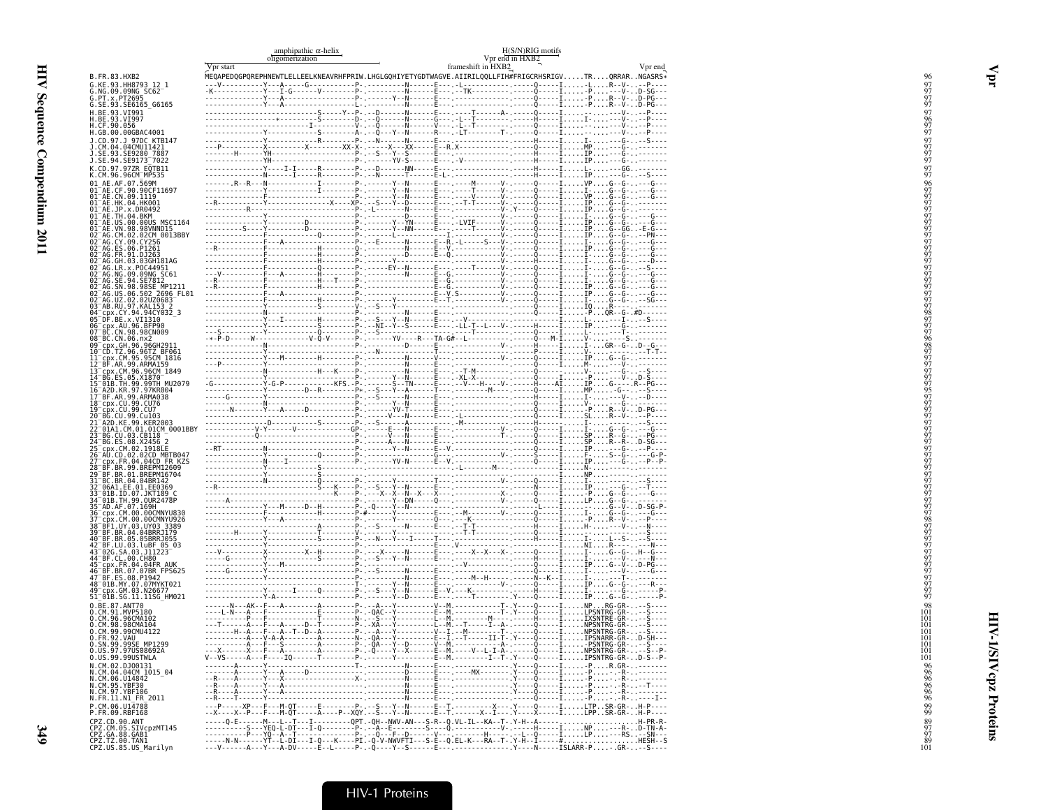Vpr

HIV-1/SIVcpz Proteins

```
                                 amphipathic α-helix                              H(S/N)RIG motifs
                                 oligomerization                        Vpr end in HXB2
                           Vpr start                              frameshift in HXB2                      Vpr end
B.FR.83.HXB2               MEQAPEDQGPQREPHNEWTLELLEELKNEAVRHFPRIW.LHGLGQHIYETYGDTWAGVE.AIIRILQQLLFIH#FRIGCRHSRIGV.....TR....QRRAR..NGASRS*    96
G.KE.93.HH8793_12_1        ---V----------Y---A-----G-----------P-.---------N------E----.-L-----------.-----Q-----I.....-L....R--V-..--P----    97
G.NG.09.09NG_SC62          -K------------Y---I-G-------V-------P-.---------N------E----.--TK----------.-----Q-----I.....-P.....--V-..D-SG---    97
G.PT.x.PT2695              --------------Y---A-----------------P-.-------Y--N------E----.--------------.-----Q-----I.....-P.....R--V-..D-PG---    97
G.SE.93.SE6165_G6165       --------------Y---A-----------------L-.-------Y--N------E----.--------------.-----Q-----I.....-P.....R--V-..D-PG---    97
H.BE.93.VI991              ----------------------------S-----Y--P-.--D-------N------E----.----T------A-.-----Q-----I.....--.....--V-..--P----    97
H.BE.93.VI997              ------------------*---------S-------D-.--Q-------N------G----.-L--T---------.-----H-----I.....I-.....--V-..--P----    96
H.CF.90.056                ------------------------I-----------V-.--Q-------N------E----.-L--T---------.-----Q-----I.....--.....--V-..--P----    97
H.GB.00.00GBAC4001         --------------Y-------------S-------A-.--Q---Y--N------R----.-LT--------T-.-----Q-----I.....--.....--V-..--P----    97
J.CD.97.J_97DC_KTB147      --------------Y------------R--------P-.--Y-------N------E----.--------------.-----H-----I.....I-.....--G-..--S----    97
J.CM.04.04CMU11421         ----P---------X-----------X-------XX-X-.----X---XX------E--R.X------------.-----H-----I.....MP.....--G-..--------    97
J.SE.93.SE9280_7887        ---------H----YH--------------------P-.--S----Y--S------E----.--------------.-----H-----I.....IP.....--G-..--------    97
J.SE.94.SE9173_7022        --------------YH--------------------P-.------YV-S------E----.-V------------.-----H-----I.....IP.....--G-..--------    97
K.CD.97.97ZR_EQTB11        --------------Y---I-I------R--------P-.--D-------NN------E----.--------------.-----H-----I.....L......--GG..-------    97
K.CM.96.96CM_MP535         --------------N-------I-----R-------P-.--N-------T------E-L-.-------------.-----H-----I.....IP.....--G-..--S----    97
01_AE.AF.07.569M           ------.R--R---N---------I-----------P-.---------Y--N------E----.----M------V-.-----Q-----I.....VP.....G--G-..---G---    96
01_AE.CF.90.90CF11697      --------------Y-------------I-------P-.---------Y--N------E----.----V------V-.-----Q-----I.....I-.....G--G-..---G---    97
01_AE.CN.09.1119           --------------F---------------------P-.---------Y--N------E----.----V------V-.-----Q-----I.....VP.....G--G-..---G---    97
01_AE.HK.04.HK001          --R-----------Y---------------X----XP-.--S----Y--D------E----.--T-T-------V-.-----Q-----I.....IP.....G--G-..--------    97
01_AE.JP.x.DR0492          ---------R--------------------------P-.--L-------N------E----.-------------.-V-Y----Q-----I.....IP.....G--G-..--------    97
01_AE.TH.04.BKM            --------------Y---------------------P-.---------D------E----.------------V-.-----Q-----I.....I-.....G--G-..---G---    97
01_AE.US.00.00US_MSC1164   --------------Y----------D----------P-.-------Y--YN------E----.-LVIF------V-.-----Q-----I.....IP.....G--G-..---G---    97
01_AE.VN.98.98VNND15       ----------S---Y----------D----------P-.-------Y--NN------E----.----T------V-.-----Q-----I.....IP.....G--GG..-E-G---    97
02_AG.CM.02.02CM_0013BBY   --------------F-----------Q---------P-.---------L---------I-------------V-.-----Q-----I.....IP.....G--G-..--PN---    97
02_AG.CY.09.CY256          --------------F---A---------H-------P-.--E-------N------E--R.-L----S----V-.-----Q-----I.....I-.....G--G-..---G---    97
02_AG.ES.06.P1261          --R-----------F-------------H-------Q-.---------N------E--V.------------V-.-----Q-----I.....IP.....G--G-..---G---    97
02_AG.FR.91.DJ263          --------------F-------------H-------P-.---------D------E--Q.------------V-.-----Q-----I.....I-.....G--G-..---G---    97
02_AG.GH.03.03GH181AG      --------------F-------------H-------P-.-------Y-----------------------V-.-----Q-----I.....I-.....G--G-..---D---    97
02_AG.LR.x.POC44951        --------------F-------------Q-------P-.-----EY--N------E----.----T------V-.-----Q-----I.....I-.....G--G-..--S----    97
02_AG.NG.09.09NG_SC61      --V-----------F---A---------H-------P-.---------N------E--G.------------V-.-----Q-----I.....I-.....G--G-..---G---    97
02_AG.SE.94.SE7812         --R-----------F-------------H---T---P-.--------------E--G.------------V-.-----Q-----I.....I-.....G--G-..---G---    97
02_AG.SN.98.98SE_MP1211    --R-----------F-------------H-------P-.--------------E--G.------------V-.-----Q-----I.....IP.....G--G-..---G---    97
02_AG.US.06.502_2696_FL01  --------------F---A---------H-------P-.--------------E--V.S-----------V-.-----Q-----I.....IP.....G--G-..---G---    97
02_AG.UZ.02.02UZ0683       --------------F-------------H-------P-.-------Y------E--T.------------V-.-----Q-----I.....I-.....G--G-..--SG---    97
03_AB.RU.97.KAL153_2       --------------Y-------------S-------V-.--S---Y------E----.--------------.-----Q-----I.....IQ.....R--.-..--------    97
04_cpx.CY.94.94CY032_3     --------------N-------------R-------P-.---------N------E----.--------------.-----Q-----I.....-P....QR--G-.#D------    98
05_DF.BE.x.VI1310          --------------Y---I---------H-------P-.--S---Y--N------E----.-V------------.-----Q-----I.....L.......--I-..--S----    97
06_cpx.AU.96.BFP90         --------------Y-------------S-------P-.--NI--Y--S------E----.-LL-T--L--V-.-----H-----I.....IP.....--G-..--------    97
07_BC.CN.98.98CN009        --S-----------Y-------------Q-------P-.--S-------------E----.--T-------------.-----Q-----I.....L......--T-..--------    97
08_BC.CN.06.nx2            -+-P-D------W-----------V-Q-V-------P-.-------YV-----R---TA-G#-.-L-----------.-----Q---M-I.....V-.....----S-..------    96
09_cpx.GH.96.96GH2911      --------------N---------------------P-.--------------E----.------------V-.-----H-----I.....I-....GR--G-..D--G---    98
10_CD.TZ.96.96TZ_BF061     --------------Y---------------------P-.---N--------------E----.--------------.-----Q-----I.....V-.....--G-..---T-T-    97
11_cpx.CM.95.95CM_1816     --------------Y---M---------H-------P-.---------N------V----.------------V-.-----Q-----I.....IP.....G--G-..--------    97
12_BF.AR.99.ARMA159        ---P----------Y---------------------P-.---------N------E----.--------------.-----Q-----I.....M-.....--V-..--------    97
13_cpx.CM.96.96CM_1849     --------------N-------------H---K---P-.---------N------E----.--T-M---------.-----Q-----I.....V-.....--G-..--S----    97
14_BG.ES.05.X1870          --------------Y---------------------P-.-------Y--N------E----.-XL-X---------.-----Q-----I.....-P.....--V-..D-S----    97
15_01B.TH.99.99TH_MU2079   -G------------Y-G-P-------------KFS.-P-.--------S--TN------E----.--V---H----V-.-----H----AI.....IP....G-----.R--PG---    97
16_A2D.KR.97.97KR004       --------------Y------------D--R-----P+-.--S---Y--A------E----.-------M-------.-----Q-----I.....MP.....--G-..---S---    97
17_BF.AR.99.ARMA038        -----G--------Y---------------------P-.--S-------N------E----.--------------.-----H-----I.....I-.....--V-..---D---    97
18_cpx.CU.99.CU76          --------------N---------------------P-.-------Y--N------E----.--------------.-----Q-----I.....V-.....--G-..--------    97
19_cpx.CU.99.CU7           ------N-------Y---A---------D-------P-.-------YV-T------E----.--------------.-----Q-----I.....-P.....R--V-..D-PG---    97
20_BG.CU.99.Cu103          --------------Y---------------------P-.-------V--N------E----.-L------------.-----Q-----I.....SL.....R--V-..--P----    97
21_A2D.KE.99.KER2003       ----------D-----------------S-------P-.--S-------A------E----.--M-----------.-----H-----I.....I-.....--------S----    97
22_01A1.CM.01.01CM_0001BBY --------------V-Y-------V-----------GP-.-------E--N------E----.------------V-.-----Q-----I.....I-.....G--G-..---G---    97
23_BG.CU.03.CB118          ------------Q-----------------------P-.-------V--N------E----.------------T-.-----Q-----I.....SP.....R--G-..--PG---    97
24_BG.ES.08.X2456_2        --------------Y---------------------P-.-------A--N------E----.--------------.-----Q-----I.....SP.....R--R-..D-SG---    97
25_cpx.CM.02.1918LE        --RT-----------------------------------P-.---------Y--N------E--V.--------------.-----Q-----I.....IP.....--G-..--P----    97
26_AU.CD.02.02CD_MBTB047   --------------Y-------------Q-------P-.---------G------E----.------------V-.-----S-----I.....F-.....S--G-..---G-P-    97
27_cpx.FR.04.04CD_FR_KZS   --------------N---I-----------------P-.-------YV-N------E--V.--------------.-----Q-----I.....IP.....--G-..---P-P-    97
28_BF.BR.99.BREPM12609     --------------Y---------------------P-.-----------------------L--------M-----.-----Q-----I.....N-.....--------------    97
29_BF.BR.01.BREPM16704     --------------Y---------------------P-.--------------E----.--------------.-----Q-----I.....NP.....--------------    97
31_BC.BR.04.04BR142        --------------N-------------Q-------P-.---------Y-----T---.------------V-.-----Q-----I.....I-.....--------S----    97
32_06A1.EE.01.EE0369       --R-------------------------S----K--P-.--S---Y--N------E----.--------------.-----Q-----I.....IP.....---G-..---T---    97
33_01B.ID.07.JKT189_C      ---------------------------------K--P-.---X--X--N--X--X--X--.------------X-.-----Q-----I.....-P.....G--G-..---G---    97
34_01B.TH.99.OUR2478P      -----A------------------------------P-.-------Y--DN------Q----.------------V-.-----Q-----I.....LP.....G--G-..-------    97
35_AD.AF.07.169H           --------------Y---M-----D--H--------P-.--Q---Y--N------E----.--------------.-----L-----I.....--.....G--V-..D-SG-P-    97
36_cpx.CM.00.00CMNYU830    --------------F---------H-----------P-#-------Y--N------E----.--M------V-.-----Q-----I.....I-.....G--G-..---G---    97
37_cpx.CM.00.00CMNYU926    --------------Y---A-----------------P-.-------Y--------Q----.--K-----------.-----Q-----I.....-P.....R--V-..--P----    98
38_BF1.UY.03.UY03_3389     --------------Y------------A--------P-.--S-------N------E----.--T-T---------.-----Q-----I.....H-.....--V-..--N----    97
39_BF.BR.04.04BRRJ179      -------H------Y-------------T-------V-.-------Y--------E----.--T-T---------.-----Q-----I.....-.......--V-..--------    97
40_BF.BR.05.05BRRJ055      --------------Y-------------S-------P-.--N---Y---I-----T----.--------------.-----H-----I.....I-.....L--S-..--S----    97
42_BF.LU.03.luBF_05_03     --------------Y---------------------P-.-------Y-----------V-----------------.-----Q-----I.....NI.....R-----.--N----    97
43_02G.SA.03.J11223        --V-----------X-----------X---H-----P-.--X-------N------E----.----X--X--X-.-----Q-----I.....I-.....G--G-..H--G---    97
44_BF.CL.00.CH80           -----G--------Y-------------S-------P-.--S---Y--N------E----.--------------.-----H-----I.....I-.....--V-..--N----    97
45_cpx.FR.04.04FR_AUK      --------------Y---M-----------------P-.---------N------E----.-V------------.-----Q-----I.....IP.....G--V-..D-PG---    97
46_BF.BR.07.07BR_FPS625    -----G--------Y---------------------P-.--S-------N------E----.--------------.-----H-----I.....I-.....--V-..--G----    97
47_BF.ES.08.P1942          --------------Y---------------------P-.---------N------E----.--M--H--------.-----N--K--I.....I-.....--T-..--------    97
48_01B.MY.07.07MYKT021     ---------------------------------------P-.-------Y--N------E----.------------V-.-----Q-----I.....IP.....G--G-..---R---    97
49_cpx.GM.03.N26677        --------------Y-----I-----Q---------P-.--S---Y--N------E--V.--K------------.-----H-----I.....I-.....--G-..---P---    97
51_01B.SG.11.11SG_HM021    --------------Y-A-------------------P-.-------Y--D------E----.--T------------Y-----Q-----I.....IP.....G--G-..------P-    97
O.BE.87.ANT70              ------N---AK--F---A----------A------P-.--A---Y--------V--M.-----------T-.Y-----Q-----I.....NP....RG-GR-..--S----    98
O.CM.91.MVP5180            ----L-N---A---F--------------E------P-.-QAC--Y--------E--M.---------T-.Y-----Q-----I.....LPSNTRG-GR-..--S----    101
O.CM.96.96CMA102           ----------P---F--------------T------N-.--S---Y--------L--M.---------M-.-----H-----I.....IXSNTRE-GR-..--S----    101
O.CM.98.98CMA104           ----T-----A---F---A-------D--T------P-.-XA---Y--------L--M.--T-----I--A-.-----Q-----I.....NPSNTRG-GR-..--S----    101
O.CM.99.99CMU4122          -------H--A---F---A--T--D--A--------P-.--A---Y--------V--I.--M------T-.-----Q-----I.....NPSNTRG-GR-..--S----    101
O.FR.92.VAU                ----------A---V-A-A----------A------N-.-QA---Y--------E--I.--T------II-T-.Y-----Q-----I.....IPSNARR-GR-..D-SH---    101
O.SN.99.99SE_MP1299        ----------A---F---S----------A------P-.-QA---Y-D------V--M.----------A-.-----Q-----I.....-PSNTRG-GR-..--S----    101
O.US.97.97US08692A         ---X------X---F---A----------A------P-.-Q---Y--X------E--M.-----V--L-I-A-.-----Q-----I.....NPSNTRG-GR-..--S--P-    101
O.US.99.99USTWLA           V--VS-----A---F----IQ--------T------P-.-------Y--------E--M.-------I--T-.Y-----Q-----I.....IPSNTRG-GR-..D-S--P-    101
N.CM.02.DJO0131            ------A-------Y------------------T-.----------N------E----.--------------.Y-----Q-----I.....-P.....R.GR-.-------    96
N.CM.04.04CM_1015_04       ------A-------Y---A-----D-----------P-.---------N------E----.----MX-------.Y-----Q-----I.....-P.....--R-..-------    96
N.CM.06.U14842             --R---A-------Y---X-----------------X-.---------N------E----.--------------.Y-----Q-----I.....-P.....--R-..-------    96
N.CM.95.YBF30              --R---A-------Y---A-----------------P-.---------N------E----.--------------.Y-----Q-----I.....-P.....--R-..---T---    96
N.CM.97.YBF106             --R---A-------Y---A-----------------P-.---------N------E----.--------------.Y-----Q-----I.....-P.....--R-..-------    96
N.FR.11.N1_FR_2011         --R---T-------Y---------------------P-.---------N------E----.--------------.-----Q-----I.....-P.....--R-..-----I--    96
P.CM.06.U14788             ---P-----XP---F---M-QT------E-------P-.--S---Y--N------E--T.----------X----.Y-----Q-----I.....LTP..SR-GR-..H-P----    99
P.FR.09.RBF168             --X---X--P----F---M-QT------A-------P-.XQY.--S---Y--N------E--T.------X--I---.Y-----X-----I.....LPP..SR-GR-..H-P----    99
CPZ.CD.90.ANT              ------Q-E-----M---L--T---I---------QPT.-QH--NWV-AN---S-R--Q.VL-IL--KA--T-.Y-H--A---...............H-PR-R-    89
CPZ.CM.05.SIVcpzMT145      ----------S---YEQ-L-DT---I-Q--------P-.--A-----E--------S----Q.------------V-.-----H-----I.....NP.....-R-.D-TN-A-    97
CPZ.GA.88.GAB1             ----------P---YQ--A--T--------------P-.-Q---F--D-------V---------H-------.-L--Q-----I.....LP......--RS..--SN---    97
CPZ.TZ.00.TAN1             ------N-N-----YT--L-DI---I-Q----K---PI-.-Q-V-NWVFTI---S-E--Q.EL-K---RA--T-.Y-H--I----#.............HESH--S    89
CPZ.US.85.US_Marilyn       ---V------A---Y---A-DV-----E--L-----P-.-Q----Y--S-------E----.--------------.Y-----N-----ISLARR-P.....-GR-..--S----    101
```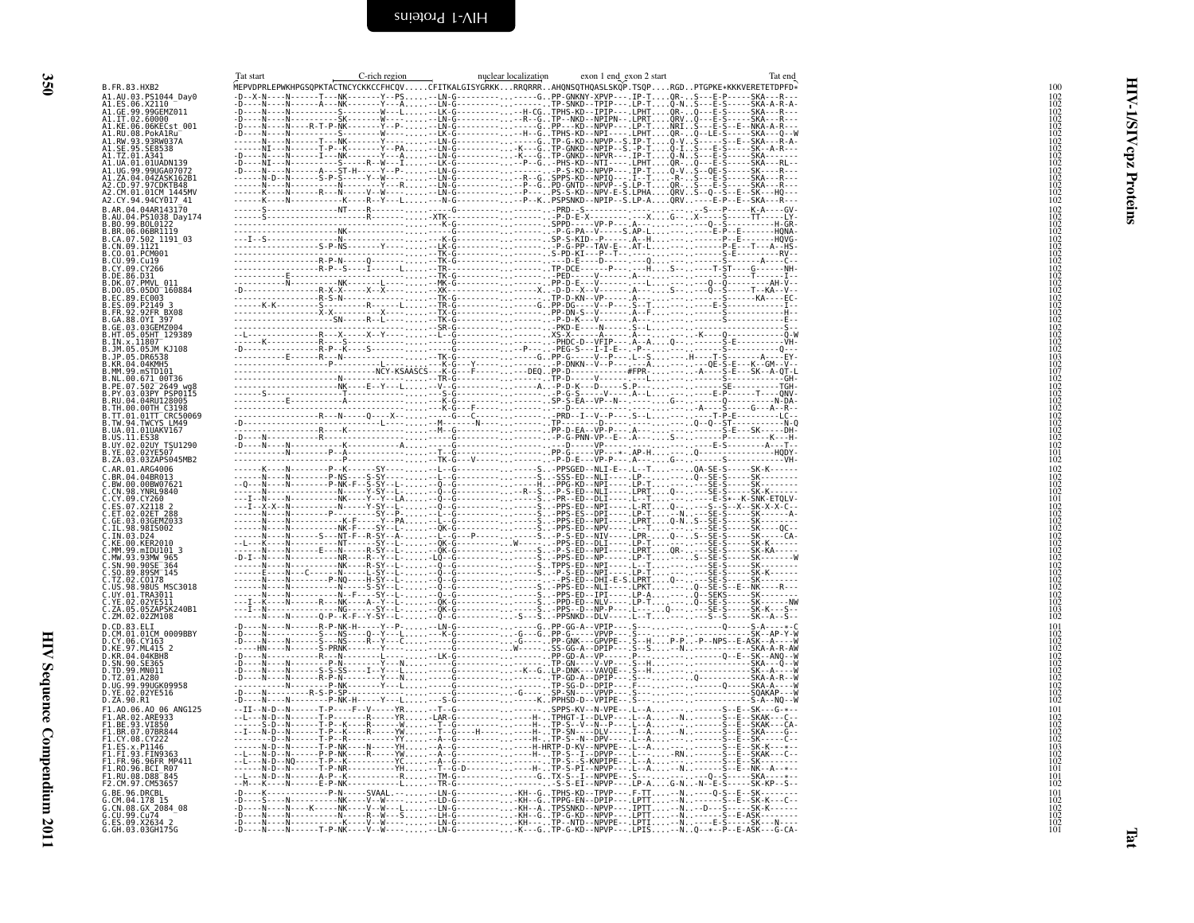# HIV-1/SIVcpz Proteins

## Tat

```
                Tat start        C-rich region           nuclear localization    exon 1 end exon 2 start           Tat end
B.FR.83.HXB2    MEPVDPRLEPWKHPGSQPKTACTNCYCKKCCFHCQV.....CFITKALGISYGRKK...RRQRRR..AHQNSQTHQASLSKQP.TSQP....RGD..PTGPKE*KKKVERETETDPFD*    100
```

Sequences aligned to B.FR.83.HXB2:

```
A1.AU.03.PS1044_Day0
A1.ES.06.X2110
A1.GE.99.99GEMZ011
A1.IT.02.60000
A1.KE.06.06KECst_001
A1.RU.08.PokA1Ru
A1.RW.93.93RW037A
A1.SE.95.SE8538
A1.TZ.01.A341
A1.UA.01.01UADN139
A1.UG.99.99UGA07072
A1.ZA.04.04ZASK162B1
A2.CD.97.97CDKTB48
A2.CM.01.01CM_1445MV
A2.CY.94.94CY017_41
B.AR.04.04AR143170
B.AU.04.PS1038_Day174
B.BO.99.BOL0122
B.BR.06.06BR1119
B.CA.07.502_1191_03
B.CN.09.1121
B.CO.01.PCM001
B.CU.99.Cu19
B.CY.09.CY266
B.DE.86.D31
B.DK.07.PMVL_011
B.DO.05.05DO_160884
B.EC.89.EC003
B.ES.09.P2149_3
B.FR.92.92FR_BX08
B.GA.88.OYI_397
B.GE.03.03GEMZ004
B.HT.05.05HT_129389
B.IN.x.11807
B.JM.05.05JM_KJ108
B.JP.05.DR6538
B.KR.04.04KMH5
B.MM.99.mSTD101
B.NL.00.671_00T36
B.PE.07.502_2649_wg8
B.PY.03.03PY_PSP0115
B.RU.04.04RU128005
B.TH.00.00TH_C3198
B.TT.01.01TT_CRC50069
B.TW.94.TWCYS_LM49
B.UA.01.01UAKV167
B.US.11.ES38
B.UY.02.02UY_TSU1290
B.YE.02.02YE507
B.ZA.03.03ZAPS045MB2
C.AR.01.ARG4006
C.BR.04.04BR013
C.BW.00.00BW07621
C.CN.98.YNRL9840
C.CY.09.CY260
C.ES.07.X2118_2
C.ET.02.02ET_288
C.GE.03.03GEMZ033
C.IL.98.98IS002
C.IN.03.D24
C.KE.00.KER2010
C.MM.99.mIDU101_3
C.MW.93.93MW_965
C.SN.90.90SE_364
C.SO.89.89SM_145
C.TZ.02.CO178
C.US.98.98US_MSC3018
C.UY.01.TRA3011
C.YE.02.02YE511
C.ZA.05.05ZAPSK240B1
C.ZM.02.02ZM108
D.CD.83.ELI
D.CM.01.01CM_0009BBY
D.CY.06.CY163
D.KE.97.ML415_2
D.KR.04.04KBH8
D.SN.90.SE365
D.TD.99.MN011
D.TZ.01.A280
D.UG.99.99UGK09958
D.YE.02.02YE516
D.ZA.90.R1
F1.AO.06.AO_06_ANG125
F1.AR.02.ARE933
F1.BE.93.VI850
F1.BR.07.07BR844
F1.CY.08.CY222
F1.ES.x.P1146
F1.FI.93.FIN9363
F1.FR.96.96FR_MP411
F1.RO.96.BCI_R07
F1.RU.08.D88_845
F2.CM.97.CM53657
G.BE.96.DRCBL
G.CM.04.178_15
G.CN.08.GX_2084_08
G.CU.99.Cu74
G.ES.09.X2634_2
G.GH.03.03GH175G
```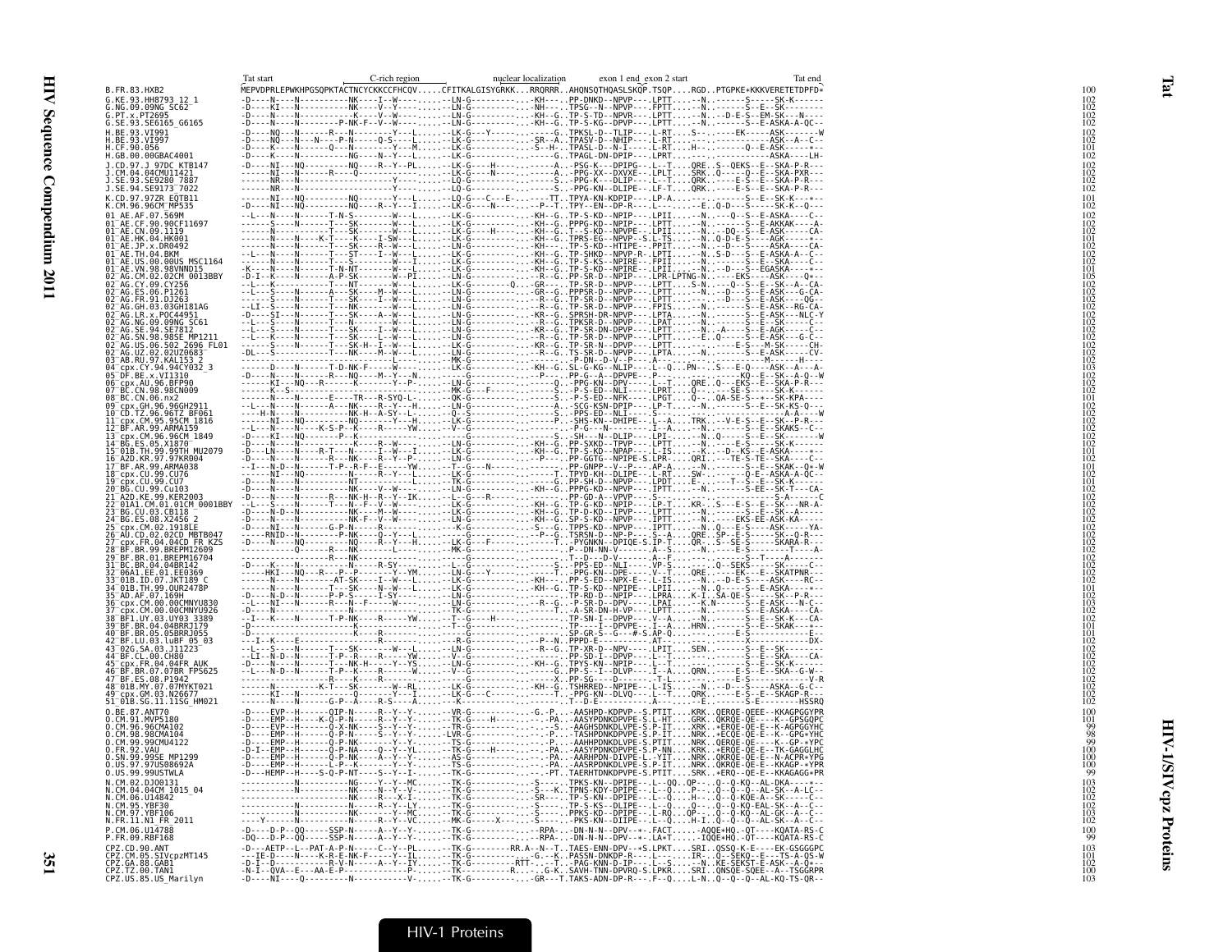```
                              Tat start              C-rich region            nuclear localization        exon 1 end exon 2 start                    Tat end
B.FR.83.HXB2                  MEPVDPRLEPWKHPGSQPKTACTNCYCKKCCFHCQV.....CFITKALGISYGRKK...RRQRRR..AHQNSQTHQASLSKQP.TSQP....RGD..PTGPKE*KKKVERETETDPFD*   100
G.KE.93.HH8793_12_1           -D----N----N----------NK----I--W------.....-LN-G----------...KH---..PP-DNKD--NPVP----.LPTT.....-N..------S-----SK-K------   102
G.NG.09.09NG_SC62             -D----KI---N----------NK----V--Y------.....-LN-G----------...NH---..TPSG--N--NPVP----.FPTT.....-N..------S--E--SK-------   102
G.PT.x.PT2695                 -D----N----N----------K-----V--W------.....-LN-G----------...KH-G..TP-S-TD--NPVR----.LPTT.....-N..-D-E-S--EM-SK---N----   102
G.SE.93.SE6165_G6165          -D----N----N----------P-NK-F--V--W----.....-LN-G----------...KH-G..TP-S-KG--DPVP----.LPTT.....-N..------S--E-ASKA-A-QC--   102
H.BE.93.VI991                 -D----NQ---N------R---N--------Y---L--.....-LK-G-----Y------...----G..TPKSL-D--TLIP----.L-RT.....S--..-----EK-----ASK-------W   102
H.BE.93.VI997                 -D----NQ---N---N---P-N------Q-S----L--.....-LK-G----------...SR--A..TPASV-D--NHIP----.L-RT.....-..---------------ASK--A--C-   102
H.CF.90.056                   -D----K----N----------V----Y----M-----.....-LK-G----------...S--H-..TPASL-D--N-I----.L-RT.....H--..--------Q--E-ASK-----*-   101
H.GB.00.00GBAC4001            -D----K----N----------NG----N--Y---L--.....-LK-G----------...-----G..TPAGL-DN-DPIP----.LPRT.....-..----------------ASKA----LH-   102
J.CD.97.J_97DC_KTB147         -D----NI---NQ---------NQ----R--Y--PL--.....-LK-G----H--------...A..PSG-K--DPIPG---.L--T....QRE..S--QEKS--E--SKA-P-R---   102
J.CM.04.04CMU11421            ------NI---N------R----Q-------------.....-LK-G----N--------...A..-PPG-XX--DXVXE---.LPLT....SRK..Q-----Q-E--SKA-PXR---   102
J.SE.93.SE9280_7887           ------NR---N--------------Y----------.....-LQ-G-------------...S..-PPG-K---DLIP----.L--T....QRK..-----E-S--E-SKA-P-R---   102
J.SE.94.SE9173_7022           ------NR---N--------------Y----------.....-LQ-G-------------...S..-PPG-KN--DLIPE---.LF-T....QRK..-----E-S--E-SKA-P-R---   102
K.CD.97.97ZR_EQTB11           ------NI---NQ---------NQ--------Y---L--.....-LQ-G----C---E------...TT..TPYA-KN-KDPIP----.LP-A.....-..---------S--E--SK-K---*--   101
K.CM.96.96CM_MP535            -D----NI---NQ---------NQ----R--Y---I--.....-LK-G-----N-----------P-T..TPY--EN--DP-R---.L--.....-..E..Q-D---S----SK-K--Q--   102
01_AE.AF.07.569M              --L---N----N-----T-N-S--------W---L--.....-LK-G----------...KH-G..TP-S-KD--NPIP----.LPII.....-N..--Q--S--E-ASKA----C--   102
01_AE.CF.90.90CF11697         ------S----N-----T---SK--------W---L--.....-LK-G----------...KH-G..PPPG-KD--NPIP----.LPTT.....-N..------S--E-AKKAK----A-   102
01_AE.CN.09.1119              ------N----N-----T---SK--------W---L--.....-LK-G-----H------...KH-G..T--S-KD--NPVPE---.LPII.....-N..-DQ--S--E-ASK------CA-   102
01_AE.HK.04.HK001             ------N----N-----K-T---K-----I-SW---L--.....-LK-G----------...KH-G..TPRS-EG--NPVP--S.L-TS.....-N..Q-D-E-S----AGK-----*--   102
01_AE.JP.x.DR0492             ------N----N-----T---SK-----R--W---L--.....-LK-G----------...KH-..TP-S-KD--HTIPE---.PPIT.....-N..--D---S-----ASKA-----CA-   102
01_AE.TH.04.BKM               --L---N----N-----T---ST-----I--W---L--.....-LK-G----------...KH-G..TP-SHKD--NPVP-R-.LPTI.....-N..S-D---S--E-ASKA-A--C--   102
01_AE.US.00.00US_MSC1164      ------N----N-----T---SK-----R--W---L--.....-LK-G----------...KH-G..TP-S-KS--NPIRE---.FPII.....-N..------S--E--SKA-----C--   102
01_AE.VN.98.98VNND15          -K----N----N-----T-N-NT--------W---L--.....-LK-G----------...KH-G..TP-S-KD--NPIRE---.LPII.....-N..-D---S--EGASKA-----*--   101
02_AG.CM.02.02CM_0013BBY      -D-I-K-----N-----A-P-SK--------W--PI--.....-LN-G----------...-R-G..PP-SR-D--NPIP----.LPR-LPTNG-N..-----EKS---ASK-----Q*--   105
02_AG.CY.09.CY256             --L---K----N-----T---NT--------W---L--.....-LK-G--------Q-...GR--..TP-SR-D--NPVP----.LPTT.....S-N..----Q--S--E-ASK--A--CA-   102
02_AG.ES.06.P1261             --L---S----N-----A---SK-----M--W---L--.....-LN-G----------...GR-G..PPPSR-D--NPVP----.LPTT.....-N..-D---S--E-ASK---G-CA-   102
02_AG.FR.91.DJ263             ------S----N-----T---SK-----I--W---L--.....-LK-G----------...-R-G..TP-SR-D--NPVP----.LPTT.....-N..------S--E-ASK----QG--   102
02_AG.GH.03.03GH181AG         --LI--S----N-----T---NK-----R--W---L--.....-LK-G----------...-R-G..TP-SR-D--NPVP----.FPIS.....-N..------S--E-ASK--RG-CA-   102
02_AG.LR.x.POC44951           -D----SI---N-----T---SK-----A--W---L--.....-LK-G----------...KR-G..SPRSH-DR-NPVP----.LPTA.....-N..------S--E-ASK---NLC-Y   102
02_AG.NG.09.09NG_SC61         --L---S----N-----T---N---------W---L--.....-LK-G----------...KR-G..TPKSR-D--NPVP----.LPAT.....-N..------S--E--SK-----C--   102
02_AG.SE.94.SE7812            --L---S----N-----T---SK-----I--W---L--.....-LK-G----------...-R-G..TP-SR-DN-DPVP----.LPTT.....-N..-A---S--E-AGK-----C--   102
02_AG.SN.98.98SE_MP1211       --L---K----N-----T---SK-----L--W---L--.....-LK-G----------...-R-G..TP-SR-D--NPVP----.LPTT.....E..Q-----S--E-ASK---G-C--   102
02_AG.US.06.502_2696_FL01     ------S----N-----T---SK-H---I--W---L--.....-LK-G----------...KR-G..TP-SR-N--DPVP----.LPTT.....-.-----E-S---M-SK-----CH-   102
02_AG.UZ.02.02UZ0683          -DL---S----N-----T---NK-----M--W---L--.....-LK-G----------...-R-G..TS-SR-D--NPVP----.LPTA.....-N..------S--E-ASK-----CV-   102
03_AB.RU.97.KAL153_2          -----------------------------L------.....-MK-G----------...--------..-P-DN--D-V--P---.A-......-..---------------M-----H---   102
04_cpx.CY.94.94CY032_3        ------D----N-----T-D-NK-F---W---------.....-LK-G----------...KH-G..SL-G-KG--NLIP----.L--Q...PN--..S---E-Q----ASK---A---A-   103
05_DF.BE.x.VI1310             -D----N----N------R---NQ----M--Y---N--.....-----------P---...PP-G--A--DPVPE---.P-..........-..----------KQ--E--SK-A-Q--W   102
06_cpx.AU.96.BFP90            ------KI---NQ--R------K--------Y--P---.....-LN-G----------...Q..-PPG-KN--DPV----.L--T....QRE..Q---EKS--E--SKA-P-R---   102
07_BC.CN.98.98CN009           ------K--S-----------------------------.....-MK-G-----F-----...S..-P-S-ED--NLI----.LPRT.....Q-..------SE-S-----SK-K-----   102
08_BC.CN.06.nx2               ------N----N------E----TR---R-SYQ-L---.....-QK-G----------...S..-P-S-ED--NFK----.LPGT.....Q-..QA-SE-S-*--SK-KPA----   101
09_cpx.GH.96.96GH2911         --L---N----N-----A---NK-----R--Y---H--.....-LN-G----------...A..-SCG-KSN-DPIP----.LP-T.....-N..------S--E--SK-KS-Q--   102
10_CD.TZ.96.96TZ_BF061        ------H----N-----------NK-H--A-SY--L--.....-Q--S----------...-..-PPS-ED--NLI----.S-..........-..-------------A-A----W   102
11_cpx.CM.95.95CM_1816        ------NI---NQ----------NQ------Y---H--.....-LK-G----------...P..-SHS-KN--DHIPE---.L--A.....TRK..--V-E-S--E--SK--P-R---   102
12_BF.AR.99.ARMA159           --L---N----N----K-S-P--K-----R----YW--.....-V--G-----------...-..-P-G---N--------.I-..A......-N..--------S--E--SKAKS--C--   102
13_cpx.CM.96.96CM_1849        -D----KI---NQ-----------NQ------Y------.....-LK-G----------...S..-SH---N--DLIP----.LPI......-N..Q-----S--E--SK--------W   102
14_BG.ES.05.X1870             -D----N----N----------K-----R--W------.....-LN-G----------...KH-G..PP-SXKD--TPVP----.LPTT.....-N..-----S--E--SK-K-----   102
15_01B.TH.99.99TH_MU2079      -D----LN----N----R-T---N-----I--W---I--.....-LK-G----------...KH-G..TP-S-KD--NPAP----.L-IS.....K..--D--KS--E-ASKA-----*--   101
16_A2D.KR.97.97KR004          -D----N-----N--------NK-----R--Y-P--L--.....-LK-G----------...P..PP-GGTG--NPIPE-S.LPR-....QRI..---TE-S-TE-SKA-----C--   102
17_BF.AR.99.ARMA038           --I---N-D--N------T-P--R-F--E-----YW--.....-T--G----N-------...PP-GNPP--V--P---.AP-A.....-N..------S--E--SKAK--Q*-W   101
18_cpx.CU.99.CU76             ------NI---NQ---------N-----R--Y---L--.....-LK-G----------...T..TPYD-KH--DLIPE---.L-RT.....SW-..------Q-E--ASKA-A-QC--   102
19_cpx.CU.99.CU7              -D----N----------------NT-----Y------.....-LK-G----------...G..PP-SH-D--NPVP----.LPDT.....E..---T--S--E--SK-K-----   102
20_BG.CU.99.Cu103             -D----N----N----------NK-----V--W------.....-LN-G----------...KH-G..PPPG-KD--NPVP----.IPTT.....-N..------S-EE--SK-T---CA-   102
21_A2D.KE.99.KER2003          -D----N----N------R---NK-H--R--Y--IK--.....-L--G----R------...PP-GD-A--VPVP----.S-..........-..------------S-A-------C   102
22_01A1.CM.01.01CM_0001BBY    --L---S----N-----P-P-S------I--W------.....-LK-G----------...KH-G..TP-G-KD--NPIP----.LP-T....KR..S---E-S--E--SK---NR-A-   102
23_BG.CU.03.CB118             -D----N-D--N----------NK-----M--W------.....-LN-G----------...KH-G..TP-D-KD--IPVP----.LPTT.....-N..------S--E--SK--A-----   102
24_BG.ES.08.X2456_2           -D----N----N----------NK-F--V--W------.....-LN-G----------...KH-G..SP-S-KD--NPVP----.IPTT.....-N..-----EKS-EE-ASK-KA------   102
25_cpx.CM.02.1918LE           -D----NI---N-----G-P-N-----R--------.....-K--G----------...S..TPPS-KD--NPVP----.IPTT.....-N..Q---E-S-----ASK-----YA-   102
26_AU.CD.02.02CD_MBTB047      ------RNID---N--------P-NK-----Q--Y---L--.....-LK-G----------...P-G..TSRSN-D--NP-P---.S--A....QRE..SP--E-S-----SK--Q-R---   102
27_cpx.FR.04.04CD_FR_KZS      -D----N----NQ----------NQ-----R--Y---H--.....-LK-G-----F------...T..-PYGNKN--DPIQE-S.IP-T.....QR-..S--SE-S-----SKARA-R---   102
28_BF.BR.99.BREPM12609        ------------Q-----------R----NK--------.....-MK-G----------...-..-P--DN-NN-V-------.A--S.....-N..-----E-S---------T----A-   102
29_BF.BR.01.BREPM16704        -------------------R---NK--------------.....-------------------...-..-T-D---D-V-------.A--F.....-..-------------S--T----A------   102
31_BC.BR.04.04BR142           -D----K-----N----------N-----R-SY------.....-L--G----------...S..-PPS-ED--NLI----.VP-S.....Q--SEKS-----SK-----C--   102
32_06A1.EE.01.EE0369          ------HKI---NQ---R---P--Y---YM--------.....-LN-G----Y------...PPG-KN--DPE----.V--T....QRE..-----EK---E-SKATPNR---   102
33_01B.ID.07.JKT189_C         ------N----N------AT-SK-----I--W---L--.....-LK-G----------...KH---..PP-S-ED--NPX-E---.L-IS.....-N..-D-E-S-----ASK----RC-   102
34_01B.TH.99.OUR2478P         ------N----N-----T---SK-----N--W---L--.....-LK-G----------...KH-G..TP-S-KD--NPIPE---.LPII.....-N..Q-----S--E-ASKA-----*--   101
35_AD.AF.07.169H              -D----N-D--N-----P-P-S------I-SY------.....-LK-G----------...TP-RD-D--NPIP----.LPRA.....K-I..SA-QE-S-----SK--P-R---   102
36_cpx.CM.00.00CMNYU830       --L---NI---N------R---N--F------W------.....-LN-G----------...R-G..-P-SR-D--DPVP----.LPAI.....-K.N------S--E-ASK---N-C-   103
37_cpx.CM.00.00CMNYU926       -D----N----N----------------------------.....-TK-G----------...T..-A-SR-DN-H-VP----.LPTT.....-N..------S--E-ASKA----CA-   102
38_BF1.UY.03.UY03_3389        --I---K----N-----T-P-NK-----R----YW--.....-T--G-----H-----...TP-SN-I--DPVP----.V--A.....-N..------S--E--SK-K---CA-   102
39_BF.BR.04.04BRRJ179         -D-------------------------------------.....-T--G----------...TP-----I--DPVPE---.I--A.....HRN..------S--E--SKAK---*--   102
40_BF.BR.05.05BRRJ055         -D-------------------K----------R--------.....-----------------...-..-SP-GR-S--G---#-S.AP-Q.....-..-------E-S------------E-   101
42_BF.LU.03.luBF_05_03        --I---K----E-----------R--------R--------.....-R-G----------...P--N..PPPD-E---------.AT-......-..------X---------------DX-   101
43_02G.SA.03.J11223           --L---S----N-----T---SK-----R--W---L--.....-LN-G----------...-R-G..TP-XR-D--NPV----.LPIT.....SEN..------S--E--SK--------   102
44_BF.CL.00.CH80              --LI--N-D--N-----T-P--R-----R----YW--.....-V--G----------...PP-SD-I--DPVP----.L--T.....-..---------S--E--SKA-----CA-   102
45_cpx.FR.04.04FR_AUK         -D----N----N-----T---NK-H---V--YS----.....-LK-G----------...KH-G..TPYS-KN--NPIP----.L--T.....-..---------S--E--SK-K-----   102
46_BF.BR.07.07BR_FPS625       --L---N----N-----T-P--K-----R-------W--.....-V--G----------...G..PP-S--I--DLVP----.I--A....QRN..-----E-S--E-SKA--G-W--   102
47_BF.ES.08.P1942             -----------------R-----K--------R--------.....-----------------...-..PP-SG----D---------.T-L......-..---------E-S-----------V-R   102
48_01B.MY.07.07MYKT021        ------N----------K-T---SK-----W--RL--.....-LK-G----------...KH-G..TSHRRED--NPIPE---.L-IS.....-N..-D---S--ASKA--G-C--   102
49_cpx.GM.03.N26677           ------KI---N------------Q--------Y---I--.....-LK-G----C-----------...PPG-KN--DLVQ----.L--T....QRK..-----E-S--E-SKAGP-R---   102
51_01B.SG.11.11SG_HM021       ------N----N-----G-P--A----R-S------A---.....-K-----------------...-T--D-E-----------.A-.............E..---------S-E---------HSSRQ   102
O.BE.87.ANT70                 -D----EVP--H-------QIP-N------R--Y-Y---.....-VR-G----------G.-P...AASHPD-KDPVP--S.PTIT.....KRK..QERQE-QEEE--KKAGPGGYPR   100
O.CM.91.MVP5180               -D----EMP--H------K-Q-P-N-----R--Y---Y--.....-TK-G-----H---------PA..AASYPDNKDPVPE-S.L-HT.....GRK..QKRQE-QE----K--GPSGQPC   101
O.CM.96.96CMA102              -D----EVP--H------Q-X-NK-----S--Y--Y---.....-LK-G----------------S..AAGHSDNKDLVPE-S.P-IT.....XRK..*ERQE-QE-E--K-AGPGGYHC   99
O.CM.98.98CMA104              -D----EMP--H-------Q-P-N-----S--Y---Y--.....-TR-G----------------P-...TASHPDNKDPVPE-S.P-IT.....NRK..*ECQE-QE-E--K--GPG*YHC   98
O.CM.99.99CMU4122             -D----EMP--H-------Q-P-NK--------Y---Y--.....-TS-G----------------P...AAHHPDNKDLVPE-S.PTIT.....NRK..QERQE-QE----K--GP-*YPC   99
O.FR.92.VAU                   -D-I--EMP--H-------Q-P-NA-----Q--Y--YL--.....-TK-G-----H-----------PA..AASYPDNKDPVPE-S.P-NN.....KRK..*ERQE-QE-E--TK-GAGGLHC   100
O.SN.99.99SE_MP1299           -D----EMP--H-------Q-P-NK-----A--Y--Y---.....-AS-G----------------PA..AARHPDN-DIVPE-L.-YIT.....NRK..QKRQE-QE-E--N-ACPR*YPG   100
O.US.97.97US08692A            -D----EMP--H-------L-P--K--------Y--Y---.....-TS-G----------------PA..AASRPDNKDLVPE-S.P-IT.....NRK..QKRQE-QE----KKAGP-*YPR   100
O.US.99.99USTWLA              -D---HEMP--H----S-Q-P-NT----S--Y--I---.....-TK-G----------------PT..TAERHTDNKDPVPE-S.PTIT.....SRK..*ERQ--QE-E--KKAGAGG*PR   99
N.CM.02.DJO0131               ----------N-------------NG----Y--Y--MC---.....-TK-G----------...S..-TPKS-KN--DPIPE---.L--QQ..QP--..Q--Q-KQ--AL-DKA----*--   103
N.CM.04.04CM_1015_04          ----------N-------------NK----N--Y--V----.....-TK-G----------...S---K..TPNS-KDY-DPIPE---.L--Q....P--..Q--Q--Q--AL-SK--A-LC--   102
N.CM.06.U14842                ----------N-------------NK----R--X-I-----.....-TK-G----------...SR---..TP-S-KN--DPIPE---.L--Q....H--..Q--Q-KQE-A--SK-----C--   102
N.CM.95.YBF30                 ----------N-------------N-----R--Y--LY---.....-TK-G----------...S....TP-S-KS--DLIPE---.L--Q.....Q-..Q--Q-KQ-EAL-SK--A--C--   102
N.CM.97.YBF106                ----------N-------------NK----N--Y--MC---.....-TK-G----------...S....PPKS-KD--DPIPE---.L-RQ....QP--..Q--Q-KQ--AL-GK--A--C--   103
N.FR.11.N1_FR_2011            ----Y------N-------------N-----R--Y--VC---.....-MK-G-----X-----...S....-PKS-KN--DIIPE---.L--Q....H-I..Q--Q-KQ--AL-SK--A--C--   102
P.CM.06.U14788                -D----D-P--QQ------SSP-N-----A--Y--Y----.....-TK-G----------...RPA-..-DN-N-N--DPV--*-.FACT......-AQQE*HQ.-QT----KQATA-RS-C   100
P.FR.09.RBF168                -DQ---D-P--QQ------SSP-N-----A--Y--Y----.....-TK-G----------...RPA-..-DN-N-N--DPV--*-.LA*T......-IQQE*HQ.-QT----KQATA-RS-C   99
CPZ.CD.90.ANT                 -D---AETP--L--PAT-A-P-N-----C--Y--PL----.....-TK-G----------RR.A--N--T..TAES-ENN-DPV--*S.LPKT.....SRI..QSSQ-K-E----EK-GSGGGPC   103
CPZ.CM.05.SIVcpzMT145         ---IE-D-----N----K-R-E-NK-F----Y--IL---.....-TK-G-----------G.--K..PASSN-DNKDP-R---.L--.....IR..Q--SEKQ--E---TS-A-QS-W   101
CPZ.GA.88.GAB1                -D-I--D-----------R-V-N-----A--Y--IY----.....-TK-G----------RTT-....T..-PAG-KNN-D-IP----.L--S.....N..KE-SEKST-E-ASK--A-Q*--   102
CPZ.TZ.00.TAN1                -N-I--QVA--E---AA-E-P-N-----------P-----.....-TK-G-----------R....G-K..SAVH-TNN-DPVRQ-S.LPKR.....SRI..QNSQE-SQEE--A--TSGGRPR   100
CPZ.US.85.US_Marilyn          -D----NI---Q------N-----------V-------.....-TK-G----------GR---T..TAKS-ADN-DP-R---.F--Q....L-N..Q--Q--Q--AL-KQ-TS-QR--   103
```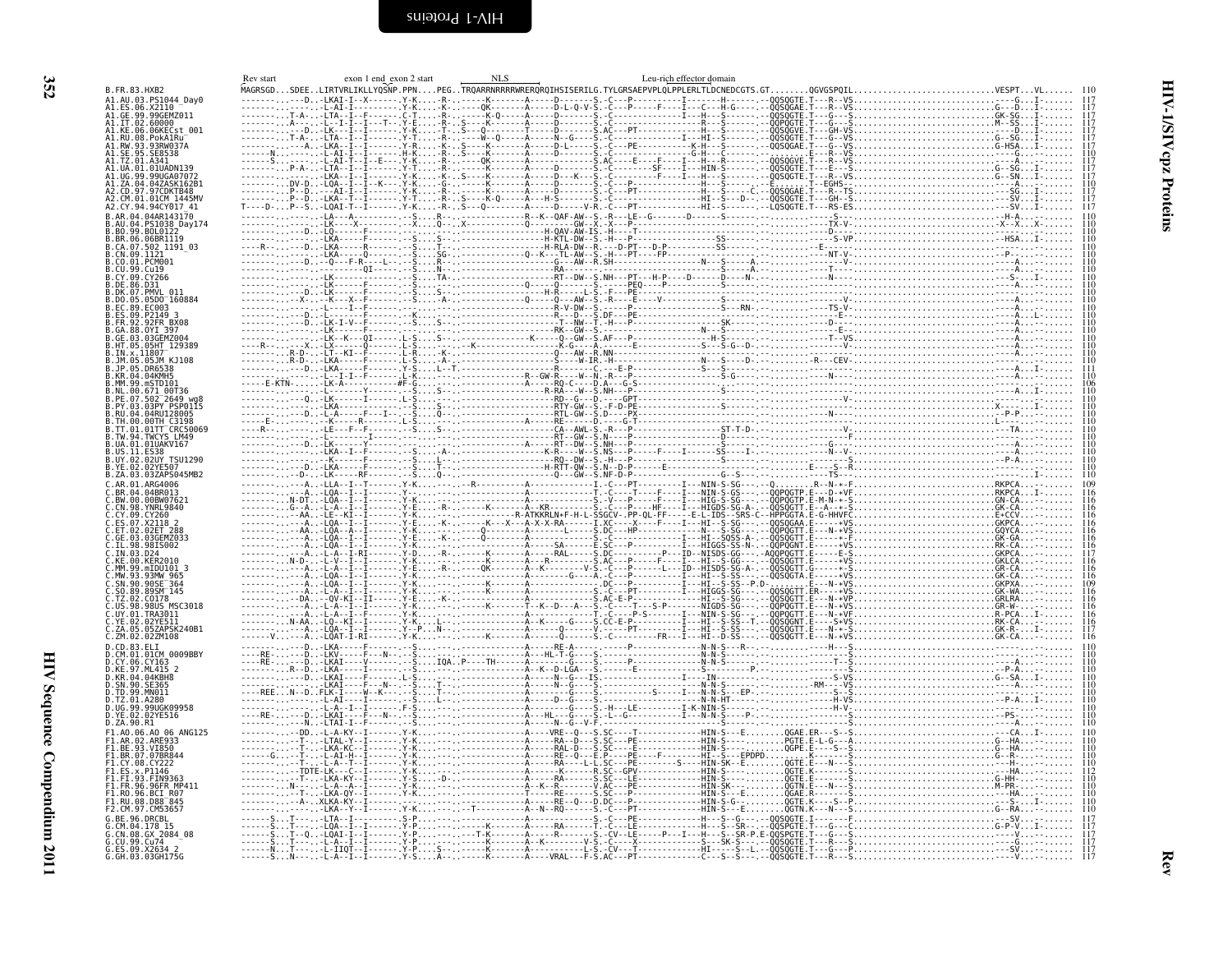# HIV-1/SIVcpz Proteins — Rev

```
                  Rev start            exon 1 end exon 2 start          NLS                       Leu-rich effector domain
B.FR.83.HXB2      MAGRSGD...SDEE..LIRTVRLIKLLYQSNP.PPN....PEG..TRQARRNRRRRWRERQRQIHSISERILG.TYLGRSAEPVPLQLPPLERLTLDCNEDCGTS.GT........QGVGSPQIL............................VESPT...VL......  110
```

Sequences aligned:

- A1.AU.03.PS1044_Day0
- A1.ES.06.X2110
- A1.GE.99.99GEMZ011
- A1.IT.02.60000
- A1.KE.06.06KECst_001
- A1.RU.08.PokA1Ru
- A1.RW.93.93RW037A
- A1.SE.95.SE8538
- A1.TZ.01.A341
- A1.UA.01.01UADN139
- A1.UG.99.99UGA07072
- A1.ZA.04.04ZASK162B1
- A2.CD.97.97CDKTB48
- A2.CM.01.01CM_1445MV
- A2.CY.94.94CY017_41
- B.AR.04.04AR143170
- B.AU.04.PS1038_Day174
- B.BO.99.BOL0122
- B.BR.06.06BR1119
- B.CA.07.502_1191_03
- B.CN.09.1121
- B.CO.01.PCM001
- B.CU.99.Cu19
- B.CY.09.CY266
- B.DE.86.D31
- B.DK.07.PMVL_011
- B.DO.05.05DO_160884
- B.EC.89.EC003
- B.ES.09.P2149_3
- B.FR.92.92FR_BX08
- B.GA.88.OYI_397
- B.GE.03.03GEMZ004
- B.HT.05.05HT_129389
- B.IN.x.11807
- B.JM.05.05JM_KJ108
- B.JP.05.DR6538
- B.KR.04.04KMH5
- B.MM.99.mSTD101
- B.NL.00.671_00T36
- B.PE.07.502_2649_wg8
- B.PY.03.03PY_PSP0115
- B.RU.04.04RU128005
- B.TH.00.00TH_C3198
- B.TT.01.01TT_CRC50069
- B.TW.94.TWCYS_LM49
- B.UA.01.01UAKV167
- B.US.11.ES38
- B.UY.02.02UY_TSU1290
- B.YE.02.02YE507
- B.ZA.03.03ZAPS045MB2
- C.AR.01.ARG4006
- C.BR.04.04BR013
- C.BW.00.00BW07621
- C.CN.98.YNRL9840
- C.CY.09.CY260
- C.ES.07.X2118_2
- C.ET.02.02ET_288
- C.GE.03.03GEMZ033
- C.IL.98.98IS002
- C.IN.03.D24
- C.KE.00.KER2010
- C.MM.99.mIDU101_3
- C.MW.93.93MW_965
- C.SN.90.90SE_364
- C.SO.89.89SM_145
- C.TZ.02.CO178
- C.US.98.98US_MSC3018
- C.UY.01.TRA3011
- C.YE.02.02YE511
- C.ZA.05.05ZAPSK240B1
- C.ZM.02.02ZM108
- D.CD.83.ELI
- D.CM.01.01CM_0009BBY
- D.CY.06.CY163
- D.KE.97.ML415_2
- D.KR.04.04KBH8
- D.SN.90.SE365
- D.TD.99.MN011
- D.TZ.01.A280
- D.UG.99.99UGK09958
- D.YE.02.02YE516
- D.ZA.90.R1
- F1.AO.06.AO_06_ANG125
- F1.AR.02.ARE933
- F1.BE.93.VI850
- F1.BR.07.07BR844
- F1.CY.08.CY222
- F1.ES.x.P1146
- F1.FI.93.FIN9363
- F1.FR.96.96FR_MP411
- F1.RO.96.BCI_R07
- F1.RU.08.D88_845
- F2.CM.97.CM53657
- G.BE.96.DRCBL
- G.CM.04.178_15
- G.CN.08.GX_2084_08
- G.CU.99.Cu74
- G.ES.09.X2634_2
- G.GH.03.03GH175G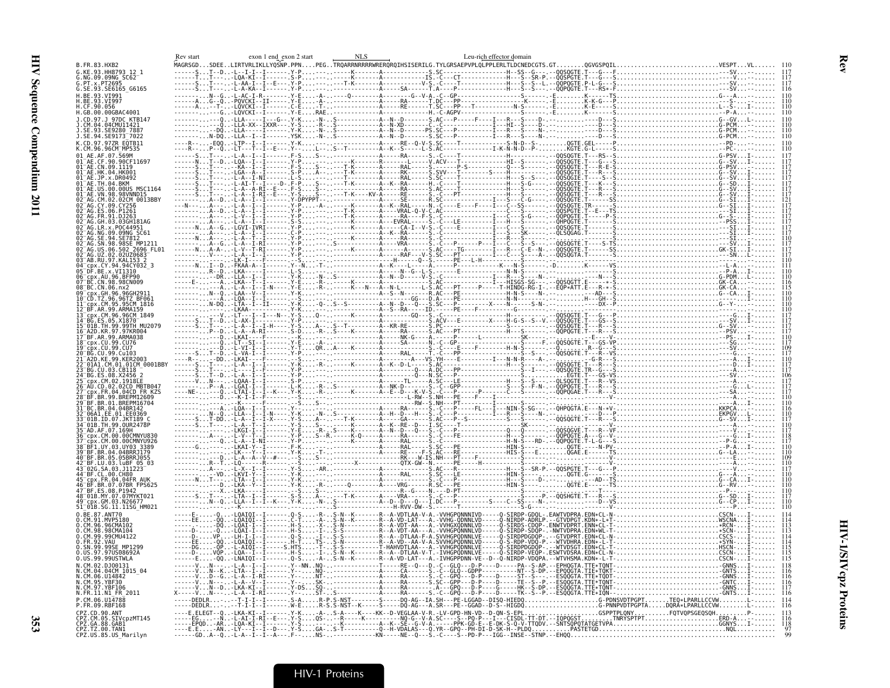```
                     Rev start          exon 1 end_exon 2 start        NLS                 Leu-rich effector domain
B.FR.83.HXB2         MAGRSGD...SDEE..LIRTVRLIKLLYQSNP.PPN....PEG..TRQARRNRRRRWRERQRQIHSISERILG.TYLGRSAEPVPLQLPPLERLTLDCNEDCGTS.GT........QGVGSPQIL.............................VESPT...VL......  110
G.KE.93.HH8793_12_1                117
G.NG.09.09NG_SC62                  117
G.PT.x.PT2695                      117
G.SE.93.SE6165_G6165               116
H.BE.93.VI991                      110
H.BE.93.VI997                      110
H.CF.90.056                        110
H.GB.00.00GBAC4001                 110
J.CD.97.J_97DC_KTB147              110
J.CM.04.04CMU11421                 110
J.SE.93.SE9280_7887                110
J.SE.94.SE9173_7022                110
K.CD.97.97ZR_EQTB11                110
K.CM.96.96CM_MP535                 110
01_AE.AF.07.569M                   117
01_AE.CF.90.90CF11697              117
01_AE.CN.09.1119                   117
01_AE.HK.04.HK001                  117
01_AE.JP.x.DR0492                  117
01_AE.TH.04.BKM                    117
01_AE.US.00.00US_MSC1164           117
01_AE.VN.98.98VNND15               117
02_AG.CM.02.02CM_0013BBY           121
02_AG.CY.09.CY256                  117
02_AG.ES.06.P1261                  117
02_AG.FR.91.DJ263                  117
02_AG.GH.03.03GH181AG              117
02_AG.LR.x.POC44951                117
02_AG.NG.09.09NG_SC61              117
02_AG.SE.94.SE7812                 110
02_AG.SN.98.98SE_MP1211            117
02_AG.US.06.502_2696_FL01          117
02_AG.UZ.02.02UZ0683               117
03_AB.RU.97.KAL153_2               110
04_cpx.CY.94.94CY032_3             110
05_DF.BE.x.VI1310                  110
06_cpx.AU.96.BFP90                 110
07_BC.CN.98.98CN009                116
08_BC.CN.06.nx2                    115
09_cpx.GH.96.96GH2911              110
10_CD.TZ.96.96TZ_BF061             110
11_cpx.CM.95.95CM_1816             110
12_BF.AR.99.ARMA159                110
13_cpx.CM.96.96CM_1849             117
14_BG.ES.05.X1870                  117
15_01B.TH.99.99TH_MU2079           117
16_A2D.KR.97.97KR004               117
17_BF.AR.99.ARMA038                110
18_cpx.CU.99.CU76                  117
19_cpx.CU.99.CU7                   109
20_BG.CU.99.Cu103                  117
21_A2D.KE.99.KER2003               110
22_01A1.CM.01.01CM_0001BBY         117
23_BG.CU.03.CB118                  117
24_BG.ES.08.X2456_2                106
25_cpx.CM.02.1918LE                117
26_AU.CD.02.02CD_MBTB047           117
27_cpx.FR.04.04CD_FR_KZS           117
28_BF.BR.99.BREPM12609             110
29_BF.BR.01.BREPM16704             110
31_BC.BR.04.04BR142                116
32_06A1.EE.01.EE0369               116
33_01B.ID.07.JKT189_C              117
34_01B.TH.99.OUR2478P              110
35_AD.AF.07.169H                   117
36_cpx.CM.00.00CMNYU830            118
37_cpx.CM.00.00CMNYU926            117
38_BF1.UY.03.UY03_3389             110
39_BF.BR.04.04BRRJ179              110
40_BF.BR.05.05BRRJ055              109
42_BF.LU.03.luBF_05_03             110
43_02G.SA.03.J11223                117
44_BF.CL.00.CH80                   110
45_cpx.FR.04.04FR_AUK              110
46_BF.BR.07.07BR_FPS625            110
47_BF.ES.08.P1942                  110
48_01B.MY.07.07MYKT021             117
49_cpx.GM.03.N26677                110
51_01B.SG.11.11SG_HM021            110
O.BE.87.ANT70                      114
O.CM.91.MVP5180                    114
O.CM.96.96CMA102                   113
O.CM.98.98CMA104                   114
O.CM.99.99CMU4122                  114
O.FR.92.VAU                        114
O.SN.99.99SE_MP1299                115
O.US.97.97US08692A                 115
O.US.99.99USTWLA                   115
N.CM.02.DJO0131                    118
N.CM.04.04CM_1015_04               116
N.CM.06.U14842                     116
N.CM.95.YBF30                      116
N.CM.97.YBF106                     117
N.FR.11.N1_FR_2011                 116
P.CM.06.U14788                     114
P.FR.09.RBF168                     114
CPZ.CD.90.ANT                      113
CPZ.CM.05.SIVcpzMT145              116
CPZ.GA.88.GAB1                     118
CPZ.TZ.00.TAN1                      97
CPZ.US.85.US_Marilyn                99
```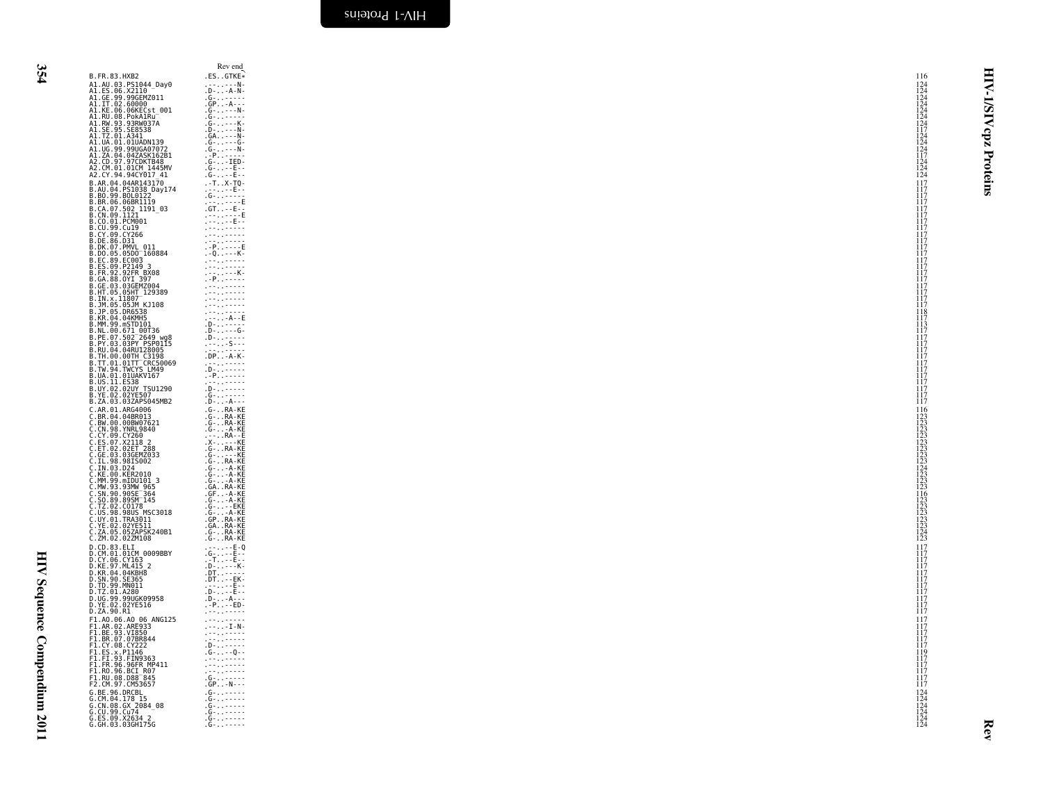Rev end

| Sequence | Alignment | Position |
|---|---|---|
| B.FR.83.HXB2 | .ES..GTKE* | 116 |
| A1.AU.03.PS1044_Day0 | .--..---N- | 124 |
| A1.ES.06.X2110 | .D-...-A-N- | 124 |
| A1.GE.99.99GEMZ011 | .G-..----- | 124 |
| A1.IT.02.60000 | .GP...A--- | 124 |
| A1.KE.06.06KECst_001 | .G-..----N- | 124 |
| A1.RU.08.PokA1Ru | .G-..------ | 124 |
| A1.RW.93.93RW037A | .G-..----K- | 124 |
| A1.SE.95.SE8538 | .D-..----N- | 117 |
| A1.TZ.01.A341 | .GA..----N- | 124 |
| A1.UA.01.01UADN139 | .G-..----G- | 124 |
| A1.UG.99.99UGA07072 | .G-..----N- | 124 |
| A1.ZA.04.04ZASK162B1 | .-P..------ | 117 |
| A2.CD.97.97CDKTB48 | .G-..--IED- | 124 |
| A2.CM.01.01CM_1445MV | .G-..---E-- | 124 |
| A2.CY.94.94CY017_41 | .G-..---E-- | 124 |
| B.AR.04.04AR143170 | .-T..X-TQ- | 117 |
| B.AU.04.PS1038_Day174 | .--..---E-- | 117 |
| B.BO.99.BOL0122 | .G-..------ | 117 |
| B.BR.06.06BR1119 | .--..------E | 117 |
| B.CA.07.502_1191_03 | .GT..--E-- | 117 |
| B.CN.09.1121 | .--..-----E | 117 |
| B.CO.01.PCM001 | .--..---E-- | 117 |
| B.CU.99.Cu19 | .--..------ | 117 |
| B.CY.09.CY266 | .--..------ | 117 |
| B.DE.86.D31 | .--..------ | 117 |
| B.DK.07.PMVL_011 | .-P..-----E | 117 |
| B.DO.05.05DO_160884 | .-Q..---K- | 117 |
| B.EC.89.EC003 | .--..------ | 117 |
| B.ES.09.P2149_3 | .--..------ | 117 |
| B.FR.92.92FR_BX08 | .--..----K- | 117 |
| B.GA.88.OYI_397 | .-P..------ | 117 |
| B.GE.03.03GEMZ004 | .--..------ | 117 |
| B.HT.05.05HT_129389 | .--..------ | 117 |
| B.IN.x.11807 | .--..------ | 117 |
| B.JM.05.05JM_KJ108 | .--..------ | 117 |
| B.JP.05.DR6538 | .--..------ | 118 |
| B.KR.04.04KMH5 | .--..--A--E | 117 |
| B.MM.99.mSTD101 | .D-..------ | 113 |
| B.NL.00.671_00T36 | .D-..----G- | 117 |
| B.PE.07.502_2649_wg8 | .D-..------ | 117 |
| B.PY.03.03PY_PSP0115 | .--..--S--- | 117 |
| B.RU.04.04RU128005 | .--..------ | 117 |
| B.TH.00.00TH_C3198 | .DP..-A-K- | 117 |
| B.TT.01.01TT_CRC50069 | .--..------ | 117 |
| B.TW.94.TWCYS_LM49 | .D-..------ | 117 |
| B.UA.01.01UAKV167 | .-P..------ | 117 |
| B.US.11.ES38 | .--..------ | 117 |
| B.UY.02.02UY_TSU1290 | .D-..------ | 117 |
| B.YE.02.02YE507 | .G-..------ | 117 |
| B.ZA.03.03ZAPS045MB2 | .D-..-A--- | 117 |
| C.AR.01.ARG4006 | .G-..RA-KE | 116 |
| C.BR.04.04BR013 | .G-..RA-KE | 123 |
| C.BW.00.00BW07621 | .G-..RA-KE | 123 |
| C.CN.98.YNRL9840 | .G-..-A-KE | 123 |
| C.CY.09.CY260 | .--..RA--E | 123 |
| C.ES.07.X2118_2 | .X-..---KE | 123 |
| C.ET.02.02ET_288 | .G-..RA-KE | 123 |
| C.GE.03.03GEMZ033 | .G-..---KE | 123 |
| C.IL.98.98IS002 | .G-..RA-KE | 123 |
| C.IN.03.D24 | .G-..-A-KE | 124 |
| C.KE.00.KER2010 | .G-..-A-KE | 123 |
| C.MM.99.mIDU101_3 | .G-..-A-KE | 123 |
| C.MW.93.93MW_965 | .GA..RA-KE | 123 |
| C.SN.90.90SE_364 | .GF..-A-KE | 116 |
| C.SO.89.89SM_145 | .G-..-A-KE | 123 |
| C.TZ.02.CO178 | .G-..--EKE | 123 |
| C.US.98.98US_MSC3018 | .G-..-A-KE | 123 |
| C.UY.01.TRA3011 | .GP..RA-KE | 123 |
| C.YE.02.02YE511 | .GA..RA-KE | 123 |
| C.ZA.05.05ZAPSK240B1 | .G-..RA-KE | 124 |
| C.ZM.02.02ZM108 | .G-..RA-KE | 123 |
| D.CD.83.ELI | .--..---E-Q | 117 |
| D.CM.01.01CM_0009BBY | .G-..---E-- | 117 |
| D.CY.06.CY163 | .-T..---E-- | 117 |
| D.KE.97.ML415_2 | .D-..----K- | 117 |
| D.KR.04.04KBH8 | .DT..------ | 117 |
| D.SN.90.SE365 | .DT..---EK- | 117 |
| D.TD.99.MN011 | .--..---E-- | 117 |
| D.TZ.01.A280 | .D-..---E-- | 117 |
| D.UG.99.99UGK09958 | .D-..-A--- | 117 |
| D.YE.02.02YE516 | .-P..--ED- | 117 |
| D.ZA.90.R1 | .--..------ | 117 |
| F1.AO.06.AO_06_ANG125 | .--..------ | 117 |
| F1.AR.02.ARE933 | .--..--I-N- | 117 |
| F1.BE.93.VI850 | .--..------ | 117 |
| F1.BR.07.07BR844 | .--..------ | 117 |
| F1.CY.08.CY222 | .D-..------ | 117 |
| F1.ES.x.P1146 | .G-..---Q-- | 119 |
| F1.FI.93.FIN9363 | .--..------ | 117 |
| F1.FR.96.96FR_MP411 | .--..------ | 117 |
| F1.RO.96.BCI_R07 | .--..------ | 117 |
| F1.RU.08.D88_845 | .G-..------ | 117 |
| F2.CM.97.CM53657 | .GP..-N--- | 117 |
| G.BE.96.DRCBL | .G-..------ | 124 |
| G.CM.04.178_15 | .G-..------ | 124 |
| G.CN.08.GX_2084_08 | .G-..------ | 124 |
| G.CU.99.Cu74 | .G-..------ | 124 |
| G.ES.09.X2634_2 | .G-..------ | 124 |
| G.GH.03.03GH175G | .G-..------ | 124 |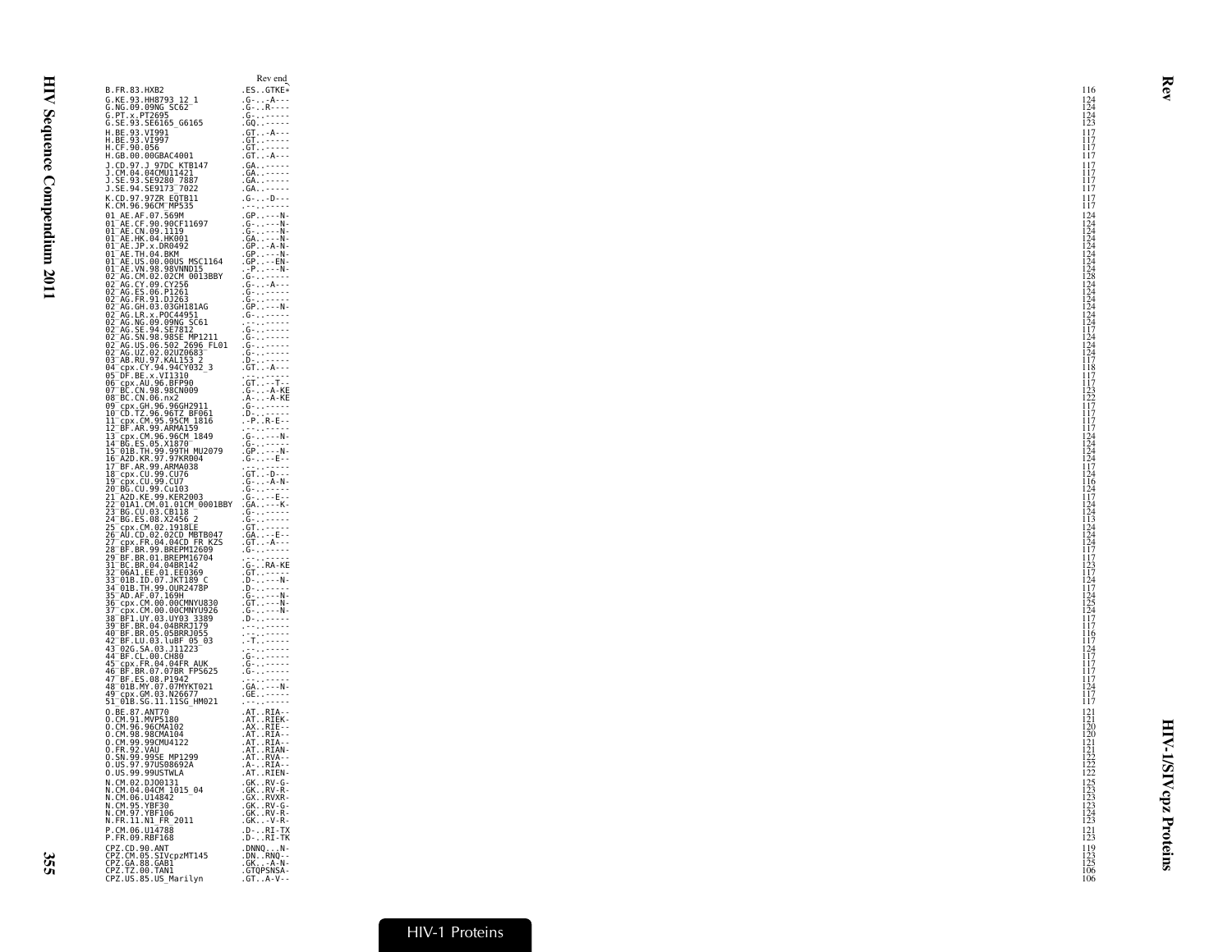```
                              Rev end
B.FR.83.HXB2                 .ES..GTKE*                116
G.KE.93.HH8793_12_1          .G-...A---                124
G.NG.09.09NG_SC62            .G-..R----                124
G.PT.x.PT2695                .G-.------                124
G.SE.93.SE6165_G6165         .GQ.------                123
H.BE.93.VI991                .GT...A---                117
H.BE.93.VI997                .GT.------                117
H.CF.90.056                  .GT.------                117
H.GB.00.00GBAC4001           .GT...A---                117
J.CD.97.J_97DC_KTB147        .GA.------                117
J.CM.04.04CMU11421           .GA.------                117
J.SE.93.SE9280_7887          .GA.------                117
J.SE.94.SE9173_7022          .GA.------                117
K.CD.97.97ZR_EQTB11          .G-...D---                117
K.CM.96.96CM_MP535           .--.------                117
01_AE.AF.07.569M             .GP.----N-                124
01_AE.CF.90.90CF11697        .G-.----N-                124
01_AE.CN.09.1119             .G-.----N-                124
01_AE.HK.04.HK001            .GA.----N-                124
01_AE.JP.x.DR0492            .GP...A-N-                124
01_AE.TH.04.BKM              .GP.----N-                124
01_AE.US.00.00US_MSC1164     .GP.---EN-                124
01_AE.VN.98.98VNND15         .-P.----N-                124
02_AG.CM.02.02CM_0013BBY     .G-.------                128
02_AG.CY.09.CY256            .G-...A---                124
02_AG.ES.06.P1261            .G-.------                124
02_AG.FR.91.DJ263            .G-.------                124
02_AG.GH.03.03GH181AG        .GP.----N-                124
02_AG.LR.x.POC44951          .G-.------                124
02_AG.NG.09.09NG_SC61        .--.------                124
02_AG.SE.94.SE7812           .G-.------                117
02_AG.SN.98.98SE_MP1211      .G-.------                124
02_AG.US.06.502_2696_FL01    .G-.------                124
02_AG.UZ.02.02UZ0683         .G-.------                124
03_AB.RU.97.KAL153_2         .D-.------                117
04_cpx.CY.94.94CY032_3       .GT...A---                118
05_DF.BE.x.VI1310            .--.------                117
06_cpx.AU.96.BFP90           .GT.---T--                117
07_BC.CN.98.98CN009          .G-...A-KE                123
08_BC.CN.06.nx2              .A-...A-KE                122
09_cpx.GH.96.96GH2911        .G-.------                117
10_CD.TZ.96.96TZ_BF061       .D-.------                117
11_cpx.CM.95.95CM_1816       .-P..R-E--                117
12_BF.AR.99.ARMA159          .--.------                117
13_cpx.CM.96.96CM_1849       .G-.----N-                124
14_BG.ES.05.X1870            .G-.------                124
15_01B.TH.99.99TH_MU2079     .GP.----N-                124
16_A2D.KR.97.97KR004         .G-.---E--                124
17_BF.AR.99.ARMA038          .--.------                117
18_cpx.CU.99.CU76            .GT...D---                124
19_cpx.CU.99.CU7             .G-...A-N-                116
20_BG.CU.99.Cu103            .G-.------                124
21_A2D.KE.99.KER2003         .G-.---E--                117
22_01A1.CM.01.01CM_0001BBY   .GA.----K-                124
23_BG.CU.03.CB118            .G-.------                124
24_BG.ES.08.X2456_2          .G-.------                113
25_cpx.CM.02.1918LE          .GT.------                124
26_AU.CD.02.02CD_MBTB047     .GA.---E--                124
27_cpx.FR.04.04CD_FR_KZS     .GT...A---                124
28_BF.BR.99.BREPM12609       .G-.------                117
29_BF.BR.01.BREPM16704       .--.------                117
31_BC.BR.04.04BR142          .G-..RA-KE                123
32_06A1.EE.01.EE0369         .GT.------                117
33_01B.ID.07.JKT189_C        .D-.----N-                124
34_01B.TH.99.OUR2478P        .D-.------                117
35_AD.AF.07.169H             .G-.----N-                124
36_cpx.CM.00.00CMNYU830      .GT.----N-                125
37_cpx.CM.00.00CMNYU926      .G-.----N-                124
38_BF1.UY.03.UY03_3389       .D-.------                117
39_BF.BR.04.04BRRJ179        .--.------                117
40_BF.BR.05.05BRRJ055        .--.------                116
42_BF.LU.03.luBF_05_03       .-T.------                117
43_02G.SA.03.J11223          .--.------                124
44_BF.CL.00.CH80             .G-.------                117
45_cpx.FR.04.04FR_AUK        .G-.------                117
46_BF.BR.07.07BR_FPS625      .G-.------                117
47_BF.ES.08.P1942            .--.------                117
48_01B.MY.07.07MYKT021       .GA.----N-                124
49_cpx.GM.03.N26677          .GE.------                117
51_01B.SG.11.11SG_HM021      .--.------                117
O.BE.87.ANT70                .AT..RIA--                121
O.CM.91.MVP5180              .AT..RIEK-                121
O.CM.96.96CMA102             .AX..RIE--                120
O.CM.98.98CMA104             .AT..RIA--                120
O.CM.99.99CMU4122            .AT..RIA--                121
O.FR.92.VAU                  .AT..RIAN-                121
O.SN.99.99SE_MP1299          .AT..RVA--                122
O.US.97.97US08692A           .A-..RIA--                122
O.US.99.99USTWLA             .AT..RIEN-                122
N.CM.02.DJO0131              .GK..RV-G-                125
N.CM.04.04CM_1015_04         .GK..RV-R-                123
N.CM.06.U14842               .GX..RVXR-                123
N.CM.95.YBF30                .GK..RV-G-                123
N.CM.97.YBF106               .GK..RV-R-                124
N.FR.11.N1_FR_2011           .GK...V-R-                123
P.CM.06.U14788               .D-..RI-TX                121
P.FR.09.RBF168               .D-..RI-TK                123
CPZ.CD.90.ANT                .DNNQ...N-                119
CPZ.CM.05.SIVcpzMT145        .DN..RNQ--                123
CPZ.GA.88.GAB1               .GK...A-N-                125
CPZ.TZ.00.TAN1               .GTQPSNSA-                106
CPZ.US.85.US_Marilyn         .GT..A-V--                106
```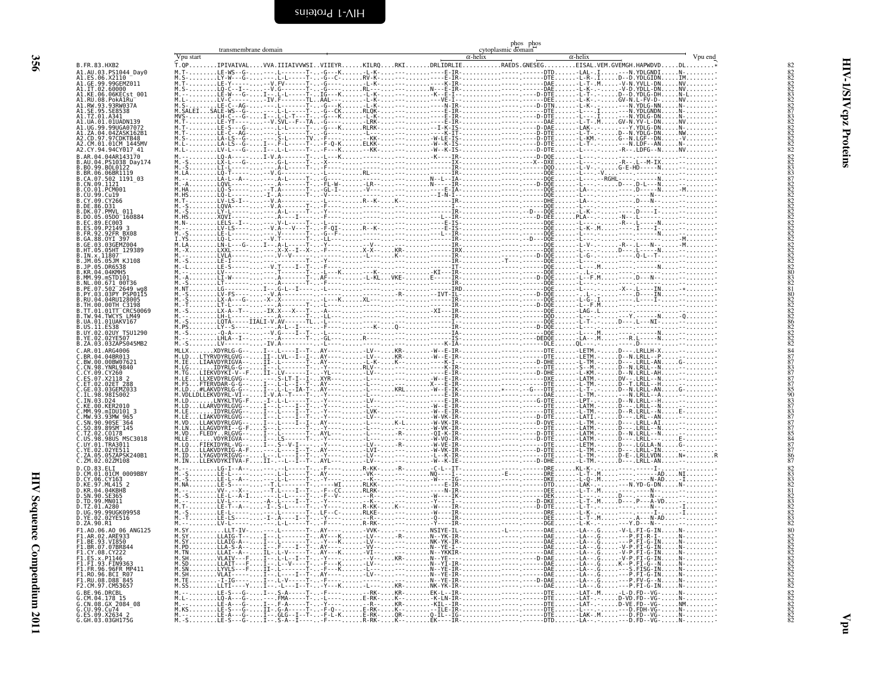# HIV-1/SIVcpz Proteins

## Vpu

```
                          transmembrane domain                                          phos  phos
                                                                                     cytoplasmic domain
             Vpu start                                                           α-helix                              α-helix                         Vpu end
B.FR.83.HXB2              T.QP........IPIVAIVAL....VVA.IIIAIVVWSI..VIIEYR......KILRQ....RKI.......DRLIDRLIE..........RAEDS.GNESEG..........EISAL.VEM.GVEMGH.HAPWDVD.....DL........*   82
A1.AU.03.PS1044_Day0      M.T-........LE-WS--G-....---.L-------T-...-G---K.......-L-K-....---.......----E-IR-.........-------.------DTD.......-LAL-.I.......---N.YDLGNDI.....N-........-   82
A1.ES.06.X2110            M.S-........LY-W---G-....---.L-L-----T-...-G---C.......RV-K-....---.......----E-IR-.........-------.------DTE.......-L-R-.I.....D--D.YDLGIDN.....IM........-   82
A1.GE.99.99GEMZ011        M.T-........LE-Y---------...-V.FV------T-...-G--------.......-L-K-....---.......----E-IR-.........-------.------DAE.......-L-T-.M.......-V-N.YLL-DN.....NV........-   82
A1.IT.02.60000            M.S-........LQ-C--I-.....---.V.G------T-...-G---------.......RL---....---.......N----E-IA-.........-------.------DAE.......-L-K-.-.......-V-D.YDLL-DN.....NV........-   82
A1.KE.06.06KECst_001      M.--........LE-W---G-....I--.L-L-----T-...IG----K.......-L-K-....---.......-K--E-I--.........-------.-----D-DTE.......-L-T-.-.......D--D.YDLG-DH.....N-L.......-   83
A1.RU.08.PokA1Ru          M.L-........LV-C---------....IV.F-----TL...AAL------.......-L-K-....---.......---VE-I-..........-------.------DTE.......-L-K-.-.......GV-N.L-FV-D-.....NV........-   82
A1.RW.93.93RW037A         M.S-........LE-C--AG-....---.L-------T-...-G---K.......-L-K-....---.......----N-IR-.........-------.-----D-DTN.......-L-K-.-.......-N-N.YDLG-NN.....N-........-   82
A1.SE.95.SE8538           M.SALEI...SALE-WS--G-....---.L-L-----T-...-G--CK.......RLQK-....---.......----E-IR-.........-------.------DTE.......-L---.I.......---N.YDLGNDN.....N-........-   87
A1.TZ.01.A341             MVS-........LH-C---G-....I--.L-L-T---T-...-G---K.......-L-K-....---.......----E-IR-.........-------.------DTE.......-L---.I.......-N-N.YDLG-DN.....N-........-   83
A1.UA.01.01UADN139        M.YT-........LE-YT-------....-V.SVL--F-TA...-G---------.......-LRK-....---.......----E-IR-.........-------.------DAE.......-L-T-.M.......GV-N.YV-L-DN.....NV........-   82
A1.UG.99.99UGA07072       M.T-........LE-S---G-....---.L-L-----T-...-G---K.......RLRK-....---.......--I-K-IS-.........-------.-----D-DAE.......LAK--.-.......--Y.YDLG-DN.....N-........-   82
A1.ZA.04.04ZASK162B1      M.T-........LE-C--AG-....---.L-------T-...-K-IT-----.......-L---....---.......----E-IR-.........-------.------DTE.......-L-T--.-......D--N.YDLG-DN.....NW........-   83
A2.CD.97.97CDKTB48        M.S-........LA-LS--G-....---.S-L-----TV...F-------.......-KK--....---.......-W-LE-IS-.........-------.------DTE.......-L-KM.-......G--N.LGF--DN.....-V........-   82
A2.CM.01.01CM_1445MV      M.L-........LA-LS--G-....I--.F-L-----T-...-F-Q-K.......ELKK-....---.......-W--K-IS-.........-------.------DTE.......-L-T-.-.......---N.LDF--AN.....N-........-   82
A2.CY.94.94CY017_41       M.L-........LV-L---G-....I--.L-L-----T-...-F---K.......--KK-....---.......-W--K-IS-.........-------.------DTE.......-L---.-.......-R--.LDFG--N.....NV........-   82
B.AR.04.04AR143170        M.--........LQ-A------...I-V.A-------T-...-L---K.......-------....---.......-K---IR-..........-------.-----D-DQE.......-L---.-.......--------.-------.....--........-   82
B.AU.04.PS1038_Day174     M.-S........LX-L---G-....---.G-L-----T-...-X---------.......-------....---.......------IX-..........-------.-----X--DXE.......-L---.-......-R--.L--M-IX.....--........-   82
B.BO.99.BOL0122           M.-S........LI-L---------....---.A-L-----T-...-F--------.......-------....---.......------IR-..........-------.------DQD.......-L-V-.-......G-E-HD-----N.....--........-   83
B.BR.06.06BR1119          M.LA........LQ-T------...-V.G-------T-...-V--------.......RL-----....---.......------IR-..........-------.------DQE.......-L-A-.-V.......-------.-------.....--........-   83
B.CA.07.502_1191_03       M.--........LA-L--A--....---.A-L-----T-...-G--------.......-------....---.......N--L--IA-..........-------.------DQE.......-L------RGHL-.-------.-------N.....--........-   87
B.CN.09.1121              M.-A........LQVL------...---.A-------T-...-FL-W-----.......-LR----....---.......N-----IR-..........-------.-----D-DQE.......-L---.-......D---.D-L---N.....--........-   82
B.CO.01.PCM001            M.HA........LQ-S------...-T.G-------T-...-GL-I-----.......-V------....---.......----E-IA-..........-------.------DQE.......-LA--.-.......D----N.....-M........-   82
B.CU.99.Cu19              M.HS........LQ-L------...I-.A-------T-...-V--------.......-------....---.......-I-N-I-..........-------.------DQE.......-L---.-.......-------N-.-------.....--........-   82
B.CY.09.CY266             M.T-........LV-LS-I--....-V.A-------T-...-L--------.......R--K-....K--.......------IR-..........-------.------DHE.......-LA--.-.......D----N-.....--........-   82
B.DE.86.D31               M.-S........LQVA------...---.A-------T-...-L--------.......-------....---.......------IR-..........-------.------DQE.......-L---.-.......-------.-------.....--........-   82
B.DK.07.PMVL_011          M.-S........LY-L------...---.A-L-----T-...-Y--------.......-------....---.......------IR-..........-------.---D---DQE.......-L-K-.-.......D----I-.....--........-   82
B.DO.05.05DO_160884       M.HS........XQVI------...---.A---I---T-...-F--------.......-------....---.......----L-IR-..........-------.-----D-DEE.......PLA--.-......-N--.L------.....--........-   82
B.EC.89.EC003             M.N-........LELS--I---...-V.L------T-...-I--------.......-------....---.......------IR-..........-------.------DQE.......-L---.-......-R---.L---N.....--........-   82
B.ES.09.P2149_3           M.--........LV-LS-----...-V.A---V---T-...-F-QI-----.......R--K-....---.......----E-IS-..........-------.------DQE.......-L-K-.M.......I----I-.....--........-   82
B.FR.92.92FR_BX08         M.-S........LE-L------...---.V-------T-...-G--F-----.......-------....---.......----L-IR-..........-------.------DQE.......-L---.-.......-------N.....--........-   82
B.GA.88.OYI_397           I.YS........LQ-L------...-V.T-------T-...-L--------.......-------....---.......------IR-..........-------.--D---DQE.......-L---.-.......-------.-------.....-M........-   82
B.GE.03.03GEMZ004         M.LA........LN-L---G-....I--.A-L-----T-...-Y--------.......-V------....---.......------IR-..........-------.------DQE.......-L-V-.-......-R--.L---N.....-M........-   82
B.HT.05.05HT_129389       M.-X........LXXL------...---.X-X--I-X-...-F--------.......X-X---....KR-.......------IRX.........-------.------DQE.......-L---.-......D---.L---N.....--........-   82
B.IN.x.11807              M.--........LVLA------...---.V--V----T-...-I--------.......-L-----....K--.......------IR-..........-------.-----D-DQE.......-L-G-.-.......-Q-L--T-.....--........-   82
B.JM.05.05JM_KJ108        M.-S........LE-I------...---.-------T-...-Y--------.......-------....---.......------IR-..........-------.------DQE.......-L---.-.......-------.-------.....--........-   82
B.JP.05.DR6538            M.-L........LE-S------...-V.T---I---T-...-L--------.......-------....---.......------IT-..........-------.------DQE.......-L---.M.......-------N-.....--........-   82
B.KR.04.04KMH5            M.--........LV-L------...---.I-------T-...-L---K.......-------....---.......-KI---IR-..........-------.------DQE.......-L---.-.......-------.-------.....--........-   80
B.MM.99.mSTD101           M.-A........LI-W------...---.A-------T-...AF--------.......-L-KL...VKE.......E-----IR-..........-------.-----D-DQE.......-L-F-M.......D----N-.....--........-   83
B.NL.00.671_00T36         M.-S........LT------------...---.A-------T-...-F--------.......-------....---.......------IR-..........-------.------DQE.......-L---.-.......-------.-------.....--........-   82
B.PE.07.502_2649_wg8      M.NT........LG--------...I--.G-L--I-----...-L--------.......-------....---.......------IRD.........-------.------DQE.......-L---.-......-X--.L---IN.....-*.......-   81
B.PY.03.03PY_PSP0115      M.-S........LV-FS-----...-V.A-------T-...-F--------.......-------....-R-.......--IVT-IL-..........-------.-----D-DQE.......-L---.-......D----IN.....--........-   80
B.RU.04.04RU128005        M.-S........LX-A---G-....-X-.X-------T-...-X---K.......XL-----....---.......------IR-..........-------.------DQE.......-L-G-.I.......-L---I-.....--........-   82
B.TH.00.00TH_C3198        M.-T........LT-L------...---.A-------T-...-L--------.......-------....---.......------IR-..........-------.-----D-DQE.......-L-F-M.......-------.-------.....--........-   82
B.TT.01.01TT_CRC50069     M.-S........LX-A--T---...-IX.X---X---T-...-A--------.......-------....---.......-XI---IR-..........-------.------DQE.......LAG-L.-.......-------.-------.....--........-   82
B.TW.94.TWCYS_LM49        M.-S........LH-L------...---.A-------T-...-LL-------.......-------....---.......------IR-..........-------.------DQD.......-L---.-......-Y-------N.....-Q........-   82
B.UA.01.01UAKV167         M.-S........LQTA------IIALI-V.AV------TL...-L--------.......-------....---.......------IR-..........-------.------DQE.......-L-T-.-......D---.L---NI-.....--........-   86
B.US.11.ES38              M.PS........LY--S-----...---.A-L--I---T-...-F--------.......-K--...Q--.......------IR-..........-------.-----D-DQE.......-L---.-.......-------.-------.....--........-   82
B.UY.02.02UY_TSU1290      M.-S........LQ-A------...-V.G---I---T-...-F--------.......-------....---.......------IA-..........-------.------DQE.......-L---.M.......-------N.....--........-   82
B.YE.02.02YE507           M.-S........LHLA--I---...---.A-------T-...-GL-------.......R------....---.......------IS-..........-------.------DEDQE.......-LA--.M......-R-L---N.....--........-   82
B.ZA.03.03ZAPS045MB2      M.-S........LV--------...-IV.A-------T-...-L--------.......-------....---.......----K-IA-..........-------.------DLE.......QL---.-.......D-------.-------.....--........-   82
C.AR.01.ARG4006           MLLX........XQYRLG-G---...I--.L---I--T-...AY--------.......-LV----....KR-.......-W--E-IR-..........-------.------DTE.......-LETM.-......D---.LRLLH-X.....--........-   84
C.BR.04.04BR013           M.LD........LTYRVDYRLGVG-...II-.LVL--I--T-...AY--------.......-LV-----....KR-.......-W--E-IR-..........-------.------DTE.......-LETM.-......D---.LRLL--P.....--........-   87
C.BW.00.00BW07621         M.IE........LIAAVDYIRGVA-...II-.L-------T-...AY--------.......-L-K----....K--.......----K-I-..........-------.-----D-DHE.......-L-TM.-......D-N-.LRLL-AN.....G-........-   87
C.CN.98.YNRL9840          M.LG........IDYRLG-G-....I--.L-------T-...-Y--------.......RLV------....---.......----K-IR-..........-------.------DTE.......-S--M.-......-N-N.LRLL--N.....--........-   83
C.CY.09.CY260             M.TG........LIEKVDYKI-V--F...II-.LV-------T-...-YL--------.......-LV------....---.......----E-IR-..........-------.-----D-DHE.......-L-KM.-......D-N-.LRLL-AH.....--........-   87
C.ES.07.X2118_2           M.LE........LLXEVDYRLGVG-...----.S-LT-I--I-...XYR--------.......-L---.....---.......-W--E-IR-..........-------.------DXE.......-LATM.-......DV--.LRLL--N.....--........-   87
C.ET.02.02ET_288          M.FS........FTERVDAR-G-G-....I--.L-L-I--T-...AY--------.......-L---.....---.......X--E-IR-..........-------.------DTE.......-L-TM.-......D--T.LRLL--H.....--........-   87
C.GE.03.03GEMZ033         M.LD........#LAKVDYRLG-G-....I--.L-L-IA-T-...AY--------.......-L---.....KRL.......-W--E-IR-...*......-------.--G---DTE.......-L-T-.-......D--N.LRLL-AN.....G-........-   85
C.IL.98.98IS002           M.VDLLDLLEKVDYRL-VI-....I-V.A--T----T-...-Y--------.......-L---.....---.......----E-IR-..........-------.------DAE.......-L-TM.-......--N.LRLL--A.....--........-   90
C.IN.03.D24               M.LD........LNYKLTVG-F....I-.L-L------T-...-Y--------.......-LV----....---.......----E-IR-..........-------.----G-DTE.......LPT--.-......D--N.LRLL--H.....--........-   83
C.KE.00.KER2010           M.LD........LLARVDYRLGVG-....I--.L-------T-...-Y--------.......-L-----....---.......-W--E-IR-..........-------.------DTE.......LATM-.-......D--N.LRLL--N.....--........-   87
C.MM.99.mIDU101_3         M.LE........IDYRLGVG-....I--.L-----I--T-...-Y--------.......-LVK-----....---.......-W--E-IR-..........-------.------DTE.......-L-TM.-......D--R.LRLL--N.....E-........-   83
C.MW.93.93MW_965          M.LE........LIAKVDYRLGVG-....I--.L-----I--T-...-Y--------.......-LV------....---.......-W--VK-IR-..........-------.-----D-DTE.......LATI-.-......D---.LRL--AN.....--........-   87
C.SN.90.90SE_364          M.VD........LLAKVDYRLGVG-....I--.L-----I--T-...AY--------.......-L---.....K-L.......-W-VK-IR-..........-------.-----D-DVE.......-L-TM.-......D---.LRLL-AI.....--........-   87
C.SO.89.89SM_145          M.LN........LLAGVDYRI--G-F....S--.L-------T-...-Y--------.......-L---.....---.......-W-VK-IR-..........-------.------DTE.......LATM-.-......D---.LRLL--N.....--........-   87
C.TZ.02.CO178             M.VD........FLEDY--RLGVG-....I--.-------T-...AYL--------.......-L---.....-R-.......-QI-K-IR-..........-------.-----D-DTE.......LATM-.-......D-N.LRLL--N.....--........-   85
C.US.98.98US_MSC3018      MLLE........VDYRIGVA-....I--.LS-------T-...-Y--------.......-L----.....---.......-W-VQ-IR-..........-------.-----D-DTE.......LATM-.-......D---.LRLL---.....E-........-   84
C.UY.01.TRA3011           M.LQ........FIEKIDYRL-VG-....I--.S--V-I---...-Y--------.......-LV------....-R-.......-W-VE-IR-..........-------.------DTE.......-LETM.-......D---.LGLLA-N.....G-........-   87
C.YE.02.02YE511           M.LD........LLAKVDYRIG-A-F....----.I--T-...AY--------.......-LVI-----....---.......-W-VK-IR-..........-------.-----D-DTE.......-L-TM.-......D---.LRLL-IN.....--........-   87
C.ZA.05.05ZAPSK240B1      M.ID........LYAGVDYRIGVG-....L-.L-----I--T-...-Y--------.......-LV------....---.......-L--K-IR-..........-------.------DTE.......-L-TM.-......D-E-.LRLLVDN.....N*........R   86
C.ZM.02.02ZM108           M.IN........LLEKVDYKITVA-F....II-.-L--I--T-...AYL--------.......-LV------....---.......-W--K-IE-..........-------.-----D-DHE.......-L-TM.-......D---.LRLL--N.....--........-   87
D.CD.83.ELI               M.--........LG-I--A--....---.-L-----T-...-F--------.......R-KK-....-R-.......-C-L--IT-..........-------.------DRE.......KL-K-.-.......-------I-.....--........-   82
D.CM.01.01CM_0009BBY      M.-S........LE-L--------....---.L-------T-...-AY--------.......-VK-----....---.......NQ---I-..........---E--.-------DKE.......-L-T-.M.......-------AD.....NI........-   83
D.CY.06.CY163             M.-S........LE-L--A--....---.L-L-----T-...-Y--------.......--K-----....---.......-W---IG-..........-------.------DKE.......-L-Q-.M.......-------N-AD.....-I........-   83
D.KE.97.ML415_2           M.NA........LE-S--------....-T.L------T-...---------WI.......RLKK-....---.......----E-IR-..........-------.------DTD.......LAK--.-.......-N.YD-G-DN.....N-........-   82
D.KR.04.04KBH8            M.--........VV---X---....-T.L------T-...-F-CC-----.......RLRK-....---.......----N-IR-..........-------.------DEE.......-L-T-.M.......-------N--.-------.....--........-   81
D.SN.90.SE365             M.-S........LE-L--A-I--....---.L-L-----T-...-F-V-----.......--R-----....---.......-W---IK-..........-------.------DEK.......-L---.-......D-------N--.-------.....--........-   82
D.TD.99.MN011             M.--........LV-L--------....-A-.L---I--T-...-Y--------.......--K-----....---.......-Y---I-..........-------.-----D-DKE.......-L-T-.M.......D---.P---A-VD.....--........-   83
D.TZ.01.A280              M.T-........LE-T--A--....I--.L-L-I--T-...-Y--------.......R-KK-....K--.......-W--E-IR-..........-------.-----D-DTE.......-L-T-.-.......-------N--.-------.....--........-   82
D.UG.99.99UGK09958        M.-S........LE-L--------....---.L-------T-...-LF--C-----.......RLKE-....---.......-W---IR-..........-------.------DRE.......-L-K-.-.......-------I-.....-I........-   82
D.YE.02.02YE516           M.-T........LE-LS-------....-I.A---I--T-...-Y--------.......--R-----....---.......-Q---IR-..........-------.------DEE.......-L-T-.M.......-A---N-AD.....--........-   82
D.ZA.90.R1                M.--........LV-L--------....---.L-------T-...-Y--------.......R-RK-....---.......----E-IR-..........-------.------DGE.......-L-K-.-.......-Y.D---N-----.....--........-   82
F1.AO.06.AO_06_ANG125     M.SY........LLT-IV-....---.L-------T-...AY--------.......-VVK-....---.......NSIYE-IL-.........-L---.-------DAE.......-LA--.G.......-V-L.FI-G-IN.....N-........-   80
F1.AR.02.ARE933           M.SY........LLAIG-T----....I--.L-------T-...AY--K-----.......-LV-----....-R-.......N--YK-IR-..........-------.------DAE.......-LA--.G.......---P.FI-R-I-.....N-........-   82
F1.BE.93.VI850            M.SY........LLAIG-A-....I--.L-------T-...-Y--K-----.......-LV-----....---.......NK-YK-IR-..........-------.------DAE.......-LA--.G.......---P.FI-G-IN.....N-........-   82
F1.BR.07.07BR844          M.PD........LLA-S-A-....I--.F-----I--T-...AY--------.......-VV-----....---.......N--YE-I--..........-------.------DAE.......-LA--.G.......-V-P.FI-G-IN.....N-........-   82
F1.CY.08.CY222            M.TN........LLAI--A-....IL-.L-V---T-...AY---K-----.......-VI------....---.......N--YKKIR-.........-------.------DAE.......-LA--.G.......-V-P.FI-G-IN.....N-........-   82
F1.ES.x.P1146             M.SH........VLAIV---F....I--.L-L--I--T-...-Y--------.......-V-----....KR-.......N--YE-..........-------.-----D-DAE.......-LA--.G.......-V-P.FI-G-IN.....N-........-   82
F1.FI.93.FIN9363          M.SD........LLAIT---F....I--.L--V---T-...-F---K-----.......-LV-----....---.......N--YI-IR-..........-------.------DAE.......-LA--.G.......K--P.FI-G--N.....N-........-   82
F1.FR.96.96FR_MP411       M.SN........LYVLS---F....II-.L-------T-...-F---K-----.......-L------....---.......N--YE-IR-..........-------.------DAE.......-LA--.G.......-S.FISG-IN.....N-........-   82
F1.RO.96.BCI_R07          M.SH........VLAI--------....I--.L-------T-...AY--------.......-LV-----....---.......N--YE-IR-..........-------.------DAE.......-LA--.G.......--P.FI-G-IN.....N-........-   82
F1.RU.08.D88_845          M.TE........-I-IG-------....I--.L-V-----T-...-F--------.......-------....---.......N--YE-IR-..........-------.-----D-DAE.......-LA--.G.......-P.FV-G--N.....N-........-   82
F2.CM.97.CM53657          M.SS........LLTI-----Y....I--.L--I--T-...-Y---K.......-L-----....KR-.......NK-YK-IR-..........-------.------DAE.......-LA--.G.......---P.FI-G-IN.....N-........-   82
G.BE.96.DRCBL             M.--........LE-S---G-....I--.S-A-----T-...-F--------.......--RK-....KR-.......EK-L--IR-..........-------.------DTE.......-LAT-.M.......-L-D.FD--VG-.....N-........-   82
G.CM.04.178_15            M.L-........LQ-T--G--....---.FMA-----T-...-F--------.......E-RK-....K--.......-K-LV-IR-..........-------.------DTE.......-LAT-.-......D-VD.FD--VG-.....N-........-   82
G.CN.08.GX_2084_08        M.--........LE-A---G-....I--.F-A-----T-...-Y--------.......--R-----....KR-.......-KIL--IR-..........-------.------DTE.......-LAT-.-......-D-VE.FD--VG-.....NM........-   82
G.CU.99.Cu74              M.KS........LE-S---G-....II-.G-A-----T-...-F-Q-----.......E-RK-....K--.......---ILE-IR-..........-------.------DTE.......-L---.-.......-D.FDH-VG-.....N-........-   82
G.ES.09.X2634_2           M.--........LE-S---G-....I--.GLG--I--T-...-F--L-K-----.......E-RK-....QR-.......Q-IL---IG-..........-------.------DTE.......-LAK-.M.......-D.FD--VG-.....N-........-   82
G.GH.03.03GH175G          M.-S........LE-S---G-....I--.S-A--I---T-...-F--------.......R-RK-....K--.......EK---IR-..........-------.------DTD.......-LA--.-.......-D.FD--VG-.....N-........-   82
```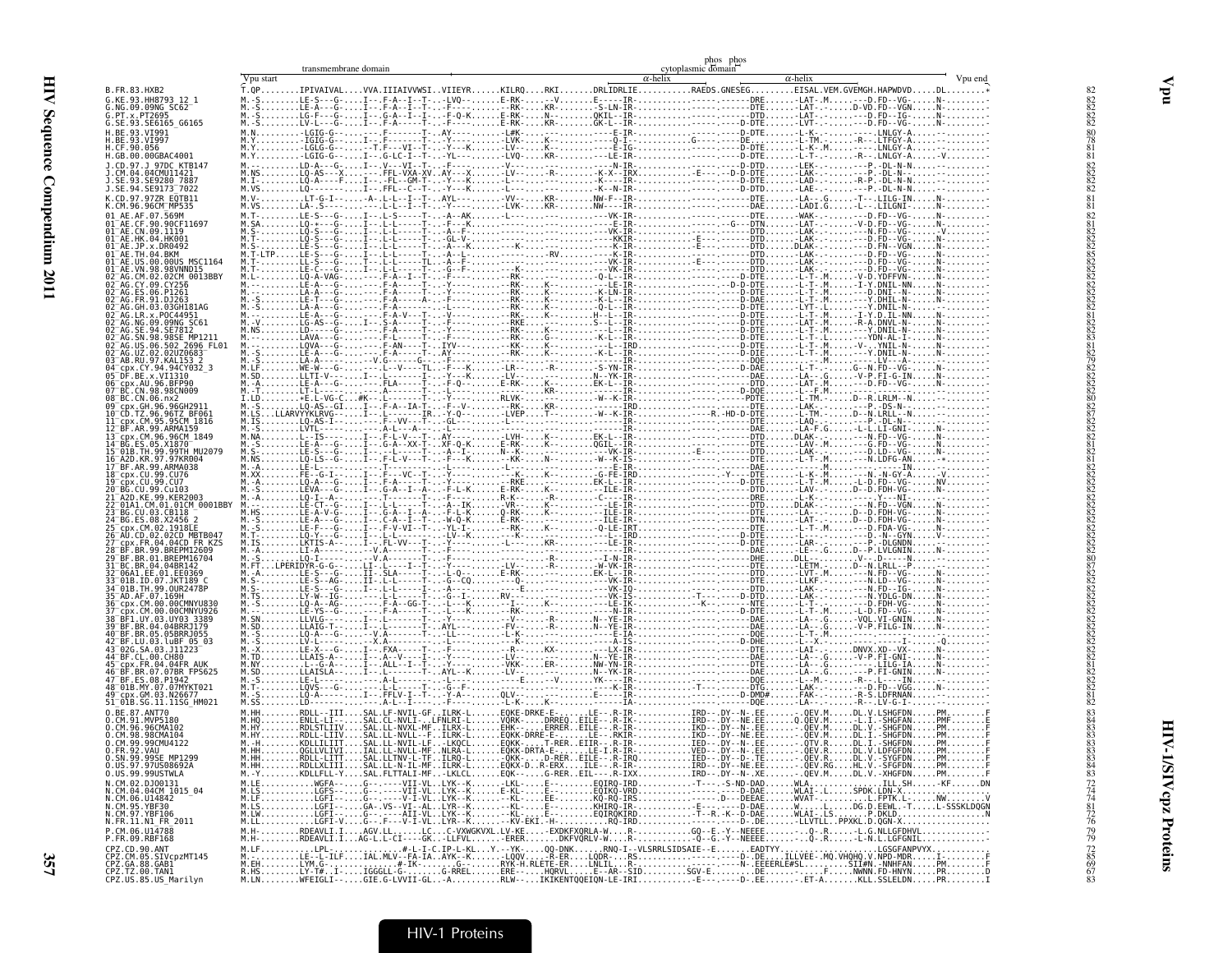# Vpu

## HIV-1/SIVcpz Proteins

```
                 Vpu start  transmembrane domain                      phos phos
                                                              cytoplasmic domain
                                                              α-helix                    α-helix               Vpu end
B.FR.83.HXB2              T.QP........IPIVAIVAL....VVA.IIIAIVVWSI..VIIEYR......KILRQ....RKI.......DRLIDRLIE..........RAEDS.GNESEG..........EISAL.VEM.GVEMGH.HAPWDVD.....DL........*   82
G.KE.93.HH8793_12_1       M.-S........LE-S---G-....I---.F-A--I--T-..-LVQ-.......E-RK-.....-V......E------IR-..........-.-----.------DRE........-LAT-.M.......-D.FD--VG-.....N-........-   82
G.NG.09.09NG_SC62         M.-S........LE-A---G-....I---.F-A--I--T-..-F----......--RK-.....KR-.....-S-LN-IR-..........-.-----.------DTE........LAT-.-......D-VD.FD--VGN.....N-........-   82
G.PT.x.PT2695             M.-S........LG-F---G-....I---.G-A--I--I-..-F-Q-K......E-RK-.....N-......QKIL--IR-..........-.-----.------DTD........-LAT-.-.......-D.FD--IG-.....N-........-   82
G.SE.93.SE6165_G6165      M.-S........LV-L---G-....I---.F-A-----T-..-F----......E-RK-.....KR-.....GK-L--IR-..........-.-----.------DTE........-LVT-.-.......-D.FD--VG-.....N-........-   82
H.BE.93.VI991             M.N.........-LGIG-G--....----.F------T-..-AY-------...-L#K-.....---.....----E-IR-..........-.-----.------D-DTE.......-L-K-.-.......-.-.LNLGY-A.....--.......-   80
H.BE.93.VI997             M.Y.........-IGIG-G--....I---.F------T-..-Y-------....-LVK-.....K--.....----Q-I-..........G-----.------DE.........-L-TM.-.......R-.LTFGY-A.....--........-   78
H.CF.90.056               M.Y.........-LGLG-G--....----T-F---VI--T-..-Y---K......-LVK-.....K--.....----E-IG-..........-.-----.------D-DTE.......-L-K-.M.......-.-.LNLGY-A.....--........-   81
H.GB.00.00GBAC4001        M.Y.........-LGIG-G--....I---.G-LC-I--T-..-YL-------..-LVQ-.....KR-.....---LE-IR-..........-.-----.------D-DTE.......-L-T-.-.......-R-.LNLGY-A.....-V........-   81
J.CD.97.J_97DC_KTB147     M.-.........LD-A---G-....I---.V---VI--T-..-Y---------.-V--.......-......-.-N-IR-..........-.-----.------D-DTD.......-LEK-.-.......-P.-DL-N-N.....--........-   82
J.CM.04.04CMU11421        M.NS........LQ-AS---X....----.FFL-VXA-XV..AY---X......-LV--.....-R-.....-K-X--IRX..........-E----.--D-D-DTE.......-LAK-.-.......-P.-DL-N-.....--........-   82
J.SE.93.SE9280_7887       M.I-........LQ-A----F....I---.L---GM-T-..-Y---K.......-K---.....---.....-K---IR-..........-.-----.------D-DTE.......-LAD-.-.......-R-P.-DL-N-N.....--........-   82
J.SE.94.SE9173_7022       M.VS........LQ-------....I---.FFL--C--T-..-Y---K......-L---.....---.....-K--N-IR-..........-.-----.------D-DTD.......-LAE-.-.......-P.-DL-N-N.....--........-   82
K.CD.97.ZR_EQTB11         M.V-........-LT-G-I--....-A-.L-L--I--T-..AYL------....-VV--.....KR-.....NW-F--IR-..........-.-----.------DTE........-LA--.G.......-T--.LILG-IN.....N-........-   81
K.CM.96.96CM_MP535        M.VS........LA--S----....I---.L-L--I--T-..-Y------....-LVK-.....KR-.....NW----IR-..........-.-----.------DAE........-LADI.G.......-L--.LILGNI-.....N-........-   81
01_AE.AF.07.569M          M.T-........LE-S---G-....I---.L-S-----T-..-A--AK......-L--.....---.....-----VK-IR-..........-.-----.------DTE........-WAK-.-.......-D.FD--VG-.....N-........-   82
01_AE.CF.90.90CF11697     M.SA........LQ-+---G-....I---.L-L-----T-..-F---K......-----.....---.....-----E-IR-..........-.-----.-G---DTN........-LAT-.-.......-V-D.FD--VG-.....N-........-   81
01_AE.CN.09.1119          M.S-........LQ-S---G-....I---.L-L-----T-..-A--F-......-----.....---.....----VK-IR-..........-.-----.------DTD........-LAK-.-.......-N.FD--VG-.....-V.......-   82
01_AE.HK.04.HK001         M.T-........LQ-S---G-....I---.L-L-----T-..-GL-V-.......-----.....---.....----KKIR-..........-E----.------DTD........-LAK-.-.......-D.FD--VG-.....N-........-   82
01_AE.JP.x.DR0492         M.S-........LE-S---G-....I---.L-L-----T-..-A---K......---K-.....---.....----K-IR-..........-E----.------DTD.......DLAK-.-.......-D.FN--VGN.....N-........-   82
01_AE.TH.04.BKM           M.T-LTP.....LE-S---G-....I---.L-L-----T-..-A--L-......-----.....-RV.....----K-IR-..........-.-----.------DTD........-LAK-.-.......-D.FD--VG-.....N-........-   85
01_AE.US.00.00US_MSC1164  M.T-........LL-S---G-....I---.L-L-----TL..-A--F-......-----.....---.....----VK-IR-..........-E----.------DTD........-LAK-.-.......-D.FD--VG-.....N-........-   82
01_AE.VN.98.98VNND15      M.T-........LE-C---G-....I---.L-L-----T-..-G--F-......---K-.....---.....----VK-IR-..........-.-----.------DTD........-LAK-.-.......-D.FD--VG-.....N-........-   82
02_AG.CM.02.02CM_0013BBY  M.L-........LQ-A-VAG-....----.F-A--I--T-..-F----......--RK-.....---.....-Q-L--IR-..........-.-----.------D-DTE.......-L-T-.M.......-V-D.YDFFVN-.....N-........-   82
02_AG.CY.09.CY256         M.--........LE-L---G-....----.F------T-..-Y------.....--RK-.....K-......---LE-IR-..........-.-----.----D-DTE.......-L-T-.M.......-I-Y.DNIL-NN.....N-........-   82
02_AG.ES.06.P1261         M.--........LA-A---G-....----.F-A-----T-..-Y------.....--RK-.....K-......-K-LN-IR-..........-.-----.------D-DTE.......-L-T-.M.......-D.DNI--N-.....N-........-   82
02_AG.FR.91.DJ263         M.-S........LE-T---G-....----.F-A----A-..-F-------.....--RK-.....K-......-K-L--IR-..........-.-----.------D-DAE.......-L-T-.M.......-Y.DHIL-N-.....N-........-   82
02_AG.GH.03.03GH181AG     M.-S........LA-A---G-....----.F-A-----T-..-Y------.....--RK-.....K-......-Q-L--IR-..........-.-----.------D-DTE.......-LYT-.L.......-Y.DNIL-N-.....--........-   82
02_AG.LR.x.POC44951       M.--........LE-A---G-....----.F-A-V---T-..-V------.....--RK-.....K-......H--L--IR-..........-.-----.------D-DTE.......-L-T-.M.......-I-Y.D.IL-NN.....N-........-   81
02_AG.NG.09.09NG_SC61     M.-V........LG-AS--G-....I---.S-A-----T-..-F------.....--RKE.....---.....S---L-IR-..........-.-----.------D-DTE.......-LAT-.M.......-R-A.DNVL-N-.....N-........-   82
02_AG.SE.94.SE7812        M.NS........LQ-------....----.F-A-----T-..-F------.....--RK-.....K-......-K---IR-..........-.-----.------D-DTE.......-L-T-.M.......-Y.DNIL-N-.....N-........-   82
02_AG.SN.98.98SE_MP1211   M.--........LAVA---G-....----.F-L-----T-..-F------.....--RK-.....G-......-K-L--IR-..........-.-----.------D-DTE.......-L-T-.L.......-YDN-AL-I-.....N-........-   83
02_AG.US.06.502_2696_FL01 M.--........LQVA---G-....----.F--AN---T-..IYV-----.....--KK-.....K-......---L-IRD.........-.-----.------D-DTE.......-L-T-.M.......-V-.YNIL-N-.....N-........-   81
02_AG.UZ.02.02UZ0683      M.-S........LE-A---G-....I---.F-A-----T-..AY------.....--RK-.....K-......-K---IR-..........-.-----.------D-DTE.......-L-T-.M.......-Y.DNIL-N-.....N-........-   82
03_AB.RU.97.KAL153_2      M.-S........LA-A-----....-V.G-------G----.F-------.....-----.....---.....-----IR-..........-.-----.------DQE........-------.M.......-LV---A-.....--........-   79
04_cpx.CY.94.94CY032_3    M.LF........WE-A---G-....----.L--V----TL..-F---K......-LR--.....-R-.....-S-YN-IR-..........-.-----.------D-DAE.......-L-T-.-.......G--N.FD--VG-.....N-........-   82
05_DF.BE.x.VI1310         M.SD........LLTI-V---....I---.L-L-----T-..-Y------K....-LV--.....---.....N--YK-IR-..........-.-----.------DAE........-LA--.G.......-V-P.FI-G-IN.....N-........-   82
06_cpx.AU.96.BFP90        M.-A........LE-A---G-....----.FLA-----T-..-F-Q-----...E-RK-.....K-......EK-L--IR-..........-.-----.------DTD........-LAT-.M.......-D.FD--VG-.....N-........-   82
07_BC.CN.98.98CN009       M.-T........LT-------....----.A-------T-..-F-------....-----.....KR-.....-------IR-..........-.-----.------D-DQE.......-L--F.M.......-.-.---------.....--........-   82
08_BC.CN.06.nx2           I.LD........+E-L-VG-C...#K--.L------T-..-Y--------....RLVK-.....---.....-W--K-IR-..........-.-----.------PDTE........-L-TM.-.......D--R.LRLM--N.....--........-   80
09_cpx.GH.96.96GH2911     M.-S........LQ-AS--GI...I---.F-A--IA-T-..-F--V-......--RK-.....KR-.....-----IRD.........-.-----.------DTE........-LAK-.-.......-P.-DS-N-.....--........-   82
10_CD.TZ.96.96TZ_BF061    M.LS....LLARVYYKLRVG-.....I---.L------IR..-Y-Q-------.-LVEP.....T--.....-W--K-IR-..........-R.-HD-D-DTE.......--TM.-.......D--N.LRLL--N.....--........-   87
11_cpx.CM.95.95CM_1816    M.IS........LQ-AS--T-....----.F--VV--T-..-GL-T-.......-----.....---.....------IR-..........-.-----.------DTE........-LAQ-.-.......-P.-DL-N-.....--........-   82
12_BF.AR.99.ARMA159       M.-S........LVTL-----....----.A-L---A---.-----------...-----.....---.....------IR-..........-.-----.------DAE........-LA-F.G.......-L-L.LI-GNI-.....N-........-   82
13_cpx.CM.96.96CM_1849    M.NA........L-IS---V-....I---.F-L-V---T-..AY-------...-LVH-.....K-......EK-L--IR-..........-.-----.------DTD.......DLAK-.-.......-N.FD--VG-.....N-........-   82
14_BG.ES.05.X1870         M.-S........LE-A---G-....I---.G-A--XX-T-..XF-Q-K......E-RK-.....K-......QGIL--IR-..........-.-----.------DTD........-LAV-.M.......-G.FD--VG-.....N-........-   81
15_01B.TH.99.99TH_MU2079  M.S-........LE-S---G-....I---.L-L-----T-..-A--I-......N--K-.....---.....----VK-IR-..........-E----.------DTD........-LAK-.-.......-D.LD--VG-.....N-........-   82
16_A2D.KR.97.97KR004      M.NS........LQ-LS--G-....I---.F-L-V---T-..-F---K......--KK-.....N-......-W--K-IS-..........-.-----.------DTD........-LAI-.M.......-D.LDFG-AN.....-+........-   81
17_BF.AR.99.ARMA038       M.-A........LE-L-----....----.T-------T-..-L-------....-----.....---.....-----E-IR-..........-.-----.------DAE........-------.M.......-.-.-----IN.....--........-   82
18_cpx.CU.99.CU76         M.XX........FE--G-I--....I---.F---VC--T-..-Y-------....---K-.....K-......-G-FE-IRD.........-Y----.------DTE........-L-K-.M.......-N.-N-GY-A.....-V........-   82
19_cpx.CU.99.CU7          M.-A........LE-A---G-....I---.L-A-----T-..-A-------....-RKE-.....K-......EK-L--IR-..........-.-----.------D-DTE.......-L-T-.M.......-L-D.FD--VG-.....NV........-   82
20_BG.CU.99.Cu103         M.-S........LEVA---G-....I---.G-A--I-A-..-F-L-K......E-RK-.....K-......---ILE-IR-..........-.-----.------DTD........-LAV-.-.......D--D.FDH-VG-.....N-........-   82
21_A2D.KE.99.KER2003      M.-A........LQ-I--A--....-T-----T-..-F------.....R-K--.....-R-.....-C---IR-..........-.-----.------DRE........-L-K-.-.......-Y---NI-.....--........-   82
22_01A1.CM.01.01CM_0001BBY M.--........LE-CT--G-....----.L-L-----A-..-IK-----.....-VR--.....---.....-----IR-..........-.-----.------DTD.......DLAK-.-.......-N.FD--VGN.....N-........-   82
23_BG.CU.03.CB118         M.HS........LE-A-V-G-....I---.G-A--I--A-..-F-L-K......Q-RK-.....K-......---ILE-IR-..........-.-----.------DTE........-LA--.-.......D--D.FDH-VG-.....N-........-   82
24_BG.ES.08.X2456_2       M.-S........LE-A---G-....I---.C-A--I--T-..-W-Q-K......E-RK-.....---.....---ILE-IR-..........-.-----.------DTN........-LAT-.-.......D--D.FDH-VG-.....N-........-   82
25_cpx.CM.02.1918LE       M.-S........LE-F---G-....I---.F-V-VI--T-..-YL-I-......-Q-LE-IRT..........-.-----.------DTE........-L-T-.M.......-D.FDA-VG-.....N-........-   82
26_AU.CD.02.02CD_MBTB047  M.T-........LQ-Y---G-....I---.L-L-----T-..-LV--K......--RK-.....---.....-----L-IRD.........-.-----.------DTD........-L----.-.......-D.-N--GYN.....-V........-   82
27_cpx.FR.04.04CD_FR_KZS  M.IS........LKTIS-A--....I---.FL-VV---T-..-F-------....-L----.....KR-.....----LE-IR-..........-.-----.------D-DTE.......-LAR-.-.......-P.-DLGNDN.....--........-   82
28_BF.BR.99.BREPM12609    M.-A........LI-A-----....--V.A-------T-..-F------.....-----.....---.....----------..........-.-----.------DTE........-LE--.G.......D--P.LVLGNIN.....N-........-   82
29_BF.BR.01.BREPM16704    M.-S........LQ-I-----....--V.A-------T-..-F-------....------.....-R-.....--I-N-IR-..........-.-----.------DHE........DLL--.-.......-V--.D------N.....--........-   80
31_BC.BR.04.04BR142       M.FT...LPERIDYR-G-G---....LI-.L---I--T-..-Y-------....-LV--.....-R-.....-W-VK-IR-..........-.-----.------DTE........-LETM.-.......D--N.LRLL--P.....--........-   87
32_06A1.EE.01.EE0369      M.-A........LE-S---G-....I---.SLA-----T-..-L-Q---.....E-RK-.....---.....EK-L--IR-..........-.-----.------DTD........-LVT-.M.......-N.FD--VG-.....N-........-   82
33_01B.ID.07.JKT189_C     M.S-........LE-S--AG-....II-.L-L-----T-..-G--CQ......---Q-.....---.....----VK-IR-..........-.-----.------DTD........-LLKF.-.......-N.LD--VG-.....N-........-   82
34_01B.TH.99.OUR2478P     M.S-........LE-S---G-....I---.L-L-----T-..-A-------....-----.....---.....----VK-IQ-..........-.-----.------DTD........-LAK-.-.......-N.FD--IG-.....N-........-   82
35_AD.AF.07.169H          M.TS........LY-W-IG--....I---.L------T-..-G--I-......RV---.....---.....-----VK-IS-..........-T----.------D-DTD.......-LAK-.-.......-D.YDLG-DN.....N-........-   82
36_cpx.CM.00.00CMNYU830   M.-S........LQ-A--AG-....----.F-A--GG-T-..-L---K......--I--.....K-......---LE-IK-..........-K----.------DTE........-L-T-.-.......-D.FDH-VG-.....N-........-   82
37_cpx.CM.00.00CMNYU926   M.--........LE-YS--G-....----.F-A-----T-..-L---K......--RK-.....---.....----N-IR-..........-.-----.------D-DTE.......-L-T-.M.......-L-D.FD--VG-.....N-........-   82
38_BF1.UY.03.UY03_3389    M.SN........LLVLG----....----.L------T-..-Y-------....-----.....-R-.....N--YE-IR-..........-.-----.------DAE........-LA--.G.......-VQL.VI-GNIN.....N-........-   82
39_BF.BR.04.04BRRJ179     M.SD........LLAIG-T--....I---.L------T-..-AYL-----....-FV--.....-R-.....N--YE-IR-..........-.-----.------DAE........-LA--.G.......-V-P.FILG-IN.....N-........-   82
40_BF.BR.05.05BRRJ055     M.-S........LQ-A---G-....--V.A-------T-..-LL-------....-L-K-.....---.....-----E-IA-..........-.-----.------DQE........-L-T-.M.......-.-.-------.....--........-   82
42_BF.LU.03.luBF_05_03    M.-S........LV-L-----....--X.A-------T-..-A-IS------...-L-----.....---.....-----E-IR-..........-.-----.------D-DHE.......-L--X.-.......-.-.-----I-.....-Q........-   82
43_02G.SA.03.J11223       M.-X........LE-X---G-....I---.FXA-----T-..-F-------....--R--.....KX-.....----LX-IR-..........-.-----.------DTE........-LAI-.-.......DNVX.XD--VX-.....N-........-   82
44_BF.CL.00.CH80          M.TD........LLAIS-A--....I---.A--V---T-..-Y-------....-LV--.....---.....N--YE-IR-..........-.-----.------DAE........-LA--.G.......-V-P.FI-GNI-.....N-........-   82
45_cpx.FR.04.04FR_AUK     M.NY........L---G-A--....ALL--I--T-..-F--A--......-VKK-.....ER-.....NW-YN-IR-..........-.-----.------DTE........-LA--.G.......-.-.LILG-IA.....N-........-   81
46_BF.BR.07.07BR_FPS625   M.SD........LLAISLA--....I---.L------T-..-AYL--K......-LV--.....---.....N--YK-IR-..........-.-----.------DAE........-LA--.G.......-P.FI-GNIN.....N-........-   82
47_BF.ES.08.P1942         M.-S........LE-L-----....-----.A-L-----T-..-L-------....-----.....---.....-----E-IR-..........-.-----.------DQE........-L--M.-.......-R--.L---IN.....--........-   82
48_01B.MY.07.07MYKT021    M.T-........LQVS---G-....I---.L------T-..-G--F-......-----.....---.....YK---IR-..........-T----.------D-DTG.......-LAK-.-.......-D.FD--VGG.....N-........-   82
49_cpx.GM.03.N26677       M.-S........LQ-A-----....I---.FFLV-I--T-..-Y-A-------..QLV--.....---.....----E---IR-..........-.-----.------D-DMD#.......FAK-.-.......-R-S.LDFRNAN.....--........-   82
51_01B.SG.11.11SG_HM021   M.SS........LD-------....-A-L--I--T-..-F---K......-L-K-.....---.....-----IA-..........-.-----.------DQE........-LA--.-.......-R--.LV-G-I-.....--........-   82
O.BE.87.ANT70             M.HH........RDLL--III....SAL.LF-NVIL-GF..ILRK-L......EQKE-DRKE-E-.......LE---R-IR-..........IRD---DY--N-.EE........-QEV.M.......DL.V-LSHGFDN.....PM........F   83
O.CM.91.MVP5180           M.HQ........LNLL--I--....SAL.CL-NVLI-..LFNLRI-L......VQRK-...DRREQ.EILE--R-IK-..........IRD---DY--NE.EE........Q.QEV.M.......-L.I.-SHGFAN.....PMF.......E   84
O.CM.96.96CMA102          M.HY........RDLSTLIV-....SAL.LL-NVXL-MF..ILRX-L......EHK-....ERRER..EILE--R-IR-..........IKD---DY--N-.EE........-QEV.M.......DL.V.-SHGFDN.....PM........F   83
O.CM.98.98CMA104          M.HY........RDLL-LIIV....SAL.LL-NVLL--F..ILRK-L......EQKK-DRRE-E-.......-E---R-IR-..........IRD---DY--N-.EE........-QEV.M.......-L.I.-SHGFDN.....PM........F   83
O.CM.99.99CMU4122         M.-H........KDLLILIIT....SAL.LL-NVIL-LF..-LKQCL......EQKK-....T-RER..EIIR--R-IR-..........IED---DY--N-.EE........-QTV.R.......DL.I.-SHGFDN.....PM........F   83
O.FR.92.VAU               M.HH........QGLLVLIVI....IAL.LL-NVLL-MF..NLRA-L......EQKK-DRTA-E-.......LE-I-R-IR-..........VED---DY--N-.EE........-QEV.R.......DL.V.LDFGFDN.....PM........F   83
O.SN.99.99SE_MP1299       M.HH........RDLL-LITT....SAL.LLTNV-L-TF..ILRQ-L......-QKK-....D-RER.EILE--R-IRQ..........IED---DY--D-.TE........-QEV.R.......DL.V.-SYGFDN.....PM........F   83
O.US.97.97US08692A        M.HH........RDLLXLIII....SAL.LL-N-IL-MF..ILRK-L......EQKX-D..R-ERX..ILE--R-IR-..........IRD---DY--NE.EE........-QEV.RG.......HL.V.-SFGFDN.....PM........F   84
O.US.99.99USTWLA          M.-Y........KDLLFLL-Y....SAL.FLTTALI-MF..-LKLCL......EQK---....G-RER..EIL----R-IXX..........IRD---DY--N-.XE........-QEV.M.......DL.V.-XHGFDN.....PM........F   83
N.CM.02.DJO0131           M.LE........WGFA-....G---.-...VII-VL..LYK--K......-LKL-....E--......EQIRQ-IRD..........-T----.-S-ND-DAD........WLA.........-.......ILL.SH......-KF........DN   72
N.CM.04.04CM_1015_04      M.LS........LGFS-....G---.-...VII-VL..LYK--K......-KL--....E-.......EQIKQ-VRD..........-----.------D-DAE........WLAI-.L.......SPDK.LDN-X.........-........-   74
N.CM.06.U14842            M.LF........LGFI-....G---.-...V-I-VL..LYK--K......-KL-.......EE-......KQ-RQ-IRS..........-----.----D---DEEAE........WVAT-.-.......L.FPTK.L-.....NW........V   74
N.CM.95.YBF30             M.LS........LGFI-....GA-.VS-.VI--AL..LYR--K......-KL--....E--......KHIRQ-IR-..........-E----.----D--DAE........W.......L.......DG.D.EEWL.-T.....L-SSSKLDQGN   81
N.CM.97.YBF106            M.LW........LGFI-....G---.-...AII-VL..LYK--K......-KL--....E-.......EQIRQKIRD..........-T--R.-K--D-DAE........WLAI-.LS.......P.DKLD.........-........N   72
N.FR.11.N1_FR_2011        M.LL........LGFI-V....G---.F---V-I-VL..LYR--K......--KV-EKI.-H-.........RQ-IRD..........-------.--D-.DE........-LLVTLL..PPXKL.D.QGN-X.....-........-   76
P.CM.06.U14788            M.H-........RDEAVLI.I....AGV.LL.......LC...C-VXWGKVXL.LV-KE-...-EXDKFXQRLA-W.....R-..........GQ--E.-Y--NEEEE........-.Q-.R......-L-G.NLLGFDHVL.............-   79
P.FR.09.RBF168            M.H-........RDEAVLI.I....AG-L.L-CI......GK...LLFVL......ERER-...DKFVQRLV-W.....R-..........-Q--G.-Y--NEEEE........-.Q-.R......-L-N.L.LGFGNIL.............-   79
CPZ.CD.90.ANT             M.LF........LPL-....-.......#-L-I-C.IP-L-KL...Y.--YK-....QQ-DNK........RNQ-I--VLSRRLSIDSAIE--E.......EADTYY.........-........LGSGFANPVYX.............-   72
CPZ.CM.05.SIVcpzMT145     M.--........LE--L-ILF....IAL.MLV--FA-IA..AYK--K......-LQQV-.....-R-ER.....LQDR--.RS...........-----.--D-.DE.......ILLVEE-.MQ.VHQHQ.V.NPD-MDR.....I-........F   85
CPZ.GA.88.GAB1            M.EH........LYM.G-....-......#-IK-....G-.......RYK-H.RLETE-ER....LNLIL...R-...........-----.----N-.EEEERLE#SL........SII#N.-NNHFAN.....PM........F   69
CPZ.TZ.00.TAN1            R.HS........LY-T#.I-....IGGGLL-G-...-G-RREL......ERE---.....HQRVL.....E---AR--SID..........SGV-E.-----.D-.EE.......-.......NWNN.FD-HNYN.....PR........D   67
CPZ.US.85.US_Marilyn      M.LN........WFEIGLI-....GIE.G-LVVII-GL..-A.........RLW--....IKIKENTQQEIQN-LE-IR-..........-E-----.--D-.EE........-.ET-A.......KLL.SSLELDN.....PR........I   83
```

HIV-1 Proteins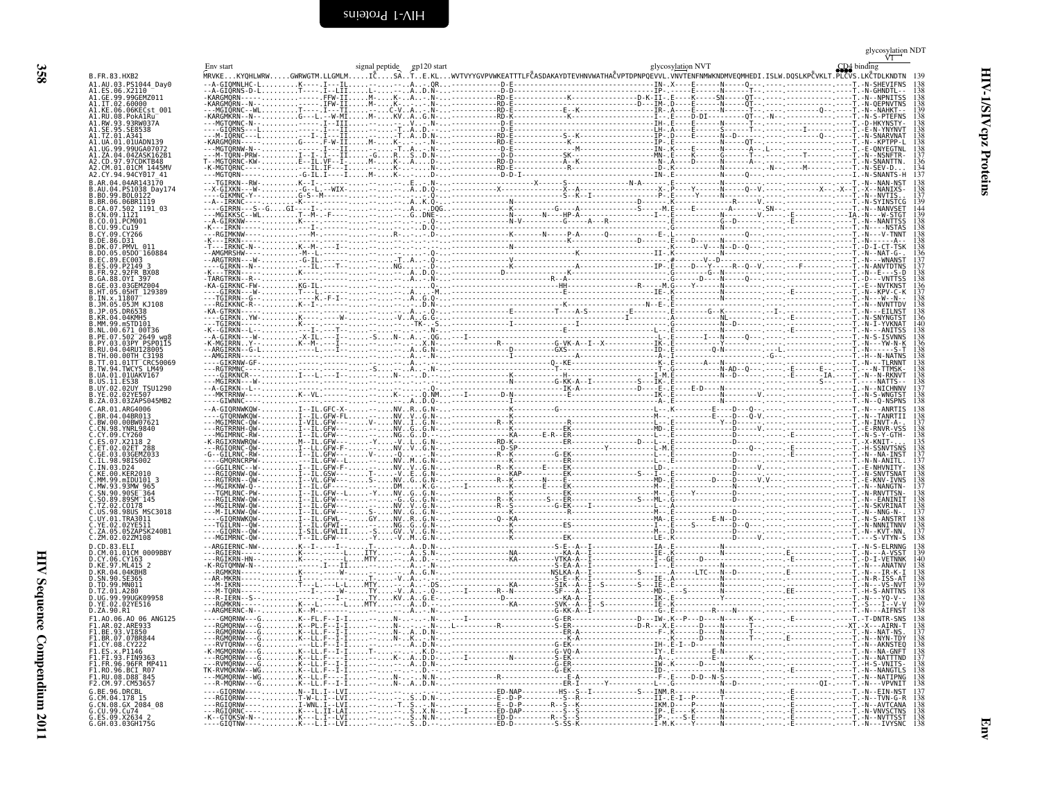Env start · signal peptide · gp120 start · glycosylation NVT · CD4 binding · glycosylation NDT · V1

```
B.FR.83.HXB2                 MRVKE...KYQHLWRW.....GWRWGTM.LLGMLM......IC....SA..T..E.KL...WVTVYYGVPVWKEATTTLFCASDAKAYDTEVHNVWATHACVPTDPNPQEVVL.VNVTENFNMWKNDMVEQMHEDI.ISLW.DQSLKPCVKLT.PLCVS.LKCTDLKNDTN  139
A1.AU.03.PS1044_Day0          138
A1.ES.06.X2110                138
A1.GE.99.99GEMZ011            138
A1.IT.02.60000                138
A1.KE.06.06KECst_001          139
A1.RU.08.PokA1Ru              138
A1.RW.93.93RW037A             138
A1.SE.95.SE8538               138
A1.TZ.01.A341                 138
A1.UA.01.01UADN139            138
A1.UG.99.99UGA07072           136
A1.ZA.04.04ZASK162B1          138
A2.CD.97.97CDKTB48            136
A2.CM.01.01CM_1445MV          134
A2.CY.94.94CY017_41           137
B.AR.04.04AR143170            138
B.AU.04.PS1038_Day174         138
B.BO.99.BOL0122               137
B.BR.06.06BR1119              139
B.CA.07.502_1191_03           144
B.CN.09.1121                  139
B.CO.01.PCM001                138
B.CU.99.Cu19                  138
B.CY.09.CY266                 138
B.DE.86.D31                   138
B.DK.07.PMVL_011              138
B.DO.05.05DO_160884           136
B.EC.89.EC003                 137
B.ES.09.P2149_3               137
B.FR.92.92FR_BX08             138
B.GA.88.OYI_397               138
B.GE.03.03GEMZ004             136
B.HT.05.05HT_129389           137
B.IN.x.11807                  138
B.JM.05.05JM_KJ108            138
B.JP.05.DR6538                138
B.KR.04.04KMH5                136
B.MM.99.mSTD101               140
B.NL.00.671_00T36             138
B.PE.07.502_2649_wg8          138
B.PY.03.03PY_PSP0115          136
B.RU.04.04RU128005            138
B.TH.00.00TH_C3198            138
B.TT.01.01TT_CRC50069         138
B.TW.94.TWCYS_LM49            138
B.UA.01.01UAKV167             138
B.US.11.ES38                  136
B.UY.02.02UY_TSU1290          138
B.YE.02.02YE507               137
B.ZA.03.03ZAPS045MB2          138
C.AR.01.ARG4006               138
C.BR.04.04BR013               138
C.BW.00.00BW07621             137
C.CN.98.YNRL9840              138
C.CY.09.CY260                 138
C.ES.07.X2118_2               135
C.ET.02.02ET_288              136
C.GE.03.03GEMZ033             137
C.IL.98.98IS002               137
C.IN.03.D24                   138
C.KE.00.KER2010               138
C.MM.99.mIDU101_3             138
C.MW.93.93MW_965              137
C.SN.90.90SE_364              138
C.SO.89.89SM_145              138
C.TZ.02.CO178                 138
C.US.98.98US_MSC3018          137
C.UY.01.TRA3011               138
C.YE.02.02YE511               138
C.ZA.05.05ZAPSK240B1          137
C.ZM.02.02ZM108               138
D.CD.83.ELI                   138
D.CM.01.01CM_0009BBY          139
D.CY.06.CY163                 140
D.KE.97.ML415_2               138
D.KR.04.04KBH8                138
D.SN.90.SE365                 138
D.TD.99.MN011                 139
D.TZ.01.A280                  138
D.UG.99.99UGK09958            138
D.YE.02.02YE516               139
D.ZA.90.R1                    138
F1.AO.06.AO_06_ANG125         138
F1.AR.02.ARE933               138
F1.BE.93.VI850                137
F1.BR.07.07BR844              138
F1.CY.08.CY222                138
F1.ES.x.P1146                 138
F1.FI.93.FIN9363              137
F1.FR.96.96FR_MP411           138
F1.RO.96.BCI_R07              138
F1.RU.08.D88_845              138
F2.CM.97.CM53657              138
G.BE.96.DRCBL                 137
G.CM.04.178_15                138
G.CN.08.GX_2084_08            138
G.CU.99.Cu74                  138
G.ES.09.X2634_2               138
G.GH.03.03GH175G              138
```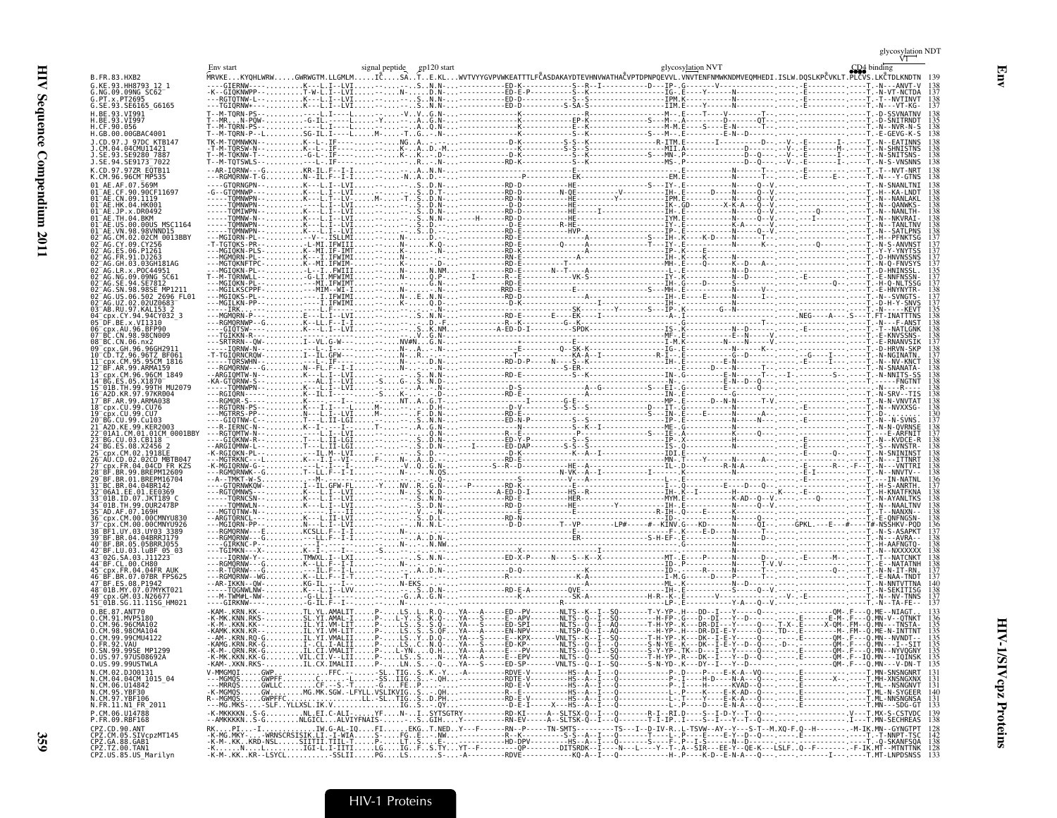Env start signal peptide gp120 start glycosylation NVT CD4 binding glycosylation NDT V1

```
B.FR.83.HXB2              MRVKE...KYQHLWRW.....GWRWGTM.LLGMLM.....ICS...SA..T..E.KL...WVTVYYGVPVWKEATTTLFCASDAKAYDTEVHNVWATHACVPTDPNPQEVVL.VNVTENFNMWKNDMVEQMHEDI.ISLW.DQSLKPCVKLT.PLCVS.LKCTDLKNDTN 139
```

HIV-1/SIVcpz Proteins

Env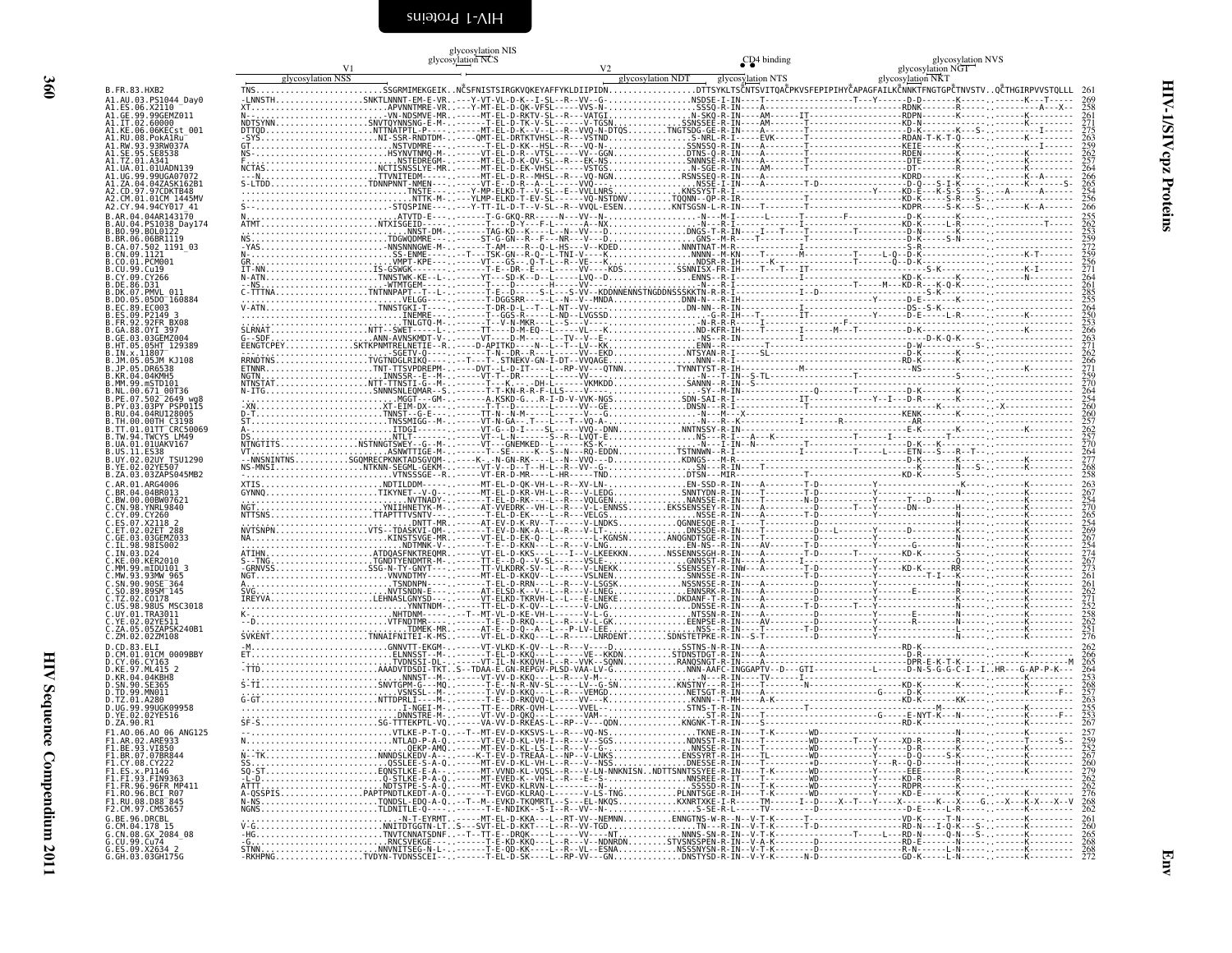# HIV-1/SIVcpz Proteins — Env

```
                                                          glycosylation NIS
                                                      glycosylation NCS                           CD4 binding                                    glycosylation NVS
                              V1                                                   V2              ● ●                                       glycosylation NGT
             glycosylation NSS                                           glycosylation NDT   glycosylation NTS                             glycosylation NKT
B.FR.83.HXB2   TNS.......................SSGRMIMEKGEIK..NCSFNISTSIRGKVQKEYAFFYKLDIIPIDN..................DTTSYKLTSCNTSVITQACPKVSFEPIPIHYCAPAGFAILKCNNKTFNGTGPCTNVSTV..QCTHGIRPVVSTQLLL  261
```

| Sequence | Position |
|---|---|
| B.FR.83.HXB2 | 261 |
| A1.AU.03.PS1044_Day0 | 269 |
| A1.ES.06.X2110 | 258 |
| A1.GE.99.99GEMZ011 | 261 |
| A1.IT.02.60000 | 271 |
| A1.KE.06.06KECst_001 | 275 |
| A1.RU.08.PokA1Ru | 263 |
| A1.RW.93.93RW037A | 259 |
| A1.SE.95.SE8538 | 262 |
| A1.TZ.01.A341 | 257 |
| A1.UA.01.01UADN139 | 264 |
| A1.UG.99.99UGA07072 | 266 |
| A1.ZA.04.04ZASK162B1 | 254 |
| A2.CD.97.97CDKTB48 | 256 |
| A2.CM.01.01CM_1445MV | 266 |
| A2.CY.94.94CY017_41 | |
| B.AR.04.04AR143170 | 255 |
| B.AU.04.PS1038_Day174 | 262 |
| B.BO.99.BOL0122 | 253 |
| B.BR.06.06BR1119 | 259 |
| B.CA.07.502_1191_03 | 272 |
| B.CN.09.1121 | 259 |
| B.CO.01.PCM001 | 256 |
| B.CU.99.Cu19 | 271 |
| B.CY.09.CY266 | 264 |
| B.DE.86.D31 | 261 |
| B.DK.07.PMVL_011 | 285 |
| B.DO.05.05DO_160884 | 255 |
| B.EC.89.EC003 | 264 |
| B.ES.09.P2149_3 | 250 |
| B.FR.92.92FR_BX08 | 253 |
| B.GA.88.OYI_397 | 266 |
| B.GE.03.03GEMZ004 | 263 |
| B.HT.05.05HT_129389 | 271 |
| B.IN.x.11807 | 262 |
| B.JM.05.05JM_KJ108 | 266 |
| B.JP.05.DR6538 | 271 |
| B.KR.04.04KMH5 | 270 |
| B.MM.99.mSTD101 | 270 |
| B.NL.00.671_00T36 | 264 |
| B.PE.07.502_2649_wg8 | 255 |
| B.PY.03.03PY_PSP0115 | 260 |
| B.RU.04.04RU128005 | 260 |
| B.TH.00.00TH_C3198 | 257 |
| B.TT.01.01TT_CRC50069 | 262 |
| B.TW.94.TWCYS_LM49 | 257 |
| B.UA.01.01UAKV167 | 270 |
| B.US.11.ES38 | 264 |
| B.UY.02.02UY_TSU1290 | 277 |
| B.YE.02.02YE507 | 268 |
| B.ZA.03.03ZAPS045MB2 | 258 |
| C.AR.01.ARG4006 | 263 |
| C.BR.04.04BR013 | 267 |
| C.BW.00.00BW07621 | 254 |
| C.CN.98.YNRL9840 | 270 |
| C.CY.09.CY260 | 265 |
| C.ES.07.X2118_2 | 254 |
| C.ET.02.02ET_288 | 269 |
| C.GE.03.03GEMZ033 | 267 |
| C.IL.98.98IS002 | 254 |
| C.IN.03.D24 | 274 |
| C.KE.00.KER2010 | 267 |
| C.MM.99.mIDU101_3 | 273 |
| C.MW.93.93MW_965 | 261 |
| C.SN.90.90SE_364 | 261 |
| C.SO.89.89SM_145 | 262 |
| C.TZ.02.CO178 | 271 |
| C.US.98.98US_MSC3018 | 252 |
| C.UY.01.TRA3011 | 258 |
| C.YE.02.02YE511 | 262 |
| C.ZA.05.05ZAPSK240B1 | 251 |
| C.ZM.02.02ZM108 | 276 |
| D.CD.83.ELI | 262 |
| D.CM.01.01CM_0009BBY | 266 |
| D.CY.06.CY163 | 265 |
| D.KE.97.ML415_2 | 264 |
| D.KR.04.04KBH8 | 253 |
| D.SN.90.SE365 | 268 |
| D.TD.99.MN011 | 257 |
| D.TZ.01.A280 | 263 |
| D.UG.99.99UGK09958 | 255 |
| D.YE.02.02YE516 | 253 |
| D.ZA.90.R1 | 267 |
| F1.AO.06.AO_06_ANG125 | 257 |
| F1.AR.02.ARE933 | 259 |
| F1.BE.93.VI850 | 252 |
| F1.BR.07.07BR844 | 267 |
| F1.CY.08.CY222 | 260 |
| F1.ES.x.P1146 | 279 |
| F1.FI.93.FIN9363 | 262 |
| F1.FR.96.96FR_MP411 | 262 |
| F1.RO.96.BCI_R07 | 276 |
| F1.RU.08.D88_845 | 268 |
| F2.CM.97.CM53657 | 262 |
| G.BE.96.DRCBL | 261 |
| G.CM.04.178_15 | 260 |
| G.CN.08.GX_2084_08 | 265 |
| G.CU.99.Cu74 | 268 |
| G.ES.09.X2634_2 | 268 |
| G.GH.03.03GH175G | 272 |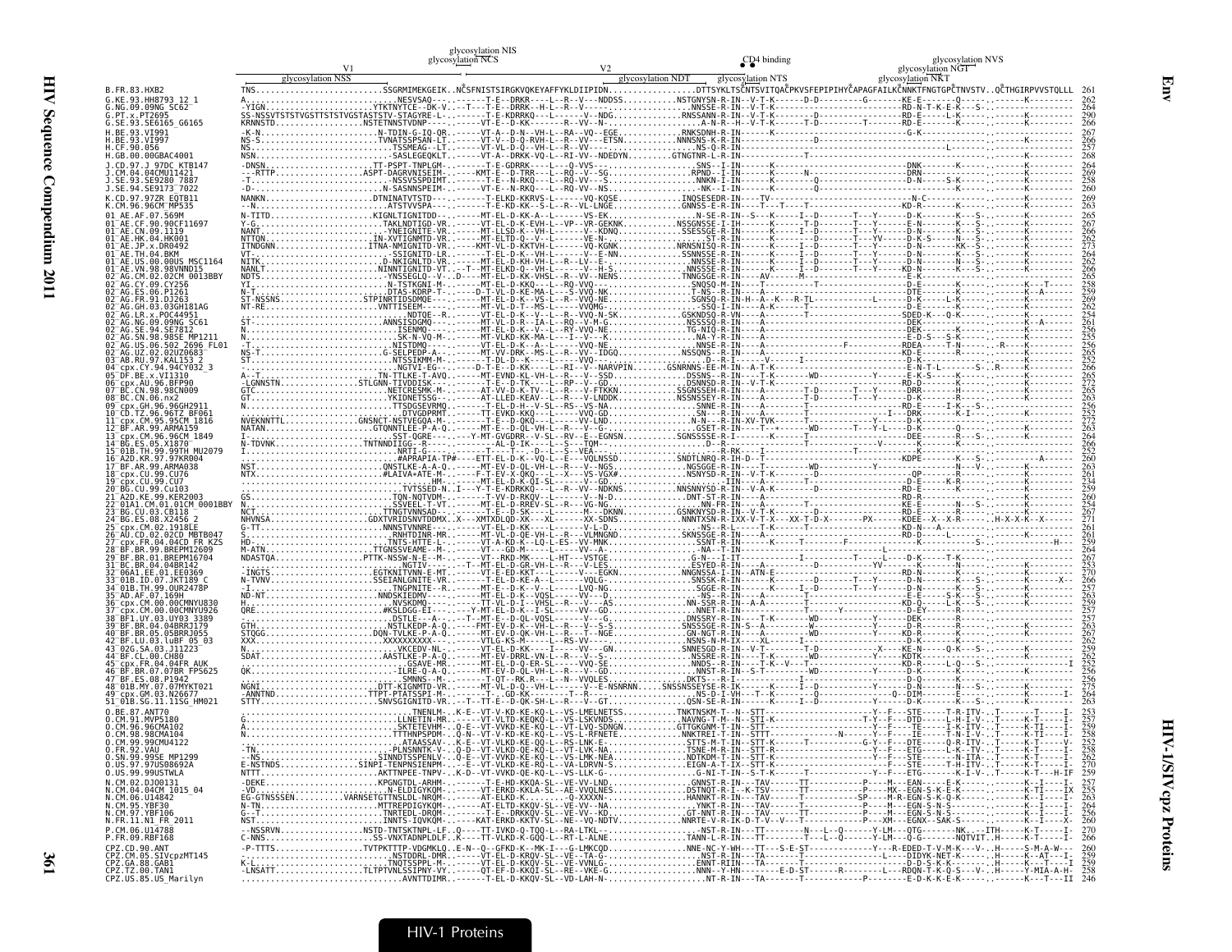```
                                                                  glycosylation NIS
                                                                glycosylation NCS                               CD4 binding                                   glycosylation NVS
                              V1                                                              V2                                                  glycosylation NGT
                  glycosylation NSS                                                  glycosylation NDT      glycosylation NTS            glycosylation NKT

B.FR.83.HXB2                 TNS.........................SSGRMIMEKGEIK..NCSFNISTSIRGKVQKEYAFFYKLDIIPIDN...........DTTSYKLTSCNTSVITQACPKVSFEPIPIHYCAPAGFAILKCNNKTFNGTGPCTNVSTV..QCTHGIRPVVSTQLLL  261
G.KE.93.HH8793_12_1          A........................NESVSAQ-...-----T-E--DRKR-----L--R--V---NDDSS..........NSTGNYSN-R-IN--V-T-K-------D-D----------G-------KE-E--------Q-----..-------K----------  262
G.NG.09.09NG_SC62            -YIGN......................YTKTNYTCE--DK-V..--T---T-E--DRRK--H-L--R--V--.................NNSSE-R-IN--V-T-K-----------------------------RD-N-T-K-E-K---S-..-----------------  264
G.PT.x.PT2695                SS-NSSVTSTSTVGSTTSTSTVGSTASTSTV-STAGYRE-L-..------T-E-KDRRKQ---L-------V--NDGRE..........RNSSANN-R-IN--V-T-K-------D-----------------RD-E------L-K-----..-------K----------  290
G.SE.93.SE6165_G6165         KRNNSTD................NSTETNNSTVDNP---..------VT-E--D-KK---------R---VV--N-...............-A-N-R--IN--V-T-K-------T-D-------T---------RD-E------K-------..-------K----------  265
H.BE.93.VI991                -K-N.........................N-TDIN-G-IQ-QR..------VT-A--D-N--VH-L--RA--VQ--EGE..........RNKSDNH-R-IN---------K--------------------------G-K--------------..-----------------  267
H.BE.93.VI997                NS-S.........................TVNATSSPSAN-LT..-----VT-V--D-Q-RVH-L--R--VV---ETSN..........NNNSNS-K-R-IN-----------------D----------------------------------..-----------------  266
H.CF.90.056                  NS-...........................TSSMEAG--LT..-----VT-VL-D-Q--VH-L--R--VV--.................---NS-Q-R-IN------------------------------------------L----------..------K----------  257
H.GB.00.00GBAC4001           NSN...........................SASLEGEQKLT..------VT-A--DRKK-VQ-L--RI-VV--NDEDYN..........GTNGTNR-L-R-IN---------------------------------------------------..-----------------  268
J.CD.97.J_97DC_KTB147        -DNSN.........................TT-PSPT-TNPLGM-..-----T-E-GDRRK----L--Q-VVS---..................SNS--I-IN--------K------------------------DNK--------K------..-----------------  264
J.CM.04.04CMU11421           --RTTP......................ASPT-DAGRVNISEIM-..-----KMT-E--D-TRR---L--RQ--V--SG..................RPND--I-IN--------K-----------N---------DRN--------K------..-----------------  269
J.SE.93.SE9280_7887          -T-...........................NSSVSSPDIMT..-----VT-E--N-RKQ---L--RQ-VV---S.................NNKN-I-IN---------------------------------D-N-----S-K-------..-----------------  258
J.SE.94.SE9173_7022          -D-..........................N-SASNNSPEIM-..-----VT-E--N-RKQ---L--RQ-VV--NS..................-NK--I-IN--------K--------------------------D-N------------..-----------------  260
K.CD.97.97ZR_EQTB11          NANKN........................DTNINATVTSTD----..------T-ELKD-KKRVS-L-----VQ-KQSE...........INQSESEDR-IN---TV-------------------------------N-C---------..-----------------  269
K.CM.96.96CM_MP535           --N...........................ATSTVVSPA----..-----T-E-KD-KK--S-L--R--VL-LNGE...........GNNSS-E-R-IN---T---T--------------------------KD-R----------..-------K----------  263
01_AE.AF.07.569M             N-TITD......................KIGNLTIGNITDD--..-----MT-EL-D-KK-A---L-----VS-EK...........N-SE-R-IN--S----K-----I--D------T---Y-------D-K-------K---S-..-----------------  265
01_AE.CF.90.90CF11697        Y-G..........................TAKLNDTIGD-VR..-----VT-EL-D-K-EVH-L--VP--VR-GEKNK..........NSSGNSSE-I-IH------K-------T-D------T---Y-------E-N-------K---S-..-----------------  267
01_AE.CN.09.1119             NANT.........................YNEIGNITE-VR..-----MT-LLSD-K--VH-L------V--KDNQ...........SSESSGE-R-IN------K-------I--D------T---Y-------D-N-------K---S-..-----------------  266
01_AE.HK.04.HK001            NTTQN........................IN-XVTIGNMTD-VR..-----MT-ELTD-Q--V---L------VE-N-.............-ST-R-IN------K-------I--D------T---YV------D-K-S-------N---S-..-----------------  262
01_AE.JP.x.DR0492            ITNDGNN......................ITNA-NMIGNITD-VR..-----KMT-VL-D-KKTVH-L-----VQ-KGNK...........NRNSNISQ-R-IN------K-------I--D------T---Y-------D-N-------KK--S-..-----------------  273
01_AE.TH.04.BKM              VT-...........................SSIGNITD-LR..-----T-EL-D-K--VH-L-----V--E-NN.............SSNNSSE-R-IN------K-------I--D------T---Y-------D-N-------K---S-..-----------------  264
01_AE.US.00.00US_MSC1164     NITK.........................D-NKIGNLTD-VR..-----MT-EL-D-KH-VH-L--R-LV---E-...............NNSSE-R-IN------K-------I--D------T---Y-------D-N-------K---S-..-----------------  262
01_AE.VN.98.98VNND15         NANLT........................NINNTIGNITD-VT..--T--MT-ELKD-Q--VH-L-----V--H-S..............NNSSSE-R-IN------K-------I--D------T---Y-------KD-N-------K---S-..-----------------  266
02_AG.CM.02.02CM_0013BBY     NDTS........................YNSSEGLQ--V-..D----MT-EL-D-KK-VHSL--R--VV--NENS..........TNNGSGE-R-IN------AV---------M-------------------E------------..-----------------  265
02_AG.CY.09.CY256            YI-.........................N-TSTKGNI-M----..-----MT-EL-D-RKQ---L--RQ-VVQ---.............SNQSQ-M-IN---T---------T-------------------D-E------------------K--T---  258
02_AG.ES.06.P1261            N-T..........................DTAS-KDRP-T-..-----D-T-VL-D-KE-MA-L---S-VVQ-NK.............T-NS--R-IN------A---------------------------DTE---------K-------K--A-----  259
02_AG.FR.91.DJ263            ST-NSSNS...................STPINRTIDSDMQE---..-----MT-EL-D-K--VS-L--R--VVQ-NE...........SGNSQ-R-IN-H--A---K---R-TL---------L-------D-K----L-K-S-------..-----------------  269
02_AG.GH.03.03GH181AG        NT-RE.........................VNTTISEEM----..-----VT-VL-D-T--MS-L--R--VVQMG-...............SSQ-I-IN--A-K--------T------------------D-E------------------..-----------------  262
02_AG.LR.x.POC44951          ..............................NDTQE--R..-----VT-EL-D-K-V--L--R--VVQ-N-SK...........GSKNDSQ-R-VN-----A---------T----------------SDED-K---Q-K------..-------K----------  254
02_AG.NG.09.09NG_SC61        ST-..........................ANNSISDGMQ----..-----MT-VL-D-R--IA-L--RQ--V-M-G.............NSSSSQ-R-IN-----A-----------------------DEK-----------K------K--A-----  261
02_AG.SE.94.SE7812           N.............................ISENMQ------..-----MT-EL-D-K--V---L--RY-VVQ-NE..............TG-NIQ-R-IN-----A---------------------DEK-------K-----------..-----------------  256
02_AG.SN.98.98SE_MP1211      N..............................SK-N-VQ-M---..-----MT-VLKD-KK-MA-L---I--V---K...............NA-Y-R-IN-----A-----------------------E-D-S---S-K--------..-----------------  255
02_AG.US.06.502_2696_FL01    T-............................NISTDMQ-----..-----VT-EL-D-K--A---L----V-VQ-NE..............NNSE-R-IN-----A------------F-----------RDEA-----T-N------..-R------K----------  256
02_AG.UZ.02.02UZ0683         NS-T..........................G-SELPEDP-A----..-----MT-VV-DRK--MS-L--R--VV--IDGQ...........NSSQNS---R-IN-----A-------------------------------------..-----------------  265
03_AB.RU.97.KAL153_2         N.............................NTSSIKMM-M----..-----T-DL-D--K----L------VVQ---...............-D--R-I-----V-----I----------------------------------------..-----------------  252
04_cpx.CY.94.94CY032_3       .............................NGTVI-EG------..-----D-T-E--D-KK----L--RI--V--NARVPIN.......GSNRNNS-EE-R-IN--A-T-K-----------------------E-N-T-L-----S-..R--------K----------  266
05_DF.BE.x.VI1310            A--T..........................TN-TTLKE-T-AVQ.------MT-EVND-KL-VH-L--R---V--SSD............DSSNS--R-IN-----T-K----------WD---------Y-------E-K-S------K-..-----------------  265
06_cpx.AU.96.BFP90           -LGNNSTN..................STLGNN-TIVDDISK---..------T-E--D-TK----L--RP--V--GD.............DSNNSD-R-IN--V-T-K--------------------------RD-D----------K-----..-----------------  272
07_BC.CN.98.98CN009          GTC...........................NETCRESMK-M-..------MT-VV-D-K-TV----L--R---V-FTKKN..........SSGNSSEH-R-IN-----A---------T-------T---Y-----DRR-------K-----..-----------------  263
08_BC.CN.06.nx2              GT............................YKIDNETSSG---..------AT-LLED-KEAV--L--R---V-LNDDK..........NSSNSSEY-R-IN-----A-----------T-D------T---Y-------D-N-------K---S-..-----------------  266
09_cpx.GH.96.96GH2911        N.............................TTSDGSEVRMQ.------T-EL-D-H--V-SL--RS--VS-NA...............SNNE-R-IN-----A---------T---------------RD-E------I-K---S-..-----------------  256
10_CD.TZ.96.96TZ_BF061       ..............................DTVGDPRMT..------T-EVKD-KKQ----L--VVQ-GD-..................SN--R-IN-----A-----------------I-----DRK--------K-I--..------K----------  252
11_cpx.CM.95.95CM_1816       NVEKNNTTL..................GNSNCT-NSTVEGQA-M-..------T-E--D-QKQ---L-----VV-LND...............N-N---R-IN-XV-TVK--------T----------Y-------D-E-------K------..-----------------  272
12_BF.AR.99.ARMA159          NATAN.........................GTQNNTLEE-P-A-Q.------MT-E--D-QL-VH-L--R---V--G-..............GSET-R-IN----T-*------WD-------T---Y-L-----D-K----------Q----------K----------  263
13_cpx.CM.96.96CM_1849       I-.............................SST-QGRE-----..----Y-MT-GVGDRR--V-SL--RV--E--EGNSN...........SSNSSSE-R-I-----K-----------------------DEE------K-----R--S-..-----------------  264
14_BG.ES.05.X1870            N-TDVNK.......................TNTNNDIIGG--R----..---------AL-D-IK--L---S--TQM-..................-D--R-----------------------------------V-------K-----------------------------  266
15_01B.TH.99.99TH_MU2079     I.............................NRTI-G.-----------T---T---D---L--S--VEA-.....................--R-RK--I------------------------------T-----------K-----..-----------------  252
16_A2D.KR.97.97KR004         ..............................#APRAPIA-TP#----ETT-EL-D-K--VQ-L--E---VQLNSSD.............SNDTLNRQ-R-IH-D--T-----------------------KDPE------K---S-..------------A-----  260
17_BF.AR.99.ARMA038          NST...........................QNSTLKE-A-A-Q.------MT-EV-D-QL-VH-L--R---V--NGS...............NGSGGE-R-IN-----T---------WD---------Y-------------N---V-..-----------------  263
18_cpx.CU.99.CU76            NTX...........................#LAIVA+ATE-M-..------F-T-EV-X-QKQ---L--X---VS-VGX#............NSNYSD-R-IN--V-T-K--------D-----------------QP-------R------..-----------------  261
19_cpx.CU.99.CU7             ..............................HM----..-----MT-EL-D-K-QI-SL-----V--GD....................--I-IN----------------------------------D-E---K---K------..-----------------  234
20_BG.CU.99.Cu103            .............................TVTSSED-N..I--Y-T-E-KDRKKQ---L--R--VV--NDKNS..........NNSNNYSD-R-IN--V-A-K---------D------------RD-E------K------..-------K----------  259
21_A2D.KE.99.KER2003         GS............................TQN-NQTVDM-..------T-VV-D-RKQV---L--V---N-D-................DNT-ST-R-IN-----A-----------------------RD-R------K------..-----------------  260
22_01A1.CM.01.01CM_0001BBY   N.............................SSVEEL-T-VT..------MT-EL-D-RKEV-SL--R---VG-NG-..................-NN-FR-IN-----K---------------------KE-E------N---S-..-----------------  254
23_BG.CU.03.CB118            NCT...........................TTNGTVNNSAD--..------T-E--D-SK----L------M---DKNN..........GSNKNYSD-R-IN--V-T-K--------D-----------RD-E------K------..-----------------  267
24_BG.ES.08.X2456_2          NHVNSA......................GDXTVRIDSNVTDDMX..X---XMTXDLQD-XK---XL------XX-SDNS..........NNNTXSN-R-IXX-V-T-X---XX-T-D-X-------PX------KDEE--X--X-R-----.H-X-X-K--X-------  271
25_cpx.CM.02.1918LE          G-TT..........................NNNSTVNNRE----..------VT-EL-D-KK----L-----V-L-D...............-NS--R-IN-----K-------------------------KD-N----A-------..-----------------  261
26_AU.CD.02.02CD_MBTB047     S.............................RNHTDINR-MR..-----MT-VL-D-QE-VH-L--R---VLMNGND.............SKNSSGE-R-IN-----A-------------------------RD-D------L-------..-----------------  261
27_cpx.FR.04.04CD_FR_KZS     HD-...........................TNTS-HTTE-L-..------VT-A-KD-K--LQ-L-ES--VV-MNK...............SSNT-R-IN-----K-------T-----F------------K-----------S-..------------H---  259
28_BF.BR.99.BREPM12609       M-ATN.........................TTGNSSVEAME--M-..----VT-V---GD-M---L-----VV--A-..................NA--T-IN--------------------------------------------------------K----------  264
29_BF.BR.01.BREPM16704       NDASTQA......................PTTK-NSSW-N-E--M-..------VT--RKD-MK----L-HT---VSTGE...............G-N---I-IT------------I---------T-----L-----D-K-----T-K------..-----------------  267
31_BC.BR.04.04BR142          ..............................NGTIV----..--T--MT-EL-D-GR-VH-L--R---V-LES.................ESYED-R-IN-----A---------D------YV-------K------..-----------------  253
32_06A1.EE.01.EE0369         -INGTS........................EGTKNITVNN-E-MT..------VT-E-ED-KKT----L--R---V--EGKN...........NNGNSSA-I-IN--ATN-E------------------------RD-N--------K------..-----------------  270
33_01B.ID.07.JKT189_C        N-TVNV........................SSEIANLGNITE-VR..------T-EL-D-KE-A---L-----VQLG-..............SNSSK-R-IN-----K-------T---D------T---Y-------D-N-------K---S-..-----------X---  266
34_01B.TH.99.OUR2478P        I-.............................TNGPNITE--R..------MT-E--D-K--V---L-----LVQ-NG-................SGGE-R-IN-----K-------I--D------T---Y-------D-N-------K---S-..-----------------  257
35_AD.AF.07.169H             ND-NT.........................NNDSKIEDMV----..------MT-EL-D-KV-VQSL-----VV---D.................-NS--R-IN----------T---------------------E-E---S-S-------..-----------------  263
36_cpx.CM.00.00CMNYU830      H.............................NVSKDMQ------..------TT-VL-D-I--VHSL--R---V--AS.................NN-SSR-R-IN--A-A---------T--------------KD-Q------L-K---S-..-----------------  259
37_cpx.CM.00.00CMNYU926      QRE...........................#KSLDGG-EI----..---Y-MT-EL-D-K-I-SL-----VV--GD................NNET-R-IN---------------T---------Y--------D-EY-----R-----..-----------------  257
38_BF1.UY.03.UY03_3389       N.............................DSTLE---A----..-T--MT-E--D-QL-VQSL-----V---G-...............DNSSRY-R-IN----T-K---------WD----------------DEK------R------..-----------------  257
39_BF.BR.04.04BRRJ179        GTH...........................NSTLKEDP-A-Q..------FMT-EV-D-K--VH-L--R---V--S-S.............SNSSSGE-R-IN-S--A------------------------D-N------K------..-----------------  263
40_BF.BR.05.05BRRJ055        STQGG.........................DQN-TVLKE-P-A-Q..------MT-EV-D-QK-VH-L--R---T--NGE..............GN-NGT-R-IN-----A---------WD----------Y-------KD-R------K------..-----------------  267
42_BF.LU.03.luBF_05_03       XXX...........................XXXXXXXXXXX----..------VTLG-KS-M---L--RS-VV-...................NSNS-N-M-IX----XL-------I-------------------D-K------------..-----------------  262
43_02G.SA.03.J11223          N.............................VKCEDV-NL-..------VT-EL-D-KK---I----VV---GN..............SNNESGD-R-IN--V-T---------T---D---------------X---K-----Q-K---S-..-----------------  259
44_BF.CL.00.CH80             SDAT..........................AASTLKE-P-A-Q..------MT-EV-DRRL--VH-L--R---V--S-...............NSSRE-R-IN-----T-K---------WD---------Y-------KDTK------K------..-----------------  262
45_cpx.FR.04.04FR_AUK        ..............................GSAVE-MR.------MT-EL-D-D-ER-SL--R---VVQ-SE................NNDS--R-IN--V-T-K--V-----------------------KD-R------L--K---S-..-------------I  252
46_BF.BR.07.07BR_FPS625      QK............................ILRE-Q-A-Q..------MT-EV-D-QL-VH-L--R---V--GD...............NNST-R-IN--S-T----------WD---------Y-------D-N------K------..-----------------  256
47_BF.ES.08.P1942            ..............................SMNNS--M-..------T-QT--RK-R---L--N--VVQLES...................DKTS---R-I------------I----------------------D-Q------K------..-----------------  256
48_01B.MY.07.07MYKT021       NGNI..........................DTT-KIGNMTD-VR..-----MT-EL-D-Q--VH-L------V--E-NSNRNN.....SNSSNSSSE-R-IK------K-------D------T---Y-------D-N-------K---S-..-----------------  276
49_cpx.GM.03.N26677          -ANNTND......................TTPT-PTATSSPI-M-..------T---GD-KK-----T--R-..................NS-D-I-VH---T-K-------D--T--------------Q--DIM--------E-----..-------K---------I  264
51_01B.SG.11.11SG_HM021      STTY..........................SNVSGIGNITD-VR..--T--TT-E-D-QK-SH-L--R-.....................QSN-SE-R-IN------K-------I--D------T---Y-------D-N-------K---S-..-----------------  263
O.BE.87.ANT70                ..............................TNENLM---K-E--VT-V-KD-KE-KQ-L--VS-LMELNETSS..........TNKTNSKM-T-N-STT--------------------Y--F---STE------T-R-ITV--T-----T-----I  253
O.CM.91.MVP5180              G.............................LLNETIN-MR.-----VT-VLTD-KEQKQ-L--VS-LSKVNDS..........NAVNG-T-M--N-STI-K-------------------T-Y--F---DTD------L-H-I-V--T------K-T-----I  257
O.CM.96.96CMA102             A.............................SKTETEVHM--Q-E--VT-VVKD-KE-KQ-L--VT-LVQ-SDNGN..........GTTGKGNM-T-IN--STT----------------------Y--F------TE------I-K-ITV--T------K-TI----I  259
O.CM.98.98CMA104             N.............................TTTHNPSPDM--Q-N--VT-VLKD-KE-KQ-L--VS-L-RFNETE..........NNKTREI-T-IN--STT-------N---------Y--F-----IE------T-N-I-V--T------K-TI----I  258
O.CM.99.99CMU4122            ..............................ATAASSAV--K-E--VT-VLKD-KE-QQ-L--RS-LNK-E-............STTS-M-T-IN--STT-K------T--------G-Y--F---DTE------Q-R-ITV--T------K-T-----V  252
O.FR.92.VAU                  -TN...........................PLNSNNTK-V--Q-D--VT-VLKD-QE-KQ-L--VT-LVK-NA.............TSNE-M-R-IN--STT-R---------------------Y--F---ETG------L-K--TV--T------K-T-----I  258
O.SN.99.99SE_MP1299          --NS..........................SINNDTSSPENLV--Q-E--VT-VVKD-KE-KQ-L--VS-LMK-NEA............NDTKDM-T-IN--STT-K-------------------Y--F---STE------N-ITA--T------K-T-----I  256
O.US.97.97US08692A           E-NSTNDS.....................SINPI-TENPNSIENPM---K-E--VT-VLKD-KE-KQ-L--VA-LDRVN-S...........EIGN-A-T-IX--STT-K-------------------Y--F---STE------T-H-ITV--T------K-T-----I  270
O.US.99.99USTWLA             NTTT..........................AKTTNPEE-TNPV--K-D--VT-VVKD-QE-KQ-L--VS-LLK-G-...............G-NI-T-IN--S-T-K------T------------Y--F---ETG------K-I-V--T------K-T---H-IF  259
N.CM.02.DJO0131              -DEKE.........................KPGNGTDL-ARHM-..------T-E-HD-KKQA-SL--VE-VV-LND.............GNNST-R-IN---TAV------TT-------------P----M---EAN------E-K------..----------K--I----I  257
N.CM.04.04CM_1015_04         -VD...........................N-ELDIGYKQM--..-----VT-ERKD-KKLA-SL--AE-VVQLNES.............DSTNQT-R-I--K-TSV-------T--------------P----MX--EGN-S-K-E-K------..----------K-TI-----IX  255
N.CM.06.U14842               EG-GTNSSSEN..................VARNSETGTTNSLDL-NRQM-..-----AT-ELKD-K-------Q-XXXXN-...............HANNKT-R-IN---TAV------T------------SP----M-R-EGN-S-K-Q-K-----..----------K--I----I  263
N.CM.95.YBF30                N-TN..........................MTTREPDIGYKQM--..-----AT-ELTD-KKQV-SL--VE-VV--NA.............YNKT-R-IN---TAV------T--------------P----M---EGN-S-N-S------..----------K--I----I  264
N.CM.97.YBF106               G--T..........................TNRTEDL-DRQM--..-----MT-E-LDRKKQV-SL--VE-VV--KD...............GT-NNT-R-IN---TAV------TT--------------P----M---EGN-S-N-S------..----------K--I----I  256
N.FR.11.N1_FR_2011           NST...........................INNTS-IQVKQM-..------KAT-ERKD-KKTV-SL--NE--VQ-NDTV...........NNRTE-V-R-IK-D-T-V--V---T-------------P---XM---EGNX--SAK-S------..----------K--I----X  260
P.CM.06.U14788               --NSSRVN.....................NSTD-TNTSKTNPL-LF..Q----TT-IVKD-Q-TDQ-L--RA-LTKL............................--NST-R-IN---TT-------N---L--Q-----Y-LM---QTG-------NK-----ITH------K-T-----I  270
P.FR.09.RBF168               C-NNS..........................SS-VNXTADNPLDLF..K----VT-VLKD-K-GQD-L--RT-L-ALNE...........TANN-L-R-IN---T-----T-------T--L--Q-----Y-LM---Q-G---------NQTVIT..H------K-T-----I  266
CPZ.CD.90.ANT                -P-TTTS.....................TVTPKTTTP-VDGMKLQ..E-N--Q--GFKD-K--MK-I---G-LMKCQD.............NNE-NC-Y-WH---TT---S-E-ST-----------Y---R-EDED-T-V-M-K---V-..H------S-M-A-W---  260
CPZ.CM.05.SIVcpzMT145        ..............................NSTDDRL-DMR..-----VT-EL-D-KRQV-SL--VE--TA-G-...............NST-R-IN---TA---------T------------L-----DIDYK-NET-K-----..H------K--AT---I-  259
CPZ.GA.88.GAB1               K-L...........................TNQTSSPPL-M-..------VT-EL-D-KKQV-SL--VE-VVNLG-...............ENNT-RIIN---TA-----T---------------------D-D-S-K-K------..H------K---T---I  259
CPZ.TZ.00.TAN1               -LNSATT......................TLTPTVNLSSIPNY-VY..-----VT-EL-D-KKQI-SL--RE--VKE-G...............NN-Y-HN---T----E-D-ST------R----------RDQN-T-K-Q-S---V-..H------Y-MIA-A-H-  258
CPZ.US.85.US_Marilyn         ..............................AVNTTDIMR..-----T-EL-D-KKQV-SL--VD-LAH-N-.................NT-R-IN---TA-----T--------------P-------E-D-K-K-E------..H------K---T--II  246
```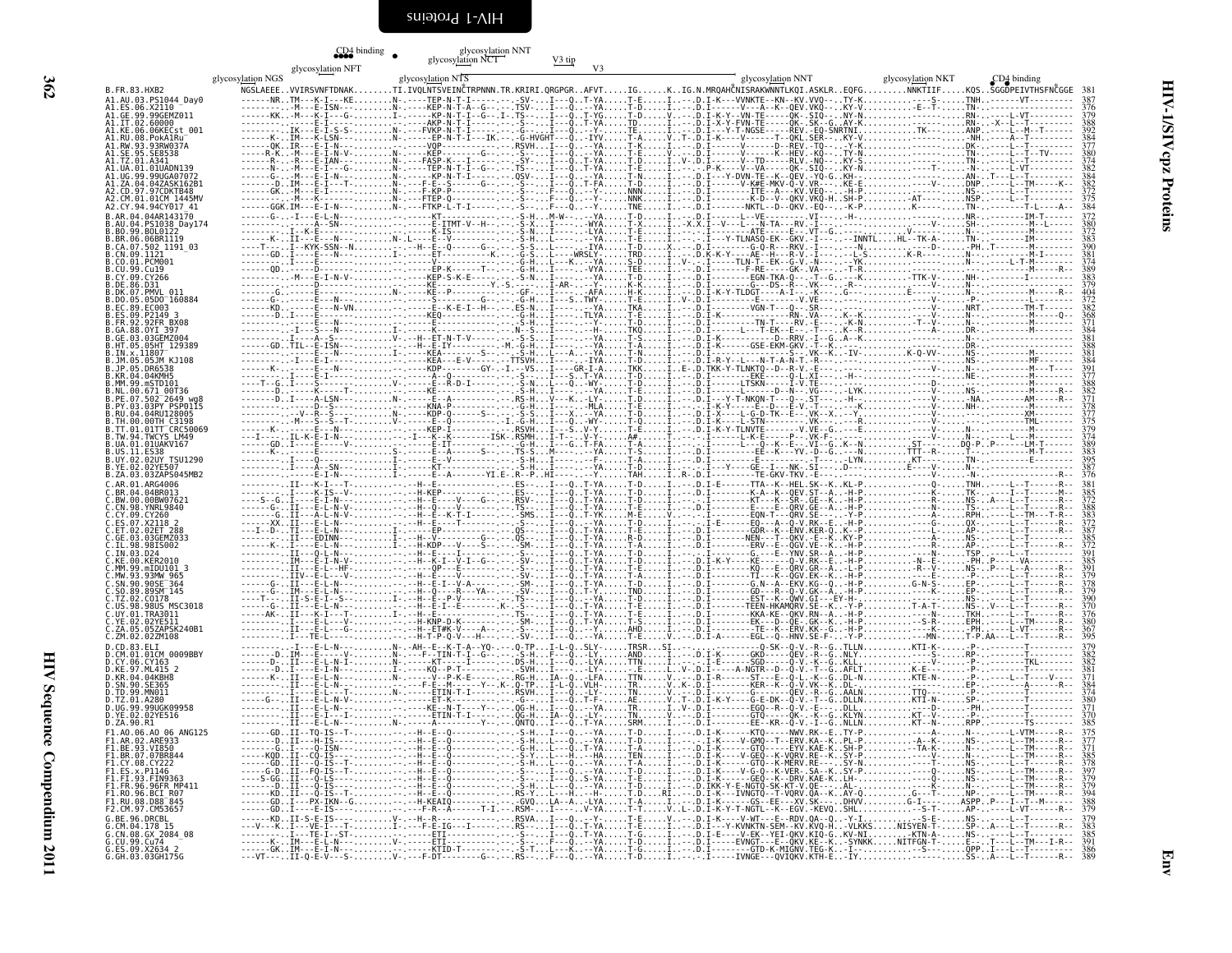```
                                              CD4 binding        glycosylation NNT
                                                                 glycosylation NCT         V3 tip
                                  glycosylation NFT                                           V3
                  glycosylation NGS                      glycosylation NTS                                                              glycosylation NNT                  glycosylation NKT    CD4 binding
B.FR.83.HXB2            NGSLAEEE..VVIRSVNFTDNAK........TI.IVQLNTSVEINCTRPNNN.TR.KRIRI.QRGPGR..AFVT.....IG......K..IG.N.MRQAHCNISRAKWNNTLKQI.ASKLR..EQFG.........NNKTIIF.....KQS..SGGDPEIVTHSFNCGGE  381
A1.AU.03.PS1044_Day0    ------NR..TM---K-I---KE........N-.----TEP-N-T-I-------.--.-SV-...I---Q..T-YA.....T-E.....I..---.D.I-K---VVNKTE--KN--KV.VVQ--..TY-K.........----S......TNH.........-VT---------  387
A1.ES.06.X2110          ---------M---E-ISN---.........N-.----KEP-N-T-A--G---.--.TSV-...I---Q..--YA.....T-D.....I..---.D.I--------V----A--K--QEV.VKQ--..KY-V.........-E--T-.....TN-.........---------  376
A1.GE.99.99GEMZ011      ------KK..-M---K-I---G.........I-.----KP-N-T-I--G---I-.TS-.-...I---Q..T-YG.....T-D.....V..---.D.I-K-Y--VN-TE-----QK--SIQ--..NY-N.........--------......RN-.......L-VT---------  379
A1.IT.02.60000          ----------E-I---........N-.----AKP-N-T-I--G----.--.--S-.-...I---Q..T-YA.....TD-.....I..---.D.I-X-Y-FVN-TE----QK--SK--G..AY-K.........--------......RN--..X--L--T---------  388
A1.KE.06.06KECst_001    ---------IK---E-I-S-S-.........N-.----FVKP-N-T-I--------.-..-SV-...I---Q..--YA.....TE-.....I..---.D.I---Y-T-NGSE-----REV.-EQ-SNRTNI.........TK-------.ANP.......L--M--T------  392
A1.RU.08.PokA1Ru        -------K..IM---K-LSN---.........N-.----EP-N-T-I---IK.---G-HVGHT....I---Q..---IYV.....T-A.....V..T-.D.I-K-----V------T--QKL.SER--..KY-V.........--------......-NH.......A--T--------  384
A1.RW.93.93RW037A       ------QK..IR---E-I-N-...........N-.----VQP-----------.--.RSVH...I---Q..--YA.....T-K.....I..---.D.I--------V------D--HEV.-TQ--..-Y-K.........--------......DK-.......L--T---------  377
A1.SE.95.SE8538         ------R-K..-M---E-I-N-V-.........N-.----KEP---------G---.--.S-...I---Q..--YA.....T-E.....I..---.D.I--------V------K--HEV.-KQ--..TY-N.........--------......TN-.......L--T--TV------  380
A1.TZ.01.A341           ------R-..--M---E-IAN--..........N-.----FASP-K-----G----.--.-S-....I---Q..T-YA.....T-D.....I..V-.D.I--------V---TD-----SLV.-NQ--..KY-S.........--------......TN-.......L--T---------  374
A1.UA.01.01UADN139      ------N-..-M---E-I---G-.........N-.----TEP-N-T-I--G---.--.TS-.-...I---Q..T-YA.....T-E.....I..---.P-K----V--VA-----QK--SIQ--..NY-K.........--T-----......N-.......L-VT---------  382
A1.UG.99.99UGA07072     ------G..-M---E-I-N--..........N-.----KP-N-T-I--------.--.QSV-...I---Q..--YA.....T-N.....I..---.D.I---Y-DVN-TE--K--QEV.-YQ-G..KH--.........--------......AN-..T---L--T---------  384
A1.ZA.04.04ZASK162B1    ------D..IM---E-I---T-.........N-.----F-E-V----G-----.-.-S-.-...I---Q..T-FA.....T-D.....I..---.D.I------V-K#E-MKV-Q-VR---..KE-E.........--------......DNP.......L--TM----K-  382
A2.CD.97.97CDKTB48      ------GK..-M---E-I---...........N-.----F-KP-P--------.--.-S-....F---Q..--Y-.....NNN.....I..---.D.I--------ITE--A----KV.VEQ---..-H-P.........--------......NS-.......L--T---------  372
A2.CM.01.01CM_1445MV    ------M---K-------..............N-.----FTEP-Q---------.--.-S-....F---Q..--YA.....NNK.....I..---.D.I--------K-D--V--QKV.VKQ-H..SH-P.........-AT-------.NSP.......L--T---------  375
A2.CY.94.94CY017_41     ----GGK.IM---E-I-N--..........N-.----FTKP-L-T-I-------.--.-S-....F---Q..--YA.....TNE.....I..---.D.I--------NKTL--D--QKV.-EQ--..-K-P.........K---------.TN-.......-T--L-----A-  384
B.AR.04.04AR143170      ------G..-I---E-L-N--..........----KT-------------.-.-S-H...M-W-.----YA.....T-D.....I..---.D.I-------L--VE--------VI----..-H-..........------------......NR-.........IM-T------  372
B.AU.04.PS1038_Day174   ---------.----A--SN--..........N-.----E-ITMT-V--H--.-.-S-X...I-----WYA.....T-X.....I..X.X.I--V---L----N-TA---RV.-I---..----------------V......SH-.........M--L-----  380
B.BO.99.BOL0122         ------.-I-.-K-E--..............--.-----K-IS-----------.--.-S-N...I-----LYA.....T-E.....I..---.D.I--------ATE----E---VT--G.......-V-.----......N--.........M---------  372
B.BR.06.06BR1119        -------K..II---E--N---.........N-.L---E--V---------.-.-S-H...L-----YA.....T-E.....I..---.D.I---Y-TLNASQ-EK--GKV.-I----INNTL....HL--TK-A-.......TN-.........IM-------  383
B.CA.07.502_1191_03     ----T---..I--KYK-SSN--N.........--H--E--Q-------G-.--.-S-S...L-----IYA.....T-D.....X..---.D.I--------G-Q-R---RKV.-I---..---N.........-------D-......PH..T---------M-------  390
B.CN.09.1121            ------GD..I-----E---N--..........I-.-----ET---------K.---G-S...L-----WRSLY-.....TRD.....I..---.D.K-K-Y-----AE--H---R-V.-I---..--L-S.........K-R-------......N--.........M-I-----  383
B.CO.01.PCM001          -------------.-.................--.-----V------------.-.-G-H...I--K..--YA.....S-D.....I..V-.-.I--------TVN-T---EK---G-V.-N---..--YK.........------------......N--.........L-T-------  374
B.CU.99.Cu19            ------QD..-----D-...............--.-----EP-K------T---.-G-H...I--Q..--VYA.....TEE.....I..---.D.I--------F-RE-----GK-.VA---..-T-R.........------------......-.........-M------R-  389
B.CY.09.CY266           ----------M---E-I-N-V-..........--.-----KEP-S-K-E------.--.-S-N...I--Q..--YA.....T-D.....I..---.D.I--------EGN-TKA-Q---.-T--G..----K.........TTK-V--.....NH-.........I---------  383
B.DE.86.D31             ------------.---.---...........--.-----D----------Y-S.----E-...I-AR---YA.....N-K.....I..---.D.I--------G---DS--R---.-N----..-R-.........------------......N--.........---------  379
B.DK.07.PMVL_011        ------G..------E-...............N-.----KE--P--------.--.-GF-...I-----AFA.....H-K.....I..---.D.I-K-Y-TLDGT----A-I---.-K---..G-.........E---------......N--.........M-----R-  404
B.DO.05.05DO_160884     ------G..-------E-..............--.-----S---------G---.--.-G-H...I--S..TWY-.....T-E.....I..V-.D.I--------E---------V.VE---..-------------------V......-P-.........---------  372
B.EC.89.EC003           ------KD..-------E--VN-.........--.-----E--K-E-I--H---.-.-ES-N...I---Q..--YA.....TKA.....I..---.D.I--------VGN-T---Q.--SR---..-------------------V......NRT.........TM-T------  382
B.ES.09.P2149_3         ------D..I---E-----..............--.-----KEQ-----------G-.--.-S-H...I-----TLYA.....T-E.....I..---.D.I-K---------------RN-.VA---..K--K.........------------......N--.........M-----Q-  368
B.FR.92.92FR_BX08       ------------.---N--..............--.-----E----------.-.-S-H...I--Q.-Y-.....T-D.....I..---.D.I---------TN-T-----RV.-E---..K--N.........-T--V--.....N--.........M---------  371
B.GA.88.OYI_397         ------------.-I---S---N-.........--.-----K-------------.N-.S-...I-----H-.....TKQ.....I..---.D.I-----L----T-EK--E---T---..K--R.........-------A-.....DR-.........M---------  384
B.GE.03.03GEMZ004       ------------I---A--S-..........V-.--H--ET-N-T-V------.-.-S-S...I-----YA.....T-S.....I..---.D.I-K---------D--RRV.-I--G..A--K.........------------......N--.........M---------  381
B.HT.05.05HT_129389     ------GD..TIL--E-ISN---.........--.--H--E-IY--------M.-G-H...I-----YA.....T-A.....I..---.D.I-K--------GSE-EKM-GKV.-T--K..-------------------......DR-.........M---------  388
B.IN.x.11807            ------------.-----N--...........I-.-----KEA---------S-.---S-...I-----YA.....T-N.....I..---.D.I--------------VK--K-.-IV.........K-Q-VV.......NS-.........M---------  381
B.JM.05.05JM_KJ108      ------------.-I---E-I--.........--.-----KEA---E-V-------.TTSVH...I-----IYA.....T-D.....I..---.D.I-R-Y--L---N-T-A-N-T--R---..-----------------------......NS-.........MF------  384
B.JP.05.DR6538          ------K-..------E--N--..........--.-----KDP---------GY-.-I--VS...I---GR-I-A.....TKK.....I..E-.D.TKK-Y-TLNKTQ--D--R-V.-E----..-----------------V......N--.........M--T------  391
B.KR.04.04KMH5          ------------.-------............--.-----A---Q------.-.-E--S...S-----T-YA.....EKE.....I..---.D.I--------------V---..-H---.........------------......N--.........M---------  377
B.MM.99.mSTD101         ----T--G..I---S--------.........V-.-----E--R-D-I-------.--.-S-N...L--Q..WY-.....T-D.....I..---.D.I--------LTSKN----I-V.TE---..-------------------D-......N--.........M---------  388
B.NL.00.671_00T36       ------G..-------K-----T--.......--.-----KE------------.-.-S-H...I-----VA.....T-D.....I..---.D.I--------E------D-N--.VE---..-LYK.........------V--.....NS-.........M-----R-  382
B.PE.07.502_2649_wg8    ------D..I-----A-LSN--..........N-.-----E---A----------.-.RS-H...V--K..-LY-.....T-D.....I..---.D.I---Y-T-NKQN-T---Q---ST---..-H-.........------V--.....-NA.........AM-----R-  371
B.PY.03.03PY_PSP0115    ------------D--S-................--.-----KNA-P-------------.-G-H...I------MLA.....T-E.....I..---.I-K-Y----E-D---E-V..T---..-K-.........------------......NH-.........M---------  378
B.RU.04.04RU128005      -------V--R--S-S--..............N-.-----KDP-K-----S----.--.-S-S...I-X-...-YA.....T-N.....I..---.D.I-X-----L-G-D-TK--E---KV-.-X---..-R-.........------------......-.........M---------  377
B.TH.00.00TH_C3198      -------M---S--S--T-.............--.-----E----Q---------.--.I-G-H...I--Q..-WY-.....T-Q.....I..---.D.I-K----L-STN-------V---..-----------------V---.........TML--------  375
B.TT.01.01TT_CRC50069   ------K-..-------..............--.-----KEP-I-----------.--.RSVH...I---S..V-Y-.....T-E.....I..---.D.I-K-Y-TLNVTE-------V.VE--G..--E.........------------......N--.........M---------  379
B.TW.94.TWCYS_LM49      ---I-...IL-K-E-I-N--............I---K---KE--------ISK.RSMH...I-T-..V-Y-.....A#......I..---.D.I-------L-K-E----P--VK-F----..-------------------V......N-..L--M---------  374
B.UA.01.01UAKV167       ------GD..I-----E----V-.........--.-----E-IT-----------.---G-H...I--G..T-FA.....T-A.....I..---.D.I-------Q--K--E---VI.-G.-K--N.........ST--------.DQ-P..P-------LM-T------  389
B.US.11.ES38            ------K-..-------E-.............S-.------E--A-------S---.TS-S...M------YA.....T-S.....I..---.D.I--------EE--K---YV.-D--G.---N.........TTT--R-.....T--.........M-T-------  383
B.UY.02.02UY_TSU1290    ------------I--------E-.........--.-----E------------.--.-S-H...I-----F-.....T-A.....I..---.D.I--------E--T----T---..LYN.........KT---------......TN-.........E-------  395
B.YE.02.02YE507         ------------I---A--SN--.........--.-----KT--------------.---S-N...I-----YA.....T-D.....I..---.I---Y---GE--I---NK-.SI---..D---------------------......N--.........---------  387
B.ZA.03.03ZAPS045MB2    ------------E-I-N--.............I-.-----E--A------YI.E-.R--P..HI-----.--Y-.....TAH.....I..R-.D.I--------TE-GKV-TKV.-E---..---------------------......-N-.........-----R-  376
C.AR.01.ARG4006         ---------II---K-I---T-...........--H--E-------------.-ES---.I---Q..T-YA.....T-D.....I..---.D.I-E--------TTA--K--HEL.SK--K..KL-P.........--------Q-......TNH.......L--T-----R-  381
C.BR.04.04BR013         ----------E-I-S--V-.............--H--KEP-------------.-ES-...I---Q..T-YA.....T-D.....I..---.D.I------K-A---K---QEV.ST--K..-H-P.........--------K-......TK-.......I--T------R-  385
C.BW.00.00BW07621       ----S--G..I---E-I-N--............--H--E----V----G---.RSV-...I---Q..T-YA.....T-E.....I..---.D.I--------KT---K--SR-.GE--K..-H-P.........--------R-......NS-..A---L--T-----R-  372
C.CN.98.YNRL9840        ------G..II---E-L-N-V-...........--H--Q---V----------.TS-.-...I---Q..T-YA.....T-E.....I..---.D.I--------E----E--QRV.GE--A..-H-P.........--------N-......TS-.......L--T-----R-  388
C.CY.09.CY260           ------G..II---A-L-N-V-..........--.--E-K-T-I---------.SMS-.-...I---Q..T-YK.....M-E.....V..---.D.I--------EQN-T----QRV.SE---..Y-P.........--------A-.....RPH.......L--TM--T-R-  383
C.ES.07.X2118_2         ------XX..II---E-L-N--...........--H--E-----T-------.---S-...I---Q..--YA.....T-A.....I..---.D.I--------EQ---A--Q-V.RK--E..-H-P.........--------G-......QX-.......L--T-----R-  372
C.ET.02.02ET_288        ---I--D-..TI---E-L-N--...........--H--E----EP--------.QS-.-...I---Q..T-YA.....T-D.....I..---.I-E------GDR--K---ENV.KER-Q..K--P.........--------L-......AP-.......L--T-----R-  387
C.GE.03.03GEMZ033       ------------TI----EDINN--........I-.--H--V--------K---.QS-.-...I---Q..T-YA.....R-D.....I..---.D.I--------NEN--T---QKV.-E--K..KY-P.........-------A-......NS-.......L--T-----R-  385
C.IL.98.98IS002         ------K-..I----E-L-N--...........I-.--H-KDP---V----S---.SM-...I---Q..T-YA.....T-A.....I..---.D.I--------ERV--E---QGV.VE--K..-H-P.........--------R-......AP-.......L--T-----R-  372
C.IN.03.D24             ---------II---Q-L-N--............--H--E-----------.-S-.-...I---Q..T-YA.....T-D.....I..---.I--------G----E---YNV.SR--A..-H-P.........--------N-......TSP.......L--T-------  391
C.KE.00.KER2010         ---------IM---E-I-N-V-...........--H-K-E-I-V-I--G----.SV-.-...I---Q..T-YA.....T-D.....I..---.D.I-K-Y---Q---EK---Q-V.RK--E..-H-P.........N--E-......PH..P---L--VA-----  385
C.MM.99.mIDU101_3       ---------II---E-L--HF-...........----QP---E-----------.SS-.-...I---Q..T-YA.....T-E.....I..---.D.I--------KQ---E--QRV.GR--A..-L-P.........-R--V-.....NS-..P---L--A-----R-  391
C.MW.93.93MW_965        ---------IIV---E-L---V-..........--H--E----V-----------.-S-.-...I---Q..T-YA.....T-A.....I..---.D.I--------TI---K--QGV.EK--K..-H-P.........------E-......P-.......L--T-----R-  379
C.SN.90.90SE_364        ------G-..II---E-L-N--...........--H--E-I-V-A---------.SM-.-...I---Q..T-YA.....T-D.....I..---.D.I--------G-N--A--EKV.KG--Q..-H-P.........-G-N-S-......EP-.......L--T-----R-  378
C.SO.89.89SM_145        ------G-..IM---E-L-N--...........--H--Q----R---YA---.SV-.-...I---Q..T-Y-.....TND.....I..---.D.I--------GD---R--Q-V.GK--A..-H-P.........-------K-.....EP-.......L--T-----R-  379
C.TZ.02.C0178           ----T-..II-S-E-I--S-.............I-.--H--E--P-V---------.-S-.-...I---Q..--YA.....T-D.....I..---.D.I-------EST--K---QWV.GI---EY-H-.........-------S-.....NS-.......L--T-----R-  390
C.US.98.98US_MSC3018    ------G-..-----E-L-N--...........--H--E-I-E-----K----.S-.-...I---Q..T-YA.....T-E.....I..---.D.I--------TEEN-HKAMQRV.SE--K..-Y-P.........T-A-T----.....NS-..V---L--T-----R-  376
C.UY.01.TRA3011         ------AK..II---K-I---T-..........I-.--H--E------------.TS-.-...I---Q..T-YA.....T-E.....I..---.D.I--------KKA-KE---QKV.RN--A..-H-P.........----N-.....TKH.......L--T-----R-  376
C.YE.02.02YE511         ---------.I----E-L-N--...........--H-KNP-D-K---------.SM-.-...I---Q..T-YA.....T-S.....I..---.D.I--------EK---D--QE-GK--K..-H-P.........--S-R-.....EPH.......L--TM-----R-  380
C.ZA.05.05ZAPSK240B1    ---------II---E-L-G--V-..........--H-E-T#K-V----A---.-S-.-...I---Q..T-YA.....AHD.....I..---.D.I--------TE--K--ERV.-G--K..-H-P.........---------.....PH-.......L-VT-----R-  367
C.ZM.02.02ZM108         ---------I---TE-L-...............--H-T-P-Q-V---H-----.SV-.-...I---Q..--YA.....T-E.....V..---.D.I-A------EGL--Q--HNV.SE-F-..-Y-P.........----MN-.....T-P.AA---L--T-----R-  395
D.CD.83.ELI             ---------I---E-L-N-..............N-.-AH--E--K-T-A--YQ.-.--Q-TP...I-L-Q..SLY-.....TRSR...SI..---.D.I-K---------Q-SK--Q-V.-R--G..TLLN.........KTI-K-.....-P-.........--------  379
D.CM.01.01CM_0009BBY    ------D..IM-----------V-.........N-.----F--TIN-T-I--G---.S-H...I--Q..-LY-.....AND.....I..---.D.I-K--------GQ---V---ETV.-R-L-G..NLY.........--------S-.....RP-.........--------  383
D.CY.06.CY163           ------D-..II---E-L-N-I-..........N-.----KT-----I-------.DS-H...I--Q..-LYA.....TTN.....I..---.I-E------SGD-----Q-V.-K--G..KLL.........--------V-.....-P-.........TKL-----  382
D.KE.97.ML415_2         ------D..I---E-I-N--..............I-.----KQ--P-T------.-SVH...I--Q..-LY-.....E.....L..V-.D.I-------A-NGTR--D-Q-V.-T--G..AFLT.........K-E-------.....-P-.........--------  381
D.KR.04.04KBH8          ------K-..II---E-I-N--...........N-.---V---P-K-E-----.RG-H...IA--Q..-LFA.....TTN.....I..---.D.I-R-------SE--E--Q-L.-K--G..DL-N.........KTE-N-.....-P-.......L---V------  373
D.SN.90.SE365           ---------II---E-L-N--.............--.--F-E--M-----Y--.K-Q-TP...I-L-Q..VLH-.....TR.....V..K-.D.I--------KER--K--Q-V.VK--G..DLL.........---------.....EP-.........A-----R-  384
D.TD.99.MN011           ---------.I---E-L---T-............N-.-----ETIN-T-I------.RSVH...I--Q..-LY-.....TN.....V..---.D.I--------G-----QEV.-R--G..AALN.........TTQ------.....-P-.........--------  374
D.TZ.01.A280            ---------II---E-L-N-V-.............--.-----ETIN-T-I-----.-G-..AE...I--Q..T-F-.....AE.....V..T-.D.I-K-Y----G-E-E-DK--Q-V.-T--G..DLLN.........KTI-N-.....SP-.........--------  380
D.UG.99.99UGK09958      ---------II---E-L-N--............---------KE--N-T----Y-.---QG-H...I--Q..--YA.....TR.....I..V-.D.I--------EGQ--R--Q-V.-E---..DLL.........------D-.....-PH.........--------  371
D.YE.02.02YE516         ---------II---E-I-I--............---------ETIN-T-I------.QG-H...IA--Q..-LY-.....TN.....V..---.D.I--------GTQ-----Q-V.-K--G..KLYN.........KT--V--.....-P-.........--------  370
D.ZA.90.R1              ---------II---E-L-N--.............N-.-------AT------Y-.-.QNTQ...I--Q..-LY-.....ST.....I..---.D.I--------KR--A-V--T-G..NLLN.........KT--N-.....RPP.........--------  385
F1.AO.06.AO_06_ANG125   ------GD..II--TQ-IS--T-..........--H--E--Q-------------.-S-H...I--Q..--YA.....T-D.....I..---.D.I-K------KTQ-----NWV.RK--E..TY-P.........------A-.....NS-.......L-VTM-----R-  375
F1.AR.02.ARE933         -------D..II---H-IS--...........--H--E--Q-------------.-S-H...L--Q..T-YA.....T-D.....I..---.I-K----V-GMQ--T--ERV.KA--K..PL-P.........-A--K-----.....NS-.......L--TM-----R-  377
F1.BE.93.VI850          -------G..I----Q-ISN---..........--H--E--Q-------------.-G-H...L--Q..T-YA.....T-A.....I..---.D.I-K-------GTQ-----EYV.KAE-K..SH-P.........-TA-K-----.....N--.......L--TM-----R-  371
F1.BR.07.07BR844        ------KQD..II--CQ-IS-----........--H--E--Q-------------.-S-Y...L--H..--HA.....TEN.....I..---.D.I-K----V-GEQ--K-VQRV.RE--K..SY-P.........------V-----.....N--.......L--TM-----R-  385
F1.CY.08.CY222          ------GD..II---Q-IS--T-..........--H--E--Q-------------.-S-H...L--Q..--YA.....T-A.....I..---.D.I-K-------GTQ--K-MERV.RE---..SY-N.........-------T-.....NS-.......L--TM-----R-  378
F1.ES.x.P1146           ----G-D..II--FQ-IS--T-...........--H--E--Q-------------.-S-.-...I--Q..--YA.....T-D.....I..---.D.I-K----V-G-Q--K-VER-.SA--K..SY-P.........------Q-----.....NS-.......L--TM-----R-  397
F1.FI.93.FIN9363        ----S-GG..II---Q-LS-----.........--H--E--Q-------------.-S-.-...I--Q..S-YA.....T-E.....I..---.D.I-K-----GEQ--K--DRV.KAE-K..LH-.........------Q-----.....NS-.......L--TM-----R-  379
F1.FR.96.96FR_MP411     -------D..II---Q-IS--...........--H--E--Q-------------.-S-H...I--Q..--YA.....T-D.....I..---.D.IKK-Y-E-NGTQ-SK-KT-V.QE---..AL-.........------K-----.....N--.......L--TM-----R-  379
F1.RO.96.BCI_R07        -------KD..II---Q-IS--T-.........--H--E--Q-------------.RS-Y...L--H..--H-.....TD.....RI..---.D.I-K----IVNGTQ--T-VQRV.QA--K..AY-Q.........-G---T-----.....NP-.......L--TM-----R-  394
F1.RU.08.D88_845        ------GD..I----PX-IKN--G.........--H-KEAIQ-------------.-GVQ...LA--A..-LYA.....T-A.....I..---.D.I-K-------GS--EE--XV.SK---..DHVV.........-G-I------.....ASPP..P---I--T--M-----R-  388
F2.CM.97.CM53657        ------GD..I----E-IS-----.........--F-R--A------T-I-----.RSM-.-...I-----V-YA.....T-T.....V..L-.D.I-K-Y-T-NGTL--K--EGV.-KEVQ..SHL.........--S-T-------.....AP-.......L-VT-----R-  379
G.BE.96.DRCBL           ------KD..II-S-E-IS--...........V-.--H--R----------.-.RSVA...I---Q..--YA.....T-E.....V..---.D.I-K-----V-WT---E--RDV.QA--Q..-Y-I.........--S-E-.....NS-.......L--T-----R-  379
G.CM.04.178_15          ---V---K..I---VE-I---T-..........I-.----F-E-IG---I-------.RS-.-...I---Q..T-YA.....T-E.....I..---.D.I---Y-KVNKTN-SEM--KV.KVQ-H..-VLKKS.........NISYEN-T-.....SP-..A---L--T-----R-  383
G.CN.08.GX_2084_08      ---------I---TE-I-ST-............----ETI-------------.-S-.-...I---Q..T-YA.....T-G.....I..---.D.I-E----V-EK--YEI-QKV.KIQ-G..KV-NI.........-KTN-A---.....NS-.......L--T-----R-  385
G.CU.99.Cu74            ------K..IM---E-L-N--............V-.----ETI-------------.-S-.-...F---Q..--YA.....T-D.....I..---.D.I-----EVNGT--E--QKV.KE--K..SYNKK.........NITFGN-T-.....E--..T---L--TM---I-R-  391
G.ES.09.X2634_2         ------GK..II---E-I-N--...........I-.----KTID-T-------.-S-T-...I---Q..--YA.....T-E.....I..---.D.I-------GTD-K-MIGNV.TEG-K..-Y-.........------S-----.....QPP..I---L--T-----R-  386
G.GH.03.03GH175G        ---VT---..II-Q-E-V---S-..........V-.----F-DT---------G--.-RS-.-...F---Q..--YA.....T-D.....I..---.I------IVNGE---QVIQKV.KTH-E-..IY.........------------.....SS-..A---L--T-----R-  389
```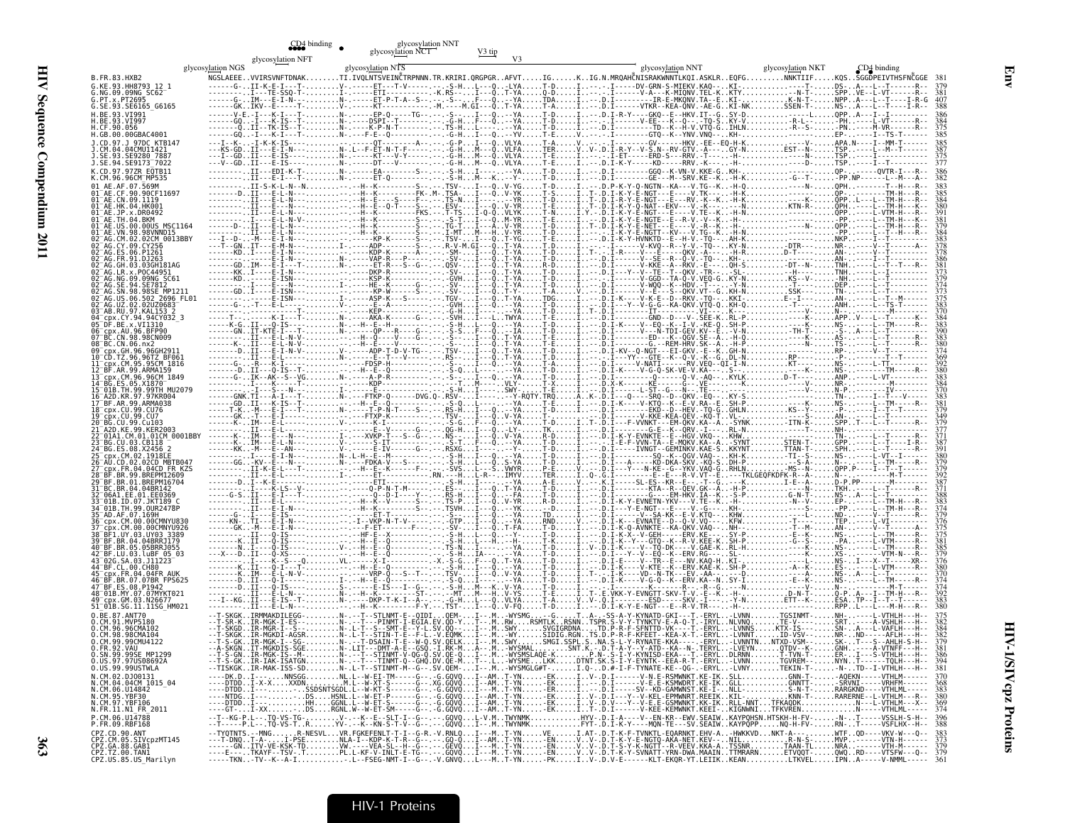HIV-1/SIVcpz Proteins — Env

```
                                         CD4 binding          glycosylation NNT
                                                      glycosylation NCT        V3 tip
                     glycosylation NFT                                            V3
        glycosylation NGS                        glycosylation NTS                              glycosylation NNT                     glycosylation NKT      CD4 binding
B.FR.83.HXB2       NGSLAEEE..VVIRSVNFTDNAK........TI.IVQLNTSVEINCTRPNNN.TR.KRIRI.QRGPGR..AFVT.....IG.....K..IG.N.MRQAHCNISRAKWNNTLKQI.ASKLR..EQFG.........NNKTIIF.....KQS..SGGDPEIVTHSFNCGGE  381
```

Sequences aligned against B.FR.83.HXB2:

G.KE.93.HH8793_12_1
G.NG.09.09NG_SC62
G.PT.x.PT2695
G.SE.93.SE6165_G6165
H.BE.93.VI991
H.BE.93.VI997
H.CF.90.056
H.GB.00.00GBAC4001
J.CD.97.J_97DC_KTB147
J.CM.04.04CMU11421
J.SE.93.SE9280_7887
J.SE.94.SE9173_7022
K.CD.97.97ZR_EQTB11
K.CM.96.96CM_MP535
01_AE.AF.07.569M
01_AE.CF.90.90CF11697
01_AE.CN.09.1119
01_AE.HK.04.HK001
01_AE.JP.x.DR0492
01_AE.TH.04.BKM
01_AE.US.00.00US_MSC1164
01_AE.VN.98.98VNND15
02_AG.CM.02.02CM_0013BBY
02_AG.CY.09.CY256
02_AG.ES.06.P1261
02_AG.FR.91.DJ263
02_AG.GH.03.03GH181AG
02_AG.LR.x.POC44951
02_AG.NG.09.09NG_SC61
02_AG.SE.94.SE7812
02_AG.SN.98.98SE_MP1211
02_AG.US.06.502_2696_FL01
02_AG.UZ.02.02UZ0683
03_AB.RU.97.KAL153_2
04_cpx.CY.94.94CY032_3
05_DF.BE.x.VI1310
06_cpx.AU.96.BFP90
07_BC.CN.98.98CN009
08_BC.CN.06.nx2
09_cpx.GH.96.96GH2911
10_CD.TZ.96.96TZ_BF061
11_cpx.CM.95.95CM_1816
12_BF.AR.99.ARMA159
13_cpx.CM.96.96CM_1849
14_BG.ES.05.X1870
15_01B.TH.99.99TH_MU2079
16_A2D.KR.97.97KR004
17_BF.AR.99.ARMA038
18_cpx.CU.99.CU76
19_cpx.CU.99.CU7
20_BG.CU.99.Cu103
21_A2D.KE.99.KER2003
22_01A1.CM.01.01CM_0001BBY
23_BG.CU.03.CB118
24_BG.ES.08.X2456_2
25_cpx.CM.02.1918LE
26_AU.CD.02.02CD_MBTB047
27_cpx.FR.04.04CD_FR_KZS
28_BF.BR.99.BREPM12609
29_BF.BR.01.BREPM16704
31_BC.BR.04.04BR142
32_06A1.EE.01.EE0369
33_01B.ID.07.JKT189_C
34_01B.TH.99.OUR2478P
35_AD.AF.07.169H
36_cpx.CM.00.00CMNYU830
37_cpx.CM.00.00CMNYU926
38_BF1.UY.03.UY03_3389
39_BF.BR.04.04BRRJ179
40_BF.BR.05.05BRRJ055
42_BF.LU.03.luBF_05_03
43_02G.SA.03.J11223
44_BF.CL.00.CH80
45_cpx.FR.04.04FR_AUK
46_BF.BR.07.07BR_FPS625
47_BF.ES.08.P1942
48_01B.MY.07.07MYKT021
49_cpx.GM.03.N26677
51_01B.SG.11.11SG_HM021
O.BE.87.ANT70
O.CM.91.MVP5180
O.CM.96.96CMA102
O.CM.98.98CMA104
O.CM.99.99CMU4122
O.FR.92.VAU
O.SN.99.99SE_MP1299
O.US.97.97US08692A
O.US.99.99USTWLA
N.CM.02.DJO0131
N.CM.04.04CM_1015_04
N.CM.06.U14842
N.CM.95.YBF30
N.CM.97.YBF106
N.FR.11.N1_FR_2011
P.CM.06.U14788
P.FR.09.RBF168
CPZ.CD.90.ANT
CPZ.CM.05.SIVcpzMT145
CPZ.GA.88.GAB1
CPZ.TZ.00.TAN1
CPZ.US.85.US_Marilyn

HIV-1 Proteins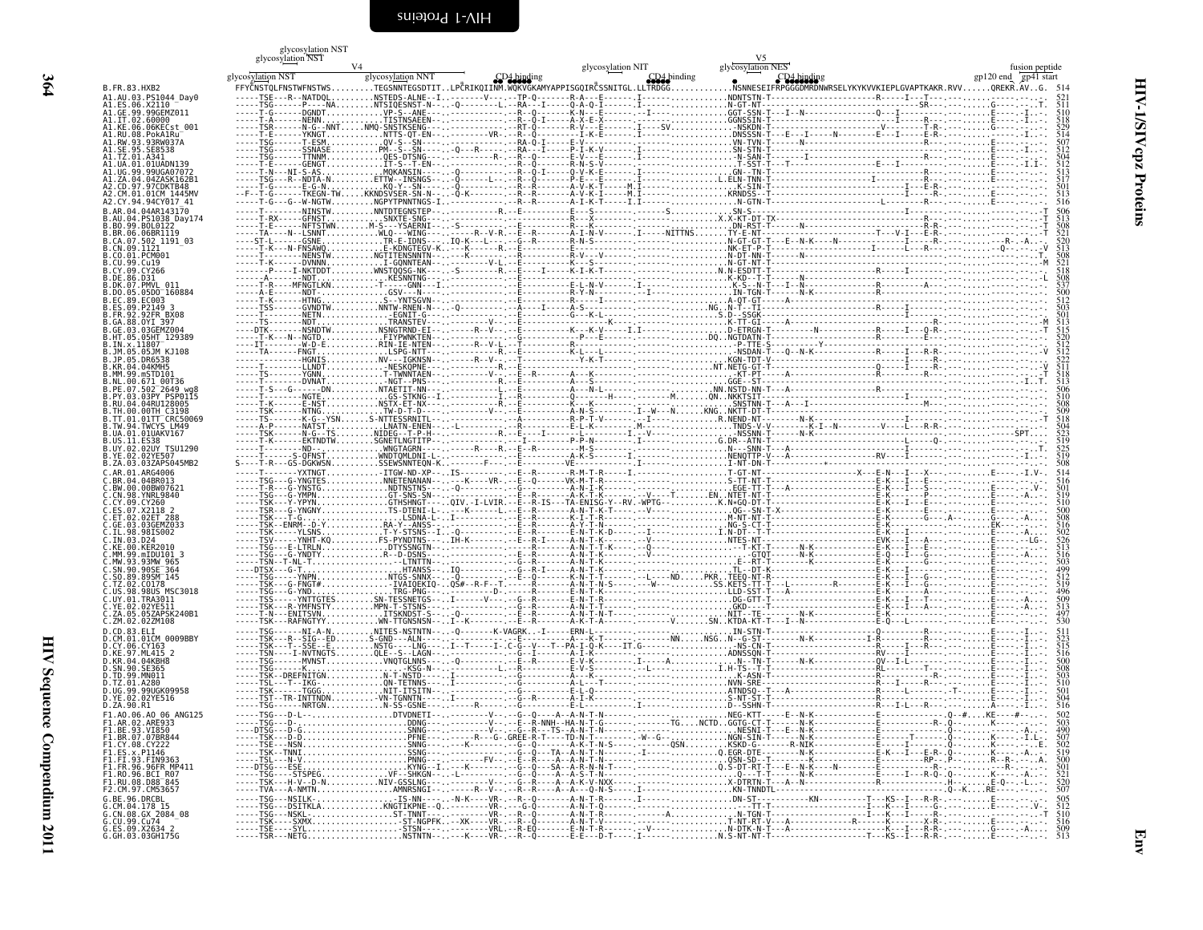# HIV-1/SIVcpz Proteins — Env

```
                    glycosylation NST
                    glycosylation NST
                                 V4                                                                                          V5
glycosylation NST               glycosylation NNT            CD4 binding      glycosylation NIT    CD4 binding   glycosylation NES   CD4 binding          gp120 end  gp41 start   fusion peptide

B.FR.83.HXB2            FFYCNSTQLFNSTWFNSTWS.........TEGSNNTEGSDTIT..LPCRIKQIINMWQKVGKAMYAPPISGQIRCSSNITGL.LLTRDGG............NSNNESEIFRPGGGDMRDNWRSELYKYKVVKIEPLGVAPTKAKR.RVV......QREKR.AV..G.   514
A1.AU.03.PS1044_Day0      521
A1.ES.06.X2110            511
A1.GE.99.99GEMZ011        510
A1.IT.02.60000            518
A1.KE.06.06KECst_001      529
A1.RU.08.PokA1Ru          514
A1.RW.93.93RW037A         507
A1.SE.95.SE8538           512
A1.TZ.01.A341             504
A1.UA.01.01UADN139        512
A1.UG.99.99UGA07072       513
A1.ZA.04.04ZASK162B1      517
A2.CD.97.97CDKTB48        501
A2.CM.01.01CM_1445MV      513
A2.CY.94.94CY017_41       516
B.AR.04.04AR143170        506
B.AU.04.PS1038_Day174     513
B.BO.99.BOL0122           508
B.BR.06.06BR1119          521
B.CA.07.502_1191_03       520
B.CN.09.1121              513
B.CO.01.PCM001            508
B.CU.99.Cu19              521
B.CY.09.CY266             518
B.DE.86.D31               508
B.DK.07.PMVL_011          537
B.DO.05.05DO_160884       500
B.EC.89.EC003             512
B.ES.09.P2149_3           503
B.FR.92.92FR_BX08         501
B.GA.88.OYI_397           513
B.GE.03.03GEMZ004         515
B.HT.05.05HT_129389       520
B.IN.x.11807              512
B.JM.05.05JM_KJ108        512
B.JP.05.DR6538            522
B.KR.04.04KMH5            511
B.MM.99.mSTD101           518
B.NL.00.671_00T36         513
B.PE.07.502_2649_wg8      506
B.PY.03.03PY_PSP0115      510
B.RU.04.04RU128005        508
B.TH.00.00TH_C3198        509
B.TT.01.01TT_CRC50069     518
B.TW.94.TWCYS_LM49        504
B.UA.01.01UAKV167         523
B.US.11.ES38              519
B.UY.02.02UY_TSU1290      525
B.YE.02.02YE507           519
B.ZA.03.03ZAPS045MB2      508
C.AR.01.ARG4006           514
C.BR.04.04BR013           516
C.BW.00.00BW07621         501
C.CN.98.YNRL9840          519
C.CY.09.CY260             510
C.ES.07.X2118_2           500
C.ET.02.02ET_288          508
C.GE.03.03GEMZ033         516
C.IL.98.98IS002           502
C.IN.03.D24               526
C.KE.00.KER2010           513
C.MM.99.mIDU101_3         516
C.MW.93.93MW_965          503
C.SN.90.90SE_364          499
C.SO.89.89SM_145          512
C.TZ.02.CO178             519
C.US.98.98US_MSC3018      496
C.UY.01.TRA3011           509
C.YE.02.02YE511           513
C.ZA.05.05ZAPSK240B1      497
C.ZM.02.02ZM108           530
D.CD.83.ELI               511
D.CM.01.01CM_0009BBY      523
D.CY.06.CY163             515
D.KE.97.ML415_2           516
D.KR.04.04KBH8            500
D.SN.90.SE365             508
D.TD.99.MN011             503
D.TZ.01.A280              510
D.UG.99.99UGK09958        501
D.YE.02.02YE516           504
D.ZA.90.R1                516
F1.AO.06.AO_06_ANG125     502
F1.AR.02.ARE933           503
F1.BE.93.VI850            490
F1.BR.07.07BR844          507
F1.CY.08.CY222            502
F1.ES.x.P1146             519
F1.FI.93.FIN9363          500
F1.FR.96.96FR_MP411       501
F1.RO.96.BCI_R07          521
F1.RU.08.D88_845          520
F2.CM.97.CM53657          507
G.BE.96.DRCBL             505
G.CM.04.178_15            512
G.CN.08.GX_2084_08        510
G.CU.99.Cu74              516
G.ES.09.X2634_2           509
G.GH.03.03GH175G          513
```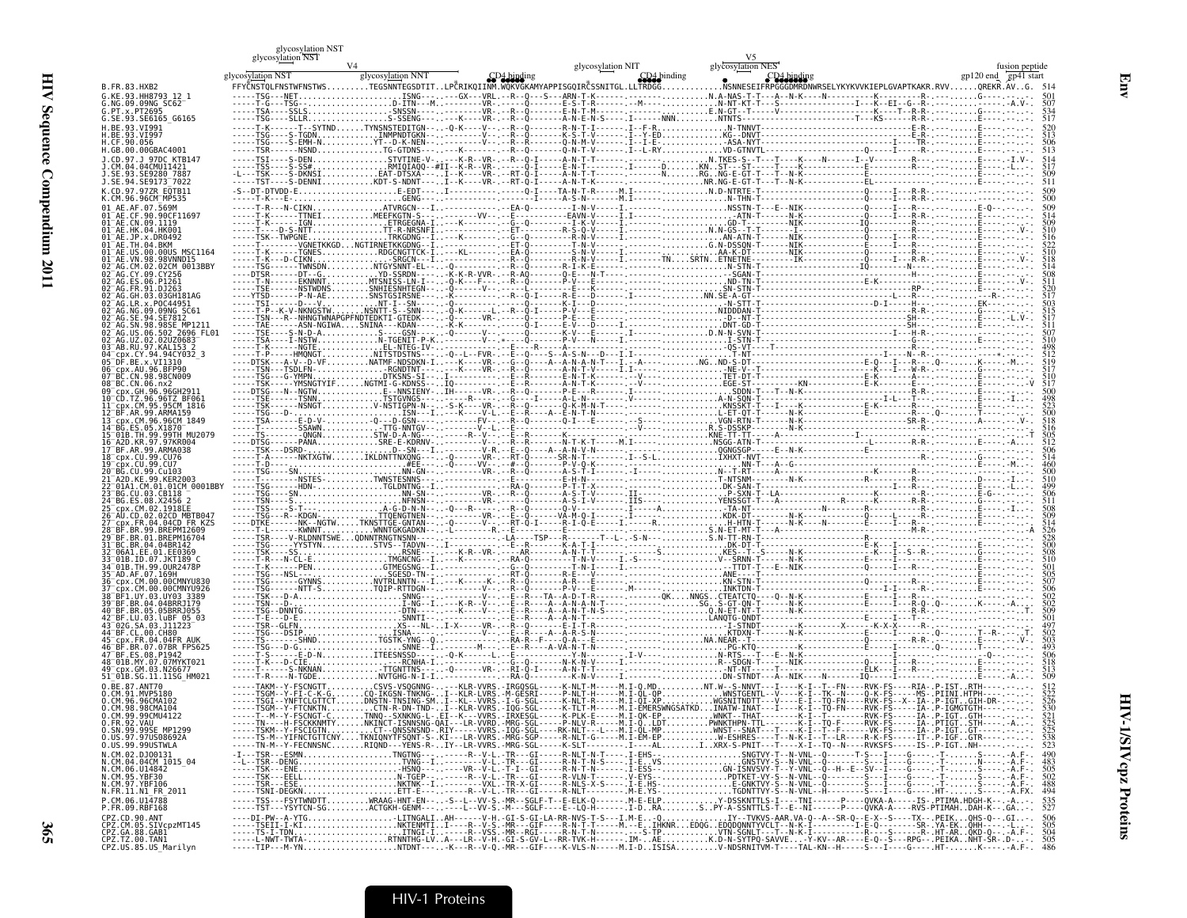```
                          glycosylation NST
                        glycosylation NST
                                       V4                                                                                              V5
                      glycosylation NST          glycosylation NNT              CD4 binding         glycosylation NIT       CD4 binding           glycosylation NES          CD4 binding                                   gp120 end  gp41 start  fusion peptide
B.FR.83.HXB2               FFYCNSTQLFNSTWFNSTWS.........TEGSNNTEGSDTIT..LPCRIKQIINMWQKVGKAMYAPPISGQIRCSSNITGL.LLTRDGG.............NSNNESEIFRPGGGDMRDNWRSELYKYKVVKIEPLGVAPTKAKR.RVV......QREKR.AV..G.  514
G.KE.93.HH8793_12_1        -----TSG---NET.....................ISNG--....--GX---VRL..--R--Q---S---ARN-T-K--.........................N.A-NAS-T-T---A--N-K----N-----------K-----------R-.-----..G----.-..-.  501
G.NG.09.09NG_SC62          -----T-G---TSG-.....................D-ITN---M..---------VR-..--R--Q-------E-S-T-R-.......--M---..........N-NT-KT-T---S-----------------I---K--EI--G--R-.-----..-----..A.V-.  507
G.PT.x.PT2695              -----TSA----SSLS...................SNSSN---..-----------VR-..--R--Q-------E-N-T-M-.......................E.N-GT--T------V-----------------K-----T--R-R-.-----..G-----..-..-.  534
G.SE.93.SE6165_G6165       -----TSG----SLLR...................S-SSENG--..--K-----VR-..--R--Q-------A-N-E-N-S---.I-----NNN.........NTNTS-----------------------T----KS------R-R-.-----..E-----..-..-.  517
H.BE.93.VI991              -----T-K------T--SYTND......TYNSNSTEDITGN--..-Q-K-----V-..--R--Q-------R-N-T-I-------.I--F-R...........N-TNNVT-------------------------------------E-R-.-----..E----..-..-.  520
H.BE.93.VI997              -----TSG----S-TGDN.........INMPNDTGKN--..--------------V-..--R--Q-------K-S-T-V-----.I--Y-ED...........KG--DNVT-------------------------------------E-R-.-----..E-----..-..-.  513
H.CF.90.056                -----TSG----S-EMH-N........VT--D-K-NEN--..-------------VR-..--R--Q-------Q-N-M-V-----.I--I-E-.........--ASA-NYT-----------------------I-----TR-.-----..E-----..-..-.  506
H.GB.00.00GBAC4001         -----TSR-------NSND........TG-GTDNS--..--K-----VR-..--R--Q-------Q-N-T-V-----.I--L-RY...........VD-GTNVTL-------------------------Q-------I----R-.-----..E-----..-..-.  513
J.CD.97.J_97DC_KTB147      -----TSI----S-DEN..........STVTINE-V..----K-R--VR-..--R--Q-I-----A-N-T-T--.............N.TKES-S--T---T----K----N------I--V--------R-.-----..E-----..I.V-.  514
J.CM.04.04CMU11421         -----TSS----S-SS#...........RMIQIAQQ-.#II--K-R--VR-..--R--Q-I-----E-N-T------.I-----D.....KN..ST--S--T---T-------K-------------E-------------R-.-----..E-----..L..-.  517
J.SE.93.SE9280_7887        -L---TSK----S-DKNSI........EAT-DTSXA---..I--K----VR-..--RT-Q-I-----A-N-T-T---------N......RG..NG-E-GT-T---T--N-K---------------E-------------R-.-----..E-----..-..-.  509
J.SE.94.SE9173_7022        -----TST----S-DENNI........KDT-S-NDNT---..I--K----VR-..--RT-Q-I-----A-N-T-K--...................NR.NG-E-GT-T---T--N-K---------------EL------------R-.-----..E-----..-..-.  511
K.CD.97.97ZR_EQTB11        -S--DT-DTVDD-E....................E-EDT----..I----------------Q-I----TA-N-T-R-----M.I---------.......N.D-NTRTE-T----------------------Q-----I---R-R-.-----..-----..-..-.  509
K.CM.96.96CM_MP535         -----T-K---E-.....................GENG-----..---------------I-----A-S-N---------M.I---------.......VGN-RTN-T----------------------Q-----I---R-R-.-----..-----..-..-.  500
01_AE.AF.07.569M           -----T-R---N-CIKN...........ATVRGCN---I..----------------EA-Q--------I-N-V-----I.----------.......NSSTN-T---E--NIK----------------Q-----I---R-R-.-----..E-Q----..-..-.  509
01_AE.CF.90.90CF11697      -----T-K------TTNEI.........MEEFKGTN-S..-----------VV-..--E-------------EAVN-V-----I.I-----------.......ATN-T------N-K--------------Q-----I---R-R-.-----..E-----..-..-.  514
01_AE.CN.09.1119           -----T-K-----IGN............ETRGEGNA-I...--K--------G--Q--------I-K-V-----I.--------------.......GD-T--------NIK--------------IQ------------R-.-----..E-----..-..-.  509
01_AE.HK.04.HK001          -----T-----D-S-NTT..........TT-R-NRSNFI..----------------ET---------R-S-Q-V-----I.------------.....N.N-GS--T-T--------I------------Q-----I---R-R-.-----..E-----..-..-.  510
01_AE.JP.x.DR0492          -----TSK--TWPGNE............TRKGDNG--I..---K---------G--Q---------R-N-V-----I.-------------.......AN-ATN-T------NIK------------------Q-----I---R-R-.-----..E-----..-..-.  516
01_AE.TH.04.BKM            -----T------VGNETKKGD...NGTIRNETKKGDNG-I..----------------ET-Q---------T-N-V-----I.---------------....G.N-DSSQN-T------NIK------------------Q-----I---R-R-.-----..E-----..-..-.  522
01_AE.US.00.00US_MSC1164   -----T-K------TGNES.........RDGCNGTTCK-I..---KL-------EA-Q---------S-N-V-----I.----------------.......AA-K-DT-------NIK------------------Q-----I---R-R-.-----..E-----..-..-.  510
01_AE.VN.98.98VNND15       -----T-K---D-CIKN...........SRGCN---I..----------------R--Q---------R-N-V-----I.-------TN....SRTN..ETNETNE---------IK------------------Q-----I---R-R-.-----..E-----..-..-.  518
02_AG.CM.02.02CM_0013BBY   -----TSG------TWNSDN........NTGYSNNT-EL-..Q----------------R--Q---------R-I-K-E-----.............N-STN-T------------------------IQ------N-------R-.-----..E-----..-..-.  514
02_AG.CY.09.CY256          ---DTSR---------DT--G.......YD--SSRDN-----K-R-VVR--..R-AQ---------Q-E---N-T-----.............-SGAN-T------------------------------H--------R-.-----..E-----..-..-.  508
02_AG.ES.06.P1261          -----T-N-------EKNNNT.......MTSNISS-LN-I---..-Q-K---F-----R-Q---------P-V---E------.............ND-TN-T------------------------E-K-----------R-.-----..E-----..V-.  511
02_AG.FR.91.DJ263          -----TSE-------NSTWDNS......SNHIESNHTEGN-..-Q---------V-....-----------E----K-------.............SN-STN-T-------------------------------RP------R-.-----..E-----..-..-.  520
02_AG.GH.03.03GH181AG      ----YTSD-------P-N-AE.......SNSTGSIRSNE---...K---------------R--Q-I---------N-T-----I.------------....NN.SE-A-GT-------------------------L-------R-.-----..----R-..-..-.  517
02_AG.LR.x.POC44951        -----TSI-------D---V........NT-I--SN----..-Q-------------Q---------K-I--D---------.............N-STT-T--------------------------D-I-----H-------EK--.-----..-..-.  503
02_AG.NG.09.09NG_SC61      -----T-P--K-V-NKNGSTW.......NSNTT-S--SNN---..-Q-K------L..-R--Q-I-----P-V---E------.............NIDDDAN-T-------------------------------------R-R-.-----..E-----..-..-.  515
02_AG.SE.94.SE7812         -----TSN---R--NHNGTWNAPGPFNDTEDKTI-GTEDK--..-Q-------VR-...---------R-E-----E------.............DN-TN-T------------------------------SH--------R-.-----..E-----..L.V-.  517
02_AG.SN.98.98SE_MP1211    -----TAE-------ASN-NGIWA....SNINA---KDAN----..-K-K-------------Q-I-----E-V---D-----I.............DNT-GD-T-----------------------------SH--------R-.-----..E-----..-..-.  511
02_AG.US.06.502_2696_FL01  -----TSE----S-N-D-A.........GSN-SSN----..-Q-------V-...-----Q---------K-V---E------.I-----------....D.N-N-SVN-T-----------------------I----H-R-.-----..E-----..-..-.  507
02_AG.UZ.02.02UZ0683       -----TSA----I-NSTW..........N-TGENIT-P-K--..-V---------.+----Q---------P-V---N-----I.............I-STNT-T------------------------------E-----R-R-.-----..E-----..-..-.  510
03_AB.RU.97.KAL153_2       -----T-K-------NGTE.........EL-NTEG-IV-..--------------------------------------------...........-QS-VT-----T-------------------------------R-.-----..E-----..-..-.  498
04_cpx.CY.94.94CY032_3     -----T-P-------HMQNGT.......NITSTDSTNS-----..-Q--L--FVR-..-E--Q-------A-S-N---D---I.I-----------......VGN-DTRTR-T-----------------------I----R--R-.-----..------..-..-.  512
05_DF.BE.x.VI1310          ---DTSK---A-V---D-VF........NATMF-NDSDKN-I...--K----VR-..--G--Q-----A--A-N-A-N-T---I.--A---------NG..ND-S-DT-------------------------E-Q---I---R----Q-----..K----M..-.  519
06_cpx.AU.96.BFP90         -----TSN---TSDLFN...........RGNDTNT.-----..--K----VR-..--R--Q-------A-N-T-V-----I.I-----------.......-NE-V--T-------------------------K----I---W-R-.-----..E-----..-..-.  517
07_BC.CN.98.98CN009        -----TSG----G-YMPN..........DTKSNS-SI--..I--------------..-------------E-N-T-K---------.............TET-T----------------------------E---------R-R-.-----..E-----..-..-.  510
08_BC.CN.06.nx2            -----TSK-----YMSNGTYIF......NGTMI-G-KDNSS--..IQ--------------E--R-------A-N-T-K-----.......--V--------EGE-ST-----------KN---------E-K-----E------R-R-.-----..E-----..-..V.  517
09_cpx.GH.96.96GH2911      ---DTSG---N--NGTW...........E--NNSIENY-..IH-------VR-..-R--Q-------P-E---R--------.I-----------.......SDDN-T----T--N-K----------------------R-R-.-----..E-----..-..-.  500
10_CD.TZ.96.96TZ_BF061     -----T-T-------TSNN.........TSTGVNGS--..---------G---Q---I-----A-L-N-------I......--V---------.......A-N-STN-T------------------------I-L---T-----.-----..------..-..-.  498
11_cpx.CM.95.95CM_1816     -----TSK-------NSNGT........V-NSTIGPN-N---..-S-K-----VR-..--R--Q-------Q-K-M-N-T-----.............KNSSKT-T---I-----K---------------E-K-----------R-.-----..E-----..-..-.  523
12_BF.AR.99.ARMA159        -----TSG---D-.....................ISN---I..---K-----V-L..-E--R--A--E-N-T-N----------.............L-ET-QT-T-----N---------------------R-------Q-----.T----..-..-.  500
13_cpx.CM.96.96CM_1849     -----TSA------E-D-V.........-Q---D-GSN---..-------------FV-..---R--Q-------Q-I---E------.----S-----.......VGN-RTN-T---------------------------SR-R-.-----..A-----..V-.  518
14_BG.ES.05.X1870          -----T----------SSAWN.......-TTG-NNTGV-----..--V-L-.-E---------------T-N-----------I.............R.S-DSSKP-----------N-K---------------------R-R-.-----..E-----..-..-.  516
15_01B.TH.99.99TH_MU2079   -----TS---------QNGN........STW-D-A-NG-----..--R---V-..---R--R---------------------I..............KNE-TT-TT-----A-------------I----------R-R-.-----..E-----..-..T.  505
16_A2D.KR.97.97KR004       ---DTSG------PANA...........SRE-E-KDRNV----..-----F-----R--R---------N-T-K-T-----M.I--------.......NSGG-ATN-T--------------------------------R-.-----..E-----..A...  512
17_BF.AR.99.ARMA038        -----TSK---DSRD-............D---SN---I..--------V-R..-E--Q-----A--A-N-V-N----------.............QGNGSGP-----E--N-K-------E---------------------R-.-----..-----..-..-.  506
18_cpx.CU.99.CU76          -----T-A-------NKTXGTW......IKLDNTTNXQNG-..-Q-------VR-..--RT-Q-------SR-N-T-------I--S-L.........IXHXT-NVT-------------------------------------R-.-----..G-----..-..-.  514
19_cpx.CU.99.CU7           -----T-D--------.............#EE-----..-Q------VV-..--R------------P-V-Q-K-----------.............NN-T----A--G----------------------------------R-.-----..E-----M.-.  460
20_BG.CU.99.Cu103          -----TSG----SN..............NN-GN-----..--------VR-..--R--Q-------A-S-T-I--------I-------......N.-T-RT-------A-N----------------K-----------R-.-----..E-----..-..-.  500
21_A2D.KE.99.KER2003       -----T--------NSTES-........TWNSTESNNS-.....................E-H-N-----------.............T-NTSNM-------N-K--------------R-------------R-.-----..D-----..I..-.  510
22_01A1.CM.01.01CM_0001BBY -----TSG-------HDN-.........TGLDNTNG--I..-------------RA-Q---------P-T-X--------...........------.......DK-SAN-T--------------------------------------R-.-----..E-----..L..-.  499
23_BG.CU.03.CB118          -----TSG---SN..............NN-SN----------..-----------VR-..--R--Q-------A-S-T-V-----II-----------.......P-SXN-T--LA-------------------K--------R-.-----..E-G----..-..-.  506
24_BG.ES.08.X2456_2        -----TSN---S-...............NFNSN----......-VR-..--R--Q-------A-S-I-V-----IIS-----------.......YENSSGT-T--A--------------R-------K-------R-.-----..E-----..-..-.  511
25_cpx.CM.02.1918LE        -----TSS-----S-T-...........A-G-D-N-N--..-Q---R--........---Q---------K-S-T-K-V----------------.......-TA-NT-----------------N-K-------------Q-V-.-----..E----I..-..-.  508
26_AU.CD.02.02CD_MBTB047   -----TSG---R--KDGN-.........TTQENGTNEN----..-------VR-..-E--Q-------VA-M-Q-I-----I-----------......KDK-DT-------------------------Q-----L-------R-.-----..E-----..-..-.  509
27_cpx.FR.04.04CD_FR_KZS   ---DTKE---------NK--NGTW....TKNSTTGE-GNTAN--..-Q-------V-..--RT-Q-I-----R-I-Q-E-----I-----R.......H-HTN-T-----N-K----------E-----I---R-R-.-----..E-----..-..-.  514
28_BF.BR.99.BREPM12609     -----T-L-------KWNNT........WNNTGKGADKN---..-L-------R-...-E--R-----A--A-N-A-N----------.............S.N-ET-MT-T--A----------------------R-R-.-----..-----..-..A.  526
29_BF.BR.01.BREPM16704     -----TSR----V-RLDNNTSWE.....QDNNTRNGTNSNN-----..----------LA----TSP---R--------T--L-.-S-N--......S.N-TT-RN-T-------------------------------R-.-----..E-----..-..-.  528
31_BC.BR.04.04BR142        -----TSG-----YYSTYN.........STVS--TADVN---..I-----------E--R-------K-A-T-I------------.............DK-DT-T--------------------------E-K---I----------.-----..E-----..-..-.  500
32_06A1.EE.01.EE0369       -----TSK---SS...............RSNE-----...----------AR---------A-N-T-T----------S-.........KES--T--S-N-----------------------K---I--S--R-.-----..E-----..-..-.  508
33_01B.ID.07.JKT189_C      -----T-R---N-CL-E...........TMGNCNG--I..---K---------RA-Q---------T-N-V-----I.-S---------.......V--SRNN-T------N-K---------------Q-----I--------.-----..E-----..-..-.  510
34_01B.TH.99.OUR2478P      -----T-K-------PEN..........GTMEGSNG--I..----------G--Q---------T-N-I-----I.-------------.......TTDT-T---E--NIK----------------Q-----I---R-R-.-----..E-----..-..-.  501
35_AD.AF.07.169H           -----TSG---NSL-.............SGESD-TN------..---------------R-E--------------------.............ANE----T--------------------------------------R-.-----..------..-..-.  505
36_cpx.CM.00.00CMNYU830    -----TSG--------GYNNS.......NVTRLNNTN---I..----K---K---R--Q-------K-N-T-----I-----------.......KN-STN-T------------------------------R-------R-.-----..E-----..-..-.  507
37_cpx.CM.00.00CMNYU926    -----TSG-------NTT-S........TQIP-RTTDGN--..--------V---..--R--Q-------P-V-E-----.M----------.......INKTDN-T-------------------------I-I-------R-R-.-----..E-----..-..-.  506
38_BF1.UY.03.UY03_3389     -----TSK---D-A.......................SNNG------..---------R--TA-A-D-T-R-----------.QK....NNGS..CTEATCTQ---Q--N-K-------------------E------R-R-.-----..E-----..-..-.  502
39_BF.BR.04.04BRRJ179      -----TSN---D-................I-NG--I---K-R--V--..-E--R-----A--A-N-A-N-T-----.............SG..S-GT-QN-T-----N-K--------------E-----I---R-Q-Q-.-----..K-----..A...  502
40_BF.BR.05.05BRRJ055      -----TSG--DNNTG..............DTN-------..----K----V-..-E--R-----A--A-N-T-N-S-----------.............Q.N-ET-NT-T-----------------------------R-R-.-----..----..-..T.  509
42_BF.LU.03.luBF_05_03     -----T-E---D-E...............SNNTI-----..----------------E--R-----A--A-N-T-N-----------.............LANQTG-QNDT--------------------------------R-.-----..------..-..-.  501
43_02G.SA.03.J11223        -----TSR--GLFN...............XS---NL-.I-X----VR-..--R--Q-------E-I-T-R---------------.............I-STNDT-------K-------X-----K-X-X-----R-.-----..------..-..-.  497
44_BF.CL.00.CH80           -----TSG--DSIP...............ISNA-------..-------V-..--E--R-----A--A-R-S-N-----------.............KTDXN-T-----N-K--------------E-----I---R-R-.---T-..R-----..T...  502
45_cpx.FR.04.04FR_AUK      -----T-S-------SHND..........TGSTK-YNG-Q..---------------RA-R--F----Q-A---E-----------.........NA.NEAR--T-------------------------E----I---R-R-.-----..E-----..V-.  503
46_BF.BR.07.07BR_FPS625    -----TSG---D-G...............SNNE-I---------M-----..-E--R-----A--VA-N-T-N-----------.............PG-KTQ--------N-K--------------E-----------R-Q-.-----..T-----..-..-.  493
47_BF.ES.08.P1942          -----T-S-------E-D-N.........ITEESNSSD--..-Q-K-----L.--E-------------Y-N-------I-V---------.......N-RTS---T---E--N-K--------------------------R-.-----..Q-----..-..-.  506
48_01B.MY.07.07MYKT021     -----T-K---D-CIE.............RCNHA-I-..-----------G--Q---------N-K-N-V-----I.-------------.......R--SDGN-T-----NIK-----------------Q-----I---R-R-.-----..E-----..-..-.  518
49_cpx.GM.03.N26677        -----T-----S-NKNAN...........TTGNTTNS-..I--Q---------VR-..--RI-Q-I-----A-N-T-----I------------.......-NT-NT------------------------ELK-------I---R-R-.-----..E-----..-..-.  513
51_01B.SG.11.11SG_HM021    -----T-R---N-TGDE............NVTGHG-N-I-I-..-------------------------------------I.-------------.......DN-STNDT---A--NIK------N-------IQ-----I---R-R-.-----..E-----..-..-.  509
O.BE.87.ANT70              -----TAKM---Y-FSCNGTT........CSVS-VSQGNNG-....---KLR-VVRS-.IRGQSGL-----K-NLT-M-----M.I-Q.MD.........NT.W---S-NNVT-------K-I--T--FN----RVK-FS----RIA-.P-IST..RTH---..-..-.  512
O.CM.91.MVP5180            -----TSGM--Y-FI-C-K-G........CQ-IKGSN-TNKNG-..I--KLR-LVRS.-M-GESRI-----P-NLT-H-----M.I-QL-QP.........WNSTGENTL--V----K-I--TK--N----Q-K-FS----MS-.PIINI.HTPH-----..-..-.  522
O.CM.96.96CMA102           -----TSGI--YNFTCLCTTCT.......DNSTN-TNSING-SM.I--KL-VVRS.-I-G-SGL-----K-NLT-H-----M.I-QI-XP.........WGSNITNDIT---V----K-I--TQ-FN----RVK-FS--X--IA-.P-IGT..GIH-DR-.-..-.  526
O.CM.98.98CMA104           -----TSGM--Y-FTCNKTN.........CTN-R-DN-TND-..I--KLR-VVRS.-IQG-SGL-----K-TLT-M-----M.I-EMERSWNGSATKD..INATW-INAT---I----K-I--TQ-FN----RVK-FS----IA-.P-IGMGTGTH---..-..-.  530
O.CM.99.99CMU4122          -----T--M--Y-FSCNGT-C........TNNQ--SXNKNG-L-.EI--K-VVRS-.IRXESGL-----K-PLK-E-----M.I-QK-EP.........WNAT-TTHAT-------K-I--T--------RVK-FS----IA-.P-IGT..GTH-----..-..-.  521
O.FR.92.VAU                -----TN----H-FSCKKNMTTY......NKINCT-ISNNSNG-QAI--.-LR-VVRD.-MRG-SGL-----P-NLV-R-----M.I-Q..DT.........PWNKTHPN-TTL--------K-I--TQ-F-----RVK-FS----IA-.PTIGT..STH-----..A..-.  525
O.SN.99.99SE_MP1299        -----TSKM--Y-FSCIGTN.........CT--QNSSNSND-.RIY---VVRS.-IQG-SGL-----RK-NLT---L---M.I-QL-MP.........WNST--SNAT---T----K-I--T--F-------VK-FS----IA-.P-IGT..GT------..-..-.  525
O.US.97.97US08692A         -----TS-M--YIFNCTGTTCNY......TKNIQNYTFSQNT-S-.KI--LR-VVRS.-MRG-SGP-----R-NLT-G-----M.I-EM-EP.........W-ESHRES-----T--N-K-I--T--LR----R-K-FS----IT-.P-IGF..GTR-----..-..-.  538
O.US.99.99USTWLA           -----TN-M--Y-FECNNSNC........RIQND---YENS-R-..IY--LR-VVRS.-MRG-SGL-----K-SLT---------I----AL.......I..XRX-S-PNIT---T----X-I--TQ--N-----RVKSFS----IS-.P-IGT..NH------..-..-.  523
N.CM.02.DJO0131            -I---TSR---ESMN...................TNGTNG------..R--V-L.-TR---GI-----R-NLT-N-T----I.EHS-..........SNGTVY-T--N-VNL--Q------T-S----I----G-----.-T-----..S-----..A.F-.  490
N.CM.04.04CM_1015_04       --L--TSR--DENG....................TVNG---I..------V-L.-TR---GI-----R-NLT-N-S----I.-E..VS........GNSTVY-S--N-VNL--Q---------S-----I----G-----.-T-----..N-----..A.F-.  483
N.CM.06.U14842             -----TSK---ENE....................-HSNQ----..--VR--V-L.-T-I--GI-----R-NLT-N-T----I.ESS-.........GN-ISNVSVY-T--Y-VNL--Q--H--E--SV--I----G-----.-T-----..S-----..A.F-.  505
N.CM.95.YBF30              -----TSK---EELL...................N-TGEP-----..--R--V-L.-TR---GI-----R-VLN-T-----.V-EYS-.........PDTKET-VY-S--N-VNL--Q--------S----I----G-----.-T-----..S-----..A.F-.  502
N.CM.97.YBF106             -----TSR---ESE....................NKTNK--I---..---VXL.-TR-X-GI-----R-NLS-X-S----I.E-HS-.........E-GNKTVY-S--N-VNL--Q--------S----I----G-----.-T-----..S-----..A.F-.  488
N.FR.11.N1_FR_2011         -----TSNI-DEGKN...................ETT-E--.......--R--V-L.-TR---GI-----R-NLT-------M.E-YS-.........TGDNTTVY-S--N-VNL--H--------S----I----G-----.HT-----..S-----..A.FX.  494
P.CM.06.U14788             -----TSS---FSYTWNDTT.........WRAAG-HNT-EN-..-S--L--VV-S.-MR--SGLF-T--E-ELK-Q-------M.E-ELP.........Y-DSSKNTTLS-I----TNI------P----QVKA-A-----IS-.PTIMA.HDGH-K---..A..-.  535
P.FR.09.RBF168             -----TST---YSYTCN-SG.........ACTGKH-GENM-----..--VV-S.-M---SGLF-----LQ-H-----I-D..RA........S..PY-A-SSNTTLS-T--E--NI------P----QVKA-A----RVS-PTIMAH..DAH-K--.GA..-.  527
CPZ.CD.90.ANT              ---DI-PW--A-YTG...................LITNGALI..AH------V-H.-GI-S-GI-LA-RR-NVS-T-S---I.M-E..-Q.........IY--TVKVS-AAR.VA-Q--A--SR-Q--E-X--S-----TX--.PEIK..QHS-Q--.GI..-.  506
CPZ.CM.05.SIVcpzMT145      -----TSEII-I-KI...................NKTENMTI..I----R--V-S.-MR--GIF-----R-N-T-T-----M.-E..IHKNR..EDQG..EDQDQNNTYVCLT--N-K-I---------I-E-Q-------SR-.YA-EK..QHH---..L..-.  505
CPZ.GA.88.GAB1             -----TS-I-TDN.....................ITNGI-I..----R--VSS.-MR-RGI-----R-N-T-N-------S-TP.........VTN-SGNLT---T--N-K-I-----------R----S----R-.HT-AR..QKD-Q--..A.F-.  504
CPZ.TZ.00.TAN1             -----L-NWT-TWTA...................RTNNTNG-LV..A---LR-V-H.-GI-S-GV-L--RR-TVK-H-----IM-.........K.D-N-SYTPQ-SAVVE....-Y-KV--AR----G-Q--S---RPG--.PEIKA..NHT-SR-.D-..-.  505
CPZ.US.85.US_Marilyn       -----TIP---M-YN...................NTDNT-..-K---R--V-Q.-MR--GIF-----K-VLS-N-----M.I-D..ISISA.........V-NDSRNITVM-T----TAL-KN--H-----S---I----G-----.HT-----..K-----..A.F-.  486
```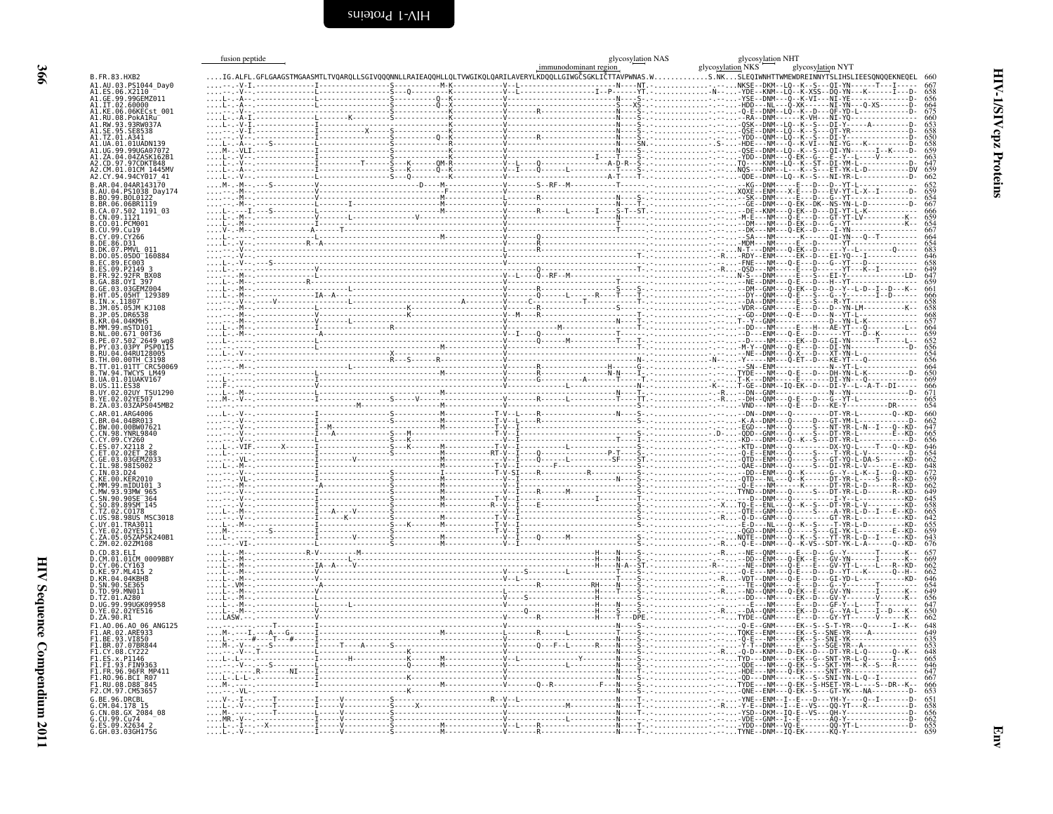# HIV-1/SIVcpz Proteins — Env

Annotations: fusion peptide; immunodominant region; glycosylation NAS; glycosylation NKS; glycosylation NHT; glycosylation NYT

```
B.FR.83.HXB2              ....IG.ALFL.GFLGAAGSTMGAASMTLTVQARQLLSGIVQQQNNLLRAIEAQQHLLQLTVWGIKQLQARILAVERYLKDQQLLGIWGCSGKLICTTAVPWNAS.W.............S.NK...SLEQIWNHTTWMEWDREINNYTSLIHSLIEESQNQQEKNEQEL  660
A1.AU.03.PS1044_Day0      667
A1.ES.06.X2110            658
A1.GE.99.99GEMZ011        656
A1.IT.02.60000            664
A1.KE.06.06KECst_001      675
A1.RU.08.PokA1Ru          660
A1.RW.93.93RW037A         653
A1.SE.95.SE8538           658
A1.TZ.01.A341             650
A1.UA.01.01UADN139        658
A1.UG.99.99UGA07072       659
A1.ZA.04.04ZASK162B1      663
A2.CD.97.97CDKTB48        647
A2.CM.01.01CM_1445MV      659
A2.CY.94.94CY017_41       662
B.AR.04.04AR143170        652
B.AU.04.PS1038_Day174     659
B.BO.99.BOL0122           654
B.BR.06.06BR1119          667
B.CA.07.502_1191_03       666
B.CN.09.1121              659
B.CO.01.PCM001            654
B.CU.99.Cu19              667
B.CY.09.CY266             664
B.DE.86.D31               654
B.DK.07.PMVL_011          683
B.DO.05.05DO_160884       646
B.EC.89.EC003             658
B.ES.09.P2149_3           649
B.FR.92.92FR_BX08         647
B.GA.88.OYI_397           659
B.GE.03.03GEMZ004         661
B.HT.05.05HT_129389       666
B.IN.x.11807              658
B.JM.05.05JM_KJ108        658
B.JP.05.DR6538            668
B.KR.04.04KMH5            657
B.MM.99.mSTD101           664
B.NL.00.671_00T36         659
B.PE.07.502_2649_wg8      652
B.PY.03.03PY_PSP0115      656
B.RU.04.04RU128005        654
B.TH.00.00TH_C3198        656
B.TT.01.01TT_CRC50069     664
B.TW.94.TWCYS_LM49        650
B.UA.01.01UAKV167         669
B.US.11.ES38              666
B.UY.02.02UY_TSU1290      671
B.YE.02.02YE507           665
B.ZA.03.03ZAPS045MB2      654
C.AR.01.ARG4006           660
C.BR.04.04BR013           662
C.BW.00.00BW07621         647
C.CN.98.YNRL9840          665
C.CY.09.CY260             656
C.ES.07.X2118_2           646
C.ET.02.02ET_288          654
C.GE.03.03GEMZ033         662
C.IL.98.98IS002           648
C.IN.03.D24               672
C.KE.00.KER2010           659
C.MM.99.mIDU101_3         662
C.MW.93.93MW_965          649
C.SN.90.90SE_364          645
C.SO.89.89SM_145          658
C.TZ.02.CO178             665
C.US.98.98US_MSC3018      642
C.UY.01.TRA3011           655
C.YE.02.02YE511           659
C.ZA.05.05ZAPSK240B1      643
C.ZM.02.02ZM108           676
D.CD.83.ELI               657
D.CM.01.01CM_0009BBY      669
D.CY.06.CY163             662
D.KE.97.ML415_2           662
D.KR.04.04KBH8            646
D.SN.90.SE365             654
D.TD.99.MN011             649
D.TZ.01.A280              656
D.UG.99.99UGK09958        647
D.YE.02.02YE516           650
D.ZA.90.R1                662
F1.AO.06.AO_06_ANG125     648
F1.AR.02.ARE933           649
F1.BE.93.VI850            635
F1.BR.07.07BR844          653
F1.CY.08.CY222            648
F1.ES.x.P1146             665
F1.FI.93.FIN9363          646
F1.FR.96.96FR_MP411       647
F1.RO.96.BCI_R07          667
F1.RU.08.D88_845          666
F2.CM.97.CM53657          653
G.BE.96.DRCBL             651
G.CM.04.178_15            658
G.CN.08.GX_2084_08        656
G.CU.99.Cu74              662
G.ES.09.X2634_2           655
G.GH.03.03GH175G          659
```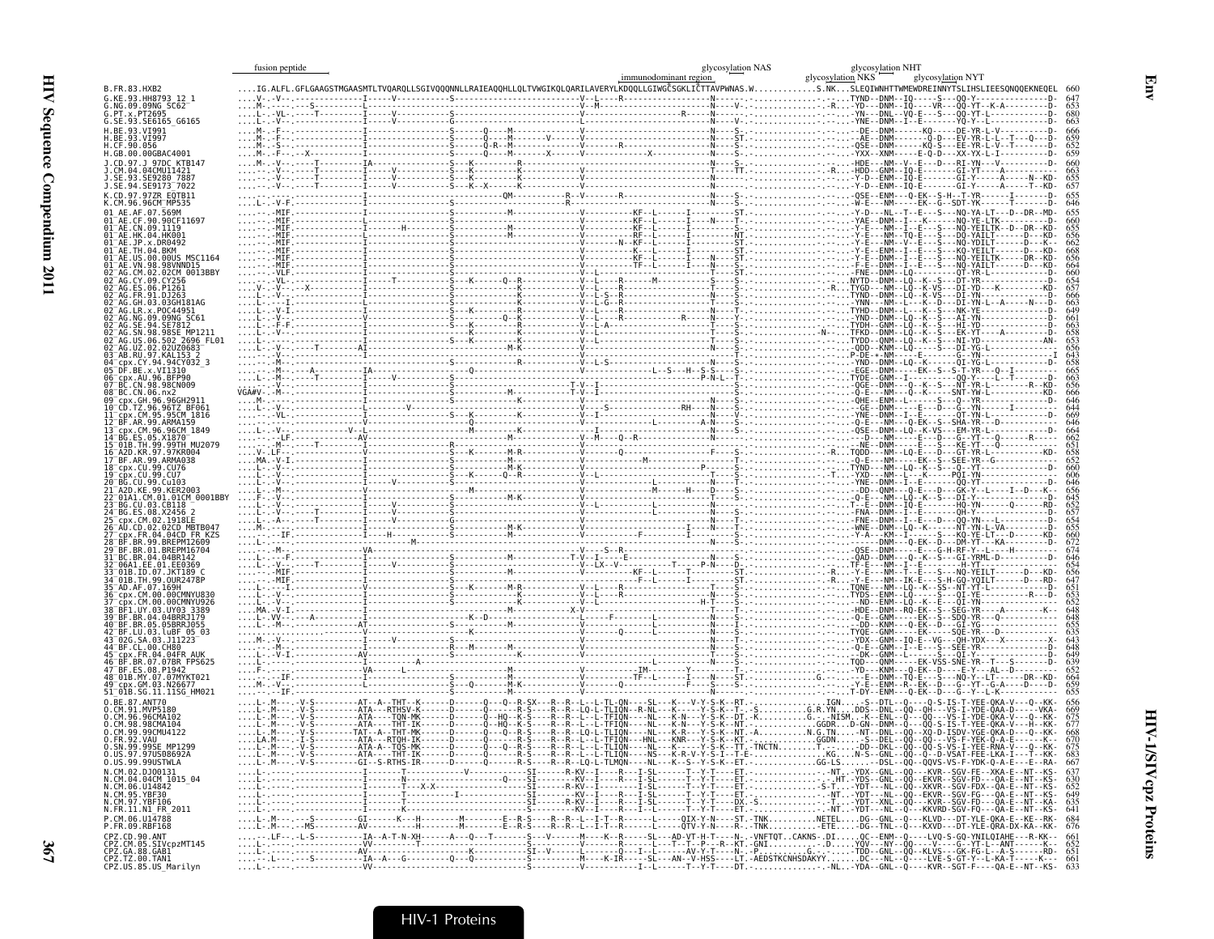```
                  fusion peptide                                                    immunodominant region       glycosylation NAS    glycosylation NKS   glycosylation NHT   glycosylation NYT

B.FR.83.HXB2                 ....IG.ALFL.GFLGAAGSTMGAASMTLTVQARQLLSGIVQQQNNLLRAIEAQQHLLQLTVWGIKQLQARILAVERYLKDQQLLGIWGCSGKLICTTAVPWNAS.W.............S.NK...SLEQIWNHTTWMEWDREINNYTSLIHSLIEESQNQQEKNEQEL  660
G.KE.93.HH8793_12_1          647
G.NG.09.09NG_SC62            653
G.PT.x.PT2695                680
G.SE.93.SE6165_G6165         663
H.BE.93.VI991                666
H.BE.93.VI997                659
H.CF.90.056                  652
H.GB.00.00GBAC4001           659
J.CD.97.J_97DC_KTB147        660
J.CM.04.04CMU11421           663
J.SE.93.SE9280_7887          655
J.SE.94.SE9173_7022          657
K.CD.97.97ZR_EQTB11          655
K.CM.96.96CM_MP535           646
01_AE.AF.07.569M             655
01_AE.CF.90.90CF11697        660
01_AE.CN.09.1119             655
01_AE.HK.04.HK001            656
01_AE.JP.x.DR0492            662
01_AE.TH.04.BKM              668
01_AE.US.00.00US_MSC1164     656
01_AE.VN.98.98VNND15         664
02_AG.CM.02.02CM_0013BBY     660
02_AG.CY.09.CY256            654
02_AG.ES.06.P1261            657
02_AG.FR.91.DJ263            666
02_AG.GH.03.03GH181AG        663
02_AG.LR.x.POC44951          649
02_AG.NG.09.09NG_SC61        661
02_AG.SE.94.SE7812           664
02_AG.SN.98.98SE_MP1211      658
02_AG.US.06.502_2696_FL01    653
02_AG.UZ.02.02UZ0683         656
03_AB.RU.97.KAL153_2         643
04_cpx.CY.94.94CY032_3       658
05_DF.BE.x.VI1310            665
06_cpx.AU.96.BFP90           663
07_BC.CN.98.98CN009          656
08_BC.CN.06.nx2              666
09_cpx.GH.96.96GH2911        646
10_CD.TZ.96.96TZ_BF061       644
11_cpx.CM.95.95CM_1816       669
12_BF.AR.99.ARMA159          646
13_cpx.CM.96.96CM_1849       664
14_BG.ES.05.X1870            662
15_01B.TH.99.99TH_MU2079     651
16_A2D.KR.97.97KR004         658
17_BF.AR.99.ARMA038          652
18_cpx.CU.99.CU76            660
19_cpx.CU.99.CU7             606
20_BG.CU.99.Cu103            646
21_A2D.KE.99.KER2003         656
22_01A1.CM.01.01CM_0001BBY   645
23_BG.CU.03.CB118            652
24_BG.ES.08.X2456_2          657
25_cpx.CM.02.1918LE          654
26_AU.CD.02.02CD_MBTB047     655
27_cpx.FR.04.04CD_FR_KZS     660
28_BF.BR.99.BREPM12609       672
29_BF.BR.01.BREPM16704       674
31_BC.BR.04.04BR142          646
32_06A1.EE.01.EE0369         654
33_01B.ID.07.JKT189_C        656
34_01B.TH.99.OUR2478P        647
35_AD.AF.07.169H             651
36_cpx.CM.00.00CMNYU830      653
37_cpx.CM.00.00CMNYU926      652
38_BF1.UY.03.UY03_3389       649
39_BF.BR.04.04BRRJ179        648
40_BF.BR.05.05BRRJ055        655
42_BF.LU.03.luBF_05_03       635
43_02G.SA.03.J11223          643
44_BF.CL.00.CH80             648
45_cpx.FR.04.04FR_AUK        649
46_BF.BR.07.07BR_FPS625      639
47_BF.ES.08.P1942            652
48_01B.MY.07.07MYKT021       664
49_cpx.GM.03.N26677          659
51_01B.SG.11.11SG_HM021      655
O.BE.87.ANT70                656
O.CM.91.MVP5180              669
O.CM.96.96CMA102             675
O.CM.98.98CMA104             677
O.CM.99.99CMU4122            668
O.FR.92.VAU                  670
O.SN.99.99SE_MP1299          675
O.US.97.97US08692A           683
O.US.99.99USTWLA             667
N.CM.02.DJO0131              637
N.CM.04.04CM_1015_04         630
N.CM.06.U14842               652
N.CM.95.YBF30                649
N.CM.97.YBF106               635
N.FR.11.N1_FR_2011           641
P.CM.06.U14788               684
P.FR.09.RBF168               686
CPZ.CD.90.ANT                661
CPZ.CM.05.SIVcpzMT145        652
CPZ.GA.88.GAB1               651
CPZ.TZ.00.TAN1               661
CPZ.US.85.US_Marilyn         633
```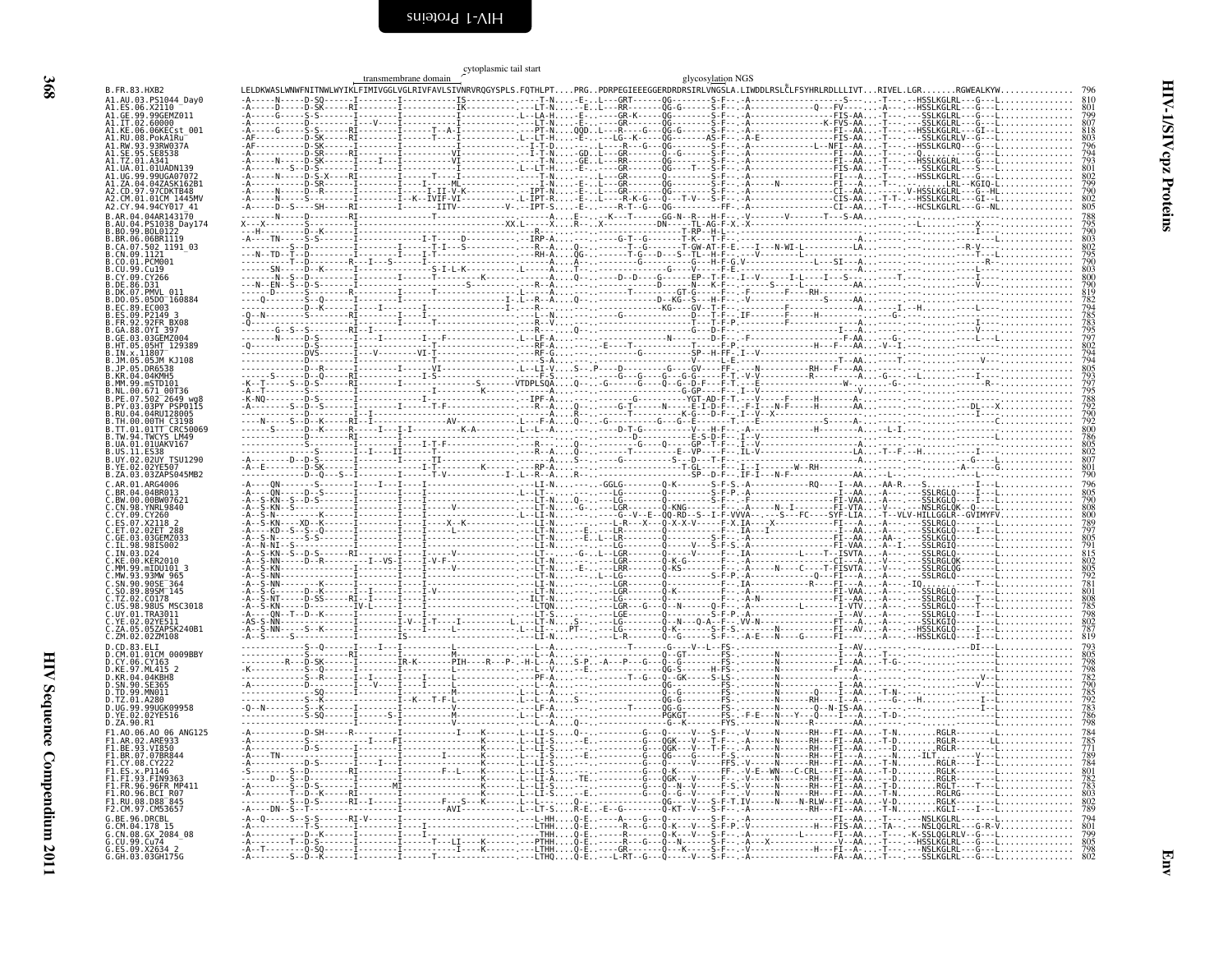HIV-1/SIVcpz Proteins — Env

```
                                                                      cytoplasmic tail start
                                               transmembrane domain                                                  glycosylation NGS
B.FR.83.HXB2    LELDKWASLWNWFNITNWLWYIKLFIMIVGGLVGLRIVFAVLSIVNRVRQGYSPLS.FQTHLPT....PRG..PDRPEGIEEEGGERDRDRSIRLVNGSLA.LIWDDLRSLCLFSYHRLRDLLLIVT...RIVEL.LGR.......RGWEALKYW...............  796
```

| Sequence | Position |
|---|---|
| B.FR.83.HXB2 | 796 |
| A1.AU.03.PS1044_Day0 | 810 |
| A1.ES.06.X2110 | 801 |
| A1.GE.99.99GEMZ011 | 799 |
| A1.IT.02.60000 | 807 |
| A1.KE.06.06KECst_001 | 818 |
| A1.RU.08.PokA1Ru | 803 |
| A1.RW.93.93RW037A | 796 |
| A1.SE.95.SE8538 | 794 |
| A1.TZ.01.A341 | 793 |
| A1.UA.01.01UADN139 | 801 |
| A1.UG.99.99UGA07072 | 802 |
| A1.ZA.04.04ZASK162B1 | 799 |
| A2.CD.97.97CDKTB48 | 790 |
| A2.CM.01.01CM_1445MV | 802 |
| A2.CY.94.94CY017_41 | 805 |
| B.AR.04.04AR143170 | 788 |
| B.AU.04.PS1038_Day174 | 795 |
| B.BO.99.BOL0122 | 790 |
| B.BR.06.06BR1119 | 803 |
| B.CA.07.502_1191_03 | 802 |
| B.CN.09.1121 | 795 |
| B.CO.01.PCM001 | 790 |
| B.CU.99.Cu19 | 803 |
| B.CY.09.CY266 | 800 |
| B.DE.86.D31 | 790 |
| B.DK.07.PMVL_011 | 819 |
| B.DO.05.05DO_160884 | 782 |
| B.EC.89.EC003 | 794 |
| B.ES.09.P2149_3 | 785 |
| B.FR.92.92FR_BX08 | 783 |
| B.GA.88.OYI_397 | 795 |
| B.GE.03.03GEMZ004 | 797 |
| B.HT.05.05HT_129389 | 802 |
| B.IN.x.11807 | 794 |
| B.JM.05.05JM_KJ108 | 794 |
| B.JP.05.DR6538 | 805 |
| B.KR.04.04KMH5 | 793 |
| B.MM.99.mSTD101 | 797 |
| B.NL.00.671_00T36 | 795 |
| B.PE.07.502_2649_wg8 | 788 |
| B.PY.03.03PY_PSP0115 | 792 |
| B.RU.04.04RU128005 | 790 |
| B.TH.00.00TH_C3198 | 792 |
| B.TT.01.01TT_CRC50069 | 800 |
| B.TW.94.TWCYS_LM49 | 786 |
| B.UA.01.01UAKV167 | 805 |
| B.US.11.ES38 | 802 |
| B.UY.02.02UY_TSU1290 | 807 |
| B.YE.02.02YE507 | 801 |
| B.ZA.03.03ZAPS045MB2 | 790 |
| C.AR.01.ARG4006 | 796 |
| C.BR.04.04BR013 | 805 |
| C.BW.00.00BW07621 | 790 |
| C.CN.98.YNRL9840 | 808 |
| C.CY.09.CY260 | 800 |
| C.ES.07.X2118_2 | 789 |
| C.ET.02.02ET_288 | 797 |
| C.GE.03.03GEMZ033 | 805 |
| C.IL.98.98IS002 | 791 |
| C.IN.03.D24 | 815 |
| C.KE.00.KER2010 | 802 |
| C.MM.99.mIDU101_3 | 805 |
| C.MW.93.93MW_965 | 792 |
| C.SN.90.90SE_364 | 781 |
| C.SO.89.89SM_145 | 801 |
| C.TZ.02.CO178 | 808 |
| C.US.98.98US_MSC3018 | 785 |
| C.UY.01.TRA3011 | 798 |
| C.YE.02.02YE511 | 802 |
| C.ZA.05.05ZAPSK240B1 | 787 |
| C.ZM.02.02ZM108 | 819 |
| D.CD.83.ELI | 793 |
| D.CM.01.01CM_0009BBY | 805 |
| D.CY.06.CY163 | 798 |
| D.KE.97.ML415_2 | 798 |
| D.KR.04.04KBH8 | 782 |
| D.SN.90.SE365 | 790 |
| D.TD.99.MN011 | 785 |
| D.TZ.01.A280 | 792 |
| D.UG.99.99UGK09958 | 783 |
| D.YE.02.02YE516 | 786 |
| D.ZA.90.R1 | 798 |
| F1.AO.06.AO_06_ANG125 | 784 |
| F1.AR.02.ARE933 | 785 |
| F1.BE.93.VI850 | 771 |
| F1.BR.07.07BR844 | 789 |
| F1.CY.08.CY222 | 784 |
| F1.ES.x.P1146 | 801 |
| F1.FI.93.FIN9363 | 786 |
| F1.FR.96.96FR_MP411 | 783 |
| F1.RO.96.BCI_R07 | 803 |
| F1.RU.08.D88_845 | 802 |
| F2.CM.97.CM53657 | 789 |
| G.BE.96.DRCBL | 794 |
| G.CM.04.178_15 | 803 |
| G.CN.08.GX_2084_08 | 799 |
| G.CU.99.Cu74 | 805 |
| G.ES.09.X2634_2 | 798 |
| G.GH.03.03GH175G | 802 |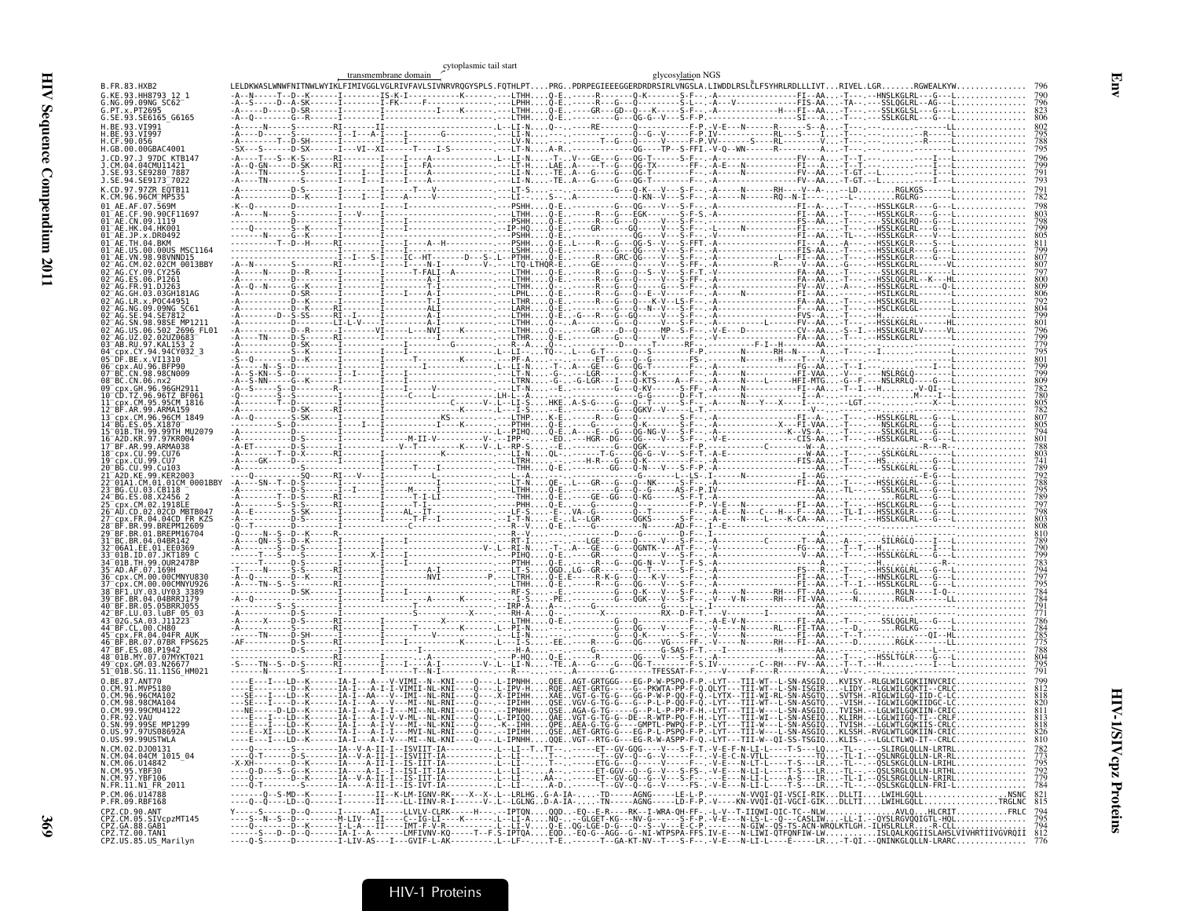```
                                                          cytoplasmic tail start
                                 transmembrane domain                                              glycosylation NGS
B.FR.83.HXB2           LELDKWASLWNWFNITNWLWYIKLFIMIVGGLVGLRIVFAVLSIVNRVRQGYSPLS.FQTHLPT....PRG..PDRPEGIEEEGGERDRDRSIRLVNGSLA.LIWDDLRSLCLFSYHRLRDLLLIVT...RIVEL.LGR.......RGWEALKYW...............  796
G.KE.93.HH8793_12_1    -A--N-----T--D--K------I--------IS-K-I-----------K------.---LTHH....Q-E.-------R-------Q-K-------S-F---.-A---------------FI--AA...-T---.--HNSLKGLRL---G---L............  790
G.NG.09.09NG_SC62      -A--S-----D--A-SK------I--------I-FK------F----------------.---LPHH....Q-E.-------R----G---Q--------S-L---.-A----V------------FIS-AA...-TA-.----SSLQGLRL--AG---L..........  796
G.PT.x.PT2695          -A----D----D-SR--------I----------------I-----K------.---LTHH....Q-E.------GR----GD--Q----K-----S-F---.-A-----------------H----FI--AA...-T---.---HSSLKGLSL---G---L.........  823
G.SE.93.SE6165_G6165   -A--Q---------G--R-----I--------I-----------------.---LTHH....Q-E.---------------G---QG-G--V---S-F-P.-A----------------------SI---A...-T---.---SSLKGLRL---G---L............  806
H.BE.93.VI991          -A-----N-----S---------RI-------II--------------------------.L--LI-N....Q--.-----RE-------Q---------F-P.-V-E---N------R------S--A...-T---.---------------------LL..........  802
H.BE.93.VI997          -A----D------S---------I--I---A-I------I-------G--------.----LI-N....----.------------------Q--G--V------F-P.IV--------RL---S----I...-T---.----------------R-----L..........  795
H.CF.90.056            -A-------T--D-SH-------I-----------I-------------------.----LV-N....----.-----------T---G---Q---V---F-P.VV---------S------R-----A...-T---.----------------------L............  788
H.GB.00.00GBAC4001     -SX---S------D-SX------I---VI--XI------T----I-S----------.---LT-N....A-R.------------------QG----TP--S-FFI.-V-Q--WN------R----------A...-T---.-------------------------L..........  795
J.CD.97.J_97DC_KTB147  -A----T--S--K-S------RI-------I----I---A--------------.L--LI-N....-T-.-V---GE--G---QG-T-----S-F---.-A--------------------FV--A...-T--T.------------------I---L..........  796
J.CM.04.04CMU11421     -A-Q-GN------D-SK------RI-------I----FA----------------.---LI-N....LAE.A----T---G---QG-T-----FF--.-A-E---N-----------------FI--A...-T--T.-----------------I---L..........  799
J.SE.93.SE9280_7887    -A---TN------S---------I----I---I----A-------------------.---LI-N....-TE.A---G---G---QG-T------F---.-A-------------------FV--AA...-T-GT.--L-------------I---L..........  791
J.SE.94.SE9173_7022    -A---TN------S---------I----I---I----A---------------.---LI-N....-TE.A---G---G---QG-T------F---.-A--------------------FV--AA...-T-GT.--L------------I---L..........  793
K.CD.97.97ZR_EQTB11    -A-----------D-S-------I---------I-----T----V--------------.---LT-S....-----------------G---Q-K---V---S-F---.-A----N-------RH----V--A...-.-LD........RGLKGS-------L............  791
K.CM.96.96CM_MP535     -A-----------D--K------I--------I-------A------V----------.---LI--....S--.A---------------G---Q-KN--V---S-F---.-V----N-------RQ--N-I---...-T---.-..........RGLRG---------L............  782
01_AE.AF.07.569M       -K--Q---------D--------I--------I-----------------------.---PSHH....Q-E.-------------G---QG----V---S-F---.-A-----------------FI--A...-T---.--HSSLKGLRL---G---L............  798
01_AE.CF.90.90CF11697  -A-----N-----S---------I----V---I-------------------------.---LTHH....Q-E.---------R---G---EGK-------S-F-S.-A-----------------FI--AA...-T---.--HSSLKGLRL----G---L..........  803
01_AE.CN.09.1119       ------------D----------I--------------------------------.---PSHH....Q-E.---------R---G---Q-----V---S-F---.-A-----------------FS--AA...-T---.---SSLKGLRQ---G---L..........  798
01_AE.HK.04.HK001      ------Q------S--K------I--------I----------------------.---IP-HQ....Q-E.-------GR----G---GQ-----V---S-F---.-L----N-----------A-I--AA...-T---.--HSSLKGLRL----G---L..........  799
01_AE.JP.x.DR0492      ------N------G--K------I-------I-------------------------.---PSHH....Q-E.-------------------QG----V---S-F---.-V-------------------FI--AA...-TL--.--HSSLKGLRL---V---L..........  805
01_AE.TH.04.BKM        ---------T--D--H-------RI-------I----A--H------------.---PSHH....Q-E.-L----R----G---QG-S--V---S-FFT.-A-----------------FI--A...-A---.--HSSLKGLRL----S---L..........  811
01_AE.US.00.00US_MSC1164 -------------S--K------I--------I-------------------------.---LSHH....Q-E.---------R---G---QG-----V---S-F---.-A-----------------FIS-AA...-T---.--HSSLKGLRL---G---L..........  799
01_AE.VN.98.98VNND15   ---------------------I--I--S-I----IC--HT--------D---S--L--PTHH....Q-E.---------R---GRC-QG----V---S-F---.-A---------------L----FI--AA...-T---.--HSSLKGLRL---G---L..........  807
02_AG.CM.02.02CM_0013BBY -A--N--------S---------RI-------I-----I---N-I--------V-.---LTQ-LTHQR-E.------GE-------Q-----V---S-FF-.-A-----------------R-----V--AA...-G---.--HSSLKGLRL-------L..........  807
02_AG.CY.09.CY256      -A-----N-----D--R------I--------I------T-FALI--A-------.---LTHH....Q-E.---------R---G---Q--S--V---S-F-T.VV---------------------FA--AA...-T---.---SSLKGLRL-------L..........  797
02_AG.ES.06.P1261      -A-------------------I--------I---------A-I-------------.---LTHH....Q-E.---------R---G---Q------V---S-FF-.-A-----------------FA--AA...-T---.--HSSLQGLRL--K---HL..........  800
02_AG.FR.91.DJ263      -A-Q--N-----G--K-------I--------I---------T-I-----------.---LTHH....Q-E.---------R---G---Q------V---S-FF-.-A-----------------FV--AV...-A---.--HSSLKGLRL-----Q-L..........  809
02_AG.GH.03.03GH181AG  -A-----------D-SR------I--------I-----I---A-I------------.---LPHL....Q-E.---------R---G---Q--E--V---S-F---.-A-----------------FA--AA...-T---.--HSILKGLRL-------L..........  806
02_AG.LR.x.POC44951    -A-----------D--K------I--------I---------T-I-----------.---LTHR....Q-E.---------R---G---K-V--LS-F---.-A-----------------FA--AA...-T---.--HSSLKGLRL-------L..........  792
02_AG.NG.09.09NG_SC61  -A-----------D--K------RI-------I---------ALI----------.---LARH....Q-E.---------R---G---Q--N--V---S-F---.-A-----------------FA--AA...-T---.--HSCLKGLGL-------L..........  804
02_AG.SE.94.SE7812     -A----------D--S-SS-----RI-----I----------A-I----------.---LTHH....Q-E.-G---R----G---GQ------V---S-F---.-A---------------FVS--A...-T---.--H............L..........  799
02_AG.SN.98.98SE_MP1211 -A-----------D---------I--------I---------A-I----------.---LTHH....Q-.-A-------G---G---Q------V---S-F---.-A---------L-------FV--AA...-T---.--HSSLKGLRL------HL..........  801
02_AG.US.06.502_2696_FL01 -A-----------D--R------I--------VI-----L---NVI---K------.---LTHH....Q-.-------GR----G---D--Q-----MP--S-F---.-V-E---D---------CV--AA...-S--I.--HSSLKGLRLV------VL..........  796
02_AG.UZ.02.02UZ0683   -A---TN------D--S------I--------I---------A-I-----------.---LTHH....Q-E.----------------G---Q------V---S-F---.-A-----------------FA--AA...-T---.----------------------L..........  799
03_AB.RU.97.KAL153_2   -A-----------D-SK------I--------I---------G-------------.---R--A....Q-.---------------G---Q------V---S-F---.-A-----------F-I--H-------AA...-T---.-----------------------L..........  779
04_cpx.CY.94.94CY032_3 -A-----------D--K------I--------I-----------------------.L--LI--....TQ-.-L---G-T-----Q---S-------F-P.-A-------N-----------------A...-T---.-I---------------------L..........  795
05_DF.BE.x.VI1310      -S--Q--------D--K------I--------I---T------T-FALI--------.---PF-A....-----------------ET--G---Q--G---------FS---.-------N-------H----T---V...-..........................L..........  801
06_cpx.AU.96.BFP90     -A----N--S--D----------I--------I------I-------------K----.---LI-N....-T-.A---GE---G---QG-T----------F---.-A-----------------FG--AA...-T--I.-------------------I---L..........  799
07_BC.CN.98.98CN009    -A-S-KN--S--D----------I--------I------I-----------------.---LT-N....-G-.---LGR---G---Q-----V---S-F---.-A-----------------FI-NN---V...-T---.--NSLRGLQ------G---L..........  799
08_BC.CN.06.nx2        -A-S-NN------G--K------I--------I-----------------------.---LTRN....-G-.-G-LGR---I---Q-KTS----A--F---.-A----N-----L-----HFI-MTG...-G--F.---NSLRRLQ----G---L..........  809
09_cpx.GH.96.96GH2911  -A-S-----S--D----------R--------I-------I-----V----------.---LT-N....-E-.------------G---Q-KV--------S-FF-.-A----N-----------FI--AA...-T--I.--H.........V-QI---L..........  782
10_CD.TZ.96.96TZ_BF061 -Q-------T--D----------I--------I------C---L-------------.LH---....----.-------------G---Q-----------S-F-T.-V----N---------------I--A...-.-.----------------M-----I---L..........  780
11_cpx.CM.95.95CM_1816 -A-----------D---------I--------I----------------C-------V--L--I-S....HKE.-A-S-G-----G---Q-----T---S-F---.-A----N-----Y---X----I----...-LGT.--------------X---L..........  805
12_BF.AR.99.ARMA159    -A-----------D-SK------RI-------I------------K------L-----.I-S....--E.----------------G---QGKV--V---L-T.-------------------------V-----...-.........................L..........  782
13_cpx.CM.96.96CM_1849 -A-Q-----S--S-SK-------I--------I-----------KS-----------.---LTHP....K-E.-------R----G---Q------V---S-F---.-A-----------------FI--A...-T---.--HSSLKGLRL---G---L..........  807
14_BG.ES.05.X1870      ----------S--D---------I--------I---I------I----K--------.---PTHH....Q-E.-------------G---Q-K------S-F---.-A-----------X---FI-VAA...-T---.--HSSLKGLRL---G---L..........  805
15_01B.TH.99.99TH_MU2079 -A-----------D---------I---------I------------------------.L--PIHQ....Q-E.A----E-----G---QG-NG-V---S-F---.-A--------------K--VS-A---...-T---.---SSLKGLRL---G---L..........  794
16_A2D.KR.97.97KR004   -A-----------D-S-------I---------M-II-V-----------V-----.I-IPP-....-ED.---HGR-DG----QG-----V---S-F---.-V-E------------CIS-AA...-T---.--HNSLKGLRL---G---L..........  801
17_BF.AR.99.ARMA038    -A-ET--------D-S-------I---------V--T----------K----V--L--RP-S....--E.------------G---QGK-------------F-P.--------------C-----------W-AA...-T---.----------------R---R-.............  788
18_cpx.CU.99.CU76      -A-------T--D-X--------RI-------I----------K-------------.---LI-N....QL-.------T-G-----QG-G--V---S-F-T.-A-E--------------W-AA...-T---.---SSLKGLRL-------L..........  803
19_cpx.CU.99.CU7       -A---GK------D-S-------I--------I-----------------------.---LTRN....-----------H-R-----G---Q-----V---S-F---.-A-----------------FIS-AA...-T---.--HS......G---L..........  741
20_BG.CU.99.Cu103      -A-----------D-S-------I--------I-----T----I------------.---THH....Q-E.----------GG---Q-N--V---S-F---.-A----------------------AA...-T---.---SSLKGLRL---G---L..........  789
21_A2D.KE.99.KER2003   ----Q--------SQ--------RI--V----I-------------L----------.---L--A....---.-------------G---------L-LS-.I--------N----------I--AG...-T---.-----------------E-G---L..........  792
22_01A1.CM.01.01CM_0001BBY -A----SN--T--D-S-------RI-------I-------------------------.---LT-N....QE-.L---GR---G---Q--NK---S-F---.-A-----------------FI--AA...-T---.--HSSLKGLRL---G---L..........  788
23_BG.CU.03.CB118      -A-----------D-S-------I--I-----I---------M-----I--------.---LTHH....Q-E.------------G---Q-G------AS-F-P.IV----------------------AA...-TL--.---SSLKGLRL---G---L..........  795
24_BG.ES.08.X2456_2    -A-------T--D-S--------RI-------I-------T-I-LI-----------.---THH....Q-E.-----GE--GG---Q-KG-------S-F-T.-A----------------------------...-T---.--------RGLRL---G---L..........  789
25_cpx.CM.02.1918LE    -A-------S--S-S--------I--------I-------T-I--------------.---LT-....Q-E.-----------------G---Q------V---S-F---.-A-----------------FI--AA...-T---.--HSCLKGLRL---G---L..........  797
26_AU.CD.02.02CD_MBTB047 -A--E--------S-SK------I--------I---AL--IT--------------.---LF-S....-E-.VA--G---------Q--T------S-F---.-A-E---N---C---H--F---AA...-TL-I.--HSSLKGLRL---G---L..........  798
27_cpx.FR.04.04CD_FR_KZS -A-----------D-S-------I--------I---T-F--I--------------.---I-T-N....-E-.L--LGR------QGKS------S-F---.-A-----N-----L----K-CA--AA...-T---.--HSSLKGLRL---G---L..........  803
28_BF.BR.99.BREPM12609 -Q--T--------D---------I--------I-------C---------------.---R--V....Q-E.----------G---Q-------------AD-F-.I--E-------------------------...-.............................L..........  808
29_BF.BR.01.BREPM16704 -Q------N--S--D--K-----R--------------------------------.---R--V....----.---------------D---G------------D-F--I.----------------------------A....-.............................L..........  810
31_BC.BR.04.04BR142    -A----QN--S--D--K------I--------I-----------------------.---RT-I....----.-LGE-----Q-----V---S-F---.-A-----------C---T--A...-A---.--SILRGLQ-----I---L..........  789
32_06A1.EE.01.EE0369   -A---------S--D--------I--------I-----------------------.V--L-RI-N....-T-.A---GE---G---QGNTK----AT-F---.-A-----------------FG---A...-T--T.-H.........-----I---L..........  790
33_01B.ID.07.JKT189_C  -------T-----S--S------I--------X-I------I--------------.---PIHQ....Q-E.--------GR------Q------V---S-F---.-A-----------------V--AA...-T---.--HSSLKGLRL---G---L..........  799
34_01B.TH.99.OUR2478P  -A-----------D-S-------I--------I-----------------------.---PTHH....Q-E.--------R----G---QG-N--V---F-S.-A-----------------------------...-T---.--H.........-------R-.............  783
35_AD.AF.07.169H       -T-----N-----S-S-------RI-------I-----------A-I---------.---LT-S....QGD.LG--GR---G---Q---T-----S-F---.-A-----------------FS---R...-T---.--HSSLKGLRL---G---L..........  794
36_cpx.CM.00.00CMNYU830 -A--Q--------D--K------I--------I---------NVI--------P.---LTRH....Q-E.E-----R-K-G---Q--K-V---S-F---.-A-----------------FI--AA...-T---.--HNSKGLRL---G---L..........  797
37_cpx.CM.00.00CMNYU926 -A----TN--S--S---------RI-------I-------------------------.---LTRH....Q-E.-------R----G---QG-----V---S-F---.-A-----------------FI--AA...-T--I.--HSSLKGLRL---G---L..........  795
38_BF1.UY.03.UY03_3389 -A-----------D-SK------I--------I-----------------------.---RF-S....--E.-------------G---Q-K-----V---S-F---.-V-------N-------RH---FI--AA...-.-.........RGLN-----I-Q-............  784
39_BF.BR.04.04BRRJ179  -A--Q--------D---------I--------I------A-------K--------.---I-S....-PE.---------------G---QGK--V---S-F---.-V--V-N-------RH---FI-VAA...--N.........RGLR--------LL..........  784
40_BF.BR.05.05BRRJ055  --------S--S-----------I--------I--------T--------------.---IRP-A....A--.-------------G---Q-----------L----I--------------------------VAA...-.-............................L..........  791
42_BF.LU.03.luBF_05_03 -A----------S-S--------I--------I--------------X---------.---RH-A....A--.-------------X-------------RX--D-T-T.---V---N-----------------AA...-T---.-------------------------L..........  771
43_02G.SA.03.J11223    -A----X------D-S-------RI-------I-----------X-----------.---LTHH....Q-E.------------------------------F-A-E-V-N-----------FI--AA...-T---.---SSLQGLRL---G---L..........  786
44_BF.CL.00.CH80       -A-----------D-S-------RI-------I------T-------K--------.L--PI-N....----.---------------G---QG-------V---S-F---.-V---------N-------RL--FI-TAA...--D.........RGLKG--------L..........  784
45_cpx.FR.04.04FR_AUK  -A-----TN----D-SH------I--------I-----------------------.L--LT-N....----.---------------G---Q-KS---V---S-F---.-A-------------------------I--A...-T---.-T.......................QI--HL..........  785
46_BF.BR.07.07BR_FPS625 -AF----------D-S-------RI-------I----I------------------.---I-S....EE.----R-------G---QG---VG---FF--.-V----N-------RH---FI-AA...--D.........RGLK----------L..........  775
47_BF.ES.08.P1942      --------------D-S------I-----------I---------------------.---H-A....----.------------------G-SAS-F-T.--I------------H--------AA...-.-.......................---------L..........  788
48_01B.MY.07.07MYKT021 -A-----------D-S-------I--------I------------------------.---P-HQ....Q-E.-------R--------QG-----V---S-F---.-A-------------------------AA...-T---.--HSSLTGLR---G---L..........  804
49_cpx.GM.03.N26677    -S----TN--S--D-S-------RI-------I-----------------------.---LT-N....-TE.A---G---G---QG-T-----F-S.IV---------------C---RH--FV--AA...-T---.----------------------L..........  795
51_01B.SG.11.11SG_HM021 -------N-----S---------I--------I-----T---N-I------------.---R-.....---.A----G--------G---TFESSAT-----V---F--R---------------A...-V---.----------------------L..........  791
O.BE.87.ANT70          ----E----I---LD--K-----IA-I---A---V-VIMI--N--KNI-----Q---.L-IPNHH....QEE.AGT-GRTGGG---EG-P-W-PSPQ-F-P.-LYT---TII-WT--L-SN-ASGIQ.....KVISY.-RLGLWILGQKIINVCRIC...........  799
O.CM.91.MVP5180        ----E-----D--K---------IA-I---A-I-I-VSVIIT-IA-----------Q---.L-IPV-H....KQE.AET-GRTG------G---PKWTA-PP-F-Q.QLYT---TII-WT--L-SN-ISGIR.....LIDY..-LGLWILGQKTI--CRLC...........  812
O.CM.96.96CMA102       ----SE----I---LD--K----IA-I---AA---V--IMI--NL-RNI-----Q---.X-IPIHH....XAE.VGT-G-TG-G-----GG-P-W-P-QQ-F-Q.-LYTX--TII-WI-RL-SN-ASGTQ.....SVTSH.-RIGLWILGQ-IID-C-LC..........  818
O.CM.98.98CMA104       ----SE----I---LD--K----IA-I---A---V--MI--NL-RNI-----Q---.L-IPIHH....QSE.-VGV-G-TG-G-----G--P-L-P-QQ-F-Q.-LYTX--TII-WT--L-SN-ASGLW.....-VISH.-IGLWILGQKIIDGC-LC...........  820
O.CM.99.99CMU4122      ----NE----D-LD--K------IA-I---A-I-I---MI--NL-RNI-----Q---.L-IPIHH....QSE.AGA-G-TG-----G---P-L-P-PP-F-H.-LYT---TII-W---L-SN-ASGIQ.....TVISH.--LGLWILGQKIIN-CRIC...........  811
O.FR.92.VAU            ----E----I---LD--K-----IA-I---A-I-V-V-ML--NL-KNI-----Q---.L-IPIQQ....QAE.VGT-G-TG-G-----DE--R-WTP-PQ-F-H.-LYT---TII-WI--L-SN-ASEIQ.....KLIRH.--LGLWIIGQ-TI--CRLF...........  813
O.SN.99.99SE_MP1299    ----E----I---LD--K-----IA-I---A-I-V---MI--NL-KNI-----Q---.K--IHH....QPE.AEA-G-TG-G-----GMPTL-PWPQ-F-P.-LYT---TII-WT--L-SN-ASGIQ.....TVISH.--LGLWTLGQKIIS-CRLC...........  818
O.US.97.97US08692A     ----E-XI---LD--K-------IA-I---A-I-I---MVI-NL-RNI-----Q---.L-IPIHH....QSE.AET-GRTG-G-----EG-P-L-PSPQ-F-P.-LYT---TII-W---L-SN-ASGIQ.....KLSSH.-RVGLWTLGQKIIN-CRIC...........  826
O.US.99.99USTWLA       ----E----I---LD--K-----IA-I---A-I-V---MI--NL-KNI-----Q---.L-IPNHH....QQE.VGT--RTG-G-----EG-R-W-ASPP-F-Q.-LYT---TII-W--QI-SS-TSGIQ.....KLIS--.-LGLCTLWQ-IT--CRLC...........  810
N.CM.02.DJO0131        ----Q--------S---------IA--V-A-II-I--ISVIIT-IA-----------.L--LI--T..TT--.------ET--GV-GQ----V---S-F-T.-V-E-F-N-LI-L-----T-S---LQ...-TL-.----SLIRGLQLLN-LRTRL.............  782
N.CM.04.04CM_1015_04   ----Q-T------D-S-------IA--V-A-II-I--ISVIIT-IA-----------.L--LI--...T---.------T--GV--Q---V---S-F---.-V-E-C-N-VTLL--------TQ...-TL-I.--QSLNRGLQLLN-LR-RL.............  773
N.CM.06.U14842         -X-XH--------D--K------IA---A-II-I--IS-IIT-IA-----------.L--LI--...T---.--------ETG-G---Q-----V---S-F---.-V-E---N-LT-L-----T-S---LR...-TL-.----QSLSKGLQLLN-LRIHL.............  795
N.CM.95.YBF30          ----Q-D---S--G--K------IA---A-I--I--ISI-IT-IA-----------.L--LI--...A---.------ET-GGV--Q--G--V---S-FS--.-V-E---N-LI-L--------T-S---LR...-TL-.----QSLSRGLQLLN-LRTHL.............  792
N.CM.97.YBF106         ----Q--------D--K------IA--V-A-II-I--IS-IIT-IA-----------.L--LI--...AA---.-----ET--GV-GQ---G--V---S-F---.-V-E---N-LI-L-----A-S---IR...-TL-I.--QSLSRGLQLLN-LRIRL.............  779
N.FR.11.N1_FR_2011     ----Q-T------S---------IA---A-II-I--IS-IVT-IA-----------.L--LI--...A-D.--------T--GV--Q--G--V---FS--.-V-E---N-LI-L-----T-S---LR...-TL-.----QSLSKGLQLLN-FRI-L.............  784
P.CM.06.U14788         ------Q--S-MD--K-------I-------II--K-LM-IGNV-RK----X--X-.L--LRLHG..G-A-IA-.----TD------AGNG------LE-L-P.------N-VVQI-QI-VSCI-RIK...DLLTI.....LWIHLGQLL..............NSNC  821
P.FR.09.RBF168         ----Q----LD--Q---------I-------II--LL-IINV-R-I-----V--L-.LGLNG..D-A-IA-.----TN------AGNG------LD-F-P.-V----KN-VVQI-QI-VGCI-GIK...DLLTI.....LWIHLGQLL..............TRGLNC  815
CPZ.CD.90.ANT          Y----S-------D--Q------I-------AI------LLVLV-CLRK-----H--.--IPTQN....QQD..-EQ--E-R----RK--I-WRA-QH-FF-.-L-V--T-IIQWI-QIC-TC--NLW.....--------AVLQ....HLCRIT.........FRLC  794
CPZ.CM.05.SIVcpzMT145  ----S--N--S--D---------M-LIV---II----C--IG-LI----K-------.L--LI-A....NQ..--GLGET-KG---NV-G------S-F-P.-V-E----N-LS-L--Q---CASLIW....LL-I.-QYSLRGVQQIGTL-HQL..............  795
CPZ.GA.88.GAB1         ----Q--------D--K------I-L-A---II------IMT-F-V-R-----------.L--LI-V....Q-E.QG-LGE-D-G---Q---S--V---E-C-P.-------N-GIW--QS-TS-ACN-WRQLKTLGH.-ILHSLRLLR.---R-CLL...........  794
CPZ.TZ.00.TAN1         ----S---D--D--Q--------IA-I---A---LMFIVNV-KQ------T--F-S-IPTQA....EQD.-EQ-G--AGG--G--NI-WTPSPA-FFS.IV-E---N-LIWI-QTFQNFIW-LW.....ISLQALKQGIISLAHSLVIVHRTIIVGVRQII  812
CPZ.US.85.US_Marilyn   ----Q-S-------D-Q------I-LIV-AS---I---GVIF-L-AK---------.L--LF--....T-E.------T--GA-KT-NV--T---S-FS--.-V-E---N-LI-L---L---T-I--LR...-T-QI.--QNINKGLQLLN-LRARC.............  776
```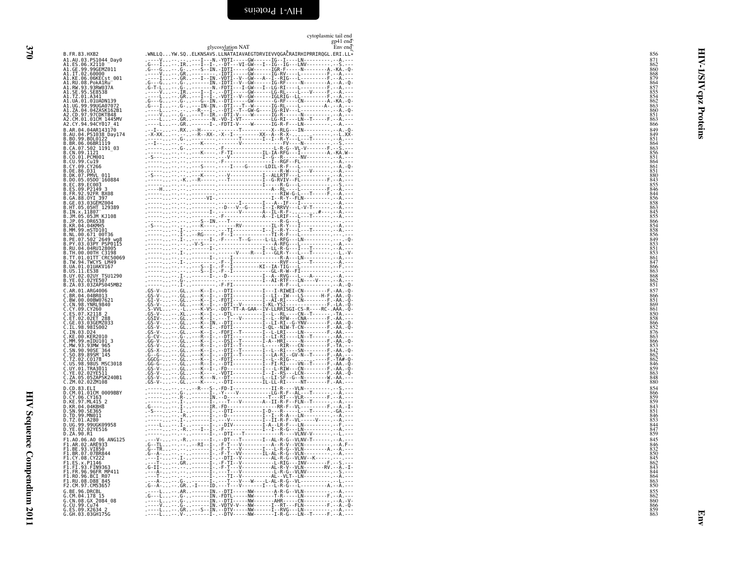```
                                                                                   cytoplasmic tail end
                                                                                               gp41 end
                                                              glycosylation NAT                  Env end
B.FR.83.HXB2              .WNLLQ...YW.SQ..ELKNSAVS.LLNATAIAVAEGTDRVIEVVQGACRAIRHIPRRIRQGL.ERI.LL*   856
A1.AU.03.PS1044_Day0      .----V..--.----.---I---N.-YDTI-----GW------IG--I----LN---------.--A.---   871
A1.ES.06.X2110            .G---I..--.IR..----I--I-.--DT---VI-GW---I--IG--IG---LNV---------.--S.---   862
A1.GE.99.99GEMZ011        .G---G..--.G-..----S--IN.-IDTI-----GW------IGR-F-----N---------A.-KA.-Q-   860
A1.IT.02.60000            .----V..--.GR..----I----.-IDTI-----GW------IG-RV-----L---------F.--A.---   868
A1.KE.06.06KECst_001      .----I..--.GR..---I--IN.-VDTI--V--GW---A--I--RIG---L---------F.--A.---   879
A1.RU.08.PokA1Ru          .G---G..--.G-..--------IN.-IDTI--V--GW-----IG-RF-----N---------A.--A.-Q-   864
A1.RW.93.93RW037A         .G-T-L..--.G-..--------N.-FDTI---I-GW---I--LG-RI----L---------F.--A.---   857
A1.SE.95.SE8538           .----V..--.IR..----I--I-.--DTI-----GW------LG-RL----L---V-----F.--A.---   855
A1.TZ.01.A341             .----L..--.GR..----I--I-.-VDTI--V--GW------IGLRIG--LL--------F.--A.---   854
A1.UA.01.01UADN139        .G---G..--.G-..----G--IN.--DTI-----GW------G-RF----CN---------A.-KA.-Q-   862
A1.UG.99.99UGA07072       .G---I..--.G-..----IN-IN.--DTI---T--W------IG-RL----L---------A-.--A.---   863
A1.ZA.04.04ZASK162B1      .----L..--.---..----R---I-.--DTI--T--GW-G----IG-RIV----L---------.--A.-Q-   860
A2.CD.97.97CDKTB48        .----V..--.G-..----T--IR.--DTI-V----W------IG-R------N---------A.--A.---   851
A2.CM.01.01CM_1445MV      .----L..--.GR..--------N.-VD-I-VT---------LG-RI----LN--T-----F.--A.---   863
A2.CY.94.94CY017_41       .----L..--.GR..--------I-.-FDTI-V----W------IG-R-F----LN---------.--A.---   866
B.AR.04.04AR143170        .--I-...--.RX..--H------------T---------X--RLG---IN-----------.--A.-Q-   849
B.AU.04.PS1038_Day174     .-X-XX..--.---..--R--XX-.-X--I---------XX--A--R-X-.........---.--L.XX-   849
B.BO.99.BOL0122           .------..--.G-..------------------T-------I--I--R-Y---L---T------.--A.---   851
B.BR.06.06BR1119          .--I---..--.---..-----K---------V----------------FV-----N---------.--S.---   864
B.CA.07.502_1191_03       .------..--.G-..--------------F--------------L-R-G--VL-V--------F.--S.---   863
B.CN.09.1121              .------..--.---..-----K-------F-TI----------IL-IA-RFG---I---------A.-KA.W--   856
B.CO.01.PCM001            .-S----..--.---..-------------V----------I--G--R-------NV---------.--A.---   851
B.CU.99.Cu19              .------..--.---..-------------F-----------------I--RGF--FL-----------.--A.---   864
B.CY.09.CY266             .------..--.---..------S-----.----I----G------LDIL-R-F----L----------.--A.-Q-   861
B.DE.86.D31               .------..--.---..------------------------------R-W------L---V-------.--A.---   851
B.DK.07.PMVL_011          .-S----..--.---..------K-------V------------I--ALLRTF---L-----------.--A.---   880
B.DO.05.05DO_160884       .------..--.-K..--R-----.----T------------I--G-RVIV--FL----------F.--A.---   843
B.EC.89.EC003             .------..--.---..--------------------------I-----R-G----L-----------.--S.---   855
B.ES.09.P2149_3           .-----H..--.---..--------------------------A--RL----L-----------F.--A.---   846
B.FR.92.92FR_BX08         .------..--.---..---------------------------RIW-G-L---T------F.--A.---   844
B.GA.88.OYI_397           .------..--.---..----------VI--------------I--R-Y--FLN-----------.--A.---   856
B.GE.03.03GEMZ004         .------..--.---..--------------------I-------I---A--IF---I----------.--A.---   858
B.HT.05.05HT_129389       .------..--.---..---------.--D---V--G-----I--I-RRVV----L-V-T------.--A.---   863
B.IN.x.11807              .------..--.---..----------I-------V-------A--IL-R-F------------#--.--A.---   845
B.JM.05.05JM_KJ108        .------..--.---..-------------F-------------A--I-LRIF---L---T------.--A.---   855
B.JP.05.DR6538            .------..--.---..----S--IN.---T--------------------R-G---L----------.--A.---   866
B.KR.04.04KMH5            .-S----..--.---..------K-----------RV-------------IL-R-Y----I---------.--A.---   854
B.MM.99.mSTD101           .------..--.I--..--------.---TI------------I--I--R-Y---L---T------.--A.---   858
B.NL.00.671_00T36         .------..--.I--..---RG---.-F--I-------------TI-R-F---L-----------.--A.---   856
B.PE.07.502_2649_wg8      .------..--.I--..-------I-.-F------T--G-----L-LL-RFG---LN-----------.--Q-   849
B.PY.03.03PY_PSP0115      .------..--.----V-S---.-.------------------A-RFG---L-----------.--A.---   853
B.RU.04.04RU128005        .------..--.---..-------I------------------I--LL-R-G---I---T------.--A.---   851
B.TH.00.00TH_C3198        .------..--.I--..-------------------V----R---I--GLR-Y---L---T------.--L.-V-   853
B.TT.01.01TT_CRC50069     .------..--.---..--------I-.--I------------------R-A---LN-----------.--A.---   861
B.TW.94.TWCYS_LM49        .------..--.I--..-------.-F--I----------------RVF---L---T------.--A.---   847
B.UA.01.01UAKV167         .------..--.---..----S--I-.-F--I---------KI--IA-TIG---L-----------.--F.---   866
B.US.11.ES38              .------..--.---..----S--I-.-F--I--------------GL-R-W--FI--------------.--A.---   863
B.UY.02.02UY_TSU1290      .------..--.I--..-------I-.--D-------------I--A--RVG---L---A-------.--A.---   868
B.YE.02.02YE507           .------..--.G-..-----------------------I--AI-RTF---LN---V------.--A.---   862
B.ZA.03.03ZAPS045MB2      .------..--.I--..-------------F-FI-------------------R-F---L-----------.--A.-Q-   851
C.AR.01.ARG4006           .GS-V-..--.GL..---K--I-.--DTI----------I---I-RIWEI-CN--------F.-AA.-Q-   857
C.BR.04.04BR013           .GS-V-..--.GL..---K--I-.--DTI----------I--LI--IW---LS------H-F.-AA.-Q-   866
C.BW.00.00BW07621         .GI-V-..--.GL..---K--I-.-FDTI----------I--AI-RI----CN--------F.-AA.-Q-   851
C.CN.98.YNRL9840          .GS-V-..--.GL..---K--I-.--DTI--V-------I-KL-YSI-------------F.-LA.-Q-   869
C.CY.09.CY260             .S-VVL..--.-L..---K-VS-.-DDT-TT-A-GAA--IV-LLRRISGI-CS-R----RC-.AAA.-Q-   861
C.ES.07.X2118_2           .GS-V-..--.XL..---K--I-.--DTL----------I--L--RL----CN--T-------.-TA.---   850
C.ET.02.02ET_288          .GSIV-..--.GL..---K--I-.--T---V--------I--L--RFW---CNA------F.-AA.---   858
C.GE.03.03GEMZ033         .GS-V-..--.GL..---K--IN.--DTI----------I--LI-RI--G-YNV------F.-AA.-Q-   866
C.IL.98.98IS002           .GS-V-..--.GL..---K--I-.-FDTI----------I-QL--NIW-T-CN--------F.-AA.-Q-   852
C.IN.03.D24               .GS-V-..--.GL..---K--I-.-FDFI--T-------I--L-LRI-----LN--------F.-AA.---   876
C.KE.00.KER2010           .G-CV-..--.G-..---R--I-.--DTI----------I--LI-RI-----LN--T-------.-AA.---   863
C.MM.99.mIDU101_3         .GG-V-..--.GL..---K--I-.--DSI--T-------I-A--HRI-----N--------F.-AA.-Q-   866
C.MW.93.93MW_965          .GS-V-..--.GL..---R--I-.--DTI--T-------L-----RIR---CN--------F.-TA.---   853
C.SN.90.90SE_364          .GS-X-..--.GL..---K--I-.--DTI--T-------I--L--RI-----SN--------F.-AA.-Q-   842
C.SO.89.89SM_145          .G--G-..--.GL..---K--I-.--DTI--T-------I--LA-RI--GV-N--T-------F.-AA.---   862
C.TZ.02.CO178             .GGCG-..--.GL..---K--I-.-FDTI----------I--L--RIG---.-----------F.-TA#-Q-   862
C.US.98.98US_MSC3018      .GG-G-..--.GL..---R--I-.--DTI----------I--FI-RI-----VN--T-----F.-AA.-Q-   846
C.UY.01.TRA3011           .GS-V-..--.GL..---K--I-.--FD-----------I--L-RIW---CN--------F.-AA.-Q-   859
C.YE.02.02YE511           .GS-V-..--.GL..---K--I-.--VDTI---------I--I--RS---LCN--------F.-AA.-Q-   863
C.ZA.05.05ZAPSK240B1      .GS-V-..--.GL..---K---N.--DT-----------L--L-SF--G--N--------W.-AA.---   848
C.ZM.02.02ZM108           .GS-V-..--.GL..---K-----.--DTI----------IL-LL-RI-----NT--------F.-AA.---   880
D.CD.83.ELI               .------..--.----.--R---S-.-FD-I------------II-R-----VLN-----------.--S.---   854
D.CM.01.01CM_0009BBY      .------..--.G-..-------I-.-Y-----V-----------LG-R-F--AL---T-------.--A.---   866
D.CY.06.CY163             .------..--.R-..-------IN.--D--------------T---RT---VLR--------F.--A.---   859
D.KE.97.ML415_2           .------..--.I--..-------I-.----T---V-------A--II-R-F--FLN--T-------.--A.---   859
D.KR.04.04KBH8            .G-----..--.I--..-------IR.-FD------------------RR-F---VL---------F.--A.-I-   843
D.SN.90.SE365             .-S----..--.I--..-------I-.--DTI-----------I-D---R------L---T-------.-GA.---   851
D.TD.99.MN011             .------..--.-R..-------I-.--D--------------I--I--R-A----LN-----------.--A.---   846
D.TZ.01.A280              .------..--.I--..-------I-.---V------------I--II-R-F--VL-----V-----.--A.---   853
D.UG.99.99UGK09958        .----L..--.I--..-------I-.--DIV------------I-A--LR-F----LN-----------.--F.---   844
D.YE.02.02YE516           .------..--.-R..---I--I-.-F--------------I--I--R-G----LN-----------.--A.---   847
D.ZA.90.R1                .------..--.----.-------L-.--DTI---T-----------R----VLNV-V---------.--L.---   859
F1.AO.06.AO_06_ANG125     .---V-..--.-R..-------I-.--DT---T-------I--AL-R-G--LNV-T-------.--A.---   845
F1.AR.02.ARE933           .G--TL..--.----.--RI--I-.-F-T---V---------A--R-V--VCN-----------.--A.F--   846
F1.BE.93.VI850            .G--TR..--.----.-------I-.-F-T---V--------I---L-R-G--VLN----------A.--A.---   832
F1.BR.07.07BR844          .G--A-..--.----.-------I-.-F-T--VV--------IL-AL-R-G--VLN-----------.--A.---   850
F1.CY.08.CY222            .----I..--.I--..-------I-.--DTI--V-----------AL-R-G--VLNV--K-------.--.---   845
F1.ES.x.P1146             .---T-..--.GR..-------I-.-F-TI--V---------L-RIG---INV--------F.--S.---   862
F1.FI.93.FIN9363          .G-II-..--.----.-------I-.-F-T--V---------AL-R-V--VLN--------RV.--A.-I-   843
F1.FR.96.96FR_MP411       .---A-..--.----.-------I-.---T---V---------L-R-G--VLNV-----------.--S.---   844
F1.RO.96.BCI_R07          .---T-..--.----.-------I-.---TI--V--------AL--VLT--LN-----------.--A.---   864
F1.RU.08.D88_845          .---A-..--.G-..-------I-.---T---V--W-----L-AL-R-G--VL-----------.--L.---   863
F2.CM.97.CM53657          .G--A-..--.GR..-I----ID.---T---V--------I---L-R-G--L----------A.--A.---   850
G.BE.96.DRCBL             .----L..--.AR..-------IN.--DTI-----NW-------A-R-G--VLN-----------.--A.---   855
G.CM.04.178_15            .G---L..--.G-..-------IN.-FDTL-----NW-------T-R----LN----------F.--A.---   862
G.CN.08.GX_2084_08        .----L..--.G-..-------IN.--DTI-----NW-------AHR------CN-----------.--A.-V-   860
G.CU.99.Cu74              .----V..--.G-..-------IN.-VDTV-V---NW------I--RT---FLN--------F.--A.-Q-   866
G.ES.09.X2634_2           .----L..--.GR..----S--IN.--DTV-----NW------I--RVG---LN-----------.--A.---   859
G.GH.03.03GH175G          .----L..--.V-..-------I-.--DTV-----NW-------I-R-G---LN--T------F.--A.---   863
```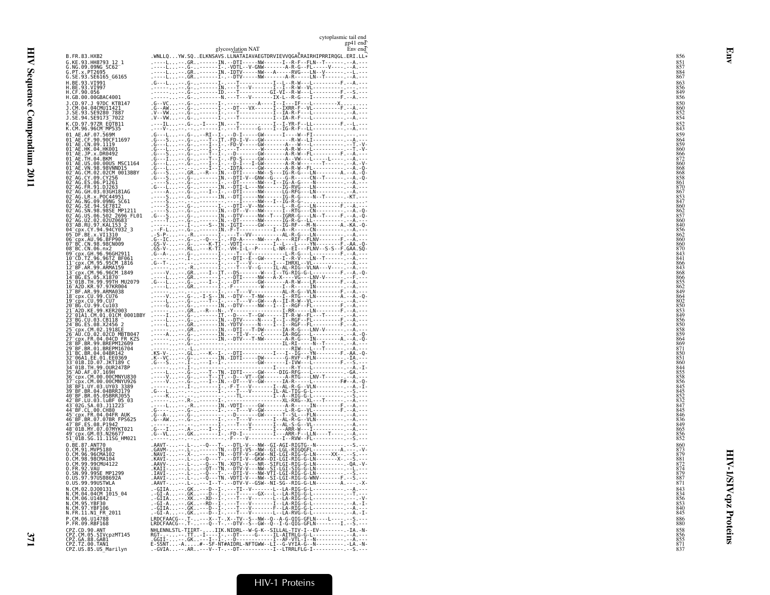```
                                                                        cytoplasmic tail end
                                                                                     gp41 end
                                                  glycosylation NAT                   Env end
B.FR.83.HXB2                 .WNLLQ...YW.SQ..ELKNSAVS.LLNATAIAVAEGTDRVIEVVQGACRAIRHIPRRIRQGL.ERI.LL*   856
G.KE.93.HH8793_12_1          .----L...--.GR..-------IN.--DTI-----NW------I--R-F--FLN--T-------.--A.---   851
G.NG.09.09NG_SC62            .----L...--.G-..-------I-.-VDTL--V-GNW-------A-R-G--FL-----V----.--A.---   857
G.PT.x.PT2695                .----L...--.GR..-------IN.-IDTV-----NW---A-----RVG---LN--V------.--L.---   884
G.SE.93.SE6165_G6165         .----L...--.GR..-------I-.--DTV-----NW-------A-R-----LN--T------.--A.---   867
H.BE.93.VI991                .G---L...--.G-..-------I-.---T-----------I--L--R-W---L---------F.--A.---   863
H.BE.93.VI997                .------...--.G-..-------IN.---T---V-------I--I--R-W--VL---------.-----.---   856
H.CF.90.056                  .------...--.G-..-------ID.---T----------GI-VI--R-W---L---------F.--S.---   849
H.GB.00.00GBAC4001           .------...--.G-..-------N.---T---V-------IX-L--R-G---I---------F.--A.---   856
J.CD.97.J_97DC_KTB147        .G--VC...--.G-..-------I-.-------------A----I--I---IF---L-------X.......   850
J.CM.04.04CMU11421           .G--AW...--.G-..-------I-.--DT--VX------I--IXRR-F--VL---------F.--A.---   860
J.SE.93.SE9280_7887          .V--VW...--.G-..-------I-.---T-----------I--IA-R-F--L-----------.--A.---   852
J.SE.94.SE9173_7022          .V--VW...--.G-..-------I-.---T-----------I--IA-R-F--L-----------.--A.---   854
K.CD.97.97ZR_EQTB11          .---IL...--.G-..-I----IN.---T-----------I--I-YR-F--LL---------F.--L.---   852
K.CM.96.96CM_MP535           .---V-...--.-----------I-.---T-------G----I--IG-R-F--LL---------.--A.---   843
01_AE.AF.07.569M             .G---L...--.G-..--RI--I-.--D-I------GW------I----W--FI----------.-----.---   859
01_AE.CF.90.90CF11697        .G---S...--.G-..----T--IT.-FD-I-V---GW---------R-W--LI----------.--A.---   864
01_AE.CN.09.1119             .G---L...--.G-..----I--I-.-FD-V-----GW-------A---W---L----------.--T.-V-   859
01_AE.HK.04.HK001            .G---L...--.G-..----T--I-.---T------W--------A-R-W---L----------.--T.-V-   860
01_AE.JP.x.DR0492            .G---S...--.G-..----T--I-.--D-------GW-------A-R-W--FL---------F.--A.---   866
01_AE.TH.04.BKM              .G---I...--.G-..----T--I-.-FD-S-----GW-------A--VW---L-----L----.--A.---   872
01_AE.US.00.00US_MSC1164     .G---L...--.G-..----I--I-.--D-I---I-GW-------A-R-W------L-------.--A.-V-   860
01_AE.VN.98.98VNND15         .G---L...--.--..----I--I-.-IDTA-----GW-------A-R-W--FL----------.--A.-Q-   868
02_AG.CM.02.02CM_0013BBY     .G---S...--.GR..--R---IN.--DTI-----NW--S---IG-R-G---LN-------A.--A.-Q-   868
02_AG.CY.09.CY256            .G---S...--.G-..-------IN.--DTI-V--GNW--G---G-R-----CN--T-------.--A.-Q-   858
02_AG.ES.06.P1261            .----S...--.G-..-------I-.--DT-----NW---I--IG-A-G----N----------.--A.---   861
02_AG.FR.91.DJ263            .G---L...--.G-..-------IN.--DTI-L---NW------IG-RVG---LN---------.--A.---   870
02_AG.GH.03.03GH181AG        .----A...--.G-..----I--I-.--DTI-----NW------LG-RFG---LN---------.--A.---   867
02_AG.LR.x.POC44951          .----S...--.G-..-------IN.--DTI-----NW------IG-R-G----N--T-------.KT.---   853
02_AG.NG.09.09NG_SC61        .----S...--.--..-------I-.-----I----NW---I--IG-R-G-.............         847
02_AG.SE.94.SE7812           .----S...--.G-..-------I-.--DTI--V--NW------L--R-G---LN---------F.--A.---   860
02_AG.SN.98.98SE_MP1211      .----S...--.G-..-------IN.--DT--V---NW------I--RTG---CN---------.--A.-Q-   862
02_AG.US.06.502_2696_FL01    .G---S...--.G-..-------IN.--DTV-----NW--T---IGRR-G---LN--T------F.--A.-Q-   857
02_AG.UZ.02.02UZ0683         .----T...--.G-..-------IN.--DT------NW------IG-R-G---LL---------.--A.---   860
03_AB.RU.97.KAL153_2         .------...-.I-..-----S--IN.-IGTI-----GW------IG-RF---M-N--------A.-KA.-Q-   840
04_cpx.CY.94.94CY032_3       .--F-L...--.G-..-------IN.-F-T-----------I--A--R-----CN---------.--A.---   856
05_DF.BE.x.VI1310            .-S-P-...--.-R..-------I-.---T--VV---------AL-R-G---LN----------.--A.---   862
06_cpx.AU.96.BFP90           .G--IC...--.G-..--Q---I-.-FD-A------NW-----A----RIF--FLNV-------F.--A.---   860
07_BC.CN.98.98CN009          .GS-V-...--.G-..----K-TI-.-VDTI---------I--L---L---YN--------F.-AA.-Q-   860
08_BC.CN.06.nx2              .GS-V-...--.RL..----K-TI-.-VH-I-L--P-----L-NR--EI---FLNV--S-S--F.GAA.SQ-   870
09_cpx.GH.96.96GH2911        .G--A-...--.G-..-------I-.---T--V-----------L-R-G---L-------F.--A.---   843
10_CD.TZ.96.96TZ_BF061       .------...-.I-..-------I-.--DTI-E--GW-------I--R-V---LN--T------.--A.---   841
11_cpx.CM.95.95CM_1816       .G--T-...--.---------I-.---T---V-------I---IHRXL--VL----------.--A.---   866
12_BF.AR.99.ARMA159          .------...-.-R..-------I-.---T---V--G----IL-AL-RIG--VLNA---V------.--A.---   843
13_cpx.CM.96.96CM_1849       .-----V...--.GR..----I--IT.--DS-------W----I--TG-RIG-L----------F.--A.-Q-   868
14_BG.ES.05.X1870            .----L...--.GR..-------I-.--DTI-----NW---A-X-----VG---LNV-V------.--F.---   866
15_01B.TH.99.99TH_MU2079     .G---L...--.G-..----I--I-.--DT------GW-------A-R-W---LR---------F.--A.---   855
16_A2D.KR.97.97KR004         .------...--.GR..-------I-.-F-------------I--R-G---IN----------.--A.---   862
17_BF.AR.99.ARMA038          .------...--.G-..-------I-.---T---V----------AL-R-G--VLN---------F.--A.---   849
18_cpx.CU.99.CU76            .-----V...--.G-..-I-S--IN.--DTV---T-NW------I--RTG---LN---------A.--A.-Q-   864
19_cpx.CU.99.CU7             .------...--.G-..-------I-.---T---V--GW---A--IT-R-W--VL----------.--A.---   802
20_BG.CU.99.Cu103            .-----G...--.G-..-------IN.--DTV-----NW---I--I-RGF--FL---------F.--A.---   850
21_A2D.KE.99.KER2003         .------...--.GR..--R---N-.-Y-----------------I-RR-----LN--------F.--A.---   853
22_01A1.CM.01.01CM_0001BBY   .----I...--.--..-------IT.--D----T--GW------IT-R-W--FL--T------.--A.---   849
23_BG.CU.03.CB118            .----L...--.G-..-------IN.--DTV-----N----I--I--RGF--FL---------F.--A.---   856
24_BG.ES.08.X2456_2          .----L...--.GR..-------IN.-YDTV-----N----I--I--RGF--FL---------F.--A.---   850
25_cpx.CM.02.1918LE          .------...--.GR..-------IN.--DTI---T-DW------IA-R-G---LNV-V------.--A.---   858
26_AU.CD.02.02CD_MBTB047     .----AU...--.G-..-------IN.---TI-V---C------IA-RGG---L----------.--A.-Q-   859
27_cpx.FR.04.04CD_FR_KZS     .------...--.G-..-------IN.--DTV---T-NW--------A-R-G---IN--------A.--A.-Q-   864
28_BF.BR.99.BREPM12609       .------...-.G-..---------------------------IL-RI-----N---T------.--A.---   869
29_BF.BR.01.BREPM16704       .------...-.-L..--------------------------------RIW---L---T------.--A.---   871
31_BC.BR.04.04BR142          .KS-V-...--.GL..----K--I-.--DTI-----------I---I--IG---YN---------F.-AA.-Q-   850
32_06A1.EE.01.EE0369         .K--VC...--.G-..----S-IN.-IDTI-----DW--------G-RVF--FLN---------.-IA.---   851
33_01B.ID.07.JKT189_C        .G--S...--.I-..----I--I-.-----------GW-------I-IVW---L---------F.--S.---   860
34_01B.TH.99.OUR2478P        .------...--.I-..------------------------------I----R-Y---L----------.--A.-I-   844
35_AD.AF.07.169H             .------...--.G-..----T--TN.-IDTI----GW-----DIG-RFG---L----------.-GA.---   855
36_cpx.CM.00.00CMNYU830      .-----V...--.G-..----T--IT.--D---VT--GW-------A-RTG---LNV-T------.--A.---   858
37_cpx.CM.00.00CMNYU926      .-----V...--.G-..----I--IN.--DT---V--GW--------IA-R------L---------F#-.-A.-Q-   856
38_BF1.UY.03.UY03_3389       .------...--.I-..-------I-.-F-T---V--------I--AL-R-G-VLN----------.--A.-I-   845
39_BF.BR.04.04BRRJ179        .G---L...--.--..-------I-.---T---V-------IL-AL-TIG-G-L----------.--S.---   845
40_BF.BR.05.05BRRJ055        .----K...--.--..--------.----TL-----------I--A--RIG-G-L----------.--S.---   852
42_BF.LU.03.luBF_05_03       .------...--.-R..-------I-.------------------XL-RXG--XL---T------.--A.---   832
43_02G.SA.03.J11223          .----L...--.-R..-------IN.-VDTI-----GW--------A-R------IN--------F.--A.---   847
44_BF.CL.00.CH80             .G-----...--.G-..-------I-.---T---V--GW-------L-R-G---VL---------F.--A.---   845
45_cpx.FR.04.04FR_AUK        .G--A-...--.G-..-------I-.--D-------GW-------T--SL---FLN---------.--A.---   846
46_BF.BR.07.07BR_FPS625      .G--AW...--.G-..-------I-.---T---V----------I--AL-R-G--VLN---------.--A.---   836
47_BF.ES.08.P1942            .------...--.--..-------I-.---T---V-------I--AL-S-G--VL---------.--A.---   849
48_01B.MY.07.07MYKT021       .G---I...--.A-..----I--I-.---------T-------I---ARR-W---I---------.--A.---   865
49_cpx.GM.03.N26677          .G--VL...--.GK..-------I-.-FD-I-----------I---ARR-F--LLN-----T-----.--A.---   856
51_01B.SG.11.11SG_HM021      .------...--.-----------F-.---V-------------I--RVW--FL---------.--S.---   852
O.BE.87.ANT70                .AAVT-...--.L-..----Q---T-.--DTL-V---NW--GI-AGI-RIGTG--N----------.--S.---   860
O.CM.91.MVP5180              .GAVM-...--.L-..-------TN.--DTI-VS--NW--GI-LGL-RIGQGFL---------A.----.-V-   873
O.CM.96.96CMA102             .NAVI-...--.X-..-------TN.--DTF-V-GKW--NI-LGI-RIG-G-LN-----XX.---S.---   879
O.CM.98.98CMA104             .KAVI-...--.L-..--Q---T-.--DTI-V-GKW--DI-LGI-RIG-G-LN--------X-.--S.---   881
O.CM.99.99CMU4122            .AAVV-...--.L-..--Q---TN.-XDTL-V---NR--SIFLGI-RIG-G-LN---------.-QA.-V-   872
O.FR.92.VAU                  .KAII-...--.L-..--QT--TN.--DTV-V---NW--SI-LGI-SIG-G-LN---------.--L.---   874
O.SN.99.99SE_MP1299          .IAVI-...--.L-..--Q---T-.--DTI-V---NW-VTI-LGI-RIG-G-LN---------.--S.---   879
O.US.97.97US08692A           .AAVI-...--.L-..--Q---TN.-VDTI-V---NW--SI-LGI-RIG-G-WNV--------F.--S.---   887
O.US.99.99USTWLA             .AAVT-...--.L-..----I--T-.--DTV-V--GSW--NI-SG--RIG-G-LN---------A.---.-X-   871
N.CM.02.DJO0131              .-GIIA...--.GK..----D--I-.---TI--V------L--LA-RIG-G-L-----------.--A.---   843
N.CM.04.04CM_1015_04         .-GI-A...--.GK..----D--I-.---T----GX----L--LA-RIG-G-L-----------.--T.---   834
N.CM.95.U14842               .-GIIA...--.XK..--XD--I-.---T---V-------L--LA-RIG-G-L-----------.----.-V-   856
N.CM.95.YBF30                .-GI-A...--.GK..--RD--I-.---T---V-------L--LA-RIG-G-L-----------.--A.-I-   853
N.CM.97.YBF106               .-GIIA...--.GK..----D--I-.---T---V-------F--LA-RIG-G-L-----------.--A.---   840
N.FR.11.N1_FR_2011           .-GI-A...--.GK..----D--I-.---T---V-------L--LA-RVG-G-L-----------.--A.-I-   845
P.CM.06.U14788               LRDCFAACG--.T-..---X--T-.X--TV--S--NW--Q--A-G-QIG-GFLN------L------S.---   886
P.FR.09.RBF168               LRDCFAACG--.T-..---Q--T-.--DTV--S--GW--Q--I-G-QIG-GFLN---------I.--S.---   880
CPZ.CD.90.ANT                NHLENNLSTL-TIIRT-...IIK.NIDRL--W-G-K--SILLAL-TIV-I--EV----------.-IA.-N-   858
CPZ.CM.05.SIVcpzMT145        RGT-...-...TT..-I---I-.--DT-----G------IL-AITRLG-G-L-----------.--A.---   856
CPZ.GA.88.GAB1               .GGII-...--.GK..--I--I-.--D--------------I--AF-VTL-I--N---------.--A.---   855
CPZ.TZ.00.TAN1               E-SSNT...-A....#--SF-NT#AIDRL-NFTGWW--LI--G-VYIA-G--N----------.-LA.-N-   871
CPZ.US.85.US_Marilyn         .-GVIA...--.AR..----V--T-.--DT-----------I--LTRRLFLG-I-----------.--S.---   837
```

HIV-1 Proteins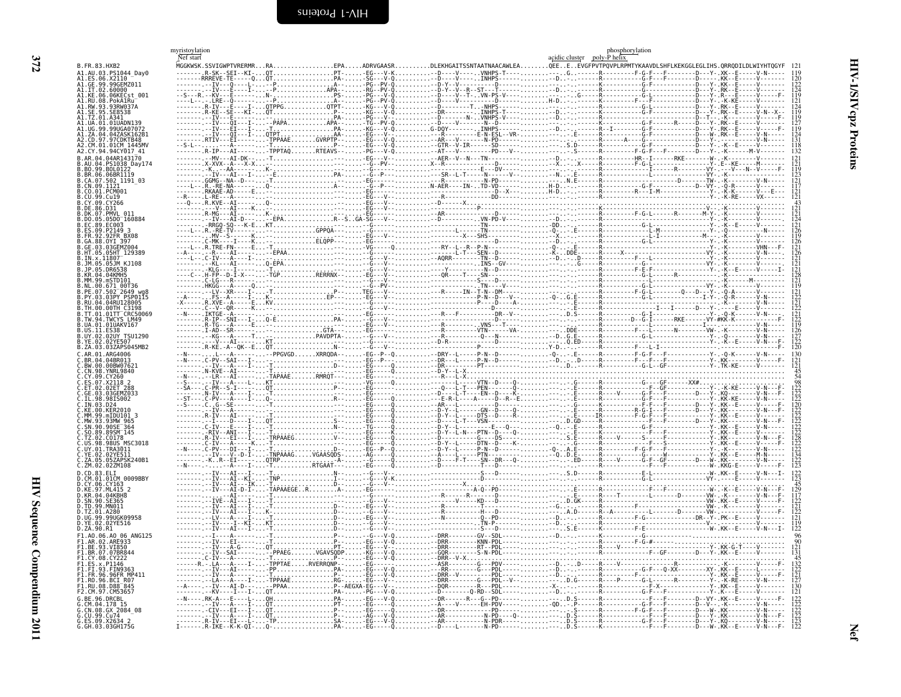# HIV-1/SIVcpz Proteins — Nef

Annotations: myristoylation; Nef start; acidic cluster; poly-P helix; phosphorylation

```
B.FR.83.HXB2              MGGKWSK.SSVIGWPTVRERMR...RA.................EPA.....ADRVGAASR..........DLEKHGAITSSNTAATNAACAWLEA........QEE..E..EVGFPVTPQVPLRPMTYKAAVDLSHFLKEKGGLEGLIHS.QRRQDILDLWIYHTQGYF  121
A1.AU.03.PS1044_Day0      119
A1.ES.06.X2110            120
A1.GE.99.99GEMZ011        123
A1.IT.02.60000            124
A1.KE.06.06KECst_001      119
A1.RU.08.PokA1Ru          121
A1.RW.93.93RW037A         124
A1.SE.95.SE8538           119
A1.TZ.01.A341             114
A1.UA.01.01UADN139        127
A1.UG.99.99UGA07072       119
A1.ZA.04.04ZASK162B1      124
A2.CD.97.97CDKTB48        131
A2.CM.01.01CM_1445MV      118
A2.CY.94.94CY017_41       132
B.AR.04.04AR143170        121
B.AU.04.PS1038_Day174     121
B.BO.99.BOL0122           119
B.BR.06.06BR1119          123
B.CA.07.502_1191_03       121
B.CN.09.1121              117
B.CO.01.PCM001            121
B.CU.99.Cu19              121
B.CY.09.CY266             43
B.DE.86.D31               121
B.DK.07.PMVL_011          121
B.DO.05.05DO_160884       124
B.EC.89.EC003             121
B.ES.09.P2149_3           126
B.FR.92.92FR_BX08         119
B.GA.88.OYI_397           126
B.GE.03.03GEMZ004         121
B.HT.05.05HT_129389       126
B.IN.x.11807              121
B.JM.05.05JM_KJ108        121
B.JP.05.DR6538            121
B.KR.04.04KMH5            128
B.MM.99.mSTD101           121
B.NL.00.671_00T36         119
B.PE.07.502_2649_wg8      121
B.PY.03.03PY_PSP0115      122
B.RU.04.04RU128005        121
B.TH.00.00TH_C3198        122
B.TT.01.01TT_CRC50069     121
B.TW.94.TWCYS_LM49        122
B.UA.01.01UAKV167         119
B.US.11.ES38              126
B.UY.02.02UY_TSU1290      127
B.YE.02.02YE507           122
B.ZA.03.03ZAPS045MB2      120
C.AR.01.ARG4006           130
C.BR.04.04BR013           121
C.BW.00.00BW07621         121
C.CN.98.YNRL9840          45
C.CY.09.CY260             54
C.ES.07.X2118_2           98
C.ET.02.02ET_288          122
C.GE.03.03GEMZ033         122
C.IL.98.98IS002           122
C.IN.03.D24               120
C.KE.00.KER2010           122
C.MM.99.mIDU101_3         122
C.MW.93.93MW_965          122
C.SN.90.90SE_364          122
C.SO.89.89SM_145          122
C.TZ.02.CO178             128
C.US.98.98US_MSC3018      122
C.UY.01.TRA3011           122
C.YE.02.02YE511           134
C.ZA.05.05ZAPSK240B1      122
C.ZM.02.02ZM108           123
D.CD.83.ELI               122
D.CM.01.01CM_0009BBY      123
D.CY.06.CY163             45
D.KE.97.ML415_2           129
D.KR.04.04KBH8            117
D.SN.90.SE365             122
D.TD.99.MN011             121
D.TZ.01.A280              122
D.UG.99.99UGK09958        121
D.YE.02.02YE516           119
D.ZA.90.R1                122
F1.AO.06.AO_06_ANG125     96
F1.AR.02.ARE933           90
F1.BE.93.VI850            121
F1.BR.07.07BR844          131
F1.CY.08.CY222            45
F1.ES.x.P1146             132
F1.FI.93.FIN9363          122
F1.FR.96.96FR_MP411       121
F1.RO.96.BCI_R07          127
F1.RU.08.D88_845          130
F2.CM.97.CM53657          121
G.BE.96.DRCBL             122
G.CM.04.178_15            122
G.CN.08.GX_2084_08        122
G.CU.99.Cu74              122
G.ES.09.X2634_2           123
G.GH.03.03GH175G          122
```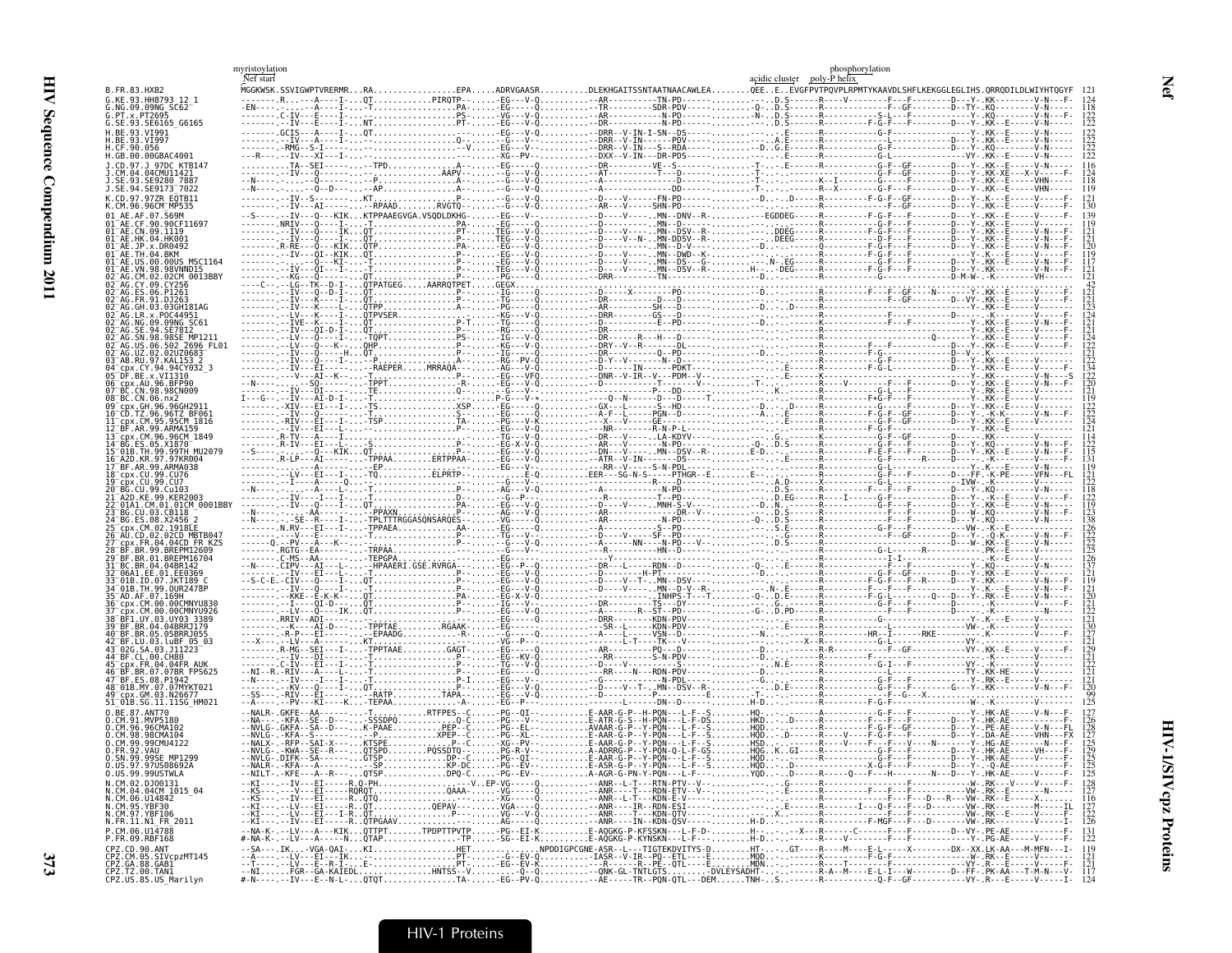# Nef

## HIV-1/SIVcpz Proteins

Annotations above the alignment: myristoylation; Nef start; acidic cluster; poly-P helix; phosphorylation

```
B.FR.83.HXB2                 MGGKWSK.SSVIGWPTVRERMR...RA.................EPA.....ADRVGAASR..........DLEKHGAITSSNTAATNAACAWLEA........QEE..E..EVGFPVTPQVPLRPMTYKAAVDLSHFLKEKGGLEGLIHS.QRRQDILDLWIYHTQGYF  121
G.KE.93.HH8793_12_1          124
G.NG.09.09NG_SC62            118
G.PT.x.PT2695                122
G.SE.93.SE6165_G6165         122
H.BE.93.VI991                122
H.BE.93.VI997                122
H.CF.90.056                  122
H.GB.00.00GBAC4001           122
J.CD.97.J_97DC_KTB147        116
J.CM.04.04CMU11421           124
J.SE.93.SE9280_7887          118
J.SE.94.SE9173_7022          119
K.CD.97.97ZR_EQTB11          121
K.CM.96.96CM_MP535           130
01_AE.AF.07.569M             139
01_AE.CF.90.90CF11697        119
01_AE.CN.09.1119             121
01_AE.HK.04.HK001            121
01_AE.JP.x.DR0492            120
01_AE.TH.04.BKM              119
01_AE.US.00.00US_MSC1164     122
01_AE.VN.98.98VNND15         121
02_AG.CM.02.02CM_0013BBY     121
02_AG.CY.09.CY256            42
02_AG.ES.06.P1261            121
02_AG.FR.91.DJ263            121
02_AG.GH.03.03GH181AG        123
02_AG.LR.x.POC44951          124
02_AG.NG.09.09NG_SC61        121
02_AG.SE.94.SE7812           121
02_AG.SN.98.98SE_MP1211      124
02_AG.US.06.502_2696_FL01    122
02_AG.UZ.02.02UZ0683         122
03_AB.RU.97.KAL153_2         123
04_cpx.CY.94.94CY032_3       134
05_DF.BE.x.VI1310            122
06_cpx.AU.96.BFP90           120
07_BC.CN.98.98CN009          121
08_BC.CN.06.nx2              119
09_cpx.GH.96.96GH2911        122
10_CD.TZ.96.96TZ_BF061       121
11_cpx.CM.95.95CM_1816       124
12_BF.AR.99.ARMA159          121
13_cpx.CM.96.96CM_1849       114
14_BG.ES.05.X1870            122
15_01B.TH.99.99TH_MU2079     115
16_A2D.KR.97.97KR004         131
17_BF.AR.99.ARMA038          119
18_cpx.CU.99.CU76            121
19_cpx.CU.99.CU7             122
20_BG.CU.99.Cu103            118
21_A2D.KE.99.KER2003         122
22_01A1.CM.01.01CM_0001BBY   119
23_BG.CU.03.CB118            123
24_BG.ES.08.X2456_2          138
25_cpx.CM.02.1918LE          126
26_AU.CD.02.02CD_MBTB047     122
27_cpx.FR.04.04CD_FR_KZS     122
28_BF.BR.99.BREPM12609       125
29_BF.BR.01.BREPM16704       126
31_BC.BR.04.04BR142          137
32_06A1.EE.01.EE0369         121
33_01B.ID.07.JKT189_C        119
34_01B.TH.99.OUR2478P        121
35_AD.AF.07.169H             120
36_cpx.CM.00.00CMNYU830      121
37_cpx.CM.00.00CMNYU926      122
38_BF1.UY.03.UY03_3389       121
39_BF.BR.04.04BRRJ179        130
40_BF.BR.05.05BRRJ055        127
42_BF.LU.03.luBF_05_03       121
43_02G.SA.03.J11223          129
44_BF.CL.00.CH80             121
45_cpx.FR.04.04FR_AUK        122
46_BF.BR.07.07BR_FPS625      122
47_BF.ES.08.P1942            121
48_01B.MY.07.07MYKT021       120
49_cpx.GM.03.N26677          99
51_01B.SG.11.11SG_HM021      125
O.BE.87.ANT70                127
O.CM.91.MVP5180              126
O.CM.96.96CMA102             126
O.CM.98.98CMA104             127
O.CM.99.99CMU4122            125
O.FR.92.VAU                  129
O.SN.99.99SE_MP1299          125
O.US.97.97US08692A           125
O.US.99.99USTWLA             125
N.CM.02.DJO0131              128
N.CM.04.04CM_1015_04         127
N.CM.06.U14842               116
N.CM.95.YBF30                127
N.CM.97.YBF106               122
N.FR.11.N1_FR_2011           126
P.CM.06.U14788               131
P.FR.09.RBF168               131
CPZ.CD.90.ANT                119
CPZ.CM.05.SIVcpzMT145        127
CPZ.GA.88.GAB1               121
CPZ.TZ.00.TAN1               117
CPZ.US.85.US_Marilyn         124
```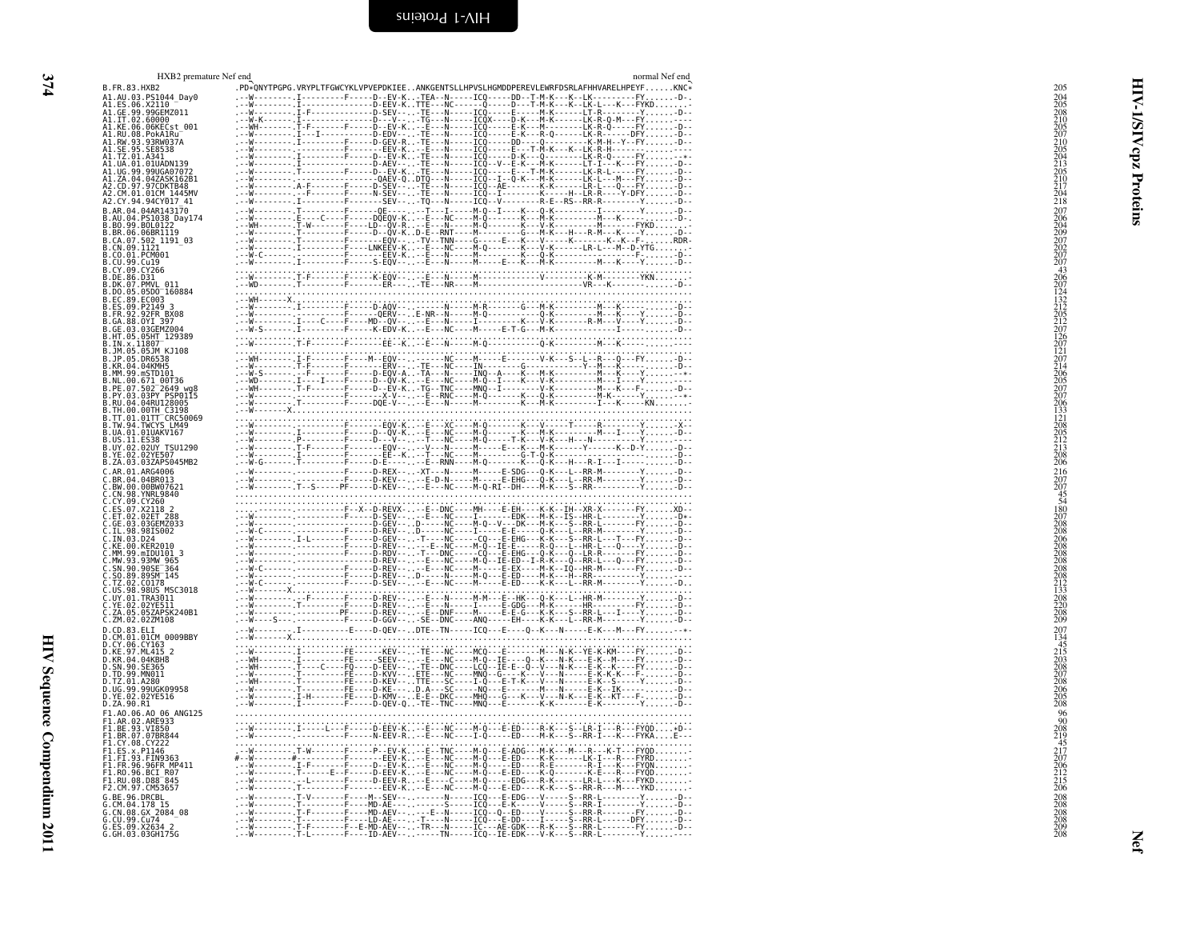# HIV-1/SIVcpz Proteins — Nef

```
                 HXB2 premature Nef end                                                                          normal Nef end
B.FR.83.HXB2              .PD*QNYTPGPG.VRYPLTFGWCYKLVPVEPDKIEE..ANKGENTSLLHPVSLHGMDDPEREVLEWRFDSRLAFHHVARELHPEYF......KNC*   205
A1.AU.03.PS1044_Day0      .--W---------I---------F-----D--EV-K..-TEA--N-----ICQ-----DD--T-M-K---K--LK---------FY.......-D-.   204
A1.ES.06.X2110            .--W---------I-----------------D-EEV-K..TTE---NC------Q------D---T-M-K---K--LK-L---K---FYKD........-   205
A1.GE.99.99GEMZ011        .--W---------I-F-------------D-SEV-..-TE---N-----ICQ-----E-----M-K-------LT-R--------Y.......-D--   208
A1.IT.02.60000            .--W-K-------I---------------D---V-..-TG---N-----ICQX-----D-K---M-K-------LK-R-Q-M---FY........---   210
A1.KE.06.06KECst_001      .--WH--------T-F--------F-----D--EV-K..-E---N-----ICQ-----E-K---M-K-------LK-R-Q-----FY.......-D--   205
A1.RU.08.PokA1Ru          .--W-----I---I----------------D-EDV-..-TE---N-----ICQ-----E-K---R-Q-------LK-R------DFY.......-D--   207
A1.RW.93.93RW037A         .--W---------I---------F-----D-GEV-R..-TE---N-----ICQ-----DD----Q---------K-M-H--Y--FY.......-D--   210
A1.SE.95.SE8538           .--W-------------------F--------EEV-K..-E---N-----ICQ-----E---T-M-K---K--LK-R-H-------........---   205
A1.TZ.01.A341             .--W-------------------F-----D--EV-K..-TE---N-----ICQ-----D-K---Q-------K--LK-R-Q-----FY.......--+-   204
A1.UA.01.01UADN139        .--W---------I---------------D-AEV-..-TE---N-----ICQ--V--E-K---M-K-------LT-I---K---FY.......-D--   213
A1.UG.99.99UGA07072       .--W---------T---------F-----D--EV-K..-TE---N-----ICQ-----E---T-M-K-------LK-R-L-----FY.......-D--   205
A1.ZA.04.04ZASK162B1      .--W---------I--------------QAEK-Q..DTQ---N-----ICQ--I--Q-K---M-K-------LK-L---M---FY.......-D--   210
A2.CD.97.97CDKTB48        .--W---------A-F-------F-----D-SEV-..-TE---N-----ICQ--AE-------K-K-------LR-L---Q---FY.......-D--   217
A2.CM.01.01CM_1445MV      .--W---------F---------F-----N-SEV-..-TE---N-----ICQ--I---------K-----H--LR-R----Y-DFY.......-D--   204
A2.CY.94.94CY017_41       .--W---------I---------F-----SEV-..-TQ---N-----ICQ--V--------R-E--RS--RR-R---------Y.......-D--   218
B.AR.04.04AR143170        .--W---------T---------F------QE-...--T---I-----M-Q--I----K---Q-K---------I---------Y.......-D--   207
B.AU.04.PS1038_Day174     .--W---------E----C----F-----DQEQV-K..--E---NC----M-Q-------K---M-K---------M---K---------.D-.   206
B.BO.99.BOL0122           .--WH--------T-W-------F-----LD--QV-R..-E---N-----M-Q-------K---V-K---------M---------FYKD.......-   204
B.BR.06.06BR1119          .--W---------T---------F-----D--QV-K..D-E--RNT----M-----------G---M-K---H---R-M---K---Y.......-D--   209
B.CA.07.502_1191_03       .--W---------T---------F-------EQV-..-TV--TNN-----G-----E---K---V-----K---------K--K--F-.......RDR-   207
B.CN.09.1121              .--W---------I---------F-----LNKEEV-K..-E---NC----M-Q-------K---V-K-------LR-L---M--D-YTG.......-   202
B.CO.01.PCM001            .--W-C-------T---------F-------EEV-K..-E---N------M-Q-------K---Q-K-----------------F-.......-D--   207
B.CU.99.Cu19              .--W---------T---------F-----S-EQV-..-E---N-----M-----E---K---M-K---------M---K-------Y.......-D--   207
B.CY.09.CY266             ..............................................................................................    43
B.DE.86.D31               .--W---------T-F-------F-----K-EQV-..--E---N-----M-------------------V-------------K-M--------YKN.......   206
B.DK.07.PMVL_011          .--WD--------T---------F--------ER---..-TE---NR-----M-----------------------VR----K-----------.D--   207
B.DO.05.05DO_160884       ..............................................................................................   124
B.EC.89.EC003             .--WH-----X...................................................................................   132
B.ES.09.P2149_3           .--W---------I---------F-----D-AQV-..-------N-----M-R-------G---M-K---------M---K-------.......-D--   212
B.FR.92.92FR_BX08         .--W---------------------F-----QERV-..-E-NR--N-----M-Q-------------Q-K---------M---K---Y.......-D--   205
B.GA.88.OYI_397           .--W---------I----C----F-----MD--QV-..-E---N------I-----K---V-K---------R-M---V---Y.......-D--   212
B.GE.03.03GEMZ004         .--W-S-------I---------F-----K-EDV-K..-E---NC----M-----E-T-G---M-K-------------I-----.......-D--   207
B.HT.05.05HT_129389       ..............................................................................................   126
B.IN.x.11807              .--W---------T-F-------F-------EE--K..-E---N-----M-Q-----------Q-K---------M---K-----.......-D--   207
B.JM.05.05JM_KJ108        ..............................................................................................   121
B.JP.05.DR6538            .--WH--------I-F-------F----M--EQV-..-------NC----M-----E-------V-K---S--L--R---Q---FY.......-D--   207
B.KR.04.04KMH5            .--W---------T-F-------F-------ERV-..-TE---NC----IN---------G-------------Y--M---K-----.......-D--   214
B.MM.99.mSTD101           .--W-S-------F---------F-----D-EQV-A..-TA---N-----INQ--A----K---M-K---------M---K---Y.......--*-   206
B.NL.00.671_00T36         .--WD--------I----I----F-----D--QV-K..-E---NC----M-Q--I----K---V-K---------M---I---Y.......-D--   205
B.PE.07.502_2649_wg8      .--WH--------T-F-------F-----D--EV-K..-TG--TNC----MNQ--I--------V-K---------M---K---F-.......-D--   207
B.PY.03.03PY_PSP0115      .--W-------------------F-------X-V--..--E--RNC----M-Q-------K---Q-K---------M-K-------Y.......--+-   207
B.RU.04.04RU128005        .--W---------T---------F-----DQE-V--..--E---N-----M-----------K---M-K-----------I---K-----KN.........   206
B.TH.00.00TH_C3198        .--W-------X..................................................................................   133
B.TT.01.01TT_CRC50069     ..............................................................................................   121
B.TW.94.TWCYS_LM49        .--W-------------------F-------EQV-K..-E---XC-----M-Q-------K---V-----T---------R---------Y.......-X-   208
B.UA.01.01UAKV167         .--W---------I---------F-----D--QV-K..-E---NC----M-Q-------K---M-K---------M---I---Y.......-D--   205
B.US.11.ES38              .--W---------P---------F-----D---V-..--T---NC----M-Q-----T-K---V-K---H---N-----------Y.......-D--   212
B.UY.02.02UY_TSU1290      .--W---------T-F-------F-------EQV-..--V---N-----M-----E---K---K---------Y-------K--D-Y.......-D--   213
B.YE.02.02YE507           .--W-------------------F-------EE--K..-T---NC----M-------------G-T-Q-K-------------------.......-D--   208
B.ZA.03.03ZAPS045MB2      .--W-G-------T---------F-----D-E----..--E--RNN----M-Q-------K---Q-K---H---R-I---I-----.......-D--   206
C.AR.01.AR4006            .--W---------.-----------F-----D-REX--..XT---N-----M-----E-SDG---Q-K---L--RR-M--------Y.......-D--   216
C.BR.04.04BR013           .--W---------.-----------F-----D-KEV-..--E-D-N-----M-----E-EHG---Q-K---L--RR-M--------Y.......-D--   207
C.BW.00.00BW07621         .--W---------T--S------PF-----D-KEV-..--E---NC----M-Q-RI--DH----M-K---S--RR-----------Y.......-D--   207
C.CN.98.YNRL9840          ..............................................................................................    45
C.CY.09.CY260             ..............................................................................................    54
C.ES.07.X2118_2           ..............-----------F--X--D-REVX--..-E--DNC----MH----E-EH----K-K--IH--XR-X-------FY.......XD--   180
C.ET.02.02ET_288          .--W---------.-----------F-----D-SEV-..--E---NC----I-------EDK---M-K--IS--HR-L--------Y.......-D*-   207
C.GE.03.03GEMZ033         .--W---------.-----------F-----D-GEV-..D-----NC----M-Q--V---DK---M-K---S--RR-L--------FY.......-D--   208
C.IL.98.98IS002           .--W-C-------.-----------F-----D-REV-..D-----NC----I-----E-E----Q-K---L--RR-M--------Y.......-D--   208
C.IN.03.D24               .--W---------I-L---------F-----D-GEV-..-T---NC----CQ---E-EHG---K-K---S--RR-L-----T---FY.......-D--   206
C.KE.00.KER2010           .--W---------.-----------F-----D-REV-..--E--NC----M-Q--IE-E-------R-Q---L--HR-L----Q--Y.......-D--   208
C.MM.99.mIDU101_3         .--W---------.-----------F-----D-RDV-..-T--DNC----CQ---E-EHG---Q-K---Q--LR-R----------FY.......-D--   208
C.MW.93.93MW_965          .--W---------.-----------------D-REV-..--E---NC----M-Q--IE-ED--I-R-K---Q--RR-L----Q---FY.......-D--   208
C.SN.90.90SE_364          .--W-C-------.-----------F-----D-REV-..--E---NC----M-----E-EX----M-K--IQ--HR-M--------FY.......-D--   208
C.SO.89.89SM_145          .--W---------.-----------F-----D-REV-..D-----N-----M-Q--E-ED----M-K---H--RR-----------Y.......-D--   208
C.TZ.02.C0178             .--W-C-------.-----------F-----D-SEV-..--E---NC----M-----E-ED----K-K---L--RR-M--------Y.......-D..   212
C.US.98.98US_MSC3018      .--W-------X..................................................................................   133
C.UY.01.TRA3011           .--W---------.--F--------F-----D-REV-..--E---N-----M-M---E--HK---Q-K---L--HR-M--------Y.......-D--   208
C.YE.02.02YE511           .--W---------.T----------F-----D-REV-..--E---N-----I-----E-GDG---M-K-------HR-L--------FY.......-D--   220
C.ZA.05.05ZAPSK240B1      .--W---------.-----------PF----D-REV-..--E-DNF----M-----E-E-G---K-K---S--RR-L---I-----Y.......-D--   208
C.ZM.02.02ZM108           .--W----S----.-----------F-----D-GGV-..-SE-DNC----ANQ-----EH----K-K---L--RR-M--------Y.......-D--   209
D.CD.83.ELI               .--W---------I-----------E-----D-QEV-..DTE--TN-----ICQ---E----Q--K---N-----E-K---M---FY........-*-   207
D.CM.01.01CM_0009BBY      .--W-------X..................................................................................   134
D.CY.06.CY163             ..............................................................................................    45
D.KE.97.ML415_2           .--W---------I-----------FE-------KEV-..-TE---NC----MCQ---E------M---N-K--YE-K-KM----FY.......-D--   215
D.KR.04.04KBH8            .--WH--------T-----------FE-------SEEV-..--E---NC----M-Q--IE-----Q--K---N-K---E-K--M---FY.......-D--   203
D.SN.90.SE365             .--WH--------T----C---FQ-----D-EEV-..-TE--DNC----LCQ--IE-E--Q--V---N-K---E-K--K----FY.......-D--   208
D.TD.99.MN011             .--W---------T-----------FE-----D-KVV-..ETE---NC----MNQ--G---K---V---N-----E-K-K-K---F-.......-D--   207
D.TZ.01.A280              .--WH--------T-----------FE-----D-KEV-..TTE---SC----I-Q---E-T-K---V---N-----E-K--S-----Y.......-D--   208
D.UG.99.99UGK09958        .--W---------T-----------FE-----D-KE---..D.A---SC----NQ---E-------M---N-----E-K--IK-----.......-D--   206
D.YE.02.02YE516           .--W---------I-H---------FE-----D-KMV-..E-E--DKC----MHQ---G---K---V---N-K---E-K--KT---F-.......-D--   205
D.ZA.90.R1                .--W---------T-----------FE-----D-QEV-Q..-TE--TNC----MNQ---E-------K-K---------E-K-------Y.......-D--   208
F1.AO.06.AO_06_ANG125     ..............................................................................................    96
F1.AR.02.ARE933           ..............................................................................................    90
F1.BE.93.VI850            .--W---------I-----L---F-----D-EEV-K..-E---NC----M-Q---E-ED----R-K---S--LR-I---R----FYQD.....+D--   208
F1.BR.07.07BR844          .--W-------------------F-----N-EEV-R..-E---NC----I-Q------ED----M-K---S--RR-I---K----FYKA.....E---   219
F1.CY.08.CY222            ..............................................................................................    45
F1.ES.x.P1146             .--W---------T-W---------F-----P--EV-K..-E--TNC----M-Q---E-ADG---M-K---M---R---K-T---FYQD........-   217
F1.FI.93.FIN9363          #--W---------#-----------F-------EEV-K..-E---NC----M-Q---E-ED----K-K-------LK-I---R----FYRD........-   207
F1.FR.96.96FR_MP411       .--W---------I-F---------F-----D--EV-K..-E---NC----M-Q-----ED----R-E--------R-I---K----FYQN........-   206
F1.RO.96.BCI_R07          .--W---------T---------E--F-----D-EEV-K..-E---NC----M-Q---E-ED----K-Q---------K-E---R----FYQD........-   212
F1.RU.08.D88_845          .--W---------.-L---------F-----D-EEV-R..-E----C----M-Q-----EDG---R-K---------LR-L---K----FYKD........-   215
F2.CM.97.CM53657          .--W---------T-----------F-------EEV-K..-E---NC----M-Q---E-ED----K-K---S--RR-R---M-----YKD........-   206
G.BE.96.DRCBL             .--W---------T-V---------F----M--SEV-..-------N-----ICQ---E-EDG---V-----S--RR-L--------Y.......-D--   208
G.CM.04.178_15            .--W---------T-----------F-----MD-AE--..-------S-----ICQ---E-K-----V-----S--RR-I--------Y.......-D--   208
G.CN.08.GX_2084_08        .--W---------T-F---------F-----MD-AEV-..--E--N-----ICQ--Q--ED----V-----S--RR-R--------FY.......-D--   208
G.CU.99.Cu74              .--W---------T-----------F-----LD-AE--..-T---N-----ICQ---E-DD----I-----S--RR-L--------DFY.......-D--   208
G.ES.09.X2634_2           .--W---------T-F---------F---E-MD-AEV-..-TR---N-----ICQ---AE-GDK---R-K---S--RR-L--------FY.......-D--   209
G.GH.03.03GH175G          .--W---------T-L---------F-----ID-AEV-..------TN-----ICQ--IE-EDK---V-K---S--RR-L--------Y.......----   208
```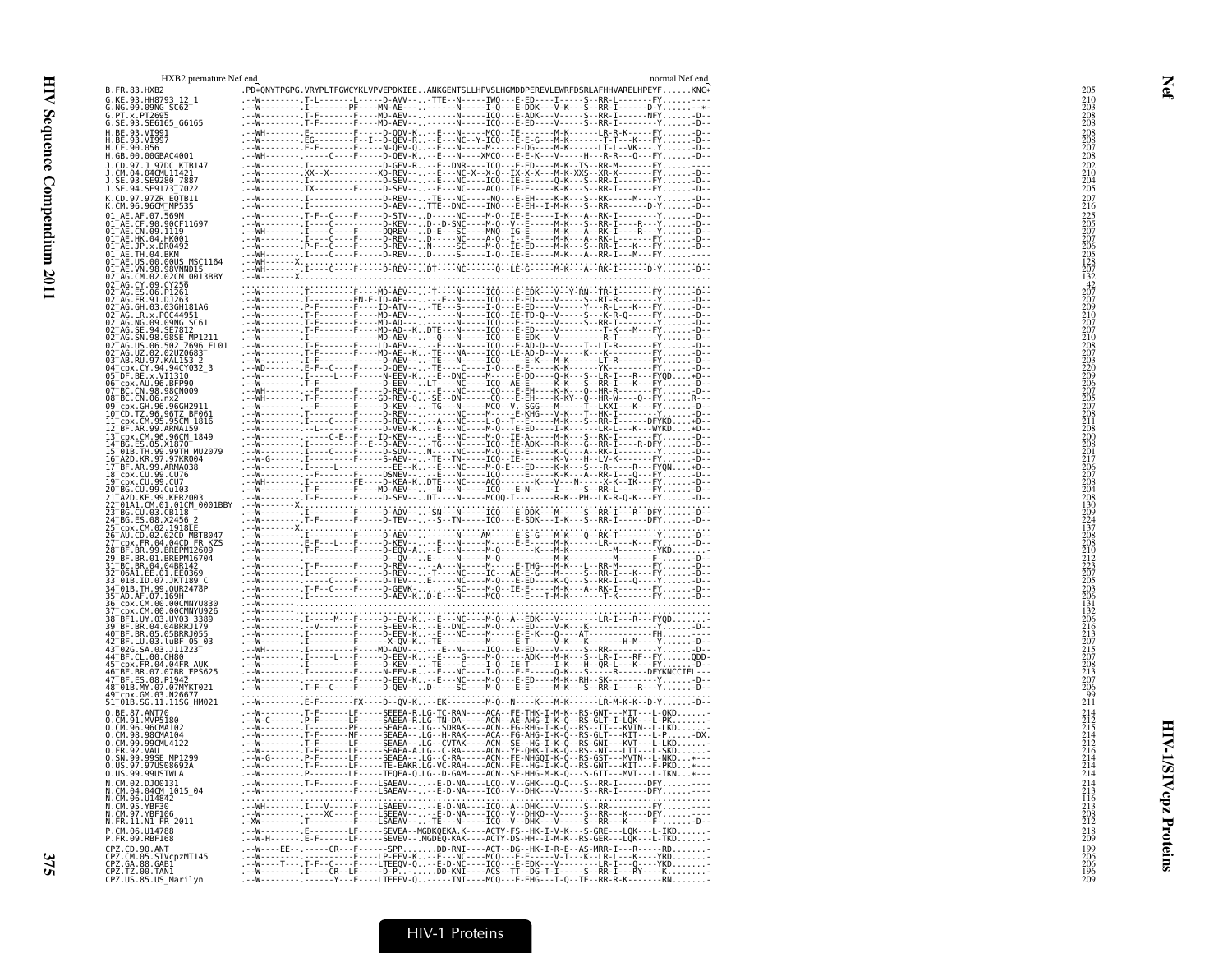HXB2 premature Nef end    normal Nef end

```
B.FR.83.HXB2                .PD*QNYTPGPG.VRYPLTFGWCYKLVPVEPDKIEE..ANKGENTSLLHPVSLHGMDDPEREVLEWRFDSRLAFHHVARELHPEYF......KNC*   205
G.KE.93.HH8793_12_1         .--W---------.T-L--------L-----D-AVV-..-TTE--N-----IWQ---E-ED----I-----S--RR-L-------FY.......----  210
G.NG.09.09NG_SC62           .--W---------.I---------PF-----MN-AE--.-------N-----I-Q---E-DDK---V-K---S--RR-I--------D-Y.......*-  203
G.PT.x.PT2695               .--W---------.T-F--------F-----MD-AEV-.-------N-----ICQ---E-ADK---V-----S--RR-I------NFY.......-D--  208
G.SE.93.SE6165_G6165        .--W---------.T-F--------F-----MD-AEV-.-------N-----ICQ---E-ED----V-----S--RR-I--------Y.......-D--  208
H.BE.93.VI991               .--WH--------.E----------F-----D-QDV-K.---E---N-----MCQ--IE-------M-K-------LR-R-K-----FY.......-D--  208
H.BE.93.VI997               .--W---------.EG---------F--I--D-QEV-R.---E---NC--Y-ICQ---E-E-G---M-K-------T-T---K---FY.......-D--  208
H.CF.90.056                 .--W---------.E-F--------F-----N-QEV-Q.---E---N-----ICQ---E-DG----M-K-------LT-L--VK---Y.......-D--  207
H.GB.00.00GBAC4001          .--WH--------.-------C---F-----D-QEV-K.---E---N-----XMCQ---E-E-K---V------H---R-R---Q---FY.......-D--  208
J.CD.97.J_97DC_KTB147       .--W---------.I-------------D-GEV-R.---E--DNR----ICQ---E-ED----M-K--TS--RR-M-------FY.......----  202
J.CM.04.04CMU11421          .--W---------.XX--X---------XD-REV-.---E---NC-X--X-Q--IX-X-X---M-K-XXS--XR-X-------FY.......-D--  210
J.SE.93.SE9280_7887         .--W---------.I-------C-----D-SEV-.---E---NC----ICQ---IE-E-----Q-K---S--RR-I-------FY.......-D--  204
J.SE.94.SE9173_7022         .--W---------.TX---------F-----D-SEV-.---E---NC-----ACQ--IE-E-----K-K---S--RR-I-------FY.......-D--  205
K.CD.97.97ZR_EQTB11         .--W---------.I---------------D-REV--.-TE---NC-----NQ---E-EH------K-K---S--RK------M----Y.......-D--  207
K.CM.96.96CM_MP535          .--W---------.I---------------D-AEV--.TTE--DNC-----INQ---E-EH-I-M-K---S--RR--------D-Y.......-D--  216
01_AE.AF.07.569M            .--W---------.T-F---C----F-----D-STV--.D-----NC----M-Q--IE-E------I-K---A--RK-I--------Y.......-D--  225
01_AE.CF.90.90CF11697       .--W---------.I----C---------D-KEV--.D--D-SNC----M-Q--V--E------M-K---S--RR-I-----R---Y.......-D--  205
01_AE.CN.09.1119            .--WH--------.I----C-----F-----DQREV--.D-E---SC----MNQ--IG-E------M-K---A--RK-I-----R---Y.......-D--  207
01_AE.HK.04.HK001           .--W---------.I----C-----F-----D-REV--.D-----NC----A-Q--I--E------M-K---A--RK-L-------FY.......-D--  207
01_AE.JP.x.DR0492           .--W---------.P-F---C----F-----D-REV--.N-----SC----M-Q--IE-ED-----M-K---S--RR-I-----K---FY.......-D--  206
01_AE.TH.04.BKM             .--WH--------.I----C-----F-----D-REV--.D-----S-----I-Q--IE-E------M-K---A--RR-I----M---FY.......----  205
01_AE.US.00.00US_MSC1164    .--WH-------X.....................................................................................  128
01_AE.VN.98.98VNND15        .--WH--------.I----C---F------D-REV--.DT----NC-----Q--LE-G------M-K---A--RK-I------D-Y.......-D--  207
02_AG.CM.02.02CM_0013BBY    .--W--------X.....................................................................................  132
02_AG.CY.09.CY256           ..................................................................................................   42
02_AG.ES.06.P1261           .--W---------.T----------F-----MD-AEV--.-T----N-----ICQ---E-EDK---V--Y-RN--TR-I-------FY.......-D--  207
02_AG.FR.91.DJ263           .--W---------.T----------FN-E-ID-AE--.---E---N-----ICQ---E-ED-----V-----S--RT-R--------Y.......-D--  207
02_AG.GH.03.03GH181AG       .--W---------.P-F--------F-----ID-ATV--.-TE---S-----I-Q---E-ED-----Y-----R-L-----K---FY.......-D--  209
02_AG.LR.x.POC44951         .--W---------.T-F--------F-----MD-AEV--.-------N-----ICQ--IE-TD-Q--V-----S---K-R-Q-----FY.......-D--  210
02_AG.NG.09.09NG_SC61       .--W---------.T-F--------F-----MD-AD---.-------N-----ICQ---E-E-----V-----S--RR-I-------Y.......-D--  207
02_AG.SE.94.SE7812          .--W---------.T-F--------F-----MD-AD--K.DTE---N-----ICQ---E-ED-----V-----------T-K---M---FY.......-D--  207
02_AG.SN.98.98SE_MP1211     .--W---------.T-----------------MD-AEV--.---Q---N-----ICQ---E-EDK---V------------R-T--------Y.......-D--  210
02_AG.US.06.502_2696_FL01   .--W---------.T-F--------F-----LD-AEV--.---E---N-----ICQ---E-AD-D--V-----T--LT-R-------FY.......-D--  208
02_AG.UZ.02.02UZ0683        .--W---------.T-F--------F-----MD-AE--K.-TE---NA-----ICQ--LE-AD-D--V-----K---K---------FY.......-D--  207
03_AB.RU.97.KAL153_2        .--W---------.I-F----------------D-AEV--.-TE---N-----ICQ-------E-K---M-K-------LT-R-------FY.......-D--  203
04_cpx.CY.94.94CY032_3      .--WD--------.E-F--C-----F-----D-AEV--.-TE---C-----I-Q---E-E------K-K-------YK---------FY.......-D--  220
05_DF.BE.x.VI1310           .--W---------.I------L---F-----N-EEV-K.---E--DNC----M-----E-DD-----Q-K---S--LR-I----R---FYQD....*D--  209
06_cpx.AU.96.BFP90          .--W---------.T-F----------------D-EEV--.LT----NC-----ICQ--AE-E-----K-K---S--RR-I----K---FY.......-D--  206
07_BC.CN.98.98CN009         .--WH--------.I----C-----F-----D-REV--.---E---NC-----CQ---E-EH-----K-K---Q--HR-R-------FY.......-D--  207
08_BC.CN.06.nx2             .--WH--------.T-F--------F-----GD-REV-Q.-SE--DN------CQ---E-EH-----K-KY--Q--HR-W-----Q--FY.......R---  205
09_cpx.GH.96.96GH2911       .--W---------.-F---------F-----D-REV--.-TG---N-----MCQ--V-SGG---M-----T--LKXI---K---FY.......-D--  207
10_CD.TZ.96.96TZ_BF061      .--W---------.T----------F-----D-REV--.-------NC-----M-----E-KHG---V-K---T--HK-I-----------Y.......-D--  208
11_cpx.CM.95.95CM_1816      .--W---------.I----C-----F-----D-REV--.---A---NC----L-Q--T--E------M-K---S--RR-I-------DFYKD....*D--  211
12_BF.AR.99.ARMA159         .--W---------.-L---------F-----D-VEV-K.---E---NC-----M-Q---E-ED-----I-K-------LR-L---K---WYKD....*D--  208
13_cpx.CM.96.96CM_1849      .--W---------.T-F----C---F--D-KEV--.---E---NC-----M-Q--IE-A-----M-K---S--RK-I-------FY.......-D--  200
14_BG.ES.05.X1870           .--W---------.I----------F--E-D-AEV--.-TG---N-----ICQ--IE-ADK---R-K---G--RR-I----R-DFY.......-D--  208
15_01B.TH.99.99TH_MU2079    .--W---------.I----C-----F-----D-SDV--.N-----NC----M-Q---E-E-----K-Q---A--RK-I----------Y.......-D--  201
16_A2D.KR.97.97KR004        .--G---------.I----------F-----S-AEV--.-TE--TN-----ICQ--IE------K-V---H--LV-K-------FY.......-D--  217
17_BF.AR.99.ARMA038         .--W---------.I-----L-------------EE--K.---E---NC----M-Q-E---ED-----K-K---S---R-----R---FYQN....*D--  206
18_cpx.CU.99.CU76           .--W---------.-F---------F-----DSNEV--.---E---N-----ICQ------E-----K-K---A--RR-I---Q---FY.......-D--  207
19_cpx.CU.99.CU7            .--WH--------.T----------FE-----D-KEA-K.DTE---NC-----ACQ-------K---V---N-----X-K--IK---FY.......-D--  208
20_BG.CU.99.Cu103           .--W---------.T-F--------F-----MD-AEV--.---N---N-----ICQ---E-N-----I-----S--RR-I-------FY.......-D--  204
21_A2D.KE.99.KER2003        .--W---------.T-F--------F-----D-SEV--.DT----NC-----MCQQ-I----------R-K--PH--LK-R-Q-K---FY.......-D--  208
22_01A1.CM.01.01CM_0001BBY  .--W--------X.....................................................................................  130
23_BG.CU.03.CB118           .--W---------.I----------F-----D-ADV--.-SN---N-----ICQ---E-DDK---M-----S--RR-I----R-DFY.......-D--  209
24_BG.ES.08.X2456_2         .--W---------.T-F--------F-----D-TEV--.-S--TN-----ICQ---E-SDK---I-K---S--RR-I-------DFY.......-D--  224
25_cpx.CM.02.1918LE         .--W--------X.....................................................................................  137
26_AU.CD.02.02CD_MBTB047    .--W---------.I----------F-----D-AEV--.-------N----AM-----E-S-G---M-K---Q--RK-T------------Y.......-D--  208
27_cpx.FR.04.04CD_FR_KZS    .--W---------.E-F---L---F-----D-KEV--.---E---NC-----M-----E-E------M-K-------LR------K---FY.......-D--  208
28_BF.BR.99.BREPM12609      .--W---------.T-F--------F-----D-EQV-A.---E---N-----M-Q------K---M-K----------M---------YKD.......  210
29_BF.BR.01.BREPM16704      .--W---------.------------------D--QV--.E-----N-----M-Q-----------M-K--------------M------F-.......-D--  212
31_BC.BR.04.04BR142         .--W---------.T-F--------F-----D-REV--.--A---N-----M-----E-THG---M-K---L--RR-M-------FY.......-D--  223
32_06A1.EE.01.EE0369        .--W---------.I----------F-----D-REV--.-T----NC----IC---AE-E-G---M-----S--RR-I----K---FY.......-D--  207
33_01B.ID.07.JKT189_C       .--W---------.------C----F-----D-TEV--.E-----NC----M-Q--IE-ED-----K-Q---S--RR-I---Q----Y.......-D--  205
34_01B.TH.99.OUR2478P       .--W---------.T-F---C----F-----D-GEVK.---------SC----M-Q--IE-E------M-K---A--RK-I-------FY.......-D--  203
35_AD.AF.07.169H            .--W---------.I----------F-----D-AEV-K.D-E---N-----MCQ------E-----T-M-K---------T-K-------FY.......-D--  206
36_cpx.CM.00.00CMNYU830     .--W--------......................................................................................  131
37_cpx.CM.00.00CMNYU926     .--W--------......................................................................................  132
38_BF1.UY.03.UY03_3389      .--W---------.I-----M---F-----D--EV-K.---E---NC-----M-Q--A--EDK---V------------LR-I----R---FYQD.......  206
39_BF.BR.04.04BRRJ179       .--W---------.-V-------F-----S-EEV-R.---E--DNC----M-Q-------ED----V-K---K-----------------Y.......-D--  216
40_BF.BR.05.05BRRJ055       .--W---------.I----------F-----D-EEV-K.---E---NC----M-----E-E-K---Q-----AT-----------------FH.........  213
42_BF.LU.03.luBF_05_03      .--W---------.I----------F-----X-QV-K.-TE---------M-----E-T------V-K---K-------H-M------Y.......-D--  207
43_02G.SA.03.J11223         .--WH--------.I----------F-----MD-ADV--.-------E-----ICQ---E-ED-----V-----S--RR-------------Y.......-D--  215
44_BF.CL.00.CH80            .--W---------.I-----L---F-----D-EEV-K.-E-----G-----M-Q-------ADK---M-K---S--LR-I---RF--FY.......QDD-  207
45_cpx.FR.04.04FR_AUK       .--W---------.I----------F-----D-KEV--.-TE---C----I-Q--IE-T------I-K---H--QR-L----K---FY.......-D--  208
46_BF.BR.07.07BR_FPS625     .--W---------.I----------F-----N-EEV-R.---E---NC----I-Q---E-E------Q-K---S-------R------DFYKNCCIEL---  213
47_BF.ES.08.P1942           .--W---------.I----------F-----D-EEV-K.---E---NC----M-Q---E-ED-----M-K--RH--SK-------------Y.......-D--  207
48_01B.MY.07.07MYKT021      .--W---------.T-F---C----F-----D-QEV--.D-----SC----M-Q---E-E------M-K---S--RR-I----R----Y.......-D--  206
49_cpx.GM.03.N26677         .--W--------......................................................................................   99
51_01B.SG.11.11SG_HM021     .--W---------.E-F--------FX-----D--QV-K..-EK---------M-Q--N-----K---M-K---------LR-M-K-K--D-Y.......-D--  211
O.BE.87.ANT70               .--W---------.T-F--------LF-----SEEEA-R.LG-TC-RAN-----ACA--FE-THK-I-M-K--RS-GNT---MIT---L-QKD.......-  214
O.CM.91.MVP5180             .--W-C-------.P-F--------LF-----SAEEA-R.LG-TN-DA-----ACN--AE-AHG-I-K-Q--RS-GLT-I-LQK---L-PK.......-  212
O.CM.96.96CMA102            .--W---------.T----------PF-----SEAEA--.LG--SDRAK----ACN--FG-RHG-I-K-Q--RS--IT---KVTN---L-LKD.......-  215
O.CM.98.98CMA104            .--W---------.T-F--------MF-----SEAEA--.LG--H-RAK----ACA--FG-AHG-I-K-Q--RS-GLT---KIT----L-P.......DX.  214
O.CM.99.99CMU4122           .--W---------.T-F--------LF-----SEAEA--.LG--CVTAK----ACN--SE--HG-I-K-Q--RS-GNI---KVT----L-LKD.......-  212
O.FR.92.VAU                 .--W---------.T-F--------LF-----SEAEA-A.LG--C-RA-----ACN--YE-QHK-I-K-Q--RS--NT---LIT---L-SKD.......-  216
O.SN.99.99SE_MP1299         .--W-G-------.P-F--------LF-----SEAEA--.LG--C-RA-----ACN--FE-NHGQI-K-Q--RS-GST---MVTN---L-NKD...*---  214
O.US.97.97US08692A          .--W---------.T-F--------LF-----TE-EAKR.LG-VC-RAH----ACN--FE--HG-I-K-Q--RS-GNT---KIT----F-PKD...*---  214
O.US.99.99USTWLA            .--W---------.P----------LF-----TEQEA-Q.LG--D-GAM----ACN--SE-HHG-M-K-Q---S-GIT---MVT---L-IKN...*---  214
N.CM.02.DJO0131             .--W---------.T-F--------F-----LSAEAV--.---E-D-NA----LCQ---V--GHK---Q-Q---S--RR-I------DFY.........  214
N.CM.04.04CM_1015_04        .--W---------.-----------F-----LSAEAV--.---E-D-NA----ICQ--V--DHK---V-----S--RR-I------DFY.........  213
N.CM.06.U14842              ..................................................................................................  116
N.CM.95.YBF30               .--WH--------.I---V------F-----LSAEEV--.---E-D-NA----ICQ--A--DHK---V-----S--RR-----------FY.........  213
N.CM.97.YBF106              .--W---------.I---XC-----F-----LSEEAV--.---E-D-NA----ICQ--V--DHKQ--V-----S--RR-----K-----DFY.........  208
N.FR.11.N1_FR_2011          .-XW---------.T----------F-----LSAEAV--.-TE---N-----ICQ--V--DHK---V-----S--RR-I----K-----F-.......-D--  212
P.CM.06.U14788              .--W---------.E----------LF-----SEVEA--MGDKQEKA.K----ACTY-FS--HK-I-V-K---S-GRE---LQK---L-IKD.......-  218
P.FR.09.RBF168              .--H---------.E-F--------LF-----SEVEV--.MGDEQ-KAK----ACTY-DS-HH--I-M-K--RS-GER---LQK---L-TKD.......-  209
CPZ.CD.90.ANT               .--W----EE--.------CR---F-----SPP.....-----DD-RNI----ACT--DG--HK-I-R-E--AS-MRR-I---R-----RD.......-  199
CPZ.CM.05.SIVcpzMT145       .--W---------.--------------F-----LP-EEV-K.---E---NC----ICQ---E-E-----V-T---K--LR-L---K---YRD.......-  206
CPZ.GA.88.GAB1              .--W----T---.T-F--C-----F-----LTEEQV-Q.---E-D-NC----ICQ---E-EDK---V-----------LR-I---Q-----YKD.......-  206
CPZ.TZ.00.TAN1              .--W---------.I-----CR--LF-----D-P..........DD-KNI----ACS--TT--DG-T-I------S--RR-I----RY-----K.......-  196
CPZ.US.85.US_Marilyn        .--W---------.------Y---F-----LTEEEV-Q.------TNI----MCQ---E-EHG---I-Q--TE--RR-R-K-------RN.......-  209
```